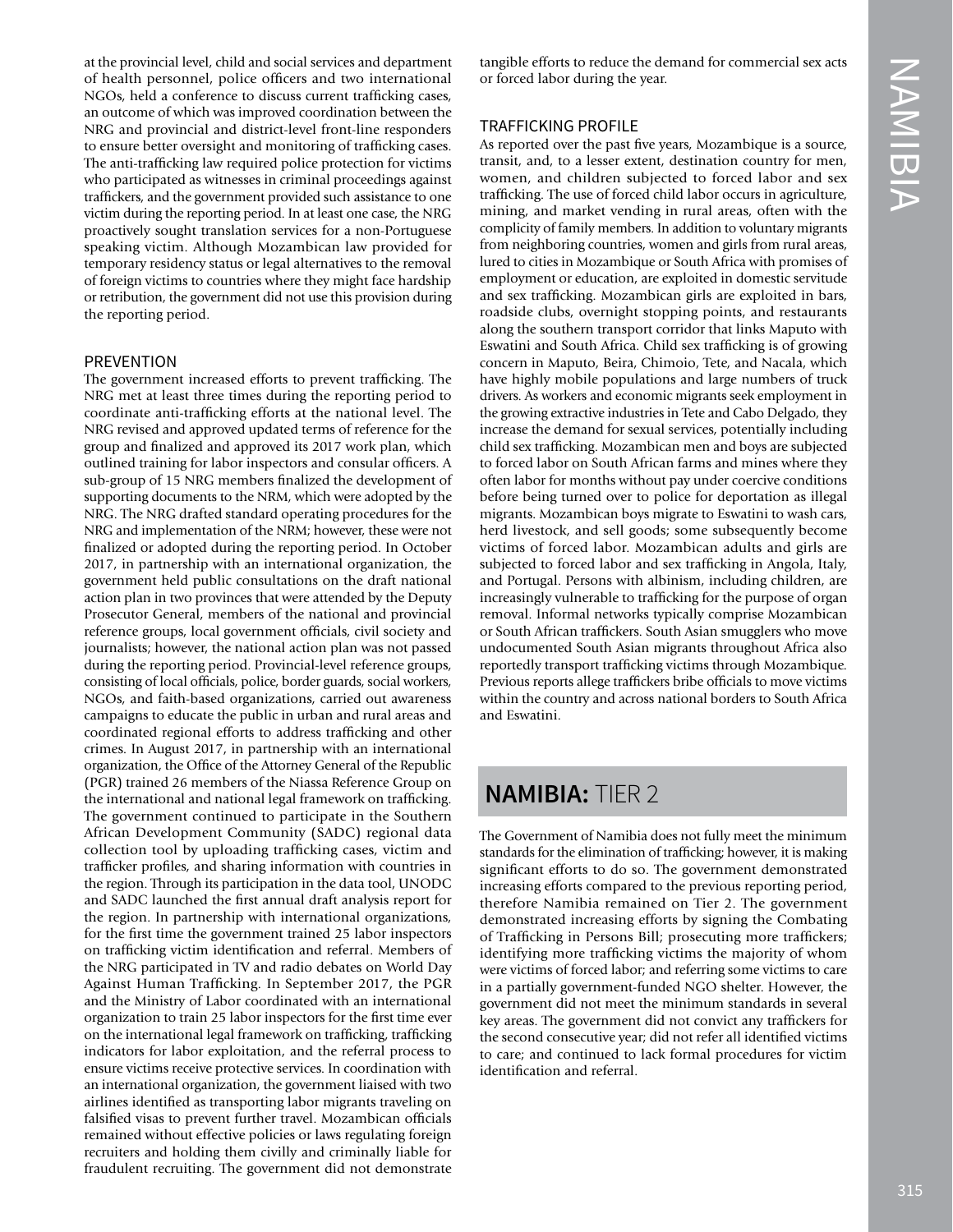at the provincial level, child and social services and department of health personnel, police officers and two international NGOs, held a conference to discuss current trafficking cases, an outcome of which was improved coordination between the NRG and provincial and district-level front-line responders to ensure better oversight and monitoring of trafficking cases. The anti-trafficking law required police protection for victims who participated as witnesses in criminal proceedings against traffickers, and the government provided such assistance to one victim during the reporting period. In at least one case, the NRG proactively sought translation services for a non-Portuguese speaking victim. Although Mozambican law provided for temporary residency status or legal alternatives to the removal of foreign victims to countries where they might face hardship or retribution, the government did not use this provision during the reporting period.

### PREVENTION

The government increased efforts to prevent trafficking. The NRG met at least three times during the reporting period to coordinate anti-trafficking efforts at the national level. The NRG revised and approved updated terms of reference for the group and finalized and approved its 2017 work plan, which outlined training for labor inspectors and consular officers. A sub-group of 15 NRG members finalized the development of supporting documents to the NRM, which were adopted by the NRG. The NRG drafted standard operating procedures for the NRG and implementation of the NRM; however, these were not finalized or adopted during the reporting period. In October 2017, in partnership with an international organization, the government held public consultations on the draft national action plan in two provinces that were attended by the Deputy Prosecutor General, members of the national and provincial reference groups, local government officials, civil society and journalists; however, the national action plan was not passed during the reporting period. Provincial-level reference groups, consisting of local officials, police, border guards, social workers, NGOs, and faith-based organizations, carried out awareness campaigns to educate the public in urban and rural areas and coordinated regional efforts to address trafficking and other crimes. In August 2017, in partnership with an international organization, the Office of the Attorney General of the Republic (PGR) trained 26 members of the Niassa Reference Group on the international and national legal framework on trafficking. The government continued to participate in the Southern African Development Community (SADC) regional data collection tool by uploading trafficking cases, victim and trafficker profiles, and sharing information with countries in the region. Through its participation in the data tool, UNODC and SADC launched the first annual draft analysis report for the region. In partnership with international organizations, for the first time the government trained 25 labor inspectors on trafficking victim identification and referral. Members of the NRG participated in TV and radio debates on World Day Against Human Trafficking. In September 2017, the PGR and the Ministry of Labor coordinated with an international organization to train 25 labor inspectors for the first time ever on the international legal framework on trafficking, trafficking indicators for labor exploitation, and the referral process to ensure victims receive protective services. In coordination with an international organization, the government liaised with two airlines identified as transporting labor migrants traveling on falsified visas to prevent further travel. Mozambican officials remained without effective policies or laws regulating foreign recruiters and holding them civilly and criminally liable for fraudulent recruiting. The government did not demonstrate tangible efforts to reduce the demand for commercial sex acts or forced labor during the year.

### TRAFFICKING PROFILE

As reported over the past five years, Mozambique is a source, transit, and, to a lesser extent, destination country for men, women, and children subjected to forced labor and sex trafficking. The use of forced child labor occurs in agriculture, mining, and market vending in rural areas, often with the complicity of family members. In addition to voluntary migrants from neighboring countries, women and girls from rural areas, lured to cities in Mozambique or South Africa with promises of employment or education, are exploited in domestic servitude and sex trafficking. Mozambican girls are exploited in bars, roadside clubs, overnight stopping points, and restaurants along the southern transport corridor that links Maputo with Eswatini and South Africa. Child sex trafficking is of growing concern in Maputo, Beira, Chimoio, Tete, and Nacala, which have highly mobile populations and large numbers of truck drivers. As workers and economic migrants seek employment in the growing extractive industries in Tete and Cabo Delgado, they increase the demand for sexual services, potentially including child sex trafficking. Mozambican men and boys are subjected to forced labor on South African farms and mines where they often labor for months without pay under coercive conditions before being turned over to police for deportation as illegal migrants. Mozambican boys migrate to Eswatini to wash cars, herd livestock, and sell goods; some subsequently become victims of forced labor. Mozambican adults and girls are subjected to forced labor and sex trafficking in Angola, Italy, and Portugal. Persons with albinism, including children, are increasingly vulnerable to trafficking for the purpose of organ removal. Informal networks typically comprise Mozambican or South African traffickers. South Asian smugglers who move undocumented South Asian migrants throughout Africa also reportedly transport trafficking victims through Mozambique. Previous reports allege traffickers bribe officials to move victims within the country and across national borders to South Africa and Eswatini.

## NAMIBIA: TIER 2

The Government of Namibia does not fully meet the minimum standards for the elimination of trafficking; however, it is making significant efforts to do so. The government demonstrated increasing efforts compared to the previous reporting period, therefore Namibia remained on Tier 2. The government demonstrated increasing efforts by signing the Combating of Trafficking in Persons Bill; prosecuting more traffickers; identifying more trafficking victims the majority of whom were victims of forced labor; and referring some victims to care in a partially government-funded NGO shelter. However, the government did not meet the minimum standards in several key areas. The government did not convict any traffickers for the second consecutive year; did not refer all identified victims to care; and continued to lack formal procedures for victim identification and referral.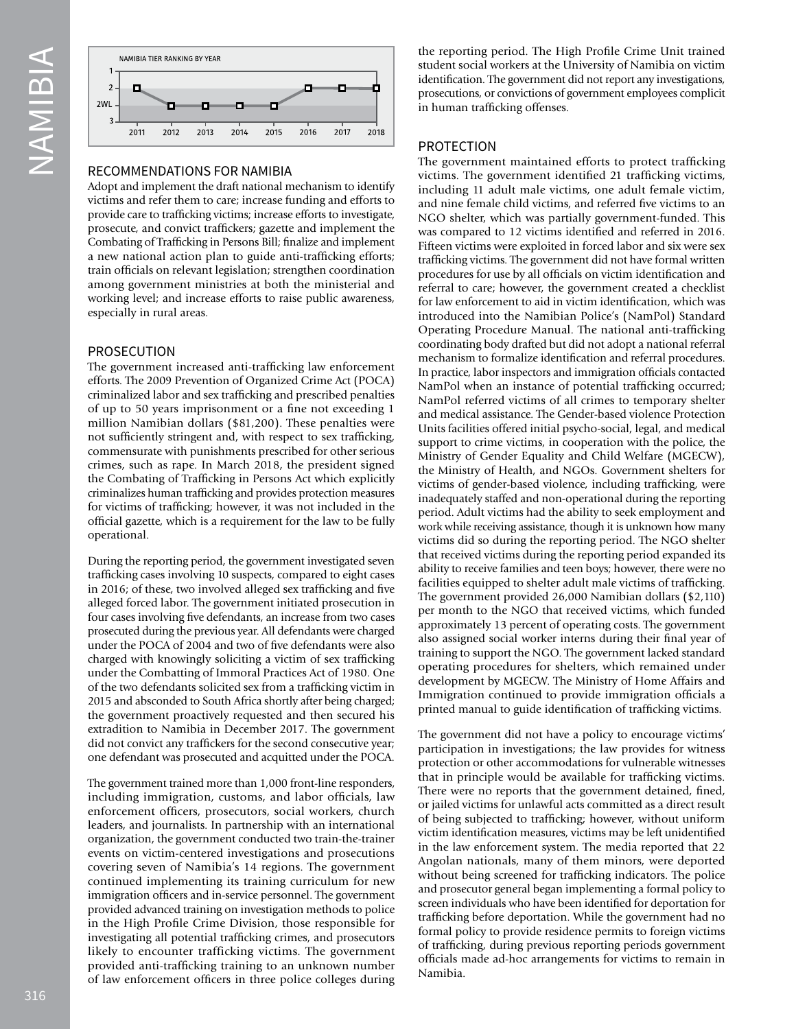NAMIBIA TIER RANKING BY YEAR

| Year | 2011 | 2012 | 2013 | 2014 | 2015 | 2016 | 2017 | 2018 |
|---|---|---|---|---|---|---|---|---|
| Tier | 2 | 2WL | 2WL | 2WL | 2WL | 2 | 2 | 2 |

## RECOMMENDATIONS FOR NAMIBIA

Adopt and implement the draft national mechanism to identify victims and refer them to care; increase funding and efforts to provide care to trafficking victims; increase efforts to investigate, prosecute, and convict traffickers; gazette and implement the Combating of Trafficking in Persons Bill; finalize and implement a new national action plan to guide anti-trafficking efforts; train officials on relevant legislation; strengthen coordination among government ministries at both the ministerial and working level; and increase efforts to raise public awareness, especially in rural areas.

## PROSECUTION

The government increased anti-trafficking law enforcement efforts. The 2009 Prevention of Organized Crime Act (POCA) criminalized labor and sex trafficking and prescribed penalties of up to 50 years imprisonment or a fine not exceeding 1 million Namibian dollars ($81,200). These penalties were not sufficiently stringent and, with respect to sex trafficking, commensurate with punishments prescribed for other serious crimes, such as rape. In March 2018, the president signed the Combating of Trafficking in Persons Act which explicitly criminalizes human trafficking and provides protection measures for victims of trafficking; however, it was not included in the official gazette, which is a requirement for the law to be fully operational.

During the reporting period, the government investigated seven trafficking cases involving 10 suspects, compared to eight cases in 2016; of these, two involved alleged sex trafficking and five alleged forced labor. The government initiated prosecution in four cases involving five defendants, an increase from two cases prosecuted during the previous year. All defendants were charged under the POCA of 2004 and two of five defendants were also charged with knowingly soliciting a victim of sex trafficking under the Combatting of Immoral Practices Act of 1980. One of the two defendants solicited sex from a trafficking victim in 2015 and absconded to South Africa shortly after being charged; the government proactively requested and then secured his extradition to Namibia in December 2017. The government did not convict any traffickers for the second consecutive year; one defendant was prosecuted and acquitted under the POCA.

The government trained more than 1,000 front-line responders, including immigration, customs, and labor officials, law enforcement officers, prosecutors, social workers, church leaders, and journalists. In partnership with an international organization, the government conducted two train-the-trainer events on victim-centered investigations and prosecutions covering seven of Namibia's 14 regions. The government continued implementing its training curriculum for new immigration officers and in-service personnel. The government provided advanced training on investigation methods to police in the High Profile Crime Division, those responsible for investigating all potential trafficking crimes, and prosecutors likely to encounter trafficking victims. The government provided anti-trafficking training to an unknown number of law enforcement officers in three police colleges during the reporting period. The High Profile Crime Unit trained student social workers at the University of Namibia on victim identification. The government did not report any investigations, prosecutions, or convictions of government employees complicit in human trafficking offenses.

## PROTECTION

The government maintained efforts to protect trafficking victims. The government identified 21 trafficking victims, including 11 adult male victims, one adult female victim, and nine female child victims, and referred five victims to an NGO shelter, which was partially government-funded. This was compared to 12 victims identified and referred in 2016. Fifteen victims were exploited in forced labor and six were sex trafficking victims. The government did not have formal written procedures for use by all officials on victim identification and referral to care; however, the government created a checklist for law enforcement to aid in victim identification, which was introduced into the Namibian Police's (NamPol) Standard Operating Procedure Manual. The national anti-trafficking coordinating body drafted but did not adopt a national referral mechanism to formalize identification and referral procedures. In practice, labor inspectors and immigration officials contacted NamPol when an instance of potential trafficking occurred; NamPol referred victims of all crimes to temporary shelter and medical assistance. The Gender-based violence Protection Units facilities offered initial psycho-social, legal, and medical support to crime victims, in cooperation with the police, the Ministry of Gender Equality and Child Welfare (MGECW), the Ministry of Health, and NGOs. Government shelters for victims of gender-based violence, including trafficking, were inadequately staffed and non-operational during the reporting period. Adult victims had the ability to seek employment and work while receiving assistance, though it is unknown how many victims did so during the reporting period. The NGO shelter that received victims during the reporting period expanded its ability to receive families and teen boys; however, there were no facilities equipped to shelter adult male victims of trafficking. The government provided 26,000 Namibian dollars ($2,110) per month to the NGO that received victims, which funded approximately 13 percent of operating costs. The government also assigned social worker interns during their final year of training to support the NGO. The government lacked standard operating procedures for shelters, which remained under development by MGECW. The Ministry of Home Affairs and Immigration continued to provide immigration officials a printed manual to guide identification of trafficking victims.

The government did not have a policy to encourage victims' participation in investigations; the law provides for witness protection or other accommodations for vulnerable witnesses that in principle would be available for trafficking victims. There were no reports that the government detained, fined, or jailed victims for unlawful acts committed as a direct result of being subjected to trafficking; however, without uniform victim identification measures, victims may be left unidentified in the law enforcement system. The media reported that 22 Angolan nationals, many of them minors, were deported without being screened for trafficking indicators. The police and prosecutor general began implementing a formal policy to screen individuals who have been identified for deportation for trafficking before deportation. While the government had no formal policy to provide residence permits to foreign victims of trafficking, during previous reporting periods government officials made ad-hoc arrangements for victims to remain in Namibia.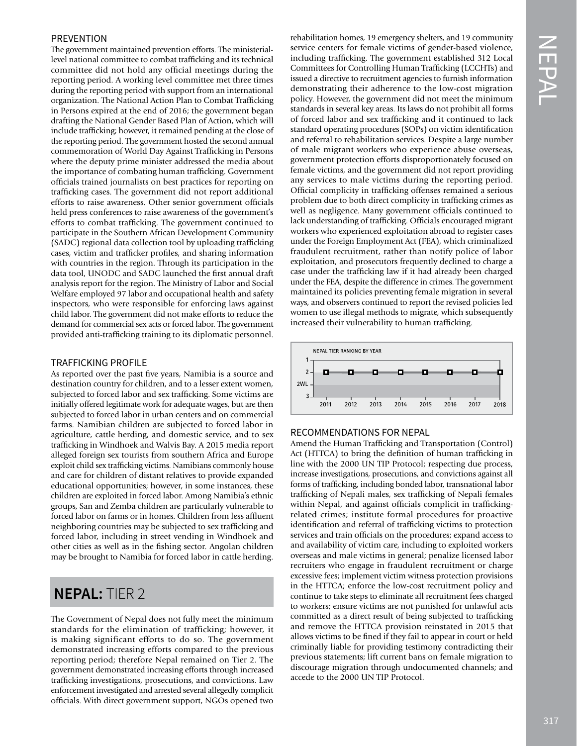### PREVENTION

The government maintained prevention efforts. The ministerial-level national committee to combat trafficking and its technical committee did not hold any official meetings during the reporting period. A working level committee met three times during the reporting period with support from an international organization. The National Action Plan to Combat Trafficking in Persons expired at the end of 2016; the government began drafting the National Gender Based Plan of Action, which will include trafficking; however, it remained pending at the close of the reporting period. The government hosted the second annual commemoration of World Day Against Trafficking in Persons where the deputy prime minister addressed the media about the importance of combating human trafficking. Government officials trained journalists on best practices for reporting on trafficking cases. The government did not report additional efforts to raise awareness. Other senior government officials held press conferences to raise awareness of the government's efforts to combat trafficking. The government continued to participate in the Southern African Development Community (SADC) regional data collection tool by uploading trafficking cases, victim and trafficker profiles, and sharing information with countries in the region. Through its participation in the data tool, UNODC and SADC launched the first annual draft analysis report for the region. The Ministry of Labor and Social Welfare employed 97 labor and occupational health and safety inspectors, who were responsible for enforcing laws against child labor. The government did not make efforts to reduce the demand for commercial sex acts or forced labor. The government provided anti-trafficking training to its diplomatic personnel.

### TRAFFICKING PROFILE

As reported over the past five years, Namibia is a source and destination country for children, and to a lesser extent women, subjected to forced labor and sex trafficking. Some victims are initially offered legitimate work for adequate wages, but are then subjected to forced labor in urban centers and on commercial farms. Namibian children are subjected to forced labor in agriculture, cattle herding, and domestic service, and to sex trafficking in Windhoek and Walvis Bay. A 2015 media report alleged foreign sex tourists from southern Africa and Europe exploit child sex trafficking victims. Namibians commonly house and care for children of distant relatives to provide expanded educational opportunities; however, in some instances, these children are exploited in forced labor. Among Namibia's ethnic groups, San and Zemba children are particularly vulnerable to forced labor on farms or in homes. Children from less affluent neighboring countries may be subjected to sex trafficking and forced labor, including in street vending in Windhoek and other cities as well as in the fishing sector. Angolan children may be brought to Namibia for forced labor in cattle herding.

## NEPAL: TIER 2

The Government of Nepal does not fully meet the minimum standards for the elimination of trafficking; however, it is making significant efforts to do so. The government demonstrated increasing efforts compared to the previous reporting period; therefore Nepal remained on Tier 2. The government demonstrated increasing efforts through increased trafficking investigations, prosecutions, and convictions. Law enforcement investigated and arrested several allegedly complicit officials. With direct government support, NGOs opened two rehabilitation homes, 19 emergency shelters, and 19 community service centers for female victims of gender-based violence, including trafficking. The government established 312 Local Committees for Controlling Human Trafficking (LCCHTs) and issued a directive to recruitment agencies to furnish information demonstrating their adherence to the low-cost migration policy. However, the government did not meet the minimum standards in several key areas. Its laws do not prohibit all forms of forced labor and sex trafficking and it continued to lack standard operating procedures (SOPs) on victim identification and referral to rehabilitation services. Despite a large number of male migrant workers who experience abuse overseas, government protection efforts disproportionately focused on female victims, and the government did not report providing any services to male victims during the reporting period. Official complicity in trafficking offenses remained a serious problem due to both direct complicity in trafficking crimes as well as negligence. Many government officials continued to lack understanding of trafficking. Officials encouraged migrant workers who experienced exploitation abroad to register cases under the Foreign Employment Act (FEA), which criminalized fraudulent recruitment, rather than notify police of labor exploitation, and prosecutors frequently declined to charge a case under the trafficking law if it had already been charged under the FEA, despite the difference in crimes. The government maintained its policies preventing female migration in several ways, and observers continued to report the revised policies led women to use illegal methods to migrate, which subsequently increased their vulnerability to human trafficking.

NEPAL TIER RANKING BY YEAR

| Year | 2011 | 2012 | 2013 | 2014 | 2015 | 2016 | 2017 | 2018 |
|---|---|---|---|---|---|---|---|---|
| Tier | 2 | 2 | 2 | 2 | 2 | 2 | 2 | 2 |

### RECOMMENDATIONS FOR NEPAL

Amend the Human Trafficking and Transportation (Control) Act (HTTCA) to bring the definition of human trafficking in line with the 2000 UN TIP Protocol; respecting due process, increase investigations, prosecutions, and convictions against all forms of trafficking, including bonded labor, transnational labor trafficking of Nepali males, sex trafficking of Nepali females within Nepal, and against officials complicit in trafficking-related crimes; institute formal procedures for proactive identification and referral of trafficking victims to protection services and train officials on the procedures; expand access to and availability of victim care, including to exploited workers overseas and male victims in general; penalize licensed labor recruiters who engage in fraudulent recruitment or charge excessive fees; implement victim witness protection provisions in the HTTCA; enforce the low-cost recruitment policy and continue to take steps to eliminate all recruitment fees charged to workers; ensure victims are not punished for unlawful acts committed as a direct result of being subjected to trafficking and remove the HTTCA provision reinstated in 2015 that allows victims to be fined if they fail to appear in court or held criminally liable for providing testimony contradicting their previous statements; lift current bans on female migration to discourage migration through undocumented channels; and accede to the 2000 UN TIP Protocol.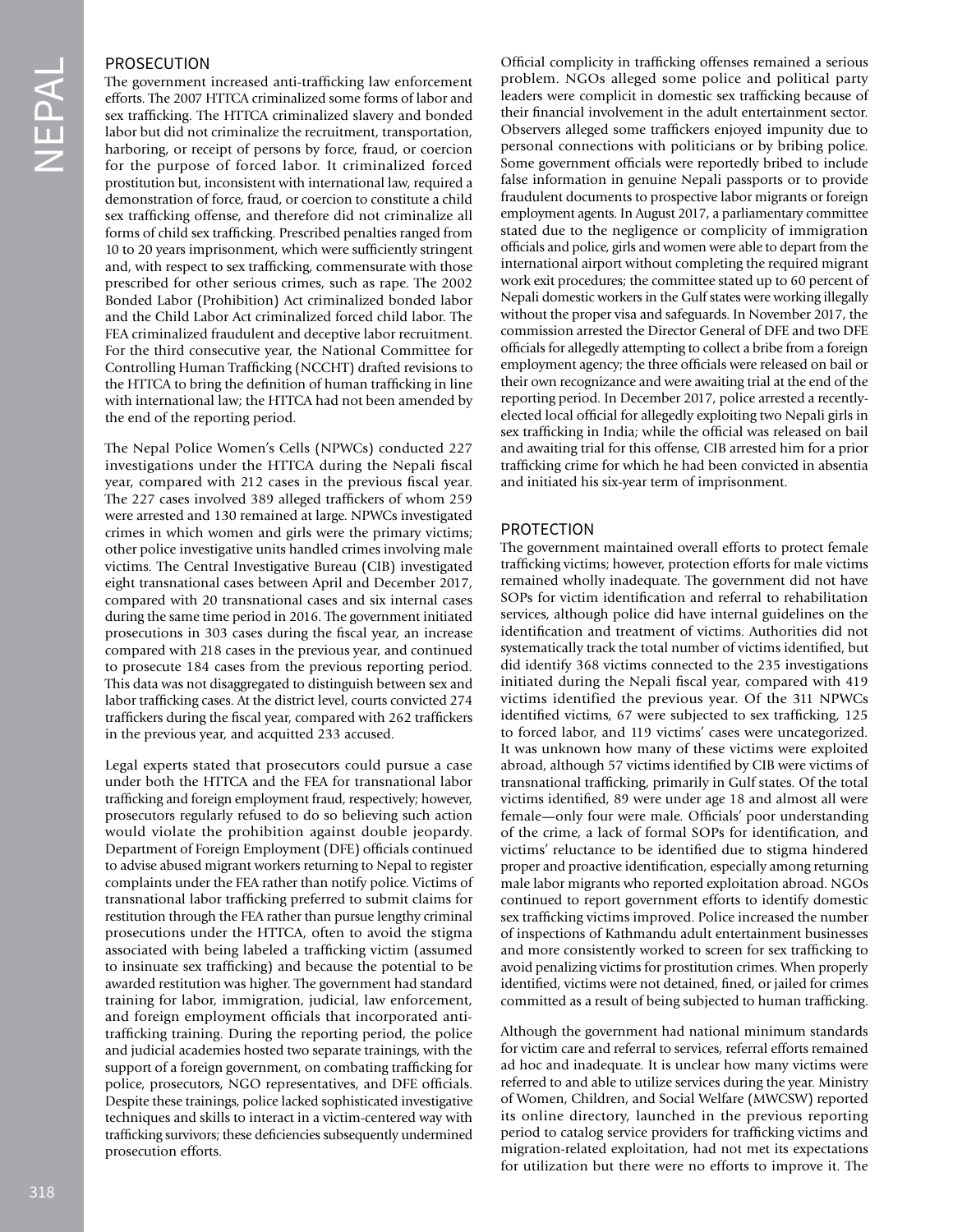## PROSECUTION

The government increased anti-trafficking law enforcement efforts. The 2007 HTTCA criminalized some forms of labor and sex trafficking. The HTTCA criminalized slavery and bonded labor but did not criminalize the recruitment, transportation, harboring, or receipt of persons by force, fraud, or coercion for the purpose of forced labor. It criminalized forced prostitution but, inconsistent with international law, required a demonstration of force, fraud, or coercion to constitute a child sex trafficking offense, and therefore did not criminalize all forms of child sex trafficking. Prescribed penalties ranged from 10 to 20 years imprisonment, which were sufficiently stringent and, with respect to sex trafficking, commensurate with those prescribed for other serious crimes, such as rape. The 2002 Bonded Labor (Prohibition) Act criminalized bonded labor and the Child Labor Act criminalized forced child labor. The FEA criminalized fraudulent and deceptive labor recruitment. For the third consecutive year, the National Committee for Controlling Human Trafficking (NCCHT) drafted revisions to the HTTCA to bring the definition of human trafficking in line with international law; the HTTCA had not been amended by the end of the reporting period.

The Nepal Police Women's Cells (NPWCs) conducted 227 investigations under the HTTCA during the Nepali fiscal year, compared with 212 cases in the previous fiscal year. The 227 cases involved 389 alleged traffickers of whom 259 were arrested and 130 remained at large. NPWCs investigated crimes in which women and girls were the primary victims; other police investigative units handled crimes involving male victims. The Central Investigative Bureau (CIB) investigated eight transnational cases between April and December 2017, compared with 20 transnational cases and six internal cases during the same time period in 2016. The government initiated prosecutions in 303 cases during the fiscal year, an increase compared with 218 cases in the previous year, and continued to prosecute 184 cases from the previous reporting period. This data was not disaggregated to distinguish between sex and labor trafficking cases. At the district level, courts convicted 274 traffickers during the fiscal year, compared with 262 traffickers in the previous year, and acquitted 233 accused.

Legal experts stated that prosecutors could pursue a case under both the HTTCA and the FEA for transnational labor trafficking and foreign employment fraud, respectively; however, prosecutors regularly refused to do so believing such action would violate the prohibition against double jeopardy. Department of Foreign Employment (DFE) officials continued to advise abused migrant workers returning to Nepal to register complaints under the FEA rather than notify police. Victims of transnational labor trafficking preferred to submit claims for restitution through the FEA rather than pursue lengthy criminal prosecutions under the HTTCA, often to avoid the stigma associated with being labeled a trafficking victim (assumed to insinuate sex trafficking) and because the potential to be awarded restitution was higher. The government had standard training for labor, immigration, judicial, law enforcement, and foreign employment officials that incorporated anti-trafficking training. During the reporting period, the police and judicial academies hosted two separate trainings, with the support of a foreign government, on combating trafficking for police, prosecutors, NGO representatives, and DFE officials. Despite these trainings, police lacked sophisticated investigative techniques and skills to interact in a victim-centered way with trafficking survivors; these deficiencies subsequently undermined prosecution efforts.

Official complicity in trafficking offenses remained a serious problem. NGOs alleged some police and political party leaders were complicit in domestic sex trafficking because of their financial involvement in the adult entertainment sector. Observers alleged some traffickers enjoyed impunity due to personal connections with politicians or by bribing police. Some government officials were reportedly bribed to include false information in genuine Nepali passports or to provide fraudulent documents to prospective labor migrants or foreign employment agents. In August 2017, a parliamentary committee stated due to the negligence or complicity of immigration officials and police, girls and women were able to depart from the international airport without completing the required migrant work exit procedures; the committee stated up to 60 percent of Nepali domestic workers in the Gulf states were working illegally without the proper visa and safeguards. In November 2017, the commission arrested the Director General of DFE and two DFE officials for allegedly attempting to collect a bribe from a foreign employment agency; the three officials were released on bail or their own recognizance and were awaiting trial at the end of the reporting period. In December 2017, police arrested a recently-elected local official for allegedly exploiting two Nepali girls in sex trafficking in India; while the official was released on bail and awaiting trial for this offense, CIB arrested him for a prior trafficking crime for which he had been convicted in absentia and initiated his six-year term of imprisonment.

## PROTECTION

The government maintained overall efforts to protect female trafficking victims; however, protection efforts for male victims remained wholly inadequate. The government did not have SOPs for victim identification and referral to rehabilitation services, although police did have internal guidelines on the identification and treatment of victims. Authorities did not systematically track the total number of victims identified, but did identify 368 victims connected to the 235 investigations initiated during the Nepali fiscal year, compared with 419 victims identified the previous year. Of the 311 NPWCs identified victims, 67 were subjected to sex trafficking, 125 to forced labor, and 119 victims' cases were uncategorized. It was unknown how many of these victims were exploited abroad, although 57 victims identified by CIB were victims of transnational trafficking, primarily in Gulf states. Of the total victims identified, 89 were under age 18 and almost all were female—only four were male. Officials' poor understanding of the crime, a lack of formal SOPs for identification, and victims' reluctance to be identified due to stigma hindered proper and proactive identification, especially among returning male labor migrants who reported exploitation abroad. NGOs continued to report government efforts to identify domestic sex trafficking victims improved. Police increased the number of inspections of Kathmandu adult entertainment businesses and more consistently worked to screen for sex trafficking to avoid penalizing victims for prostitution crimes. When properly identified, victims were not detained, fined, or jailed for crimes committed as a result of being subjected to human trafficking.

Although the government had national minimum standards for victim care and referral to services, referral efforts remained ad hoc and inadequate. It is unclear how many victims were referred to and able to utilize services during the year. Ministry of Women, Children, and Social Welfare (MWCSW) reported its online directory, launched in the previous reporting period to catalog service providers for trafficking victims and migration-related exploitation, had not met its expectations for utilization but there were no efforts to improve it. The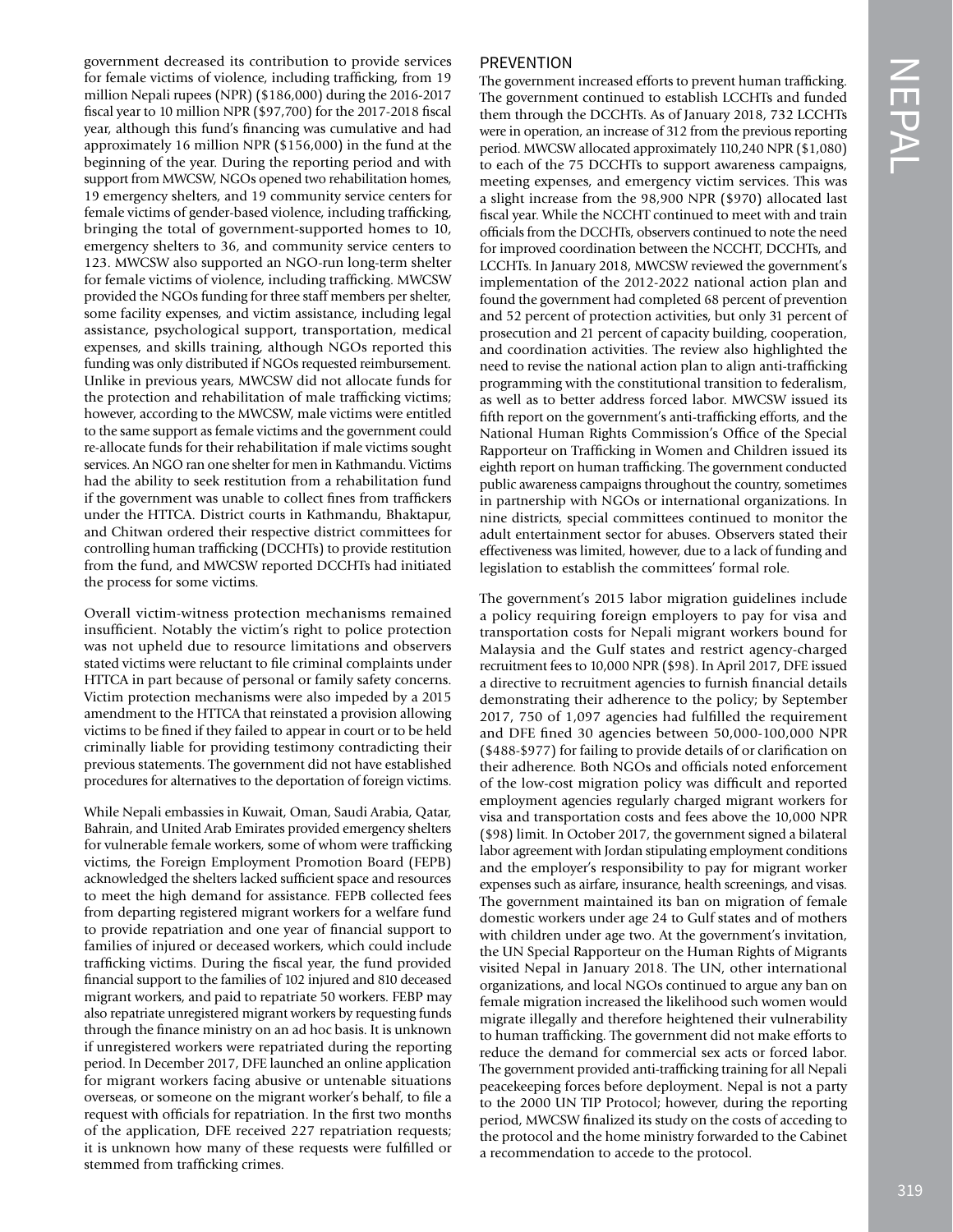government decreased its contribution to provide services for female victims of violence, including trafficking, from 19 million Nepali rupees (NPR) ($186,000) during the 2016-2017 fiscal year to 10 million NPR ($97,700) for the 2017-2018 fiscal year, although this fund's financing was cumulative and had approximately 16 million NPR ($156,000) in the fund at the beginning of the year. During the reporting period and with support from MWCSW, NGOs opened two rehabilitation homes, 19 emergency shelters, and 19 community service centers for female victims of gender-based violence, including trafficking, bringing the total of government-supported homes to 10, emergency shelters to 36, and community service centers to 123. MWCSW also supported an NGO-run long-term shelter for female victims of violence, including trafficking. MWCSW provided the NGOs funding for three staff members per shelter, some facility expenses, and victim assistance, including legal assistance, psychological support, transportation, medical expenses, and skills training, although NGOs reported this funding was only distributed if NGOs requested reimbursement. Unlike in previous years, MWCSW did not allocate funds for the protection and rehabilitation of male trafficking victims; however, according to the MWCSW, male victims were entitled to the same support as female victims and the government could re-allocate funds for their rehabilitation if male victims sought services. An NGO ran one shelter for men in Kathmandu. Victims had the ability to seek restitution from a rehabilitation fund if the government was unable to collect fines from traffickers under the HTTCA. District courts in Kathmandu, Bhaktapur, and Chitwan ordered their respective district committees for controlling human trafficking (DCCHTs) to provide restitution from the fund, and MWCSW reported DCCHTs had initiated the process for some victims.

Overall victim-witness protection mechanisms remained insufficient. Notably the victim's right to police protection was not upheld due to resource limitations and observers stated victims were reluctant to file criminal complaints under HTTCA in part because of personal or family safety concerns. Victim protection mechanisms were also impeded by a 2015 amendment to the HTTCA that reinstated a provision allowing victims to be fined if they failed to appear in court or to be held criminally liable for providing testimony contradicting their previous statements. The government did not have established procedures for alternatives to the deportation of foreign victims.

While Nepali embassies in Kuwait, Oman, Saudi Arabia, Qatar, Bahrain, and United Arab Emirates provided emergency shelters for vulnerable female workers, some of whom were trafficking victims, the Foreign Employment Promotion Board (FEPB) acknowledged the shelters lacked sufficient space and resources to meet the high demand for assistance. FEPB collected fees from departing registered migrant workers for a welfare fund to provide repatriation and one year of financial support to families of injured or deceased workers, which could include trafficking victims. During the fiscal year, the fund provided financial support to the families of 102 injured and 810 deceased migrant workers, and paid to repatriate 50 workers. FEBP may also repatriate unregistered migrant workers by requesting funds through the finance ministry on an ad hoc basis. It is unknown if unregistered workers were repatriated during the reporting period. In December 2017, DFE launched an online application for migrant workers facing abusive or untenable situations overseas, or someone on the migrant worker's behalf, to file a request with officials for repatriation. In the first two months of the application, DFE received 227 repatriation requests; it is unknown how many of these requests were fulfilled or stemmed from trafficking crimes.

## PREVENTION

The government increased efforts to prevent human trafficking. The government continued to establish LCCHTs and funded them through the DCCHTs. As of January 2018, 732 LCCHTs were in operation, an increase of 312 from the previous reporting period. MWCSW allocated approximately 110,240 NPR ($1,080) to each of the 75 DCCHTs to support awareness campaigns, meeting expenses, and emergency victim services. This was a slight increase from the 98,900 NPR ($970) allocated last fiscal year. While the NCCHT continued to meet with and train officials from the DCCHTs, observers continued to note the need for improved coordination between the NCCHT, DCCHTs, and LCCHTs. In January 2018, MWCSW reviewed the government's implementation of the 2012-2022 national action plan and found the government had completed 68 percent of prevention and 52 percent of protection activities, but only 31 percent of prosecution and 21 percent of capacity building, cooperation, and coordination activities. The review also highlighted the need to revise the national action plan to align anti-trafficking programming with the constitutional transition to federalism, as well as to better address forced labor. MWCSW issued its fifth report on the government's anti-trafficking efforts, and the National Human Rights Commission's Office of the Special Rapporteur on Trafficking in Women and Children issued its eighth report on human trafficking. The government conducted public awareness campaigns throughout the country, sometimes in partnership with NGOs or international organizations. In nine districts, special committees continued to monitor the adult entertainment sector for abuses. Observers stated their effectiveness was limited, however, due to a lack of funding and legislation to establish the committees' formal role.

The government's 2015 labor migration guidelines include a policy requiring foreign employers to pay for visa and transportation costs for Nepali migrant workers bound for Malaysia and the Gulf states and restrict agency-charged recruitment fees to 10,000 NPR ($98). In April 2017, DFE issued a directive to recruitment agencies to furnish financial details demonstrating their adherence to the policy; by September 2017, 750 of 1,097 agencies had fulfilled the requirement and DFE fined 30 agencies between 50,000-100,000 NPR ($488-$977) for failing to provide details of or clarification on their adherence. Both NGOs and officials noted enforcement of the low-cost migration policy was difficult and reported employment agencies regularly charged migrant workers for visa and transportation costs and fees above the 10,000 NPR ($98) limit. In October 2017, the government signed a bilateral labor agreement with Jordan stipulating employment conditions and the employer's responsibility to pay for migrant worker expenses such as airfare, insurance, health screenings, and visas. The government maintained its ban on migration of female domestic workers under age 24 to Gulf states and of mothers with children under age two. At the government's invitation, the UN Special Rapporteur on the Human Rights of Migrants visited Nepal in January 2018. The UN, other international organizations, and local NGOs continued to argue any ban on female migration increased the likelihood such women would migrate illegally and therefore heightened their vulnerability to human trafficking. The government did not make efforts to reduce the demand for commercial sex acts or forced labor. The government provided anti-trafficking training for all Nepali peacekeeping forces before deployment. Nepal is not a party to the 2000 UN TIP Protocol; however, during the reporting period, MWCSW finalized its study on the costs of acceding to the protocol and the home ministry forwarded to the Cabinet a recommendation to accede to the protocol.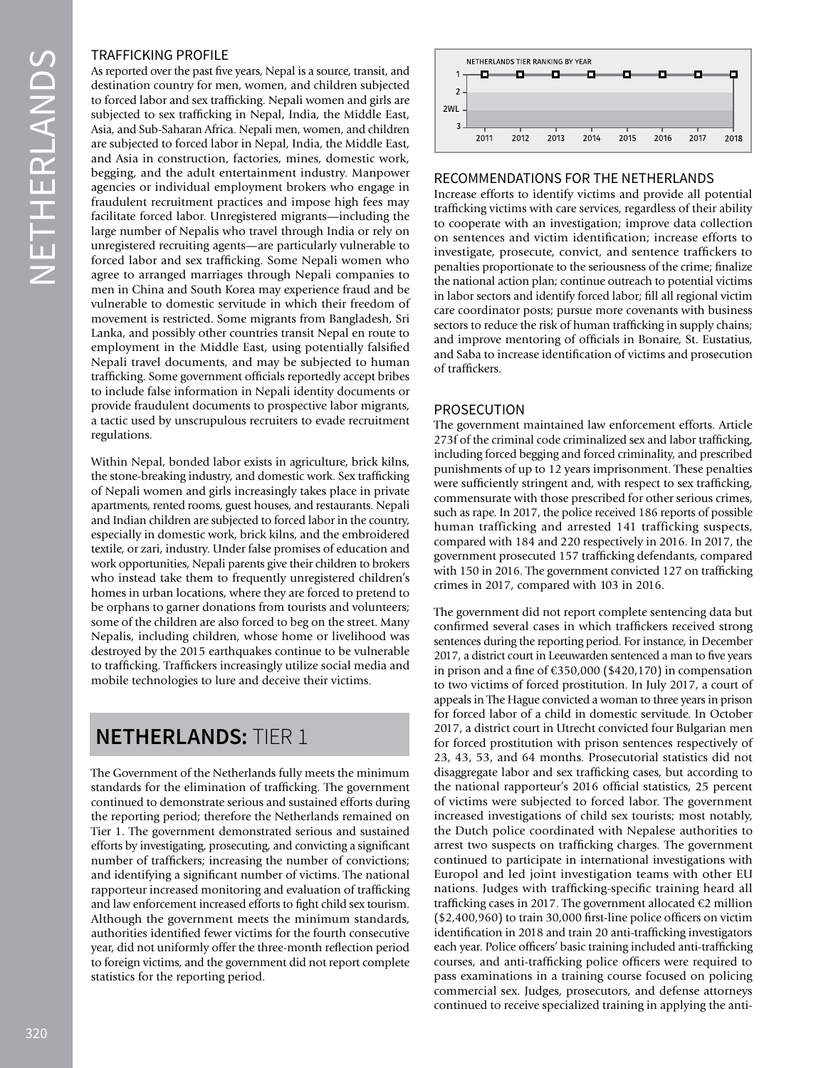### TRAFFICKING PROFILE

As reported over the past five years, Nepal is a source, transit, and destination country for men, women, and children subjected to forced labor and sex trafficking. Nepali women and girls are subjected to sex trafficking in Nepal, India, the Middle East, Asia, and Sub-Saharan Africa. Nepali men, women, and children are subjected to forced labor in Nepal, India, the Middle East, and Asia in construction, factories, mines, domestic work, begging, and the adult entertainment industry. Manpower agencies or individual employment brokers who engage in fraudulent recruitment practices and impose high fees may facilitate forced labor. Unregistered migrants—including the large number of Nepalis who travel through India or rely on unregistered recruiting agents—are particularly vulnerable to forced labor and sex trafficking. Some Nepali women who agree to arranged marriages through Nepali companies to men in China and South Korea may experience fraud and be vulnerable to domestic servitude in which their freedom of movement is restricted. Some migrants from Bangladesh, Sri Lanka, and possibly other countries transit Nepal en route to employment in the Middle East, using potentially falsified Nepali travel documents, and may be subjected to human trafficking. Some government officials reportedly accept bribes to include false information in Nepali identity documents or provide fraudulent documents to prospective labor migrants, a tactic used by unscrupulous recruiters to evade recruitment regulations.

Within Nepal, bonded labor exists in agriculture, brick kilns, the stone-breaking industry, and domestic work. Sex trafficking of Nepali women and girls increasingly takes place in private apartments, rented rooms, guest houses, and restaurants. Nepali and Indian children are subjected to forced labor in the country, especially in domestic work, brick kilns, and the embroidered textile, or zari, industry. Under false promises of education and work opportunities, Nepali parents give their children to brokers who instead take them to frequently unregistered children's homes in urban locations, where they are forced to pretend to be orphans to garner donations from tourists and volunteers; some of the children are also forced to beg on the street. Many Nepalis, including children, whose home or livelihood was destroyed by the 2015 earthquakes continue to be vulnerable to trafficking. Traffickers increasingly utilize social media and mobile technologies to lure and deceive their victims.

## NETHERLANDS: TIER 1

The Government of the Netherlands fully meets the minimum standards for the elimination of trafficking. The government continued to demonstrate serious and sustained efforts during the reporting period; therefore the Netherlands remained on Tier 1. The government demonstrated serious and sustained efforts by investigating, prosecuting, and convicting a significant number of traffickers; increasing the number of convictions; and identifying a significant number of victims. The national rapporteur increased monitoring and evaluation of trafficking and law enforcement increased efforts to fight child sex tourism. Although the government meets the minimum standards, authorities identified fewer victims for the fourth consecutive year, did not uniformly offer the three-month reflection period to foreign victims, and the government did not report complete statistics for the reporting period.

NETHERLANDS TIER RANKING BY YEAR

| Year | 2011 | 2012 | 2013 | 2014 | 2015 | 2016 | 2017 | 2018 |
|---|---|---|---|---|---|---|---|---|
| Tier | 1 | 1 | 1 | 1 | 1 | 1 | 1 | 1 |

### RECOMMENDATIONS FOR THE NETHERLANDS

Increase efforts to identify victims and provide all potential trafficking victims with care services, regardless of their ability to cooperate with an investigation; improve data collection on sentences and victim identification; increase efforts to investigate, prosecute, convict, and sentence traffickers to penalties proportionate to the seriousness of the crime; finalize the national action plan; continue outreach to potential victims in labor sectors and identify forced labor; fill all regional victim care coordinator posts; pursue more covenants with business sectors to reduce the risk of human trafficking in supply chains; and improve mentoring of officials in Bonaire, St. Eustatius, and Saba to increase identification of victims and prosecution of traffickers.

### PROSECUTION

The government maintained law enforcement efforts. Article 273f of the criminal code criminalized sex and labor trafficking, including forced begging and forced criminality, and prescribed punishments of up to 12 years imprisonment. These penalties were sufficiently stringent and, with respect to sex trafficking, commensurate with those prescribed for other serious crimes, such as rape. In 2017, the police received 186 reports of possible human trafficking and arrested 141 trafficking suspects, compared with 184 and 220 respectively in 2016. In 2017, the government prosecuted 157 trafficking defendants, compared with 150 in 2016. The government convicted 127 on trafficking crimes in 2017, compared with 103 in 2016.

The government did not report complete sentencing data but confirmed several cases in which traffickers received strong sentences during the reporting period. For instance, in December 2017, a district court in Leeuwarden sentenced a man to five years in prison and a fine of €350,000 ($420,170) in compensation to two victims of forced prostitution. In July 2017, a court of appeals in The Hague convicted a woman to three years in prison for forced labor of a child in domestic servitude. In October 2017, a district court in Utrecht convicted four Bulgarian men for forced prostitution with prison sentences respectively of 23, 43, 53, and 64 months. Prosecutorial statistics did not disaggregate labor and sex trafficking cases, but according to the national rapporteur's 2016 official statistics, 25 percent of victims were subjected to forced labor. The government increased investigations of child sex tourists; most notably, the Dutch police coordinated with Nepalese authorities to arrest two suspects on trafficking charges. The government continued to participate in international investigations with Europol and led joint investigation teams with other EU nations. Judges with trafficking-specific training heard all trafficking cases in 2017. The government allocated €2 million ($2,400,960) to train 30,000 first-line police officers on victim identification in 2018 and train 20 anti-trafficking investigators each year. Police officers' basic training included anti-trafficking courses, and anti-trafficking police officers were required to pass examinations in a training course focused on policing commercial sex. Judges, prosecutors, and defense attorneys continued to receive specialized training in applying the anti-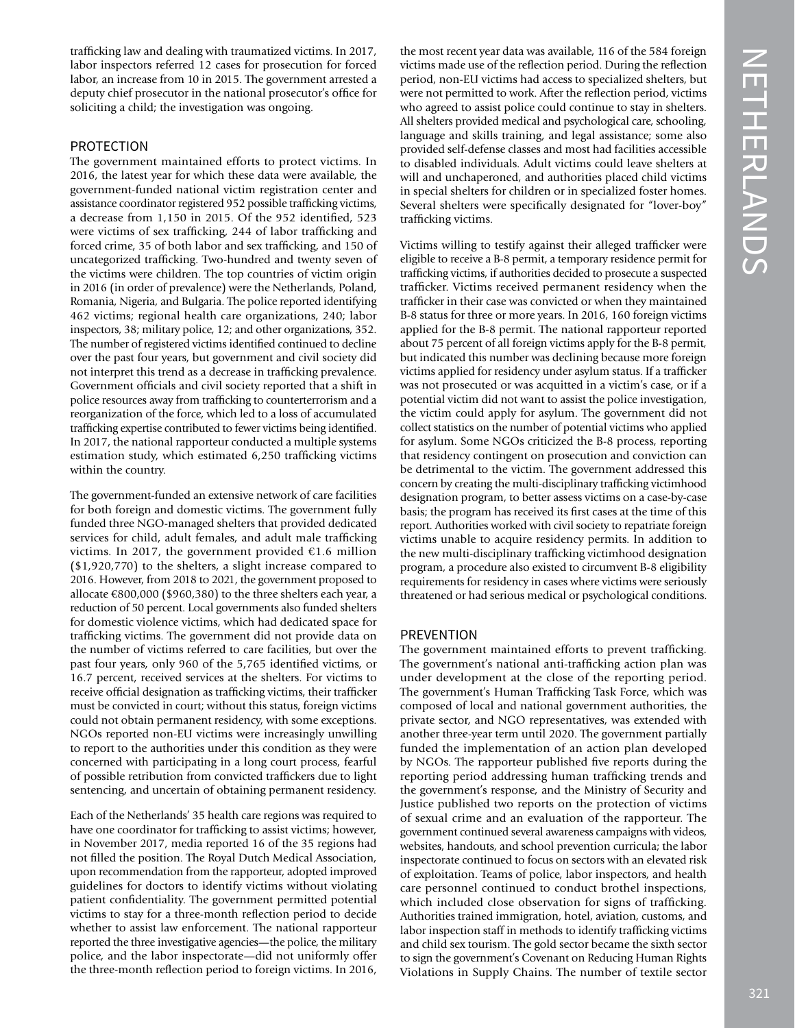trafficking law and dealing with traumatized victims. In 2017, labor inspectors referred 12 cases for prosecution for forced labor, an increase from 10 in 2015. The government arrested a deputy chief prosecutor in the national prosecutor's office for soliciting a child; the investigation was ongoing.

## PROTECTION

The government maintained efforts to protect victims. In 2016, the latest year for which these data were available, the government-funded national victim registration center and assistance coordinator registered 952 possible trafficking victims, a decrease from 1,150 in 2015. Of the 952 identified, 523 were victims of sex trafficking, 244 of labor trafficking and forced crime, 35 of both labor and sex trafficking, and 150 of uncategorized trafficking. Two-hundred and twenty seven of the victims were children. The top countries of victim origin in 2016 (in order of prevalence) were the Netherlands, Poland, Romania, Nigeria, and Bulgaria. The police reported identifying 462 victims; regional health care organizations, 240; labor inspectors, 38; military police, 12; and other organizations, 352. The number of registered victims identified continued to decline over the past four years, but government and civil society did not interpret this trend as a decrease in trafficking prevalence. Government officials and civil society reported that a shift in police resources away from trafficking to counterterrorism and a reorganization of the force, which led to a loss of accumulated trafficking expertise contributed to fewer victims being identified. In 2017, the national rapporteur conducted a multiple systems estimation study, which estimated 6,250 trafficking victims within the country.

The government-funded an extensive network of care facilities for both foreign and domestic victims. The government fully funded three NGO-managed shelters that provided dedicated services for child, adult females, and adult male trafficking victims. In 2017, the government provided €1.6 million ($1,920,770) to the shelters, a slight increase compared to 2016. However, from 2018 to 2021, the government proposed to allocate €800,000 ($960,380) to the three shelters each year, a reduction of 50 percent. Local governments also funded shelters for domestic violence victims, which had dedicated space for trafficking victims. The government did not provide data on the number of victims referred to care facilities, but over the past four years, only 960 of the 5,765 identified victims, or 16.7 percent, received services at the shelters. For victims to receive official designation as trafficking victims, their trafficker must be convicted in court; without this status, foreign victims could not obtain permanent residency, with some exceptions. NGOs reported non-EU victims were increasingly unwilling to report to the authorities under this condition as they were concerned with participating in a long court process, fearful of possible retribution from convicted traffickers due to light sentencing, and uncertain of obtaining permanent residency.

Each of the Netherlands' 35 health care regions was required to have one coordinator for trafficking to assist victims; however, in November 2017, media reported 16 of the 35 regions had not filled the position. The Royal Dutch Medical Association, upon recommendation from the rapporteur, adopted improved guidelines for doctors to identify victims without violating patient confidentiality. The government permitted potential victims to stay for a three-month reflection period to decide whether to assist law enforcement. The national rapporteur reported the three investigative agencies—the police, the military police, and the labor inspectorate—did not uniformly offer the three-month reflection period to foreign victims. In 2016, the most recent year data was available, 116 of the 584 foreign victims made use of the reflection period. During the reflection period, non-EU victims had access to specialized shelters, but were not permitted to work. After the reflection period, victims who agreed to assist police could continue to stay in shelters. All shelters provided medical and psychological care, schooling, language and skills training, and legal assistance; some also provided self-defense classes and most had facilities accessible to disabled individuals. Adult victims could leave shelters at will and unchaperoned, and authorities placed child victims in special shelters for children or in specialized foster homes. Several shelters were specifically designated for "lover-boy" trafficking victims.

Victims willing to testify against their alleged trafficker were eligible to receive a B-8 permit, a temporary residence permit for trafficking victims, if authorities decided to prosecute a suspected trafficker. Victims received permanent residency when the trafficker in their case was convicted or when they maintained B-8 status for three or more years. In 2016, 160 foreign victims applied for the B-8 permit. The national rapporteur reported about 75 percent of all foreign victims apply for the B-8 permit, but indicated this number was declining because more foreign victims applied for residency under asylum status. If a trafficker was not prosecuted or was acquitted in a victim's case, or if a potential victim did not want to assist the police investigation, the victim could apply for asylum. The government did not collect statistics on the number of potential victims who applied for asylum. Some NGOs criticized the B-8 process, reporting that residency contingent on prosecution and conviction can be detrimental to the victim. The government addressed this concern by creating the multi-disciplinary trafficking victimhood designation program, to better assess victims on a case-by-case basis; the program has received its first cases at the time of this report. Authorities worked with civil society to repatriate foreign victims unable to acquire residency permits. In addition to the new multi-disciplinary trafficking victimhood designation program, a procedure also existed to circumvent B-8 eligibility requirements for residency in cases where victims were seriously threatened or had serious medical or psychological conditions.

## PREVENTION

The government maintained efforts to prevent trafficking. The government's national anti-trafficking action plan was under development at the close of the reporting period. The government's Human Trafficking Task Force, which was composed of local and national government authorities, the private sector, and NGO representatives, was extended with another three-year term until 2020. The government partially funded the implementation of an action plan developed by NGOs. The rapporteur published five reports during the reporting period addressing human trafficking trends and the government's response, and the Ministry of Security and Justice published two reports on the protection of victims of sexual crime and an evaluation of the rapporteur. The government continued several awareness campaigns with videos, websites, handouts, and school prevention curricula; the labor inspectorate continued to focus on sectors with an elevated risk of exploitation. Teams of police, labor inspectors, and health care personnel continued to conduct brothel inspections, which included close observation for signs of trafficking. Authorities trained immigration, hotel, aviation, customs, and labor inspection staff in methods to identify trafficking victims and child sex tourism. The gold sector became the sixth sector to sign the government's Covenant on Reducing Human Rights Violations in Supply Chains. The number of textile sector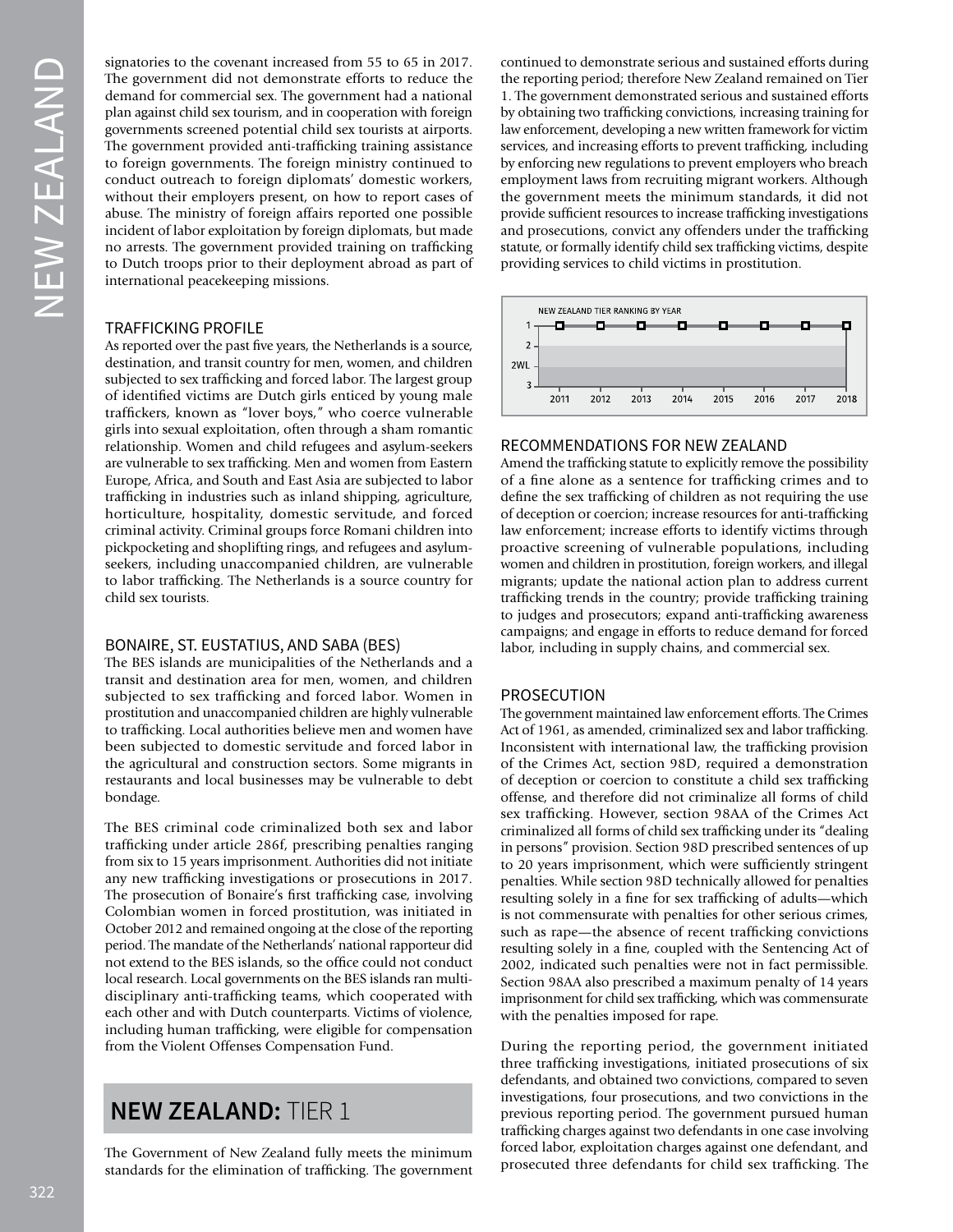signatories to the covenant increased from 55 to 65 in 2017. The government did not demonstrate efforts to reduce the demand for commercial sex. The government had a national plan against child sex tourism, and in cooperation with foreign governments screened potential child sex tourists at airports. The government provided anti-trafficking training assistance to foreign governments. The foreign ministry continued to conduct outreach to foreign diplomats' domestic workers, without their employers present, on how to report cases of abuse. The ministry of foreign affairs reported one possible incident of labor exploitation by foreign diplomats, but made no arrests. The government provided training on trafficking to Dutch troops prior to their deployment abroad as part of international peacekeeping missions.

### TRAFFICKING PROFILE

As reported over the past five years, the Netherlands is a source, destination, and transit country for men, women, and children subjected to sex trafficking and forced labor. The largest group of identified victims are Dutch girls enticed by young male traffickers, known as "lover boys," who coerce vulnerable girls into sexual exploitation, often through a sham romantic relationship. Women and child refugees and asylum-seekers are vulnerable to sex trafficking. Men and women from Eastern Europe, Africa, and South and East Asia are subjected to labor trafficking in industries such as inland shipping, agriculture, horticulture, hospitality, domestic servitude, and forced criminal activity. Criminal groups force Romani children into pickpocketing and shoplifting rings, and refugees and asylum-seekers, including unaccompanied children, are vulnerable to labor trafficking. The Netherlands is a source country for child sex tourists.

### BONAIRE, ST. EUSTATIUS, AND SABA (BES)

The BES islands are municipalities of the Netherlands and a transit and destination area for men, women, and children subjected to sex trafficking and forced labor. Women in prostitution and unaccompanied children are highly vulnerable to trafficking. Local authorities believe men and women have been subjected to domestic servitude and forced labor in the agricultural and construction sectors. Some migrants in restaurants and local businesses may be vulnerable to debt bondage.

The BES criminal code criminalized both sex and labor trafficking under article 286f, prescribing penalties ranging from six to 15 years imprisonment. Authorities did not initiate any new trafficking investigations or prosecutions in 2017. The prosecution of Bonaire's first trafficking case, involving Colombian women in forced prostitution, was initiated in October 2012 and remained ongoing at the close of the reporting period. The mandate of the Netherlands' national rapporteur did not extend to the BES islands, so the office could not conduct local research. Local governments on the BES islands ran multi-disciplinary anti-trafficking teams, which cooperated with each other and with Dutch counterparts. Victims of violence, including human trafficking, were eligible for compensation from the Violent Offenses Compensation Fund.

## NEW ZEALAND: TIER 1

The Government of New Zealand fully meets the minimum standards for the elimination of trafficking. The government continued to demonstrate serious and sustained efforts during the reporting period; therefore New Zealand remained on Tier 1. The government demonstrated serious and sustained efforts by obtaining two trafficking convictions, increasing training for law enforcement, developing a new written framework for victim services, and increasing efforts to prevent trafficking, including by enforcing new regulations to prevent employers who breach employment laws from recruiting migrant workers. Although the government meets the minimum standards, it did not provide sufficient resources to increase trafficking investigations and prosecutions, convict any offenders under the trafficking statute, or formally identify child sex trafficking victims, despite providing services to child victims in prostitution.

NEW ZEALAND TIER RANKING BY YEAR

| Year | 2011 | 2012 | 2013 | 2014 | 2015 | 2016 | 2017 | 2018 |
|---|---|---|---|---|---|---|---|---|
| Tier | 1 | 1 | 1 | 1 | 1 | 1 | 1 | 1 |

### RECOMMENDATIONS FOR NEW ZEALAND

Amend the trafficking statute to explicitly remove the possibility of a fine alone as a sentence for trafficking crimes and to define the sex trafficking of children as not requiring the use of deception or coercion; increase resources for anti-trafficking law enforcement; increase efforts to identify victims through proactive screening of vulnerable populations, including women and children in prostitution, foreign workers, and illegal migrants; update the national action plan to address current trafficking trends in the country; provide trafficking training to judges and prosecutors; expand anti-trafficking awareness campaigns; and engage in efforts to reduce demand for forced labor, including in supply chains, and commercial sex.

### PROSECUTION

The government maintained law enforcement efforts. The Crimes Act of 1961, as amended, criminalized sex and labor trafficking. Inconsistent with international law, the trafficking provision of the Crimes Act, section 98D, required a demonstration of deception or coercion to constitute a child sex trafficking offense, and therefore did not criminalize all forms of child sex trafficking. However, section 98AA of the Crimes Act criminalized all forms of child sex trafficking under its "dealing in persons" provision. Section 98D prescribed sentences of up to 20 years imprisonment, which were sufficiently stringent penalties. While section 98D technically allowed for penalties resulting solely in a fine for sex trafficking of adults—which is not commensurate with penalties for other serious crimes, such as rape—the absence of recent trafficking convictions resulting solely in a fine, coupled with the Sentencing Act of 2002, indicated such penalties were not in fact permissible. Section 98AA also prescribed a maximum penalty of 14 years imprisonment for child sex trafficking, which was commensurate with the penalties imposed for rape.

During the reporting period, the government initiated three trafficking investigations, initiated prosecutions of six defendants, and obtained two convictions, compared to seven investigations, four prosecutions, and two convictions in the previous reporting period. The government pursued human trafficking charges against two defendants in one case involving forced labor, exploitation charges against one defendant, and prosecuted three defendants for child sex trafficking. The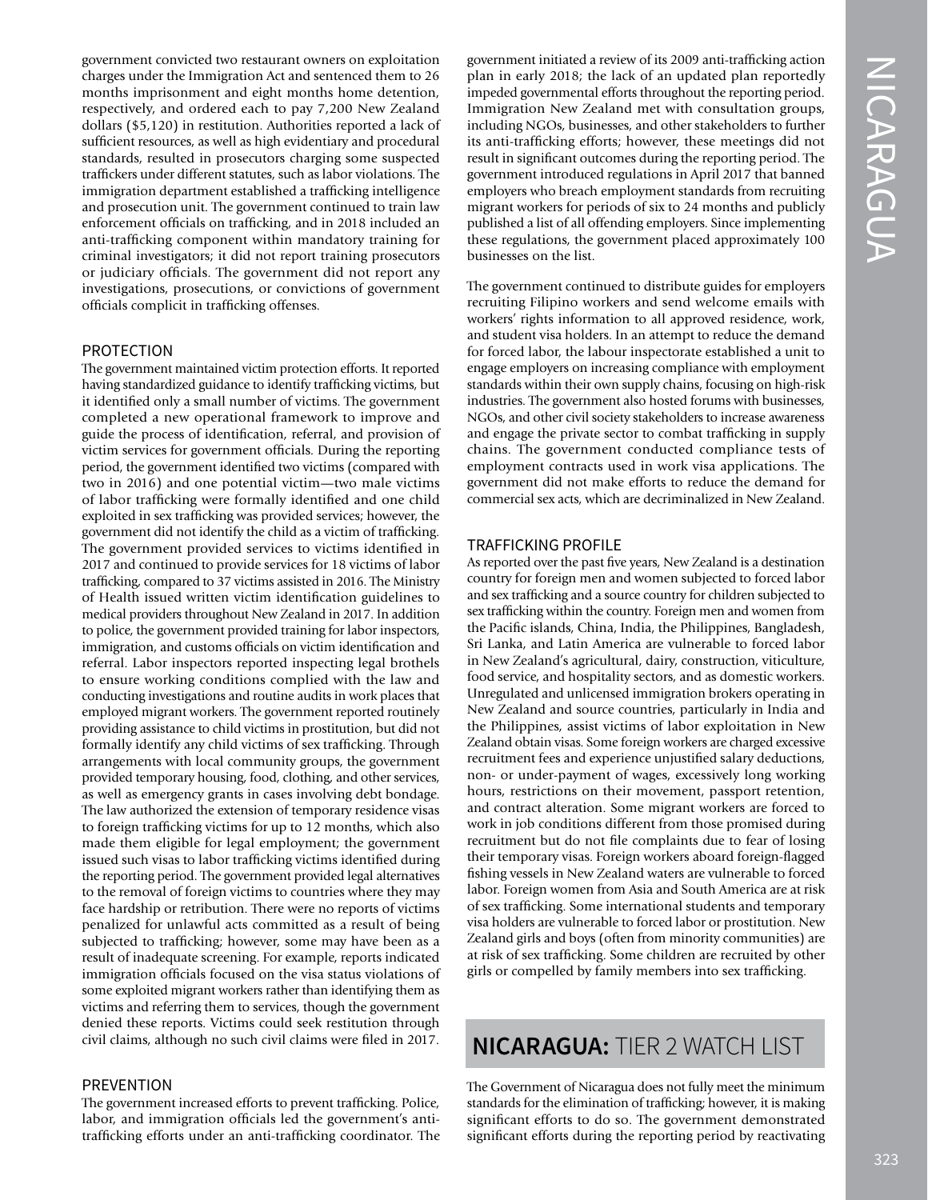government convicted two restaurant owners on exploitation charges under the Immigration Act and sentenced them to 26 months imprisonment and eight months home detention, respectively, and ordered each to pay 7,200 New Zealand dollars ($5,120) in restitution. Authorities reported a lack of sufficient resources, as well as high evidentiary and procedural standards, resulted in prosecutors charging some suspected traffickers under different statutes, such as labor violations. The immigration department established a trafficking intelligence and prosecution unit. The government continued to train law enforcement officials on trafficking, and in 2018 included an anti-trafficking component within mandatory training for criminal investigators; it did not report training prosecutors or judiciary officials. The government did not report any investigations, prosecutions, or convictions of government officials complicit in trafficking offenses.

### PROTECTION

The government maintained victim protection efforts. It reported having standardized guidance to identify trafficking victims, but it identified only a small number of victims. The government completed a new operational framework to improve and guide the process of identification, referral, and provision of victim services for government officials. During the reporting period, the government identified two victims (compared with two in 2016) and one potential victim—two male victims of labor trafficking were formally identified and one child exploited in sex trafficking was provided services; however, the government did not identify the child as a victim of trafficking. The government provided services to victims identified in 2017 and continued to provide services for 18 victims of labor trafficking, compared to 37 victims assisted in 2016. The Ministry of Health issued written victim identification guidelines to medical providers throughout New Zealand in 2017. In addition to police, the government provided training for labor inspectors, immigration, and customs officials on victim identification and referral. Labor inspectors reported inspecting legal brothels to ensure working conditions complied with the law and conducting investigations and routine audits in work places that employed migrant workers. The government reported routinely providing assistance to child victims in prostitution, but did not formally identify any child victims of sex trafficking. Through arrangements with local community groups, the government provided temporary housing, food, clothing, and other services, as well as emergency grants in cases involving debt bondage. The law authorized the extension of temporary residence visas to foreign trafficking victims for up to 12 months, which also made them eligible for legal employment; the government issued such visas to labor trafficking victims identified during the reporting period. The government provided legal alternatives to the removal of foreign victims to countries where they may face hardship or retribution. There were no reports of victims penalized for unlawful acts committed as a result of being subjected to trafficking; however, some may have been as a result of inadequate screening. For example, reports indicated immigration officials focused on the visa status violations of some exploited migrant workers rather than identifying them as victims and referring them to services, though the government denied these reports. Victims could seek restitution through civil claims, although no such civil claims were filed in 2017.

### PREVENTION

The government increased efforts to prevent trafficking. Police, labor, and immigration officials led the government's anti-trafficking efforts under an anti-trafficking coordinator. The government initiated a review of its 2009 anti-trafficking action plan in early 2018; the lack of an updated plan reportedly impeded governmental efforts throughout the reporting period. Immigration New Zealand met with consultation groups, including NGOs, businesses, and other stakeholders to further its anti-trafficking efforts; however, these meetings did not result in significant outcomes during the reporting period. The government introduced regulations in April 2017 that banned employers who breach employment standards from recruiting migrant workers for periods of six to 24 months and publicly published a list of all offending employers. Since implementing these regulations, the government placed approximately 100 businesses on the list.

The government continued to distribute guides for employers recruiting Filipino workers and send welcome emails with workers' rights information to all approved residence, work, and student visa holders. In an attempt to reduce the demand for forced labor, the labour inspectorate established a unit to engage employers on increasing compliance with employment standards within their own supply chains, focusing on high-risk industries. The government also hosted forums with businesses, NGOs, and other civil society stakeholders to increase awareness and engage the private sector to combat trafficking in supply chains. The government conducted compliance tests of employment contracts used in work visa applications. The government did not make efforts to reduce the demand for commercial sex acts, which are decriminalized in New Zealand.

### TRAFFICKING PROFILE

As reported over the past five years, New Zealand is a destination country for foreign men and women subjected to forced labor and sex trafficking and a source country for children subjected to sex trafficking within the country. Foreign men and women from the Pacific islands, China, India, the Philippines, Bangladesh, Sri Lanka, and Latin America are vulnerable to forced labor in New Zealand's agricultural, dairy, construction, viticulture, food service, and hospitality sectors, and as domestic workers. Unregulated and unlicensed immigration brokers operating in New Zealand and source countries, particularly in India and the Philippines, assist victims of labor exploitation in New Zealand obtain visas. Some foreign workers are charged excessive recruitment fees and experience unjustified salary deductions, non- or under-payment of wages, excessively long working hours, restrictions on their movement, passport retention, and contract alteration. Some migrant workers are forced to work in job conditions different from those promised during recruitment but do not file complaints due to fear of losing their temporary visas. Foreign workers aboard foreign-flagged fishing vessels in New Zealand waters are vulnerable to forced labor. Foreign women from Asia and South America are at risk of sex trafficking. Some international students and temporary visa holders are vulnerable to forced labor or prostitution. New Zealand girls and boys (often from minority communities) are at risk of sex trafficking. Some children are recruited by other girls or compelled by family members into sex trafficking.

## NICARAGUA: TIER 2 WATCH LIST

The Government of Nicaragua does not fully meet the minimum standards for the elimination of trafficking; however, it is making significant efforts to do so. The government demonstrated significant efforts during the reporting period by reactivating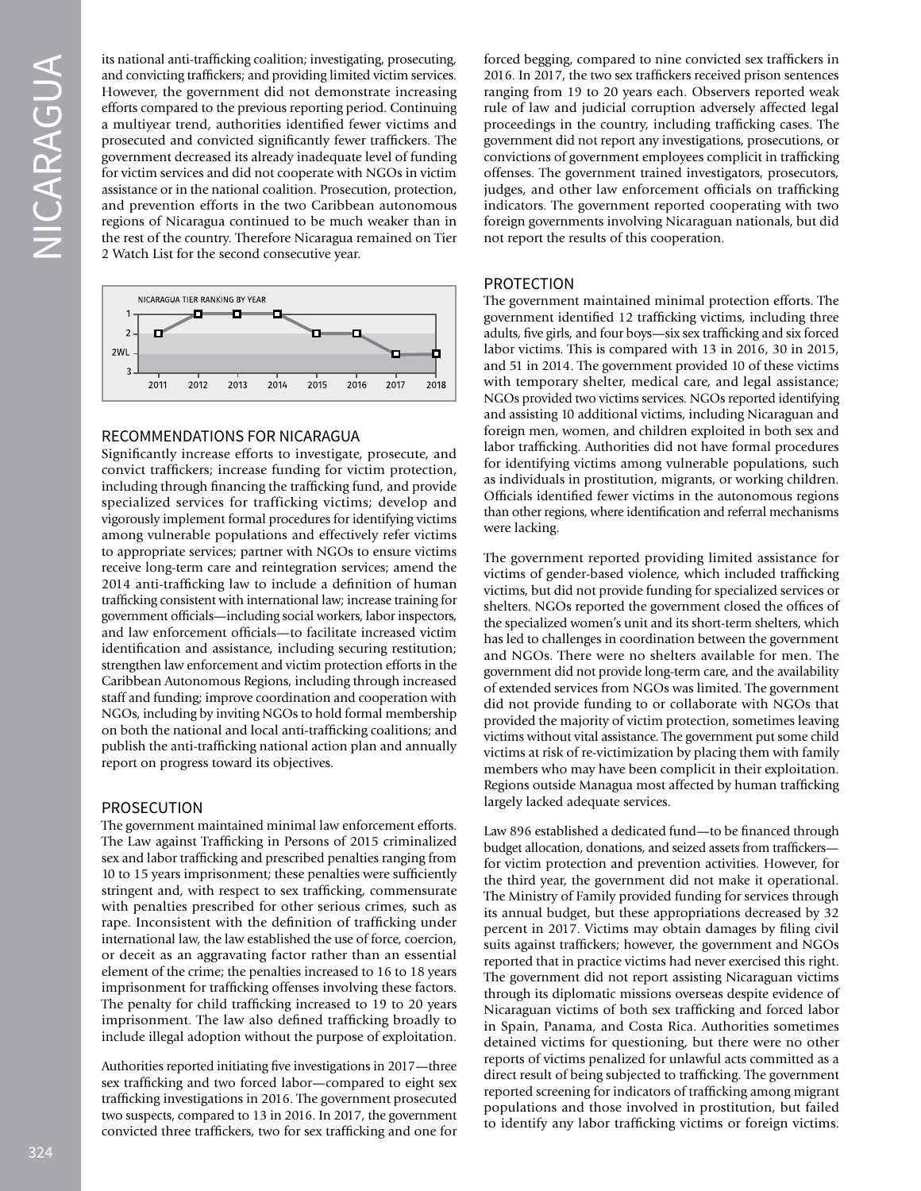its national anti-trafficking coalition; investigating, prosecuting, and convicting traffickers; and providing limited victim services. However, the government did not demonstrate increasing efforts compared to the previous reporting period. Continuing a multiyear trend, authorities identified fewer victims and prosecuted and convicted significantly fewer traffickers. The government decreased its already inadequate level of funding for victim services and did not cooperate with NGOs in victim assistance or in the national coalition. Prosecution, protection, and prevention efforts in the two Caribbean autonomous regions of Nicaragua continued to be much weaker than in the rest of the country. Therefore Nicaragua remained on Tier 2 Watch List for the second consecutive year.

NICARAGUA TIER RANKING BY YEAR

| Year | 2011 | 2012 | 2013 | 2014 | 2015 | 2016 | 2017 | 2018 |
|---|---|---|---|---|---|---|---|---|
| Tier | 2 | 1 | 1 | 1 | 2 | 2 | 2WL | 2WL |

## RECOMMENDATIONS FOR NICARAGUA

Significantly increase efforts to investigate, prosecute, and convict traffickers; increase funding for victim protection, including through financing the trafficking fund, and provide specialized services for trafficking victims; develop and vigorously implement formal procedures for identifying victims among vulnerable populations and effectively refer victims to appropriate services; partner with NGOs to ensure victims receive long-term care and reintegration services; amend the 2014 anti-trafficking law to include a definition of human trafficking consistent with international law; increase training for government officials—including social workers, labor inspectors, and law enforcement officials—to facilitate increased victim identification and assistance, including securing restitution; strengthen law enforcement and victim protection efforts in the Caribbean Autonomous Regions, including through increased staff and funding; improve coordination and cooperation with NGOs, including by inviting NGOs to hold formal membership on both the national and local anti-trafficking coalitions; and publish the anti-trafficking national action plan and annually report on progress toward its objectives.

## PROSECUTION

The government maintained minimal law enforcement efforts. The Law against Trafficking in Persons of 2015 criminalized sex and labor trafficking and prescribed penalties ranging from 10 to 15 years imprisonment; these penalties were sufficiently stringent and, with respect to sex trafficking, commensurate with penalties prescribed for other serious crimes, such as rape. Inconsistent with the definition of trafficking under international law, the law established the use of force, coercion, or deceit as an aggravating factor rather than an essential element of the crime; the penalties increased to 16 to 18 years imprisonment for trafficking offenses involving these factors. The penalty for child trafficking increased to 19 to 20 years imprisonment. The law also defined trafficking broadly to include illegal adoption without the purpose of exploitation.

Authorities reported initiating five investigations in 2017—three sex trafficking and two forced labor—compared to eight sex trafficking investigations in 2016. The government prosecuted two suspects, compared to 13 in 2016. In 2017, the government convicted three traffickers, two for sex trafficking and one for forced begging, compared to nine convicted sex traffickers in 2016. In 2017, the two sex traffickers received prison sentences ranging from 19 to 20 years each. Observers reported weak rule of law and judicial corruption adversely affected legal proceedings in the country, including trafficking cases. The government did not report any investigations, prosecutions, or convictions of government employees complicit in trafficking offenses. The government trained investigators, prosecutors, judges, and other law enforcement officials on trafficking indicators. The government reported cooperating with two foreign governments involving Nicaraguan nationals, but did not report the results of this cooperation.

## PROTECTION

The government maintained minimal protection efforts. The government identified 12 trafficking victims, including three adults, five girls, and four boys—six sex trafficking and six forced labor victims. This is compared with 13 in 2016, 30 in 2015, and 51 in 2014. The government provided 10 of these victims with temporary shelter, medical care, and legal assistance; NGOs provided two victims services. NGOs reported identifying and assisting 10 additional victims, including Nicaraguan and foreign men, women, and children exploited in both sex and labor trafficking. Authorities did not have formal procedures for identifying victims among vulnerable populations, such as individuals in prostitution, migrants, or working children. Officials identified fewer victims in the autonomous regions than other regions, where identification and referral mechanisms were lacking.

The government reported providing limited assistance for victims of gender-based violence, which included trafficking victims, but did not provide funding for specialized services or shelters. NGOs reported the government closed the offices of the specialized women's unit and its short-term shelters, which has led to challenges in coordination between the government and NGOs. There were no shelters available for men. The government did not provide long-term care, and the availability of extended services from NGOs was limited. The government did not provide funding to or collaborate with NGOs that provided the majority of victim protection, sometimes leaving victims without vital assistance. The government put some child victims at risk of re-victimization by placing them with family members who may have been complicit in their exploitation. Regions outside Managua most affected by human trafficking largely lacked adequate services.

Law 896 established a dedicated fund—to be financed through budget allocation, donations, and seized assets from traffickers—for victim protection and prevention activities. However, for the third year, the government did not make it operational. The Ministry of Family provided funding for services through its annual budget, but these appropriations decreased by 32 percent in 2017. Victims may obtain damages by filing civil suits against traffickers; however, the government and NGOs reported that in practice victims had never exercised this right. The government did not report assisting Nicaraguan victims through its diplomatic missions overseas despite evidence of Nicaraguan victims of both sex trafficking and forced labor in Spain, Panama, and Costa Rica. Authorities sometimes detained victims for questioning, but there were no other reports of victims penalized for unlawful acts committed as a direct result of being subjected to trafficking. The government reported screening for indicators of trafficking among migrant populations and those involved in prostitution, but failed to identify any labor trafficking victims or foreign victims.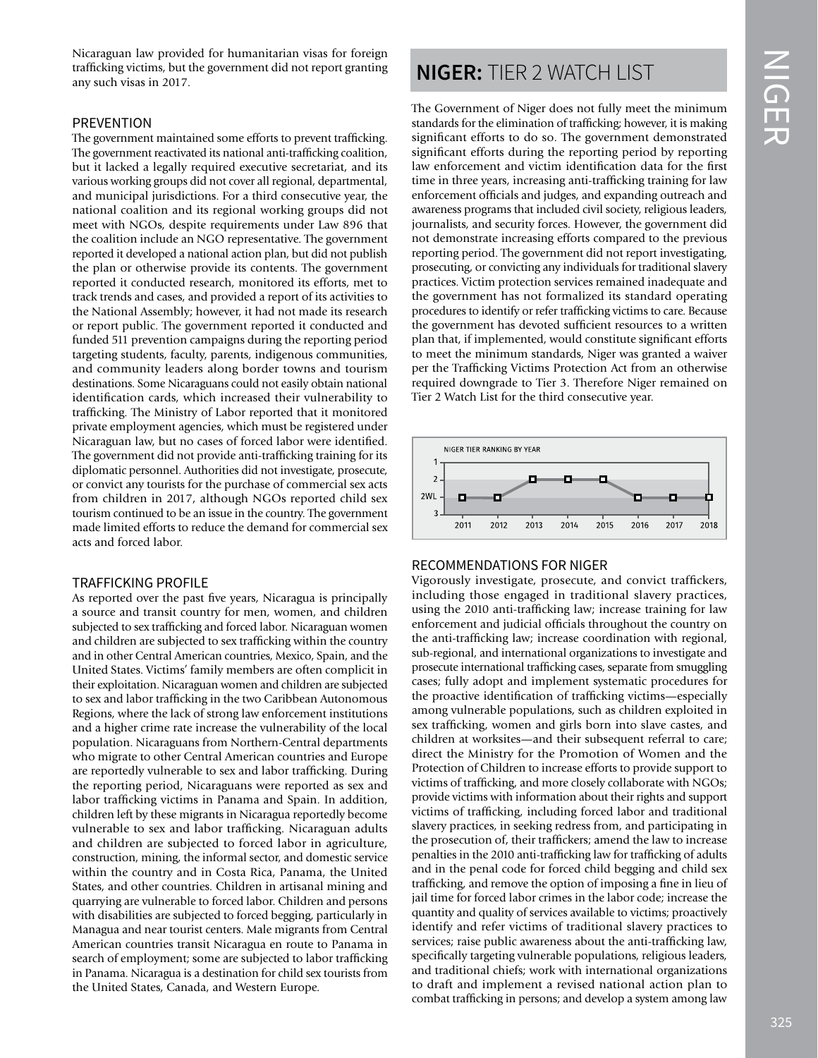Nicaraguan law provided for humanitarian visas for foreign trafficking victims, but the government did not report granting any such visas in 2017.

### PREVENTION

The government maintained some efforts to prevent trafficking. The government reactivated its national anti-trafficking coalition, but it lacked a legally required executive secretariat, and its various working groups did not cover all regional, departmental, and municipal jurisdictions. For a third consecutive year, the national coalition and its regional working groups did not meet with NGOs, despite requirements under Law 896 that the coalition include an NGO representative. The government reported it developed a national action plan, but did not publish the plan or otherwise provide its contents. The government reported it conducted research, monitored its efforts, met to track trends and cases, and provided a report of its activities to the National Assembly; however, it had not made its research or report public. The government reported it conducted and funded 511 prevention campaigns during the reporting period targeting students, faculty, parents, indigenous communities, and community leaders along border towns and tourism destinations. Some Nicaraguans could not easily obtain national identification cards, which increased their vulnerability to trafficking. The Ministry of Labor reported that it monitored private employment agencies, which must be registered under Nicaraguan law, but no cases of forced labor were identified. The government did not provide anti-trafficking training for its diplomatic personnel. Authorities did not investigate, prosecute, or convict any tourists for the purchase of commercial sex acts from children in 2017, although NGOs reported child sex tourism continued to be an issue in the country. The government made limited efforts to reduce the demand for commercial sex acts and forced labor.

### TRAFFICKING PROFILE

As reported over the past five years, Nicaragua is principally a source and transit country for men, women, and children subjected to sex trafficking and forced labor. Nicaraguan women and children are subjected to sex trafficking within the country and in other Central American countries, Mexico, Spain, and the United States. Victims' family members are often complicit in their exploitation. Nicaraguan women and children are subjected to sex and labor trafficking in the two Caribbean Autonomous Regions, where the lack of strong law enforcement institutions and a higher crime rate increase the vulnerability of the local population. Nicaraguans from Northern-Central departments who migrate to other Central American countries and Europe are reportedly vulnerable to sex and labor trafficking. During the reporting period, Nicaraguans were reported as sex and labor trafficking victims in Panama and Spain. In addition, children left by these migrants in Nicaragua reportedly become vulnerable to sex and labor trafficking. Nicaraguan adults and children are subjected to forced labor in agriculture, construction, mining, the informal sector, and domestic service within the country and in Costa Rica, Panama, the United States, and other countries. Children in artisanal mining and quarrying are vulnerable to forced labor. Children and persons with disabilities are subjected to forced begging, particularly in Managua and near tourist centers. Male migrants from Central American countries transit Nicaragua en route to Panama in search of employment; some are subjected to labor trafficking in Panama. Nicaragua is a destination for child sex tourists from the United States, Canada, and Western Europe.

# NIGER: TIER 2 WATCH LIST

The Government of Niger does not fully meet the minimum standards for the elimination of trafficking; however, it is making significant efforts to do so. The government demonstrated significant efforts during the reporting period by reporting law enforcement and victim identification data for the first time in three years, increasing anti-trafficking training for law enforcement officials and judges, and expanding outreach and awareness programs that included civil society, religious leaders, journalists, and security forces. However, the government did not demonstrate increasing efforts compared to the previous reporting period. The government did not report investigating, prosecuting, or convicting any individuals for traditional slavery practices. Victim protection services remained inadequate and the government has not formalized its standard operating procedures to identify or refer trafficking victims to care. Because the government has devoted sufficient resources to a written plan that, if implemented, would constitute significant efforts to meet the minimum standards, Niger was granted a waiver per the Trafficking Victims Protection Act from an otherwise required downgrade to Tier 3. Therefore Niger remained on Tier 2 Watch List for the third consecutive year.

NIGER TIER RANKING BY YEAR

| 2011 | 2012 | 2013 | 2014 | 2015 | 2016 | 2017 | 2018 |
|---|---|---|---|---|---|---|---|
| 2WL | 2WL | 2 | 2 | 2 | 2WL | 2WL | 2WL |

### RECOMMENDATIONS FOR NIGER

Vigorously investigate, prosecute, and convict traffickers, including those engaged in traditional slavery practices, using the 2010 anti-trafficking law; increase training for law enforcement and judicial officials throughout the country on the anti-trafficking law; increase coordination with regional, sub-regional, and international organizations to investigate and prosecute international trafficking cases, separate from smuggling cases; fully adopt and implement systematic procedures for the proactive identification of trafficking victims—especially among vulnerable populations, such as children exploited in sex trafficking, women and girls born into slave castes, and children at worksites—and their subsequent referral to care; direct the Ministry for the Promotion of Women and the Protection of Children to increase efforts to provide support to victims of trafficking, and more closely collaborate with NGOs; provide victims with information about their rights and support victims of trafficking, including forced labor and traditional slavery practices, in seeking redress from, and participating in the prosecution of, their traffickers; amend the law to increase penalties in the 2010 anti-trafficking law for trafficking of adults and in the penal code for forced child begging and child sex trafficking, and remove the option of imposing a fine in lieu of jail time for forced labor crimes in the labor code; increase the quantity and quality of services available to victims; proactively identify and refer victims of traditional slavery practices to services; raise public awareness about the anti-trafficking law, specifically targeting vulnerable populations, religious leaders, and traditional chiefs; work with international organizations to draft and implement a revised national action plan to combat trafficking in persons; and develop a system among law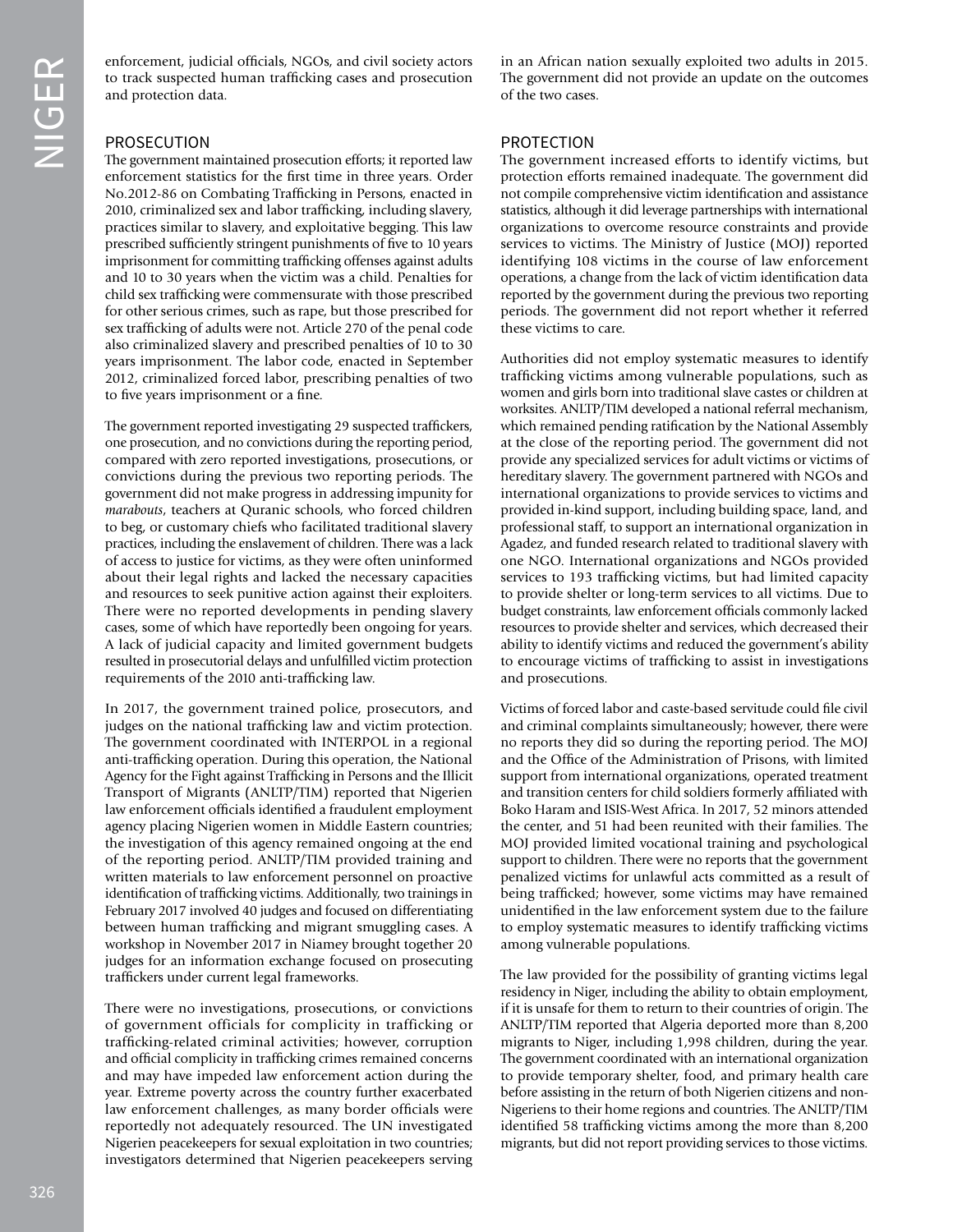enforcement, judicial officials, NGOs, and civil society actors to track suspected human trafficking cases and prosecution and protection data.

## PROSECUTION

The government maintained prosecution efforts; it reported law enforcement statistics for the first time in three years. Order No.2012-86 on Combating Trafficking in Persons, enacted in 2010, criminalized sex and labor trafficking, including slavery, practices similar to slavery, and exploitative begging. This law prescribed sufficiently stringent punishments of five to 10 years imprisonment for committing trafficking offenses against adults and 10 to 30 years when the victim was a child. Penalties for child sex trafficking were commensurate with those prescribed for other serious crimes, such as rape, but those prescribed for sex trafficking of adults were not. Article 270 of the penal code also criminalized slavery and prescribed penalties of 10 to 30 years imprisonment. The labor code, enacted in September 2012, criminalized forced labor, prescribing penalties of two to five years imprisonment or a fine.

The government reported investigating 29 suspected traffickers, one prosecution, and no convictions during the reporting period, compared with zero reported investigations, prosecutions, or convictions during the previous two reporting periods. The government did not make progress in addressing impunity for *marabouts*, teachers at Quranic schools, who forced children to beg, or customary chiefs who facilitated traditional slavery practices, including the enslavement of children. There was a lack of access to justice for victims, as they were often uninformed about their legal rights and lacked the necessary capacities and resources to seek punitive action against their exploiters. There were no reported developments in pending slavery cases, some of which have reportedly been ongoing for years. A lack of judicial capacity and limited government budgets resulted in prosecutorial delays and unfulfilled victim protection requirements of the 2010 anti-trafficking law.

In 2017, the government trained police, prosecutors, and judges on the national trafficking law and victim protection. The government coordinated with INTERPOL in a regional anti-trafficking operation. During this operation, the National Agency for the Fight against Trafficking in Persons and the Illicit Transport of Migrants (ANLTP/TIM) reported that Nigerien law enforcement officials identified a fraudulent employment agency placing Nigerien women in Middle Eastern countries; the investigation of this agency remained ongoing at the end of the reporting period. ANLTP/TIM provided training and written materials to law enforcement personnel on proactive identification of trafficking victims. Additionally, two trainings in February 2017 involved 40 judges and focused on differentiating between human trafficking and migrant smuggling cases. A workshop in November 2017 in Niamey brought together 20 judges for an information exchange focused on prosecuting traffickers under current legal frameworks.

There were no investigations, prosecutions, or convictions of government officials for complicity in trafficking or trafficking-related criminal activities; however, corruption and official complicity in trafficking crimes remained concerns and may have impeded law enforcement action during the year. Extreme poverty across the country further exacerbated law enforcement challenges, as many border officials were reportedly not adequately resourced. The UN investigated Nigerien peacekeepers for sexual exploitation in two countries; investigators determined that Nigerien peacekeepers serving in an African nation sexually exploited two adults in 2015. The government did not provide an update on the outcomes of the two cases.

## PROTECTION

The government increased efforts to identify victims, but protection efforts remained inadequate. The government did not compile comprehensive victim identification and assistance statistics, although it did leverage partnerships with international organizations to overcome resource constraints and provide services to victims. The Ministry of Justice (MOJ) reported identifying 108 victims in the course of law enforcement operations, a change from the lack of victim identification data reported by the government during the previous two reporting periods. The government did not report whether it referred these victims to care.

Authorities did not employ systematic measures to identify trafficking victims among vulnerable populations, such as women and girls born into traditional slave castes or children at worksites. ANLTP/TIM developed a national referral mechanism, which remained pending ratification by the National Assembly at the close of the reporting period. The government did not provide any specialized services for adult victims or victims of hereditary slavery. The government partnered with NGOs and international organizations to provide services to victims and provided in-kind support, including building space, land, and professional staff, to support an international organization in Agadez, and funded research related to traditional slavery with one NGO. International organizations and NGOs provided services to 193 trafficking victims, but had limited capacity to provide shelter or long-term services to all victims. Due to budget constraints, law enforcement officials commonly lacked resources to provide shelter and services, which decreased their ability to identify victims and reduced the government's ability to encourage victims of trafficking to assist in investigations and prosecutions.

Victims of forced labor and caste-based servitude could file civil and criminal complaints simultaneously; however, there were no reports they did so during the reporting period. The MOJ and the Office of the Administration of Prisons, with limited support from international organizations, operated treatment and transition centers for child soldiers formerly affiliated with Boko Haram and ISIS-West Africa. In 2017, 52 minors attended the center, and 51 had been reunited with their families. The MOJ provided limited vocational training and psychological support to children. There were no reports that the government penalized victims for unlawful acts committed as a result of being trafficked; however, some victims may have remained unidentified in the law enforcement system due to the failure to employ systematic measures to identify trafficking victims among vulnerable populations.

The law provided for the possibility of granting victims legal residency in Niger, including the ability to obtain employment, if it is unsafe for them to return to their countries of origin. The ANLTP/TIM reported that Algeria deported more than 8,200 migrants to Niger, including 1,998 children, during the year. The government coordinated with an international organization to provide temporary shelter, food, and primary health care before assisting in the return of both Nigerien citizens and non-Nigeriens to their home regions and countries. The ANLTP/TIM identified 58 trafficking victims among the more than 8,200 migrants, but did not report providing services to those victims.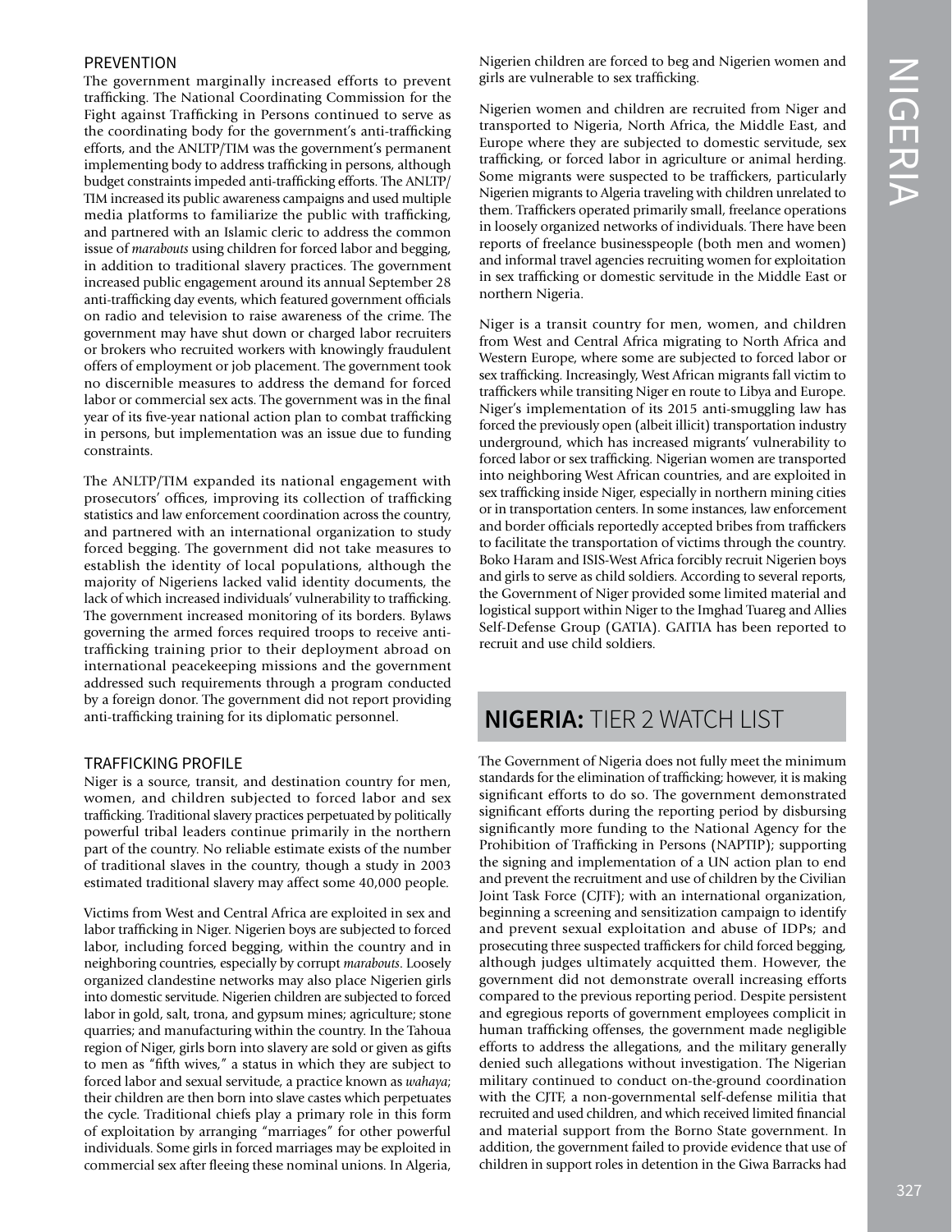### PREVENTION

The government marginally increased efforts to prevent trafficking. The National Coordinating Commission for the Fight against Trafficking in Persons continued to serve as the coordinating body for the government's anti-trafficking efforts, and the ANLTP/TIM was the government's permanent implementing body to address trafficking in persons, although budget constraints impeded anti-trafficking efforts. The ANLTP/TIM increased its public awareness campaigns and used multiple media platforms to familiarize the public with trafficking, and partnered with an Islamic cleric to address the common issue of *marabouts* using children for forced labor and begging, in addition to traditional slavery practices. The government increased public engagement around its annual September 28 anti-trafficking day events, which featured government officials on radio and television to raise awareness of the crime. The government may have shut down or charged labor recruiters or brokers who recruited workers with knowingly fraudulent offers of employment or job placement. The government took no discernible measures to address the demand for forced labor or commercial sex acts. The government was in the final year of its five-year national action plan to combat trafficking in persons, but implementation was an issue due to funding constraints.

The ANLTP/TIM expanded its national engagement with prosecutors' offices, improving its collection of trafficking statistics and law enforcement coordination across the country, and partnered with an international organization to study forced begging. The government did not take measures to establish the identity of local populations, although the majority of Nigeriens lacked valid identity documents, the lack of which increased individuals' vulnerability to trafficking. The government increased monitoring of its borders. Bylaws governing the armed forces required troops to receive anti-trafficking training prior to their deployment abroad on international peacekeeping missions and the government addressed such requirements through a program conducted by a foreign donor. The government did not report providing anti-trafficking training for its diplomatic personnel.

### TRAFFICKING PROFILE

Niger is a source, transit, and destination country for men, women, and children subjected to forced labor and sex trafficking. Traditional slavery practices perpetuated by politically powerful tribal leaders continue primarily in the northern part of the country. No reliable estimate exists of the number of traditional slaves in the country, though a study in 2003 estimated traditional slavery may affect some 40,000 people.

Victims from West and Central Africa are exploited in sex and labor trafficking in Niger. Nigerien boys are subjected to forced labor, including forced begging, within the country and in neighboring countries, especially by corrupt *marabouts*. Loosely organized clandestine networks may also place Nigerien girls into domestic servitude. Nigerien children are subjected to forced labor in gold, salt, trona, and gypsum mines; agriculture; stone quarries; and manufacturing within the country. In the Tahoua region of Niger, girls born into slavery are sold or given as gifts to men as "fifth wives," a status in which they are subject to forced labor and sexual servitude, a practice known as *wahaya*; their children are then born into slave castes which perpetuates the cycle. Traditional chiefs play a primary role in this form of exploitation by arranging "marriages" for other powerful individuals. Some girls in forced marriages may be exploited in commercial sex after fleeing these nominal unions. In Algeria, Nigerien children are forced to beg and Nigerien women and girls are vulnerable to sex trafficking.

Nigerien women and children are recruited from Niger and transported to Nigeria, North Africa, the Middle East, and Europe where they are subjected to domestic servitude, sex trafficking, or forced labor in agriculture or animal herding. Some migrants were suspected to be traffickers, particularly Nigerien migrants to Algeria traveling with children unrelated to them. Traffickers operated primarily small, freelance operations in loosely organized networks of individuals. There have been reports of freelance businesspeople (both men and women) and informal travel agencies recruiting women for exploitation in sex trafficking or domestic servitude in the Middle East or northern Nigeria.

Niger is a transit country for men, women, and children from West and Central Africa migrating to North Africa and Western Europe, where some are subjected to forced labor or sex trafficking. Increasingly, West African migrants fall victim to traffickers while transiting Niger en route to Libya and Europe. Niger's implementation of its 2015 anti-smuggling law has forced the previously open (albeit illicit) transportation industry underground, which has increased migrants' vulnerability to forced labor or sex trafficking. Nigerian women are transported into neighboring West African countries, and are exploited in sex trafficking inside Niger, especially in northern mining cities or in transportation centers. In some instances, law enforcement and border officials reportedly accepted bribes from traffickers to facilitate the transportation of victims through the country. Boko Haram and ISIS-West Africa forcibly recruit Nigerien boys and girls to serve as child soldiers. According to several reports, the Government of Niger provided some limited material and logistical support within Niger to the Imghad Tuareg and Allies Self-Defense Group (GATIA). GAITIA has been reported to recruit and use child soldiers.

## NIGERIA: TIER 2 WATCH LIST

The Government of Nigeria does not fully meet the minimum standards for the elimination of trafficking; however, it is making significant efforts to do so. The government demonstrated significant efforts during the reporting period by disbursing significantly more funding to the National Agency for the Prohibition of Trafficking in Persons (NAPTIP); supporting the signing and implementation of a UN action plan to end and prevent the recruitment and use of children by the Civilian Joint Task Force (CJTF); with an international organization, beginning a screening and sensitization campaign to identify and prevent sexual exploitation and abuse of IDPs; and prosecuting three suspected traffickers for child forced begging, although judges ultimately acquitted them. However, the government did not demonstrate overall increasing efforts compared to the previous reporting period. Despite persistent and egregious reports of government employees complicit in human trafficking offenses, the government made negligible efforts to address the allegations, and the military generally denied such allegations without investigation. The Nigerian military continued to conduct on-the-ground coordination with the CJTF, a non-governmental self-defense militia that recruited and used children, and which received limited financial and material support from the Borno State government. In addition, the government failed to provide evidence that use of children in support roles in detention in the Giwa Barracks had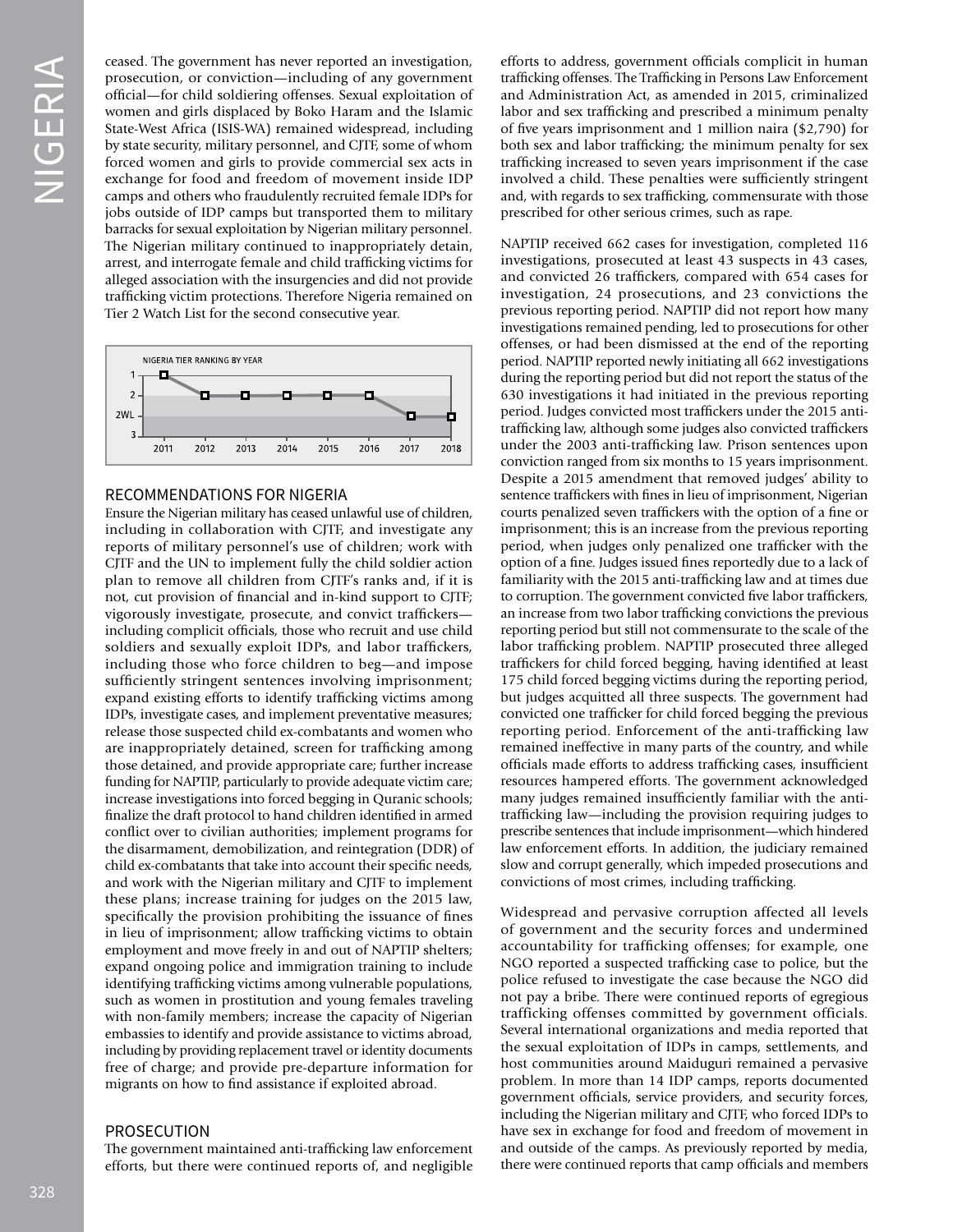ceased. The government has never reported an investigation, prosecution, or conviction—including of any government official—for child soldiering offenses. Sexual exploitation of women and girls displaced by Boko Haram and the Islamic State-West Africa (ISIS-WA) remained widespread, including by state security, military personnel, and CJTF, some of whom forced women and girls to provide commercial sex acts in exchange for food and freedom of movement inside IDP camps and others who fraudulently recruited female IDPs for jobs outside of IDP camps but transported them to military barracks for sexual exploitation by Nigerian military personnel. The Nigerian military continued to inappropriately detain, arrest, and interrogate female and child trafficking victims for alleged association with the insurgencies and did not provide trafficking victim protections. Therefore Nigeria remained on Tier 2 Watch List for the second consecutive year.

NIGERIA TIER RANKING BY YEAR

| Year | 2011 | 2012 | 2013 | 2014 | 2015 | 2016 | 2017 | 2018 |
|---|---|---|---|---|---|---|---|---|
| Tier | 1 | 2 | 2 | 2 | 2 | 2 | 2WL | 2WL |

## RECOMMENDATIONS FOR NIGERIA

Ensure the Nigerian military has ceased unlawful use of children, including in collaboration with CJTF, and investigate any reports of military personnel's use of children; work with CJTF and the UN to implement fully the child soldier action plan to remove all children from CJTF's ranks and, if it is not, cut provision of financial and in-kind support to CJTF; vigorously investigate, prosecute, and convict traffickers—including complicit officials, those who recruit and use child soldiers and sexually exploit IDPs, and labor traffickers, including those who force children to beg—and impose sufficiently stringent sentences involving imprisonment; expand existing efforts to identify trafficking victims among IDPs, investigate cases, and implement preventative measures; release those suspected child ex-combatants and women who are inappropriately detained, screen for trafficking among those detained, and provide appropriate care; further increase funding for NAPTIP, particularly to provide adequate victim care; increase investigations into forced begging in Quranic schools; finalize the draft protocol to hand children identified in armed conflict over to civilian authorities; implement programs for the disarmament, demobilization, and reintegration (DDR) of child ex-combatants that take into account their specific needs, and work with the Nigerian military and CJTF to implement these plans; increase training for judges on the 2015 law, specifically the provision prohibiting the issuance of fines in lieu of imprisonment; allow trafficking victims to obtain employment and move freely in and out of NAPTIP shelters; expand ongoing police and immigration training to include identifying trafficking victims among vulnerable populations, such as women in prostitution and young females traveling with non-family members; increase the capacity of Nigerian embassies to identify and provide assistance to victims abroad, including by providing replacement travel or identity documents free of charge; and provide pre-departure information for migrants on how to find assistance if exploited abroad.

## PROSECUTION

The government maintained anti-trafficking law enforcement efforts, but there were continued reports of, and negligible efforts to address, government officials complicit in human trafficking offenses. The Trafficking in Persons Law Enforcement and Administration Act, as amended in 2015, criminalized labor and sex trafficking and prescribed a minimum penalty of five years imprisonment and 1 million naira ($2,790) for both sex and labor trafficking; the minimum penalty for sex trafficking increased to seven years imprisonment if the case involved a child. These penalties were sufficiently stringent and, with regards to sex trafficking, commensurate with those prescribed for other serious crimes, such as rape.

NAPTIP received 662 cases for investigation, completed 116 investigations, prosecuted at least 43 suspects in 43 cases, and convicted 26 traffickers, compared with 654 cases for investigation, 24 prosecutions, and 23 convictions the previous reporting period. NAPTIP did not report how many investigations remained pending, led to prosecutions for other offenses, or had been dismissed at the end of the reporting period. NAPTIP reported newly initiating all 662 investigations during the reporting period but did not report the status of the 630 investigations it had initiated in the previous reporting period. Judges convicted most traffickers under the 2015 anti-trafficking law, although some judges also convicted traffickers under the 2003 anti-trafficking law. Prison sentences upon conviction ranged from six months to 15 years imprisonment. Despite a 2015 amendment that removed judges' ability to sentence traffickers with fines in lieu of imprisonment, Nigerian courts penalized seven traffickers with the option of a fine or imprisonment; this is an increase from the previous reporting period, when judges only penalized one trafficker with the option of a fine. Judges issued fines reportedly due to a lack of familiarity with the 2015 anti-trafficking law and at times due to corruption. The government convicted five labor traffickers, an increase from two labor trafficking convictions the previous reporting period but still not commensurate to the scale of the labor trafficking problem. NAPTIP prosecuted three alleged traffickers for child forced begging, having identified at least 175 child forced begging victims during the reporting period, but judges acquitted all three suspects. The government had convicted one trafficker for child forced begging the previous reporting period. Enforcement of the anti-trafficking law remained ineffective in many parts of the country, and while officials made efforts to address trafficking cases, insufficient resources hampered efforts. The government acknowledged many judges remained insufficiently familiar with the anti-trafficking law—including the provision requiring judges to prescribe sentences that include imprisonment—which hindered law enforcement efforts. In addition, the judiciary remained slow and corrupt generally, which impeded prosecutions and convictions of most crimes, including trafficking.

Widespread and pervasive corruption affected all levels of government and the security forces and undermined accountability for trafficking offenses; for example, one NGO reported a suspected trafficking case to police, but the police refused to investigate the case because the NGO did not pay a bribe. There were continued reports of egregious trafficking offenses committed by government officials. Several international organizations and media reported that the sexual exploitation of IDPs in camps, settlements, and host communities around Maiduguri remained a pervasive problem. In more than 14 IDP camps, reports documented government officials, service providers, and security forces, including the Nigerian military and CJTF, who forced IDPs to have sex in exchange for food and freedom of movement in and outside of the camps. As previously reported by media, there were continued reports that camp officials and members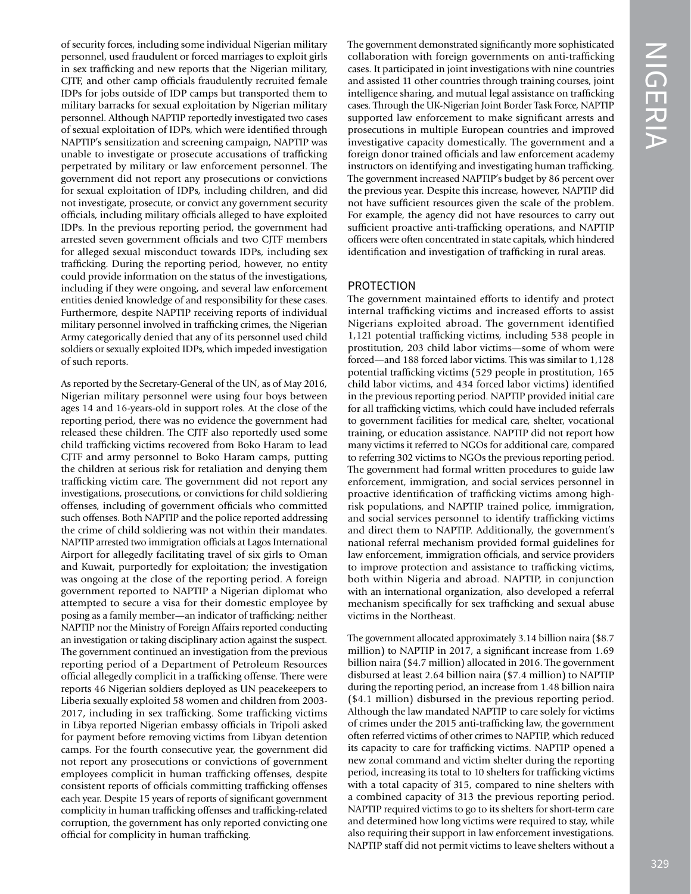of security forces, including some individual Nigerian military personnel, used fraudulent or forced marriages to exploit girls in sex trafficking and new reports that the Nigerian military, CJTF, and other camp officials fraudulently recruited female IDPs for jobs outside of IDP camps but transported them to military barracks for sexual exploitation by Nigerian military personnel. Although NAPTIP reportedly investigated two cases of sexual exploitation of IDPs, which were identified through NAPTIP's sensitization and screening campaign, NAPTIP was unable to investigate or prosecute accusations of trafficking perpetrated by military or law enforcement personnel. The government did not report any prosecutions or convictions for sexual exploitation of IDPs, including children, and did not investigate, prosecute, or convict any government security officials, including military officials alleged to have exploited IDPs. In the previous reporting period, the government had arrested seven government officials and two CJTF members for alleged sexual misconduct towards IDPs, including sex trafficking. During the reporting period, however, no entity could provide information on the status of the investigations, including if they were ongoing, and several law enforcement entities denied knowledge of and responsibility for these cases. Furthermore, despite NAPTIP receiving reports of individual military personnel involved in trafficking crimes, the Nigerian Army categorically denied that any of its personnel used child soldiers or sexually exploited IDPs, which impeded investigation of such reports.

As reported by the Secretary-General of the UN, as of May 2016, Nigerian military personnel were using four boys between ages 14 and 16-years-old in support roles. At the close of the reporting period, there was no evidence the government had released these children. The CJTF also reportedly used some child trafficking victims recovered from Boko Haram to lead CJTF and army personnel to Boko Haram camps, putting the children at serious risk for retaliation and denying them trafficking victim care. The government did not report any investigations, prosecutions, or convictions for child soldiering offenses, including of government officials who committed such offenses. Both NAPTIP and the police reported addressing the crime of child soldiering was not within their mandates. NAPTIP arrested two immigration officials at Lagos International Airport for allegedly facilitating travel of six girls to Oman and Kuwait, purportedly for exploitation; the investigation was ongoing at the close of the reporting period. A foreign government reported to NAPTIP a Nigerian diplomat who attempted to secure a visa for their domestic employee by posing as a family member—an indicator of trafficking; neither NAPTIP nor the Ministry of Foreign Affairs reported conducting an investigation or taking disciplinary action against the suspect. The government continued an investigation from the previous reporting period of a Department of Petroleum Resources official allegedly complicit in a trafficking offense. There were reports 46 Nigerian soldiers deployed as UN peacekeepers to Liberia sexually exploited 58 women and children from 2003-2017, including in sex trafficking. Some trafficking victims in Libya reported Nigerian embassy officials in Tripoli asked for payment before removing victims from Libyan detention camps. For the fourth consecutive year, the government did not report any prosecutions or convictions of government employees complicit in human trafficking offenses, despite consistent reports of officials committing trafficking offenses each year. Despite 15 years of reports of significant government complicity in human trafficking offenses and trafficking-related corruption, the government has only reported convicting one official for complicity in human trafficking.

The government demonstrated significantly more sophisticated collaboration with foreign governments on anti-trafficking cases. It participated in joint investigations with nine countries and assisted 11 other countries through training courses, joint intelligence sharing, and mutual legal assistance on trafficking cases. Through the UK-Nigerian Joint Border Task Force, NAPTIP supported law enforcement to make significant arrests and prosecutions in multiple European countries and improved investigative capacity domestically. The government and a foreign donor trained officials and law enforcement academy instructors on identifying and investigating human trafficking. The government increased NAPTIP's budget by 86 percent over the previous year. Despite this increase, however, NAPTIP did not have sufficient resources given the scale of the problem. For example, the agency did not have resources to carry out sufficient proactive anti-trafficking operations, and NAPTIP officers were often concentrated in state capitals, which hindered identification and investigation of trafficking in rural areas.

## PROTECTION

The government maintained efforts to identify and protect internal trafficking victims and increased efforts to assist Nigerians exploited abroad. The government identified 1,121 potential trafficking victims, including 538 people in prostitution, 203 child labor victims—some of whom were forced—and 188 forced labor victims. This was similar to 1,128 potential trafficking victims (529 people in prostitution, 165 child labor victims, and 434 forced labor victims) identified in the previous reporting period. NAPTIP provided initial care for all trafficking victims, which could have included referrals to government facilities for medical care, shelter, vocational training, or education assistance. NAPTIP did not report how many victims it referred to NGOs for additional care, compared to referring 302 victims to NGOs the previous reporting period. The government had formal written procedures to guide law enforcement, immigration, and social services personnel in proactive identification of trafficking victims among high-risk populations, and NAPTIP trained police, immigration, and social services personnel to identify trafficking victims and direct them to NAPTIP. Additionally, the government's national referral mechanism provided formal guidelines for law enforcement, immigration officials, and service providers to improve protection and assistance to trafficking victims, both within Nigeria and abroad. NAPTIP, in conjunction with an international organization, also developed a referral mechanism specifically for sex trafficking and sexual abuse victims in the Northeast.

The government allocated approximately 3.14 billion naira ($8.7 million) to NAPTIP in 2017, a significant increase from 1.69 billion naira ($4.7 million) allocated in 2016. The government disbursed at least 2.64 billion naira ($7.4 million) to NAPTIP during the reporting period, an increase from 1.48 billion naira ($4.1 million) disbursed in the previous reporting period. Although the law mandated NAPTIP to care solely for victims of crimes under the 2015 anti-trafficking law, the government often referred victims of other crimes to NAPTIP, which reduced its capacity to care for trafficking victims. NAPTIP opened a new zonal command and victim shelter during the reporting period, increasing its total to 10 shelters for trafficking victims with a total capacity of 315, compared to nine shelters with a combined capacity of 313 the previous reporting period. NAPTIP required victims to go to its shelters for short-term care and determined how long victims were required to stay, while also requiring their support in law enforcement investigations. NAPTIP staff did not permit victims to leave shelters without a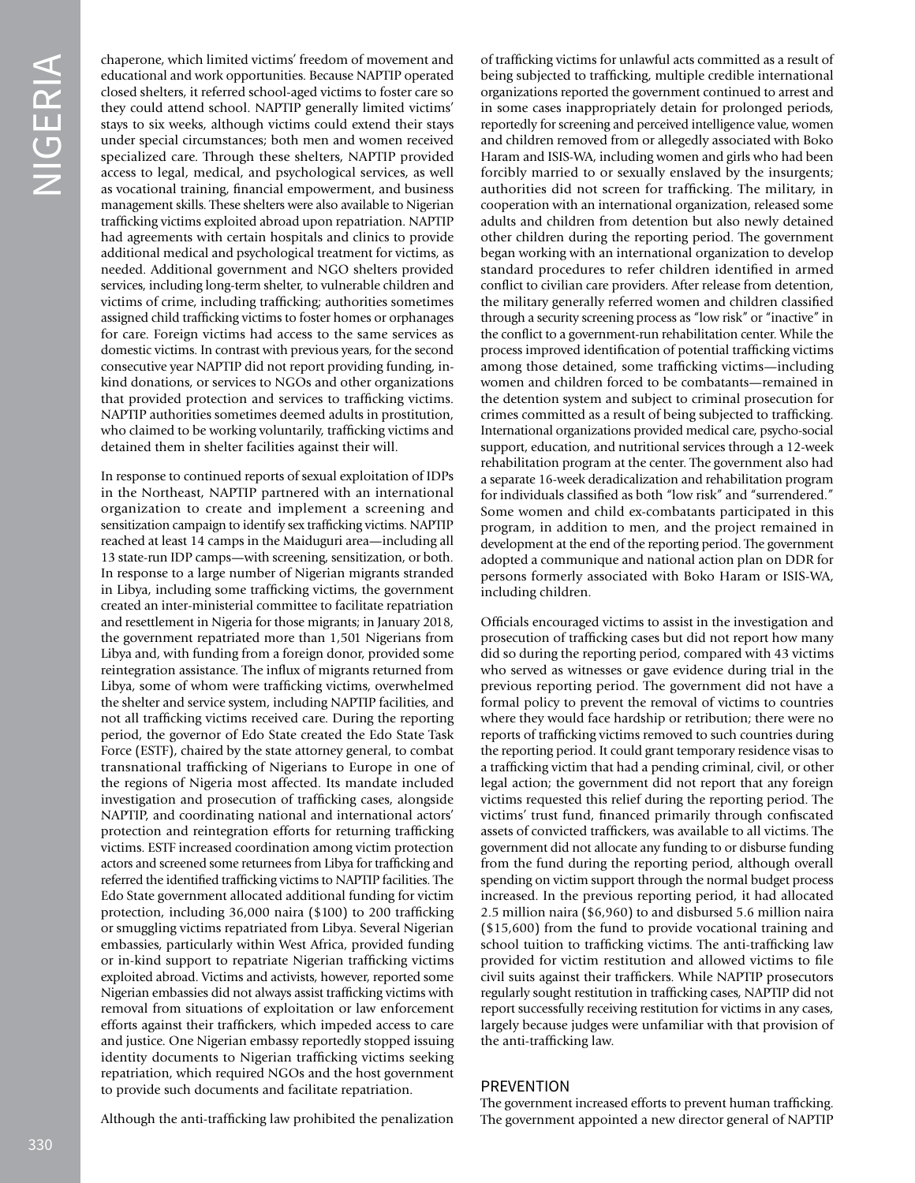chaperone, which limited victims' freedom of movement and educational and work opportunities. Because NAPTIP operated closed shelters, it referred school-aged victims to foster care so they could attend school. NAPTIP generally limited victims' stays to six weeks, although victims could extend their stays under special circumstances; both men and women received specialized care. Through these shelters, NAPTIP provided access to legal, medical, and psychological services, as well as vocational training, financial empowerment, and business management skills. These shelters were also available to Nigerian trafficking victims exploited abroad upon repatriation. NAPTIP had agreements with certain hospitals and clinics to provide additional medical and psychological treatment for victims, as needed. Additional government and NGO shelters provided services, including long-term shelter, to vulnerable children and victims of crime, including trafficking; authorities sometimes assigned child trafficking victims to foster homes or orphanages for care. Foreign victims had access to the same services as domestic victims. In contrast with previous years, for the second consecutive year NAPTIP did not report providing funding, in-kind donations, or services to NGOs and other organizations that provided protection and services to trafficking victims. NAPTIP authorities sometimes deemed adults in prostitution, who claimed to be working voluntarily, trafficking victims and detained them in shelter facilities against their will.

In response to continued reports of sexual exploitation of IDPs in the Northeast, NAPTIP partnered with an international organization to create and implement a screening and sensitization campaign to identify sex trafficking victims. NAPTIP reached at least 14 camps in the Maiduguri area—including all 13 state-run IDP camps—with screening, sensitization, or both. In response to a large number of Nigerian migrants stranded in Libya, including some trafficking victims, the government created an inter-ministerial committee to facilitate repatriation and resettlement in Nigeria for those migrants; in January 2018, the government repatriated more than 1,501 Nigerians from Libya and, with funding from a foreign donor, provided some reintegration assistance. The influx of migrants returned from Libya, some of whom were trafficking victims, overwhelmed the shelter and service system, including NAPTIP facilities, and not all trafficking victims received care. During the reporting period, the governor of Edo State created the Edo State Task Force (ESTF), chaired by the state attorney general, to combat transnational trafficking of Nigerians to Europe in one of the regions of Nigeria most affected. Its mandate included investigation and prosecution of trafficking cases, alongside NAPTIP, and coordinating national and international actors' protection and reintegration efforts for returning trafficking victims. ESTF increased coordination among victim protection actors and screened some returnees from Libya for trafficking and referred the identified trafficking victims to NAPTIP facilities. The Edo State government allocated additional funding for victim protection, including 36,000 naira ($100) to 200 trafficking or smuggling victims repatriated from Libya. Several Nigerian embassies, particularly within West Africa, provided funding or in-kind support to repatriate Nigerian trafficking victims exploited abroad. Victims and activists, however, reported some Nigerian embassies did not always assist trafficking victims with removal from situations of exploitation or law enforcement efforts against their traffickers, which impeded access to care and justice. One Nigerian embassy reportedly stopped issuing identity documents to Nigerian trafficking victims seeking repatriation, which required NGOs and the host government to provide such documents and facilitate repatriation.

Although the anti-trafficking law prohibited the penalization of trafficking victims for unlawful acts committed as a result of being subjected to trafficking, multiple credible international organizations reported the government continued to arrest and in some cases inappropriately detain for prolonged periods, reportedly for screening and perceived intelligence value, women and children removed from or allegedly associated with Boko Haram and ISIS-WA, including women and girls who had been forcibly married to or sexually enslaved by the insurgents; authorities did not screen for trafficking. The military, in cooperation with an international organization, released some adults and children from detention but also newly detained other children during the reporting period. The government began working with an international organization to develop standard procedures to refer children identified in armed conflict to civilian care providers. After release from detention, the military generally referred women and children classified through a security screening process as "low risk" or "inactive" in the conflict to a government-run rehabilitation center. While the process improved identification of potential trafficking victims among those detained, some trafficking victims—including women and children forced to be combatants—remained in the detention system and subject to criminal prosecution for crimes committed as a result of being subjected to trafficking. International organizations provided medical care, psycho-social support, education, and nutritional services through a 12-week rehabilitation program at the center. The government also had a separate 16-week deradicalization and rehabilitation program for individuals classified as both "low risk" and "surrendered." Some women and child ex-combatants participated in this program, in addition to men, and the project remained in development at the end of the reporting period. The government adopted a communique and national action plan on DDR for persons formerly associated with Boko Haram or ISIS-WA, including children.

Officials encouraged victims to assist in the investigation and prosecution of trafficking cases but did not report how many did so during the reporting period, compared with 43 victims who served as witnesses or gave evidence during trial in the previous reporting period. The government did not have a formal policy to prevent the removal of victims to countries where they would face hardship or retribution; there were no reports of trafficking victims removed to such countries during the reporting period. It could grant temporary residence visas to a trafficking victim that had a pending criminal, civil, or other legal action; the government did not report that any foreign victims requested this relief during the reporting period. The victims' trust fund, financed primarily through confiscated assets of convicted traffickers, was available to all victims. The government did not allocate any funding to or disburse funding from the fund during the reporting period, although overall spending on victim support through the normal budget process increased. In the previous reporting period, it had allocated 2.5 million naira ($6,960) to and disbursed 5.6 million naira ($15,600) from the fund to provide vocational training and school tuition to trafficking victims. The anti-trafficking law provided for victim restitution and allowed victims to file civil suits against their traffickers. While NAPTIP prosecutors regularly sought restitution in trafficking cases, NAPTIP did not report successfully receiving restitution for victims in any cases, largely because judges were unfamiliar with that provision of the anti-trafficking law.

## PREVENTION

The government increased efforts to prevent human trafficking. The government appointed a new director general of NAPTIP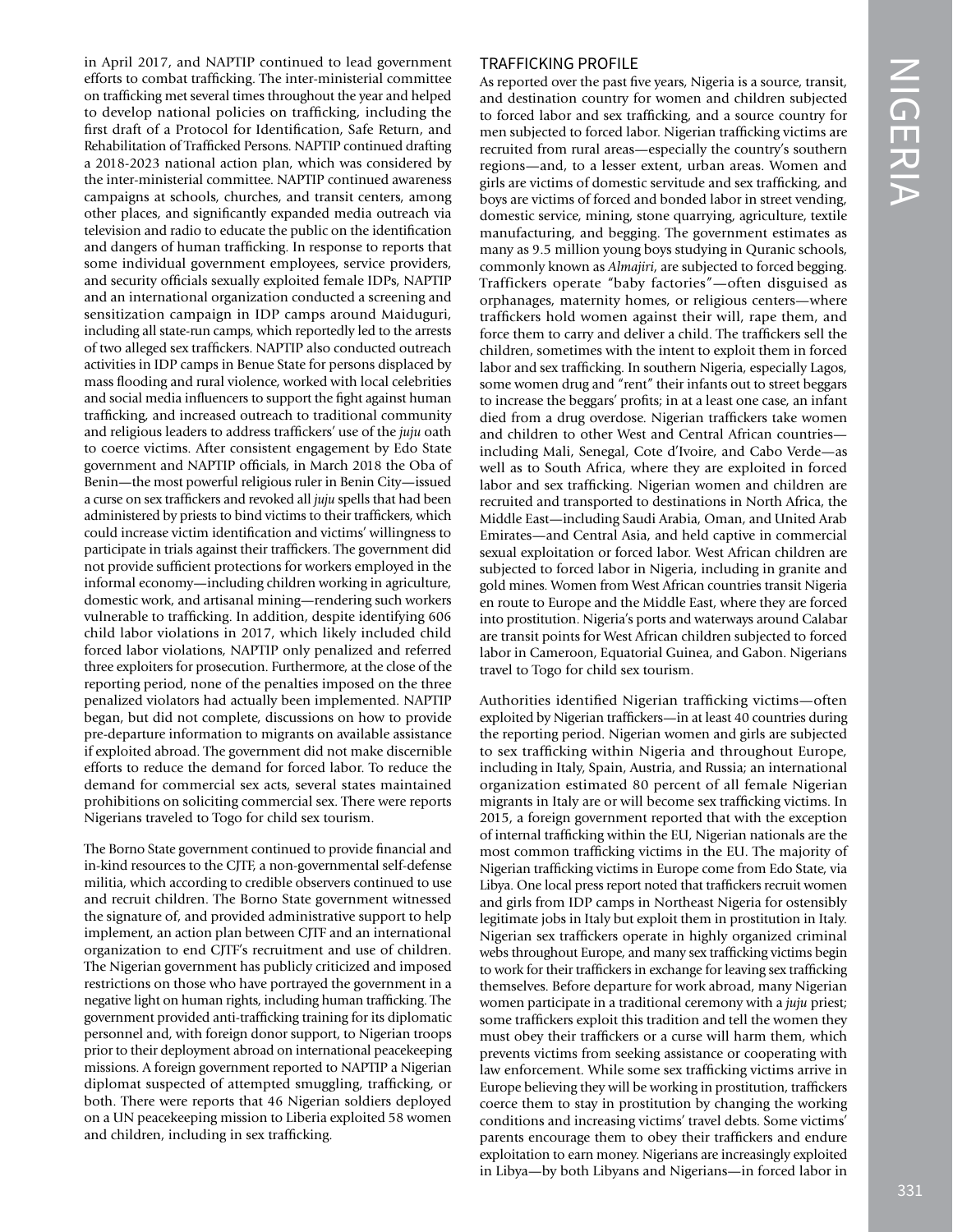in April 2017, and NAPTIP continued to lead government efforts to combat trafficking. The inter-ministerial committee on trafficking met several times throughout the year and helped to develop national policies on trafficking, including the first draft of a Protocol for Identification, Safe Return, and Rehabilitation of Trafficked Persons. NAPTIP continued drafting a 2018-2023 national action plan, which was considered by the inter-ministerial committee. NAPTIP continued awareness campaigns at schools, churches, and transit centers, among other places, and significantly expanded media outreach via television and radio to educate the public on the identification and dangers of human trafficking. In response to reports that some individual government employees, service providers, and security officials sexually exploited female IDPs, NAPTIP and an international organization conducted a screening and sensitization campaign in IDP camps around Maiduguri, including all state-run camps, which reportedly led to the arrests of two alleged sex traffickers. NAPTIP also conducted outreach activities in IDP camps in Benue State for persons displaced by mass flooding and rural violence, worked with local celebrities and social media influencers to support the fight against human trafficking, and increased outreach to traditional community and religious leaders to address traffickers' use of the *juju* oath to coerce victims. After consistent engagement by Edo State government and NAPTIP officials, in March 2018 the Oba of Benin—the most powerful religious ruler in Benin City—issued a curse on sex traffickers and revoked all *juju* spells that had been administered by priests to bind victims to their traffickers, which could increase victim identification and victims' willingness to participate in trials against their traffickers. The government did not provide sufficient protections for workers employed in the informal economy—including children working in agriculture, domestic work, and artisanal mining—rendering such workers vulnerable to trafficking. In addition, despite identifying 606 child labor violations in 2017, which likely included child forced labor violations, NAPTIP only penalized and referred three exploiters for prosecution. Furthermore, at the close of the reporting period, none of the penalties imposed on the three penalized violators had actually been implemented. NAPTIP began, but did not complete, discussions on how to provide pre-departure information to migrants on available assistance if exploited abroad. The government did not make discernible efforts to reduce the demand for forced labor. To reduce the demand for commercial sex acts, several states maintained prohibitions on soliciting commercial sex. There were reports Nigerians traveled to Togo for child sex tourism.

The Borno State government continued to provide financial and in-kind resources to the CJTF, a non-governmental self-defense militia, which according to credible observers continued to use and recruit children. The Borno State government witnessed the signature of, and provided administrative support to help implement, an action plan between CJTF and an international organization to end CJTF's recruitment and use of children. The Nigerian government has publicly criticized and imposed restrictions on those who have portrayed the government in a negative light on human rights, including human trafficking. The government provided anti-trafficking training for its diplomatic personnel and, with foreign donor support, to Nigerian troops prior to their deployment abroad on international peacekeeping missions. A foreign government reported to NAPTIP a Nigerian diplomat suspected of attempted smuggling, trafficking, or both. There were reports that 46 Nigerian soldiers deployed on a UN peacekeeping mission to Liberia exploited 58 women and children, including in sex trafficking.

## TRAFFICKING PROFILE

As reported over the past five years, Nigeria is a source, transit, and destination country for women and children subjected to forced labor and sex trafficking, and a source country for men subjected to forced labor. Nigerian trafficking victims are recruited from rural areas—especially the country's southern regions—and, to a lesser extent, urban areas. Women and girls are victims of domestic servitude and sex trafficking, and boys are victims of forced and bonded labor in street vending, domestic service, mining, stone quarrying, agriculture, textile manufacturing, and begging. The government estimates as many as 9.5 million young boys studying in Quranic schools, commonly known as *Almajiri*, are subjected to forced begging. Traffickers operate "baby factories"—often disguised as orphanages, maternity homes, or religious centers—where traffickers hold women against their will, rape them, and force them to carry and deliver a child. The traffickers sell the children, sometimes with the intent to exploit them in forced labor and sex trafficking. In southern Nigeria, especially Lagos, some women drug and "rent" their infants out to street beggars to increase the beggars' profits; in at a least one case, an infant died from a drug overdose. Nigerian traffickers take women and children to other West and Central African countries—including Mali, Senegal, Cote d'Ivoire, and Cabo Verde—as well as to South Africa, where they are exploited in forced labor and sex trafficking. Nigerian women and children are recruited and transported to destinations in North Africa, the Middle East—including Saudi Arabia, Oman, and United Arab Emirates—and Central Asia, and held captive in commercial sexual exploitation or forced labor. West African children are subjected to forced labor in Nigeria, including in granite and gold mines. Women from West African countries transit Nigeria en route to Europe and the Middle East, where they are forced into prostitution. Nigeria's ports and waterways around Calabar are transit points for West African children subjected to forced labor in Cameroon, Equatorial Guinea, and Gabon. Nigerians travel to Togo for child sex tourism.

Authorities identified Nigerian trafficking victims—often exploited by Nigerian traffickers—in at least 40 countries during the reporting period. Nigerian women and girls are subjected to sex trafficking within Nigeria and throughout Europe, including in Italy, Spain, Austria, and Russia; an international organization estimated 80 percent of all female Nigerian migrants in Italy are or will become sex trafficking victims. In 2015, a foreign government reported that with the exception of internal trafficking within the EU, Nigerian nationals are the most common trafficking victims in the EU. The majority of Nigerian trafficking victims in Europe come from Edo State, via Libya. One local press report noted that traffickers recruit women and girls from IDP camps in Northeast Nigeria for ostensibly legitimate jobs in Italy but exploit them in prostitution in Italy. Nigerian sex traffickers operate in highly organized criminal webs throughout Europe, and many sex trafficking victims begin to work for their traffickers in exchange for leaving sex trafficking themselves. Before departure for work abroad, many Nigerian women participate in a traditional ceremony with a *juju* priest; some traffickers exploit this tradition and tell the women they must obey their traffickers or a curse will harm them, which prevents victims from seeking assistance or cooperating with law enforcement. While some sex trafficking victims arrive in Europe believing they will be working in prostitution, traffickers coerce them to stay in prostitution by changing the working conditions and increasing victims' travel debts. Some victims' parents encourage them to obey their traffickers and endure exploitation to earn money. Nigerians are increasingly exploited in Libya—by both Libyans and Nigerians—in forced labor in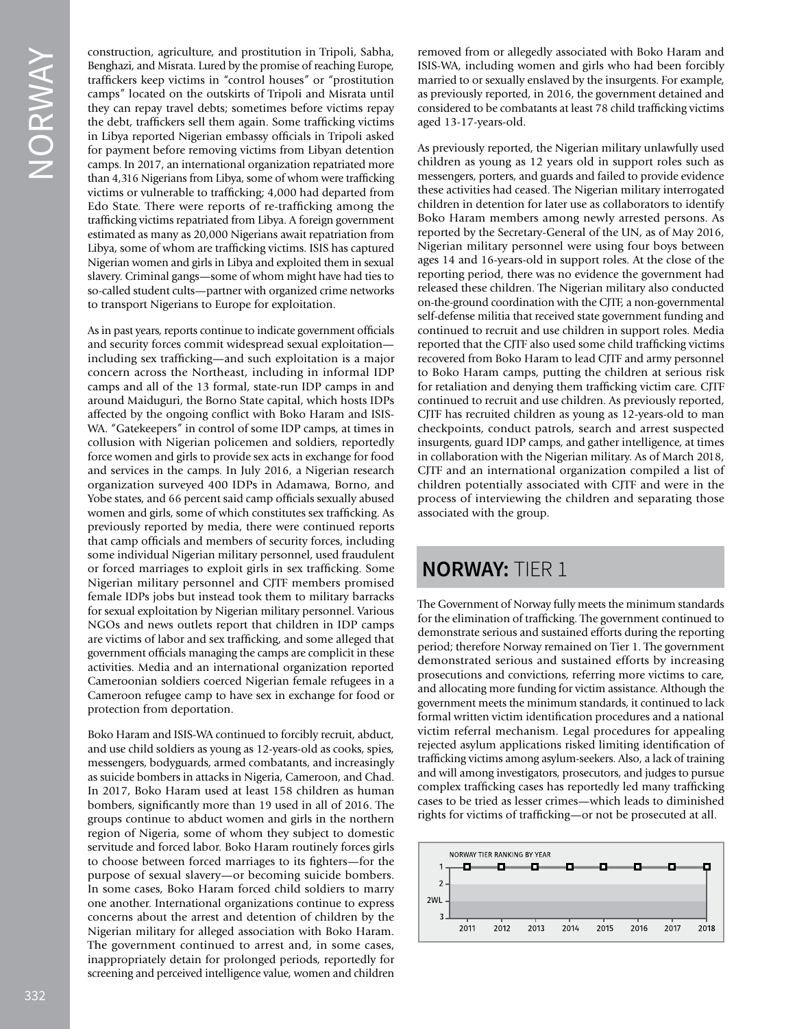construction, agriculture, and prostitution in Tripoli, Sabha, Benghazi, and Misrata. Lured by the promise of reaching Europe, traffickers keep victims in "control houses" or "prostitution camps" located on the outskirts of Tripoli and Misrata until they can repay travel debts; sometimes before victims repay the debt, traffickers sell them again. Some trafficking victims in Libya reported Nigerian embassy officials in Tripoli asked for payment before removing victims from Libyan detention camps. In 2017, an international organization repatriated more than 4,316 Nigerians from Libya, some of whom were trafficking victims or vulnerable to trafficking; 4,000 had departed from Edo State. There were reports of re-trafficking among the trafficking victims repatriated from Libya. A foreign government estimated as many as 20,000 Nigerians await repatriation from Libya, some of whom are trafficking victims. ISIS has captured Nigerian women and girls in Libya and exploited them in sexual slavery. Criminal gangs—some of whom might have had ties to so-called student cults—partner with organized crime networks to transport Nigerians to Europe for exploitation.

As in past years, reports continue to indicate government officials and security forces commit widespread sexual exploitation—including sex trafficking—and such exploitation is a major concern across the Northeast, including in informal IDP camps and all of the 13 formal, state-run IDP camps in and around Maiduguri, the Borno State capital, which hosts IDPs affected by the ongoing conflict with Boko Haram and ISIS-WA. "Gatekeepers" in control of some IDP camps, at times in collusion with Nigerian policemen and soldiers, reportedly force women and girls to provide sex acts in exchange for food and services in the camps. In July 2016, a Nigerian research organization surveyed 400 IDPs in Adamawa, Borno, and Yobe states, and 66 percent said camp officials sexually abused women and girls, some of which constitutes sex trafficking. As previously reported by media, there were continued reports that camp officials and members of security forces, including some individual Nigerian military personnel, used fraudulent or forced marriages to exploit girls in sex trafficking. Some Nigerian military personnel and CJTF members promised female IDPs jobs but instead took them to military barracks for sexual exploitation by Nigerian military personnel. Various NGOs and news outlets report that children in IDP camps are victims of labor and sex trafficking, and some alleged that government officials managing the camps are complicit in these activities. Media and an international organization reported Cameroonian soldiers coerced Nigerian female refugees in a Cameroon refugee camp to have sex in exchange for food or protection from deportation.

Boko Haram and ISIS-WA continued to forcibly recruit, abduct, and use child soldiers as young as 12-years-old as cooks, spies, messengers, bodyguards, armed combatants, and increasingly as suicide bombers in attacks in Nigeria, Cameroon, and Chad. In 2017, Boko Haram used at least 158 children as human bombers, significantly more than 19 used in all of 2016. The groups continue to abduct women and girls in the northern region of Nigeria, some of whom they subject to domestic servitude and forced labor. Boko Haram routinely forces girls to choose between forced marriages to its fighters—for the purpose of sexual slavery—or becoming suicide bombers. In some cases, Boko Haram forced child soldiers to marry one another. International organizations continue to express concerns about the arrest and detention of children by the Nigerian military for alleged association with Boko Haram. The government continued to arrest and, in some cases, inappropriately detain for prolonged periods, reportedly for screening and perceived intelligence value, women and children removed from or allegedly associated with Boko Haram and ISIS-WA, including women and girls who had been forcibly married to or sexually enslaved by the insurgents. For example, as previously reported, in 2016, the government detained and considered to be combatants at least 78 child trafficking victims aged 13-17-years-old.

As previously reported, the Nigerian military unlawfully used children as young as 12 years old in support roles such as messengers, porters, and guards and failed to provide evidence these activities had ceased. The Nigerian military interrogated children in detention for later use as collaborators to identify Boko Haram members among newly arrested persons. As reported by the Secretary-General of the UN, as of May 2016, Nigerian military personnel were using four boys between ages 14 and 16-years-old in support roles. At the close of the reporting period, there was no evidence the government had released these children. The Nigerian military also conducted on-the-ground coordination with the CJTF, a non-governmental self-defense militia that received state government funding and continued to recruit and use children in support roles. Media reported that the CJTF also used some child trafficking victims recovered from Boko Haram to lead CJTF and army personnel to Boko Haram camps, putting the children at serious risk for retaliation and denying them trafficking victim care. CJTF continued to recruit and use children. As previously reported, CJTF has recruited children as young as 12-years-old to man checkpoints, conduct patrols, search and arrest suspected insurgents, guard IDP camps, and gather intelligence, at times in collaboration with the Nigerian military. As of March 2018, CJTF and an international organization compiled a list of children potentially associated with CJTF and were in the process of interviewing the children and separating those associated with the group.

## NORWAY: TIER 1

The Government of Norway fully meets the minimum standards for the elimination of trafficking. The government continued to demonstrate serious and sustained efforts during the reporting period; therefore Norway remained on Tier 1. The government demonstrated serious and sustained efforts by increasing prosecutions and convictions, referring more victims to care, and allocating more funding for victim assistance. Although the government meets the minimum standards, it continued to lack formal written victim identification procedures and a national victim referral mechanism. Legal procedures for appealing rejected asylum applications risked limiting identification of trafficking victims among asylum-seekers. Also, a lack of training and will among investigators, prosecutors, and judges to pursue complex trafficking cases has reportedly led many trafficking cases to be tried as lesser crimes—which leads to diminished rights for victims of trafficking—or not be prosecuted at all.

NORWAY TIER RANKING BY YEAR

1
2
2WL
3

2011 2012 2013 2014 2015 2016 2017 2018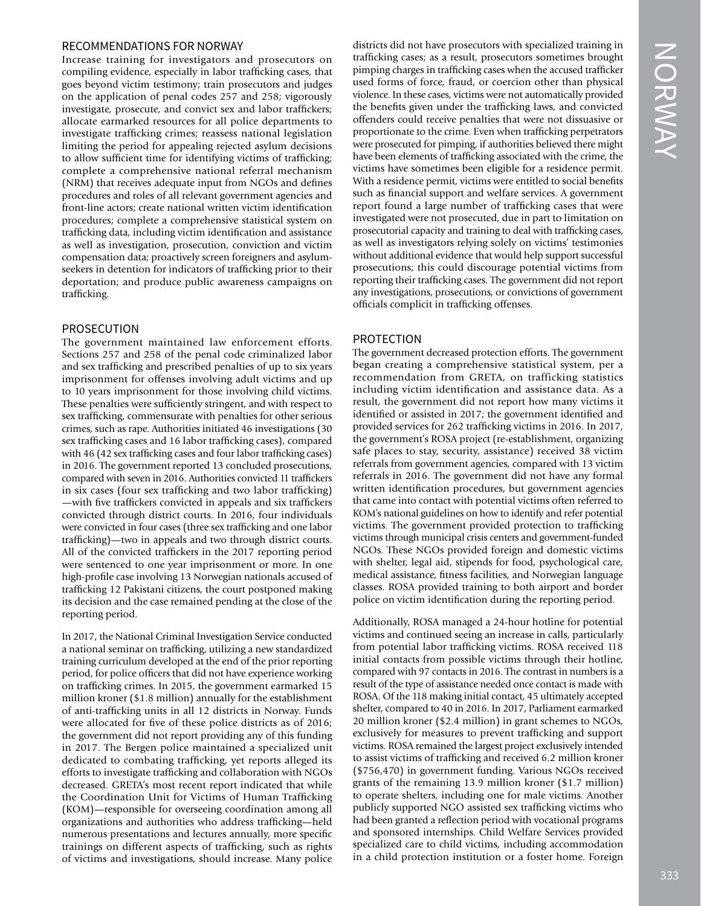## RECOMMENDATIONS FOR NORWAY

Increase training for investigators and prosecutors on compiling evidence, especially in labor trafficking cases, that goes beyond victim testimony; train prosecutors and judges on the application of penal codes 257 and 258; vigorously investigate, prosecute, and convict sex and labor traffickers; allocate earmarked resources for all police departments to investigate trafficking crimes; reassess national legislation limiting the period for appealing rejected asylum decisions to allow sufficient time for identifying victims of trafficking; complete a comprehensive national referral mechanism (NRM) that receives adequate input from NGOs and defines procedures and roles of all relevant government agencies and front-line actors; create national written victim identification procedures; complete a comprehensive statistical system on trafficking data, including victim identification and assistance as well as investigation, prosecution, conviction and victim compensation data; proactively screen foreigners and asylum-seekers in detention for indicators of trafficking prior to their deportation; and produce public awareness campaigns on trafficking.

## PROSECUTION

The government maintained law enforcement efforts. Sections 257 and 258 of the penal code criminalized labor and sex trafficking and prescribed penalties of up to six years imprisonment for offenses involving adult victims and up to 10 years imprisonment for those involving child victims. These penalties were sufficiently stringent, and with respect to sex trafficking, commensurate with penalties for other serious crimes, such as rape. Authorities initiated 46 investigations (30 sex trafficking cases and 16 labor trafficking cases), compared with 46 (42 sex trafficking cases and four labor trafficking cases) in 2016. The government reported 13 concluded prosecutions, compared with seven in 2016. Authorities convicted 11 traffickers in six cases (four sex trafficking and two labor trafficking)—with five traffickers convicted in appeals and six traffickers convicted through district courts. In 2016, four individuals were convicted in four cases (three sex trafficking and one labor trafficking)—two in appeals and two through district courts. All of the convicted traffickers in the 2017 reporting period were sentenced to one year imprisonment or more. In one high-profile case involving 13 Norwegian nationals accused of trafficking 12 Pakistani citizens, the court postponed making its decision and the case remained pending at the close of the reporting period.

In 2017, the National Criminal Investigation Service conducted a national seminar on trafficking, utilizing a new standardized training curriculum developed at the end of the prior reporting period, for police officers that did not have experience working on trafficking crimes. In 2015, the government earmarked 15 million kroner ($1.8 million) annually for the establishment of anti-trafficking units in all 12 districts in Norway. Funds were allocated for five of these police districts as of 2016; the government did not report providing any of this funding in 2017. The Bergen police maintained a specialized unit dedicated to combating trafficking, yet reports alleged its efforts to investigate trafficking and collaboration with NGOs decreased. GRETA's most recent report indicated that while the Coordination Unit for Victims of Human Trafficking (KOM)—responsible for overseeing coordination among all organizations and authorities who address trafficking—held numerous presentations and lectures annually, more specific trainings on different aspects of trafficking, such as rights of victims and investigations, should increase. Many police districts did not have prosecutors with specialized training in trafficking cases; as a result, prosecutors sometimes brought pimping charges in trafficking cases when the accused trafficker used forms of force, fraud, or coercion other than physical violence. In these cases, victims were not automatically provided the benefits given under the trafficking laws, and convicted offenders could receive penalties that were not dissuasive or proportionate to the crime. Even when trafficking perpetrators were prosecuted for pimping, if authorities believed there might have been elements of trafficking associated with the crime, the victims have sometimes been eligible for a residence permit. With a residence permit, victims were entitled to social benefits such as financial support and welfare services. A government report found a large number of trafficking cases that were investigated were not prosecuted, due in part to limitation on prosecutorial capacity and training to deal with trafficking cases, as well as investigators relying solely on victims' testimonies without additional evidence that would help support successful prosecutions; this could discourage potential victims from reporting their trafficking cases. The government did not report any investigations, prosecutions, or convictions of government officials complicit in trafficking offenses.

## PROTECTION

The government decreased protection efforts. The government began creating a comprehensive statistical system, per a recommendation from GRETA, on trafficking statistics including victim identification and assistance data. As a result, the government did not report how many victims it identified or assisted in 2017; the government identified and provided services for 262 trafficking victims in 2016. In 2017, the government's ROSA project (re-establishment, organizing safe places to stay, security, assistance) received 38 victim referrals from government agencies, compared with 13 victim referrals in 2016. The government did not have any formal written identification procedures, but government agencies that came into contact with potential victims often referred to KOM's national guidelines on how to identify and refer potential victims. The government provided protection to trafficking victims through municipal crisis centers and government-funded NGOs. These NGOs provided foreign and domestic victims with shelter, legal aid, stipends for food, psychological care, medical assistance, fitness facilities, and Norwegian language classes. ROSA provided training to both airport and border police on victim identification during the reporting period.

Additionally, ROSA managed a 24-hour hotline for potential victims and continued seeing an increase in calls, particularly from potential labor trafficking victims. ROSA received 118 initial contacts from possible victims through their hotline, compared with 97 contacts in 2016. The contrast in numbers is a result of the type of assistance needed once contact is made with ROSA. Of the 118 making initial contact, 45 ultimately accepted shelter, compared to 40 in 2016. In 2017, Parliament earmarked 20 million kroner ($2.4 million) in grant schemes to NGOs, exclusively for measures to prevent trafficking and support victims. ROSA remained the largest project exclusively intended to assist victims of trafficking and received 6.2 million kroner ($756,470) in government funding. Various NGOs received grants of the remaining 13.9 million kroner ($1.7 million) to operate shelters, including one for male victims. Another publicly supported NGO assisted sex trafficking victims who had been granted a reflection period with vocational programs and sponsored internships. Child Welfare Services provided specialized care to child victims, including accommodation in a child protection institution or a foster home. Foreign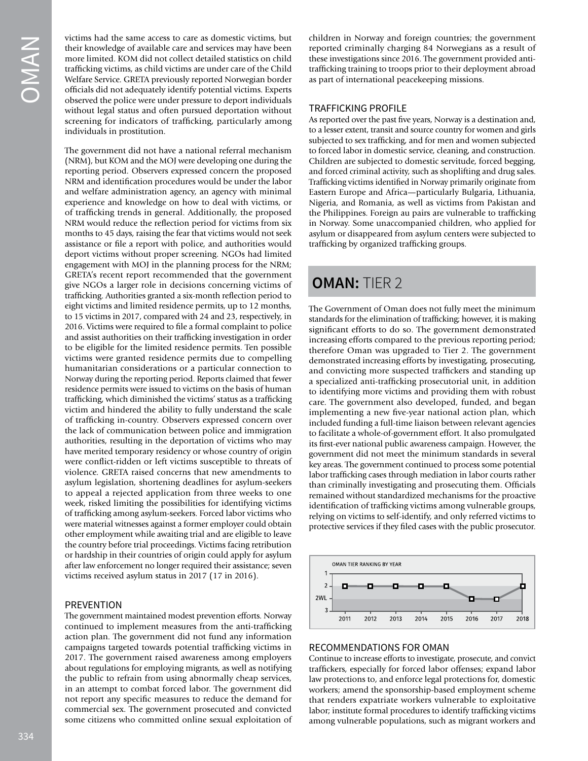victims had the same access to care as domestic victims, but their knowledge of available care and services may have been more limited. KOM did not collect detailed statistics on child trafficking victims, as child victims are under care of the Child Welfare Service. GRETA previously reported Norwegian border officials did not adequately identify potential victims. Experts observed the police were under pressure to deport individuals without legal status and often pursued deportation without screening for indicators of trafficking, particularly among individuals in prostitution.

The government did not have a national referral mechanism (NRM), but KOM and the MOJ were developing one during the reporting period. Observers expressed concern the proposed NRM and identification procedures would be under the labor and welfare administration agency, an agency with minimal experience and knowledge on how to deal with victims, or of trafficking trends in general. Additionally, the proposed NRM would reduce the reflection period for victims from six months to 45 days, raising the fear that victims would not seek assistance or file a report with police, and authorities would deport victims without proper screening. NGOs had limited engagement with MOJ in the planning process for the NRM; GRETA's recent report recommended that the government give NGOs a larger role in decisions concerning victims of trafficking. Authorities granted a six-month reflection period to eight victims and limited residence permits, up to 12 months, to 15 victims in 2017, compared with 24 and 23, respectively, in 2016. Victims were required to file a formal complaint to police and assist authorities on their trafficking investigation in order to be eligible for the limited residence permits. Ten possible victims were granted residence permits due to compelling humanitarian considerations or a particular connection to Norway during the reporting period. Reports claimed that fewer residence permits were issued to victims on the basis of human trafficking, which diminished the victims' status as a trafficking victim and hindered the ability to fully understand the scale of trafficking in-country. Observers expressed concern over the lack of communication between police and immigration authorities, resulting in the deportation of victims who may have merited temporary residency or whose country of origin were conflict-ridden or left victims susceptible to threats of violence. GRETA raised concerns that new amendments to asylum legislation, shortening deadlines for asylum-seekers to appeal a rejected application from three weeks to one week, risked limiting the possibilities for identifying victims of trafficking among asylum-seekers. Forced labor victims who were material witnesses against a former employer could obtain other employment while awaiting trial and are eligible to leave the country before trial proceedings. Victims facing retribution or hardship in their countries of origin could apply for asylum after law enforcement no longer required their assistance; seven victims received asylum status in 2017 (17 in 2016).

### PREVENTION

The government maintained modest prevention efforts. Norway continued to implement measures from the anti-trafficking action plan. The government did not fund any information campaigns targeted towards potential trafficking victims in 2017. The government raised awareness among employers about regulations for employing migrants, as well as notifying the public to refrain from using abnormally cheap services, in an attempt to combat forced labor. The government did not report any specific measures to reduce the demand for commercial sex. The government prosecuted and convicted some citizens who committed online sexual exploitation of children in Norway and foreign countries; the government reported criminally charging 84 Norwegians as a result of these investigations since 2016. The government provided anti-trafficking training to troops prior to their deployment abroad as part of international peacekeeping missions.

### TRAFFICKING PROFILE

As reported over the past five years, Norway is a destination and, to a lesser extent, transit and source country for women and girls subjected to sex trafficking, and for men and women subjected to forced labor in domestic service, cleaning, and construction. Children are subjected to domestic servitude, forced begging, and forced criminal activity, such as shoplifting and drug sales. Trafficking victims identified in Norway primarily originate from Eastern Europe and Africa—particularly Bulgaria, Lithuania, Nigeria, and Romania, as well as victims from Pakistan and the Philippines. Foreign au pairs are vulnerable to trafficking in Norway. Some unaccompanied children, who applied for asylum or disappeared from asylum centers were subjected to trafficking by organized trafficking groups.

# OMAN: TIER 2

The Government of Oman does not fully meet the minimum standards for the elimination of trafficking; however, it is making significant efforts to do so. The government demonstrated increasing efforts compared to the previous reporting period; therefore Oman was upgraded to Tier 2. The government demonstrated increasing efforts by investigating, prosecuting, and convicting more suspected traffickers and standing up a specialized anti-trafficking prosecutorial unit, in addition to identifying more victims and providing them with robust care. The government also developed, funded, and began implementing a new five-year national action plan, which included funding a full-time liaison between relevant agencies to facilitate a whole-of-government effort. It also promulgated its first-ever national public awareness campaign. However, the government did not meet the minimum standards in several key areas. The government continued to process some potential labor trafficking cases through mediation in labor courts rather than criminally investigating and prosecuting them. Officials remained without standardized mechanisms for the proactive identification of trafficking victims among vulnerable groups, relying on victims to self-identify, and only referred victims to protective services if they filed cases with the public prosecutor.

OMAN TIER RANKING BY YEAR

| 2011 | 2012 | 2013 | 2014 | 2015 | 2016 | 2017 | 2018 |
|---|---|---|---|---|---|---|---|
| 2 | 2 | 2 | 2 | 2 | 2WL | 2WL | 2 |

### RECOMMENDATIONS FOR OMAN

Continue to increase efforts to investigate, prosecute, and convict traffickers, especially for forced labor offenses; expand labor law protections to, and enforce legal protections for, domestic workers; amend the sponsorship-based employment scheme that renders expatriate workers vulnerable to exploitative labor; institute formal procedures to identify trafficking victims among vulnerable populations, such as migrant workers and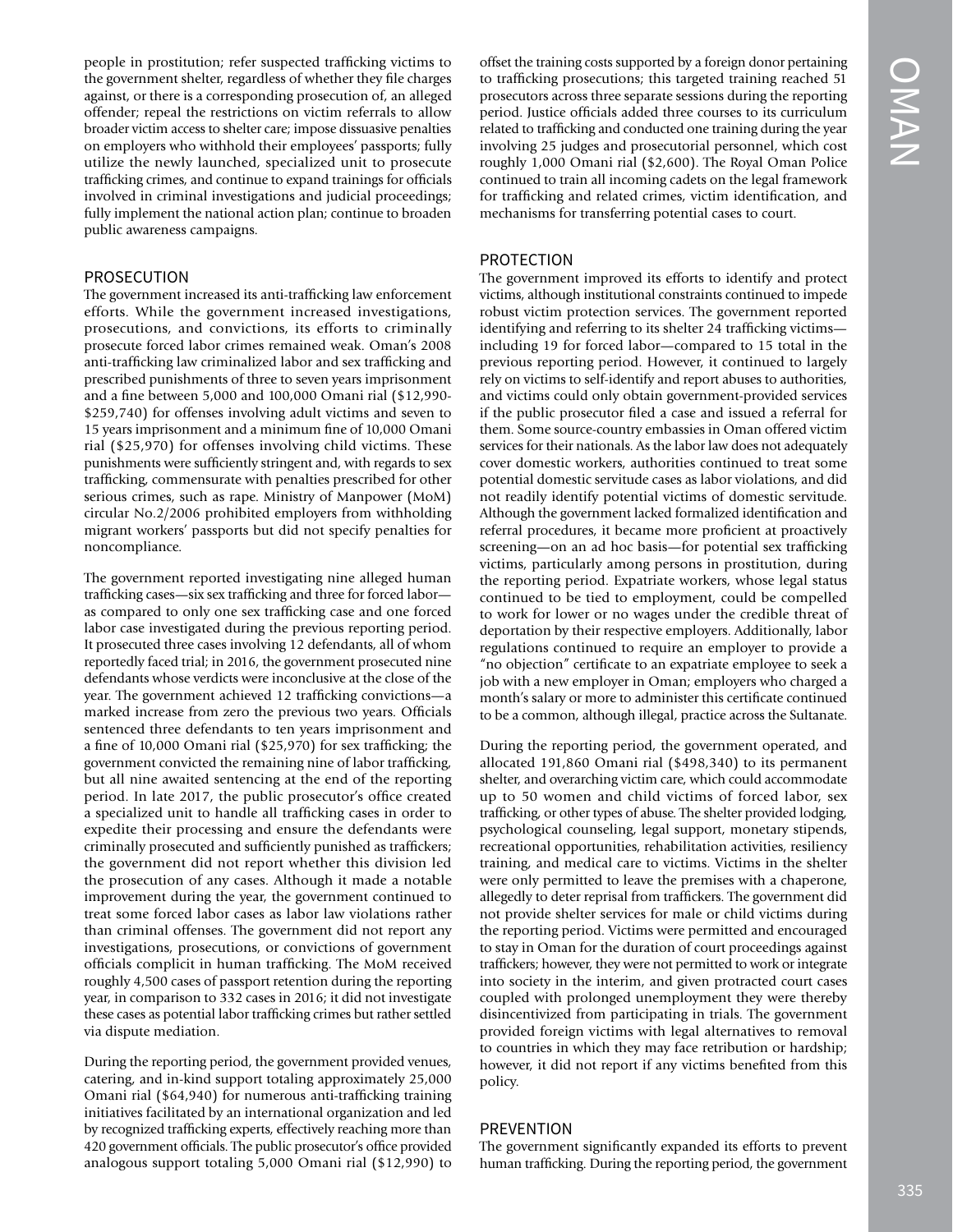people in prostitution; refer suspected trafficking victims to the government shelter, regardless of whether they file charges against, or there is a corresponding prosecution of, an alleged offender; repeal the restrictions on victim referrals to allow broader victim access to shelter care; impose dissuasive penalties on employers who withhold their employees' passports; fully utilize the newly launched, specialized unit to prosecute trafficking crimes, and continue to expand trainings for officials involved in criminal investigations and judicial proceedings; fully implement the national action plan; continue to broaden public awareness campaigns.

## PROSECUTION

The government increased its anti-trafficking law enforcement efforts. While the government increased investigations, prosecutions, and convictions, its efforts to criminally prosecute forced labor crimes remained weak. Oman's 2008 anti-trafficking law criminalized labor and sex trafficking and prescribed punishments of three to seven years imprisonment and a fine between 5,000 and 100,000 Omani rial ($12,990-$259,740) for offenses involving adult victims and seven to 15 years imprisonment and a minimum fine of 10,000 Omani rial ($25,970) for offenses involving child victims. These punishments were sufficiently stringent and, with regards to sex trafficking, commensurate with penalties prescribed for other serious crimes, such as rape. Ministry of Manpower (MoM) circular No.2/2006 prohibited employers from withholding migrant workers' passports but did not specify penalties for noncompliance.

The government reported investigating nine alleged human trafficking cases—six sex trafficking and three for forced labor—as compared to only one sex trafficking case and one forced labor case investigated during the previous reporting period. It prosecuted three cases involving 12 defendants, all of whom reportedly faced trial; in 2016, the government prosecuted nine defendants whose verdicts were inconclusive at the close of the year. The government achieved 12 trafficking convictions—a marked increase from zero the previous two years. Officials sentenced three defendants to ten years imprisonment and a fine of 10,000 Omani rial ($25,970) for sex trafficking; the government convicted the remaining nine of labor trafficking, but all nine awaited sentencing at the end of the reporting period. In late 2017, the public prosecutor's office created a specialized unit to handle all trafficking cases in order to expedite their processing and ensure the defendants were criminally prosecuted and sufficiently punished as traffickers; the government did not report whether this division led the prosecution of any cases. Although it made a notable improvement during the year, the government continued to treat some forced labor cases as labor law violations rather than criminal offenses. The government did not report any investigations, prosecutions, or convictions of government officials complicit in human trafficking. The MoM received roughly 4,500 cases of passport retention during the reporting year, in comparison to 332 cases in 2016; it did not investigate these cases as potential labor trafficking crimes but rather settled via dispute mediation.

During the reporting period, the government provided venues, catering, and in-kind support totaling approximately 25,000 Omani rial ($64,940) for numerous anti-trafficking training initiatives facilitated by an international organization and led by recognized trafficking experts, effectively reaching more than 420 government officials. The public prosecutor's office provided analogous support totaling 5,000 Omani rial ($12,990) to offset the training costs supported by a foreign donor pertaining to trafficking prosecutions; this targeted training reached 51 prosecutors across three separate sessions during the reporting period. Justice officials added three courses to its curriculum related to trafficking and conducted one training during the year involving 25 judges and prosecutorial personnel, which cost roughly 1,000 Omani rial ($2,600). The Royal Oman Police continued to train all incoming cadets on the legal framework for trafficking and related crimes, victim identification, and mechanisms for transferring potential cases to court.

## PROTECTION

The government improved its efforts to identify and protect victims, although institutional constraints continued to impede robust victim protection services. The government reported identifying and referring to its shelter 24 trafficking victims—including 19 for forced labor—compared to 15 total in the previous reporting period. However, it continued to largely rely on victims to self-identify and report abuses to authorities, and victims could only obtain government-provided services if the public prosecutor filed a case and issued a referral for them. Some source-country embassies in Oman offered victim services for their nationals. As the labor law does not adequately cover domestic workers, authorities continued to treat some potential domestic servitude cases as labor violations, and did not readily identify potential victims of domestic servitude. Although the government lacked formalized identification and referral procedures, it became more proficient at proactively screening—on an ad hoc basis—for potential sex trafficking victims, particularly among persons in prostitution, during the reporting period. Expatriate workers, whose legal status continued to be tied to employment, could be compelled to work for lower or no wages under the credible threat of deportation by their respective employers. Additionally, labor regulations continued to require an employer to provide a "no objection" certificate to an expatriate employee to seek a job with a new employer in Oman; employers who charged a month's salary or more to administer this certificate continued to be a common, although illegal, practice across the Sultanate.

During the reporting period, the government operated, and allocated 191,860 Omani rial ($498,340) to its permanent shelter, and overarching victim care, which could accommodate up to 50 women and child victims of forced labor, sex trafficking, or other types of abuse. The shelter provided lodging, psychological counseling, legal support, monetary stipends, recreational opportunities, rehabilitation activities, resiliency training, and medical care to victims. Victims in the shelter were only permitted to leave the premises with a chaperone, allegedly to deter reprisal from traffickers. The government did not provide shelter services for male or child victims during the reporting period. Victims were permitted and encouraged to stay in Oman for the duration of court proceedings against traffickers; however, they were not permitted to work or integrate into society in the interim, and given protracted court cases coupled with prolonged unemployment they were thereby disincentivized from participating in trials. The government provided foreign victims with legal alternatives to removal to countries in which they may face retribution or hardship; however, it did not report if any victims benefited from this policy.

## PREVENTION

The government significantly expanded its efforts to prevent human trafficking. During the reporting period, the government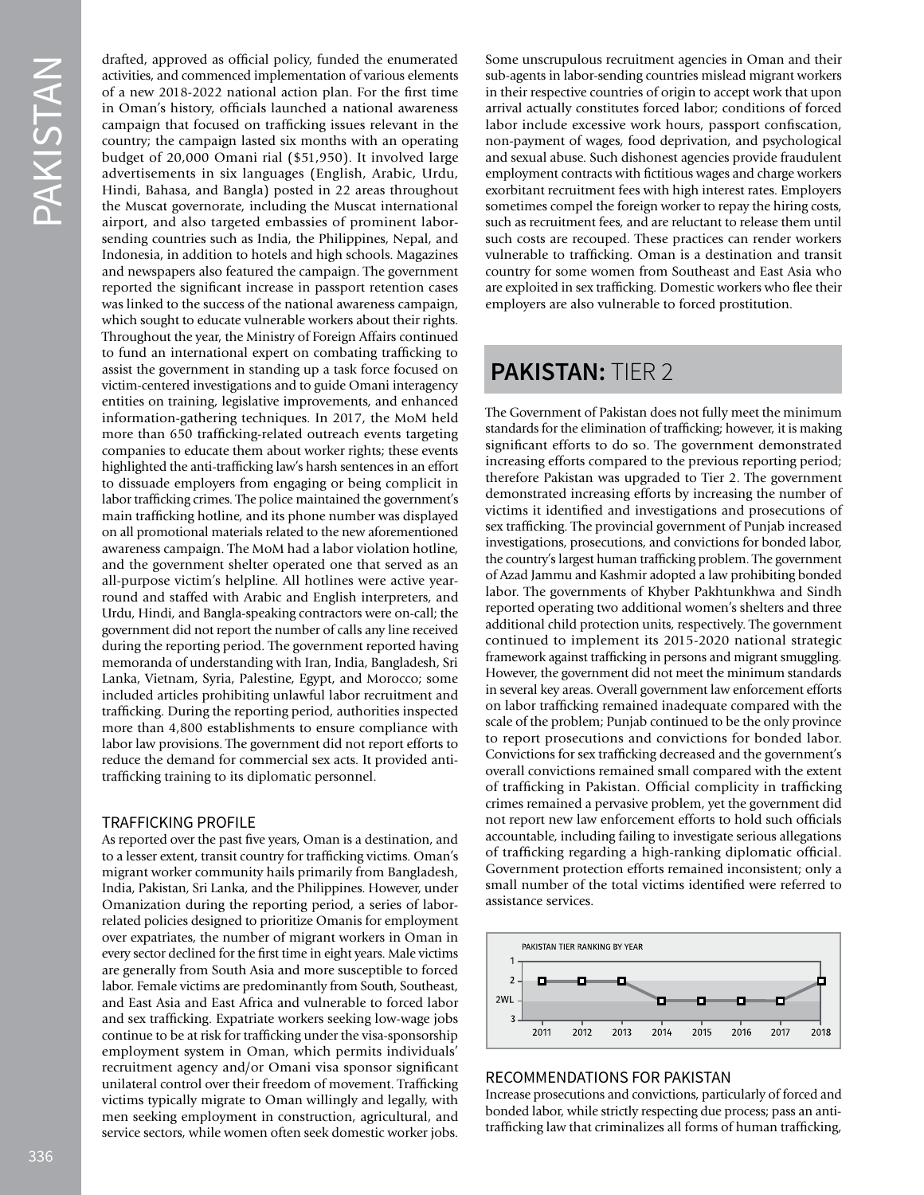drafted, approved as official policy, funded the enumerated activities, and commenced implementation of various elements of a new 2018-2022 national action plan. For the first time in Oman's history, officials launched a national awareness campaign that focused on trafficking issues relevant in the country; the campaign lasted six months with an operating budget of 20,000 Omani rial ($51,950). It involved large advertisements in six languages (English, Arabic, Urdu, Hindi, Bahasa, and Bangla) posted in 22 areas throughout the Muscat governorate, including the Muscat international airport, and also targeted embassies of prominent labor-sending countries such as India, the Philippines, Nepal, and Indonesia, in addition to hotels and high schools. Magazines and newspapers also featured the campaign. The government reported the significant increase in passport retention cases was linked to the success of the national awareness campaign, which sought to educate vulnerable workers about their rights. Throughout the year, the Ministry of Foreign Affairs continued to fund an international expert on combating trafficking to assist the government in standing up a task force focused on victim-centered investigations and to guide Omani interagency entities on training, legislative improvements, and enhanced information-gathering techniques. In 2017, the MoM held more than 650 trafficking-related outreach events targeting companies to educate them about worker rights; these events highlighted the anti-trafficking law's harsh sentences in an effort to dissuade employers from engaging or being complicit in labor trafficking crimes. The police maintained the government's main trafficking hotline, and its phone number was displayed on all promotional materials related to the new aforementioned awareness campaign. The MoM had a labor violation hotline, and the government shelter operated one that served as an all-purpose victim's helpline. All hotlines were active year-round and staffed with Arabic and English interpreters, and Urdu, Hindi, and Bangla-speaking contractors were on-call; the government did not report the number of calls any line received during the reporting period. The government reported having memoranda of understanding with Iran, India, Bangladesh, Sri Lanka, Vietnam, Syria, Palestine, Egypt, and Morocco; some included articles prohibiting unlawful labor recruitment and trafficking. During the reporting period, authorities inspected more than 4,800 establishments to ensure compliance with labor law provisions. The government did not report efforts to reduce the demand for commercial sex acts. It provided anti-trafficking training to its diplomatic personnel.

### TRAFFICKING PROFILE

As reported over the past five years, Oman is a destination, and to a lesser extent, transit country for trafficking victims. Oman's migrant worker community hails primarily from Bangladesh, India, Pakistan, Sri Lanka, and the Philippines. However, under Omanization during the reporting period, a series of labor-related policies designed to prioritize Omanis for employment over expatriates, the number of migrant workers in Oman in every sector declined for the first time in eight years. Male victims are generally from South Asia and more susceptible to forced labor. Female victims are predominantly from South, Southeast, and East Asia and East Africa and vulnerable to forced labor and sex trafficking. Expatriate workers seeking low-wage jobs continue to be at risk for trafficking under the visa-sponsorship employment system in Oman, which permits individuals' recruitment agency and/or Omani visa sponsor significant unilateral control over their freedom of movement. Trafficking victims typically migrate to Oman willingly and legally, with men seeking employment in construction, agricultural, and service sectors, while women often seek domestic worker jobs. Some unscrupulous recruitment agencies in Oman and their sub-agents in labor-sending countries mislead migrant workers in their respective countries of origin to accept work that upon arrival actually constitutes forced labor; conditions of forced labor include excessive work hours, passport confiscation, non-payment of wages, food deprivation, and psychological and sexual abuse. Such dishonest agencies provide fraudulent employment contracts with fictitious wages and charge workers exorbitant recruitment fees with high interest rates. Employers sometimes compel the foreign worker to repay the hiring costs, such as recruitment fees, and are reluctant to release them until such costs are recouped. These practices can render workers vulnerable to trafficking. Oman is a destination and transit country for some women from Southeast and East Asia who are exploited in sex trafficking. Domestic workers who flee their employers are also vulnerable to forced prostitution.

## PAKISTAN: TIER 2

The Government of Pakistan does not fully meet the minimum standards for the elimination of trafficking; however, it is making significant efforts to do so. The government demonstrated increasing efforts compared to the previous reporting period; therefore Pakistan was upgraded to Tier 2. The government demonstrated increasing efforts by increasing the number of victims it identified and investigations and prosecutions of sex trafficking. The provincial government of Punjab increased investigations, prosecutions, and convictions for bonded labor, the country's largest human trafficking problem. The government of Azad Jammu and Kashmir adopted a law prohibiting bonded labor. The governments of Khyber Pakhtunkhwa and Sindh reported operating two additional women's shelters and three additional child protection units, respectively. The government continued to implement its 2015-2020 national strategic framework against trafficking in persons and migrant smuggling. However, the government did not meet the minimum standards in several key areas. Overall government law enforcement efforts on labor trafficking remained inadequate compared with the scale of the problem; Punjab continued to be the only province to report prosecutions and convictions for bonded labor. Convictions for sex trafficking decreased and the government's overall convictions remained small compared with the extent of trafficking in Pakistan. Official complicity in trafficking crimes remained a pervasive problem, yet the government did not report new law enforcement efforts to hold such officials accountable, including failing to investigate serious allegations of trafficking regarding a high-ranking diplomatic official. Government protection efforts remained inconsistent; only a small number of the total victims identified were referred to assistance services.

PAKISTAN TIER RANKING BY YEAR

| Year | 2011 | 2012 | 2013 | 2014 | 2015 | 2016 | 2017 | 2018 |
|---|---|---|---|---|---|---|---|---|
| Tier | 2 | 2 | 2 | 2WL | 2WL | 2WL | 2WL | 2 |

### RECOMMENDATIONS FOR PAKISTAN

Increase prosecutions and convictions, particularly of forced and bonded labor, while strictly respecting due process; pass an anti-trafficking law that criminalizes all forms of human trafficking,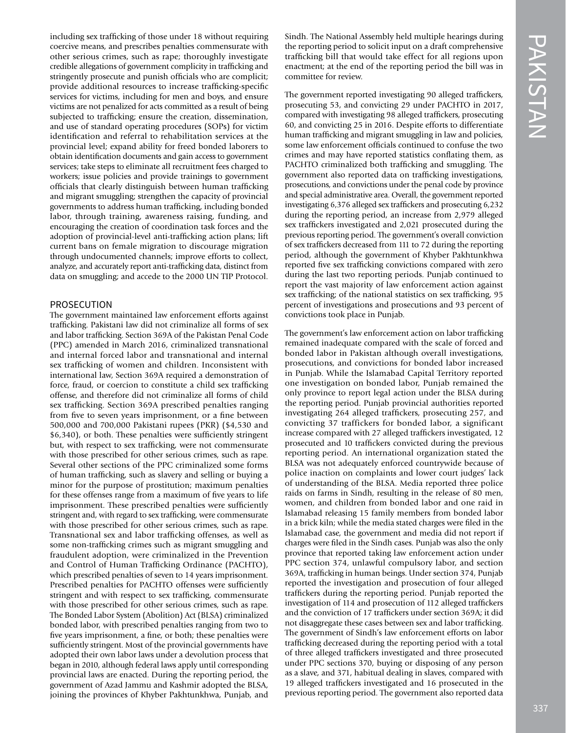including sex trafficking of those under 18 without requiring coercive means, and prescribes penalties commensurate with other serious crimes, such as rape; thoroughly investigate credible allegations of government complicity in trafficking and stringently prosecute and punish officials who are complicit; provide additional resources to increase trafficking-specific services for victims, including for men and boys, and ensure victims are not penalized for acts committed as a result of being subjected to trafficking; ensure the creation, dissemination, and use of standard operating procedures (SOPs) for victim identification and referral to rehabilitation services at the provincial level; expand ability for freed bonded laborers to obtain identification documents and gain access to government services; take steps to eliminate all recruitment fees charged to workers; issue policies and provide trainings to government officials that clearly distinguish between human trafficking and migrant smuggling; strengthen the capacity of provincial governments to address human trafficking, including bonded labor, through training, awareness raising, funding, and encouraging the creation of coordination task forces and the adoption of provincial-level anti-trafficking action plans; lift current bans on female migration to discourage migration through undocumented channels; improve efforts to collect, analyze, and accurately report anti-trafficking data, distinct from data on smuggling; and accede to the 2000 UN TIP Protocol.

## PROSECUTION

The government maintained law enforcement efforts against trafficking. Pakistani law did not criminalize all forms of sex and labor trafficking. Section 369A of the Pakistan Penal Code (PPC) amended in March 2016, criminalized transnational and internal forced labor and transnational and internal sex trafficking of women and children. Inconsistent with international law, Section 369A required a demonstration of force, fraud, or coercion to constitute a child sex trafficking offense, and therefore did not criminalize all forms of child sex trafficking. Section 369A prescribed penalties ranging from five to seven years imprisonment, or a fine between 500,000 and 700,000 Pakistani rupees (PKR) ($4,530 and $6,340), or both. These penalties were sufficiently stringent but, with respect to sex trafficking, were not commensurate with those prescribed for other serious crimes, such as rape. Several other sections of the PPC criminalized some forms of human trafficking, such as slavery and selling or buying a minor for the purpose of prostitution; maximum penalties for these offenses range from a maximum of five years to life imprisonment. These prescribed penalties were sufficiently stringent and, with regard to sex trafficking, were commensurate with those prescribed for other serious crimes, such as rape. Transnational sex and labor trafficking offenses, as well as some non-trafficking crimes such as migrant smuggling and fraudulent adoption, were criminalized in the Prevention and Control of Human Trafficking Ordinance (PACHTO), which prescribed penalties of seven to 14 years imprisonment. Prescribed penalties for PACHTO offenses were sufficiently stringent and with respect to sex trafficking, commensurate with those prescribed for other serious crimes, such as rape. The Bonded Labor System (Abolition) Act (BLSA) criminalized bonded labor, with prescribed penalties ranging from two to five years imprisonment, a fine, or both; these penalties were sufficiently stringent. Most of the provincial governments have adopted their own labor laws under a devolution process that began in 2010, although federal laws apply until corresponding provincial laws are enacted. During the reporting period, the government of Azad Jammu and Kashmir adopted the BLSA, joining the provinces of Khyber Pakhtunkhwa, Punjab, and Sindh. The National Assembly held multiple hearings during the reporting period to solicit input on a draft comprehensive trafficking bill that would take effect for all regions upon enactment; at the end of the reporting period the bill was in committee for review.

The government reported investigating 90 alleged traffickers, prosecuting 53, and convicting 29 under PACHTO in 2017, compared with investigating 98 alleged traffickers, prosecuting 60, and convicting 25 in 2016. Despite efforts to differentiate human trafficking and migrant smuggling in law and policies, some law enforcement officials continued to confuse the two crimes and may have reported statistics conflating them, as PACHTO criminalized both trafficking and smuggling. The government also reported data on trafficking investigations, prosecutions, and convictions under the penal code by province and special administrative area. Overall, the government reported investigating 6,376 alleged sex traffickers and prosecuting 6,232 during the reporting period, an increase from 2,979 alleged sex traffickers investigated and 2,021 prosecuted during the previous reporting period. The government's overall conviction of sex traffickers decreased from 111 to 72 during the reporting period, although the government of Khyber Pakhtunkhwa reported five sex trafficking convictions compared with zero during the last two reporting periods. Punjab continued to report the vast majority of law enforcement action against sex trafficking; of the national statistics on sex trafficking, 95 percent of investigations and prosecutions and 93 percent of convictions took place in Punjab.

The government's law enforcement action on labor trafficking remained inadequate compared with the scale of forced and bonded labor in Pakistan although overall investigations, prosecutions, and convictions for bonded labor increased in Punjab. While the Islamabad Capital Territory reported one investigation on bonded labor, Punjab remained the only province to report legal action under the BLSA during the reporting period. Punjab provincial authorities reported investigating 264 alleged traffickers, prosecuting 257, and convicting 37 traffickers for bonded labor, a significant increase compared with 27 alleged traffickers investigated, 12 prosecuted and 10 traffickers convicted during the previous reporting period. An international organization stated the BLSA was not adequately enforced countrywide because of police inaction on complaints and lower court judges' lack of understanding of the BLSA. Media reported three police raids on farms in Sindh, resulting in the release of 80 men, women, and children from bonded labor and one raid in Islamabad releasing 15 family members from bonded labor in a brick kiln; while the media stated charges were filed in the Islamabad case, the government and media did not report if charges were filed in the Sindh cases. Punjab was also the only province that reported taking law enforcement action under PPC section 374, unlawful compulsory labor, and section 369A, trafficking in human beings. Under section 374, Punjab reported the investigation and prosecution of four alleged traffickers during the reporting period. Punjab reported the investigation of 114 and prosecution of 112 alleged traffickers and the conviction of 17 traffickers under section 369A; it did not disaggregate these cases between sex and labor trafficking. The government of Sindh's law enforcement efforts on labor trafficking decreased during the reporting period with a total of three alleged traffickers investigated and three prosecuted under PPC sections 370, buying or disposing of any person as a slave, and 371, habitual dealing in slaves, compared with 19 alleged traffickers investigated and 16 prosecuted in the previous reporting period. The government also reported data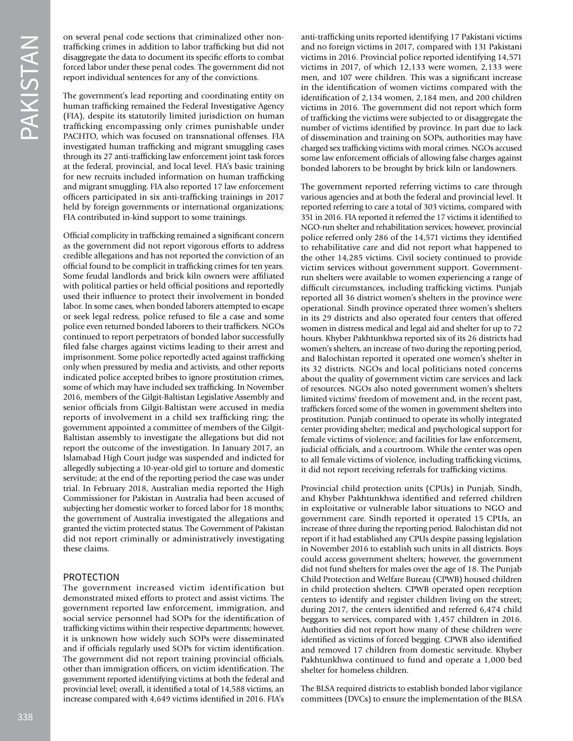on several penal code sections that criminalized other non-trafficking crimes in addition to labor trafficking but did not disaggregate the data to document its specific efforts to combat forced labor under these penal codes. The government did not report individual sentences for any of the convictions.

The government's lead reporting and coordinating entity on human trafficking remained the Federal Investigative Agency (FIA), despite its statutorily limited jurisdiction on human trafficking encompassing only crimes punishable under PACHTO, which was focused on transnational offenses. FIA investigated human trafficking and migrant smuggling cases through its 27 anti-trafficking law enforcement joint task forces at the federal, provincial, and local level. FIA's basic training for new recruits included information on human trafficking and migrant smuggling. FIA also reported 17 law enforcement officers participated in six anti-trafficking trainings in 2017 held by foreign governments or international organizations; FIA contributed in-kind support to some trainings.

Official complicity in trafficking remained a significant concern as the government did not report vigorous efforts to address credible allegations and has not reported the conviction of an official found to be complicit in trafficking crimes for ten years. Some feudal landlords and brick kiln owners were affiliated with political parties or held official positions and reportedly used their influence to protect their involvement in bonded labor. In some cases, when bonded laborers attempted to escape or seek legal redress, police refused to file a case and some police even returned bonded laborers to their traffickers. NGOs continued to report perpetrators of bonded labor successfully filed false charges against victims leading to their arrest and imprisonment. Some police reportedly acted against trafficking only when pressured by media and activists, and other reports indicated police accepted bribes to ignore prostitution crimes, some of which may have included sex trafficking. In November 2016, members of the Gilgit-Baltistan Legislative Assembly and senior officials from Gilgit-Baltistan were accused in media reports of involvement in a child sex trafficking ring; the government appointed a committee of members of the Gilgit-Baltistan assembly to investigate the allegations but did not report the outcome of the investigation. In January 2017, an Islamabad High Court judge was suspended and indicted for allegedly subjecting a 10-year-old girl to torture and domestic servitude; at the end of the reporting period the case was under trial. In February 2018, Australian media reported the High Commissioner for Pakistan in Australia had been accused of subjecting her domestic worker to forced labor for 18 months; the government of Australia investigated the allegations and granted the victim protected status. The Government of Pakistan did not report criminally or administratively investigating these claims.

## PROTECTION

The government increased victim identification but demonstrated mixed efforts to protect and assist victims. The government reported law enforcement, immigration, and social service personnel had SOPs for the identification of trafficking victims within their respective departments; however, it is unknown how widely such SOPs were disseminated and if officials regularly used SOPs for victim identification. The government did not report training provincial officials, other than immigration officers, on victim identification. The government reported identifying victims at both the federal and provincial level; overall, it identified a total of 14,588 victims, an increase compared with 4,649 victims identified in 2016. FIA's anti-trafficking units reported identifying 17 Pakistani victims and no foreign victims in 2017, compared with 131 Pakistani victims in 2016. Provincial police reported identifying 14,571 victims in 2017, of which 12,133 were women, 2,133 were men, and 107 were children. This was a significant increase in the identification of women victims compared with the identification of 2,134 women, 2,184 men, and 200 children victims in 2016. The government did not report which form of trafficking the victims were subjected to or disaggregate the number of victims identified by province. In part due to lack of dissemination and training on SOPs, authorities may have charged sex trafficking victims with moral crimes. NGOs accused some law enforcement officials of allowing false charges against bonded laborers to be brought by brick kiln or landowners.

The government reported referring victims to care through various agencies and at both the federal and provincial level. It reported referring to care a total of 303 victims, compared with 351 in 2016. FIA reported it referred the 17 victims it identified to NGO-run shelter and rehabilitation services; however, provincial police referred only 286 of the 14,571 victims they identified to rehabilitative care and did not report what happened to the other 14,285 victims. Civil society continued to provide victim services without government support. Government-run shelters were available to women experiencing a range of difficult circumstances, including trafficking victims. Punjab reported all 36 district women's shelters in the province were operational. Sindh province operated three women's shelters in its 29 districts and also operated four centers that offered women in distress medical and legal aid and shelter for up to 72 hours. Khyber Pakhtunkhwa reported six of its 26 districts had women's shelters, an increase of two during the reporting period, and Balochistan reported it operated one women's shelter in its 32 districts. NGOs and local politicians noted concerns about the quality of government victim care services and lack of resources. NGOs also noted government women's shelters limited victims' freedom of movement and, in the recent past, traffickers forced some of the women in government shelters into prostitution. Punjab continued to operate its wholly integrated center providing shelter; medical and psychological support for female victims of violence; and facilities for law enforcement, judicial officials, and a courtroom. While the center was open to all female victims of violence, including trafficking victims, it did not report receiving referrals for trafficking victims.

Provincial child protection units (CPUs) in Punjab, Sindh, and Khyber Pakhtunkhwa identified and referred children in exploitative or vulnerable labor situations to NGO and government care. Sindh reported it operated 15 CPUs, an increase of three during the reporting period. Balochistan did not report if it had established any CPUs despite passing legislation in November 2016 to establish such units in all districts. Boys could access government shelters; however, the government did not fund shelters for males over the age of 18. The Punjab Child Protection and Welfare Bureau (CPWB) housed children in child protection shelters. CPWB operated open reception centers to identify and register children living on the street; during 2017, the centers identified and referred 6,474 child beggars to services, compared with 1,457 children in 2016. Authorities did not report how many of these children were identified as victims of forced begging. CPWB also identified and removed 17 children from domestic servitude. Khyber Pakhtunkhwa continued to fund and operate a 1,000 bed shelter for homeless children.

The BLSA required districts to establish bonded labor vigilance committees (DVCs) to ensure the implementation of the BLSA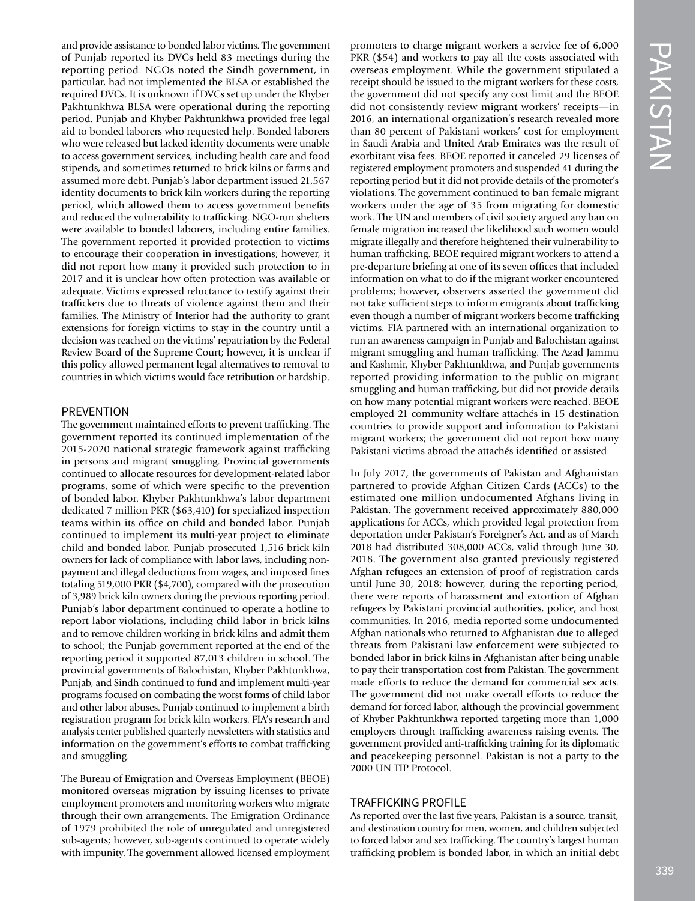and provide assistance to bonded labor victims. The government of Punjab reported its DVCs held 83 meetings during the reporting period. NGOs noted the Sindh government, in particular, had not implemented the BLSA or established the required DVCs. It is unknown if DVCs set up under the Khyber Pakhtunkhwa BLSA were operational during the reporting period. Punjab and Khyber Pakhtunkhwa provided free legal aid to bonded laborers who requested help. Bonded laborers who were released but lacked identity documents were unable to access government services, including health care and food stipends, and sometimes returned to brick kilns or farms and assumed more debt. Punjab's labor department issued 21,567 identity documents to brick kiln workers during the reporting period, which allowed them to access government benefits and reduced the vulnerability to trafficking. NGO-run shelters were available to bonded laborers, including entire families. The government reported it provided protection to victims to encourage their cooperation in investigations; however, it did not report how many it provided such protection to in 2017 and it is unclear how often protection was available or adequate. Victims expressed reluctance to testify against their traffickers due to threats of violence against them and their families. The Ministry of Interior had the authority to grant extensions for foreign victims to stay in the country until a decision was reached on the victims' repatriation by the Federal Review Board of the Supreme Court; however, it is unclear if this policy allowed permanent legal alternatives to removal to countries in which victims would face retribution or hardship.

## PREVENTION

The government maintained efforts to prevent trafficking. The government reported its continued implementation of the 2015-2020 national strategic framework against trafficking in persons and migrant smuggling. Provincial governments continued to allocate resources for development-related labor programs, some of which were specific to the prevention of bonded labor. Khyber Pakhtunkhwa's labor department dedicated 7 million PKR ($63,410) for specialized inspection teams within its office on child and bonded labor. Punjab continued to implement its multi-year project to eliminate child and bonded labor. Punjab prosecuted 1,516 brick kiln owners for lack of compliance with labor laws, including non-payment and illegal deductions from wages, and imposed fines totaling 519,000 PKR ($4,700), compared with the prosecution of 3,989 brick kiln owners during the previous reporting period. Punjab's labor department continued to operate a hotline to report labor violations, including child labor in brick kilns and to remove children working in brick kilns and admit them to school; the Punjab government reported at the end of the reporting period it supported 87,013 children in school. The provincial governments of Balochistan, Khyber Pakhtunkhwa, Punjab, and Sindh continued to fund and implement multi-year programs focused on combating the worst forms of child labor and other labor abuses. Punjab continued to implement a birth registration program for brick kiln workers. FIA's research and analysis center published quarterly newsletters with statistics and information on the government's efforts to combat trafficking and smuggling.

The Bureau of Emigration and Overseas Employment (BEOE) monitored overseas migration by issuing licenses to private employment promoters and monitoring workers who migrate through their own arrangements. The Emigration Ordinance of 1979 prohibited the role of unregulated and unregistered sub-agents; however, sub-agents continued to operate widely with impunity. The government allowed licensed employment promoters to charge migrant workers a service fee of 6,000 PKR ($54) and workers to pay all the costs associated with overseas employment. While the government stipulated a receipt should be issued to the migrant workers for these costs, the government did not specify any cost limit and the BEOE did not consistently review migrant workers' receipts—in 2016, an international organization's research revealed more than 80 percent of Pakistani workers' cost for employment in Saudi Arabia and United Arab Emirates was the result of exorbitant visa fees. BEOE reported it canceled 29 licenses of registered employment promoters and suspended 41 during the reporting period but it did not provide details of the promoter's violations. The government continued to ban female migrant workers under the age of 35 from migrating for domestic work. The UN and members of civil society argued any ban on female migration increased the likelihood such women would migrate illegally and therefore heightened their vulnerability to human trafficking. BEOE required migrant workers to attend a pre-departure briefing at one of its seven offices that included information on what to do if the migrant worker encountered problems; however, observers asserted the government did not take sufficient steps to inform emigrants about trafficking even though a number of migrant workers become trafficking victims. FIA partnered with an international organization to run an awareness campaign in Punjab and Balochistan against migrant smuggling and human trafficking. The Azad Jammu and Kashmir, Khyber Pakhtunkhwa, and Punjab governments reported providing information to the public on migrant smuggling and human trafficking, but did not provide details on how many potential migrant workers were reached. BEOE employed 21 community welfare attachés in 15 destination countries to provide support and information to Pakistani migrant workers; the government did not report how many Pakistani victims abroad the attachés identified or assisted.

In July 2017, the governments of Pakistan and Afghanistan partnered to provide Afghan Citizen Cards (ACCs) to the estimated one million undocumented Afghans living in Pakistan. The government received approximately 880,000 applications for ACCs, which provided legal protection from deportation under Pakistan's Foreigner's Act, and as of March 2018 had distributed 308,000 ACCs, valid through June 30, 2018. The government also granted previously registered Afghan refugees an extension of proof of registration cards until June 30, 2018; however, during the reporting period, there were reports of harassment and extortion of Afghan refugees by Pakistani provincial authorities, police, and host communities. In 2016, media reported some undocumented Afghan nationals who returned to Afghanistan due to alleged threats from Pakistani law enforcement were subjected to bonded labor in brick kilns in Afghanistan after being unable to pay their transportation cost from Pakistan. The government made efforts to reduce the demand for commercial sex acts. The government did not make overall efforts to reduce the demand for forced labor, although the provincial government of Khyber Pakhtunkhwa reported targeting more than 1,000 employers through trafficking awareness raising events. The government provided anti-trafficking training for its diplomatic and peacekeeping personnel. Pakistan is not a party to the 2000 UN TIP Protocol.

## TRAFFICKING PROFILE

As reported over the last five years, Pakistan is a source, transit, and destination country for men, women, and children subjected to forced labor and sex trafficking. The country's largest human trafficking problem is bonded labor, in which an initial debt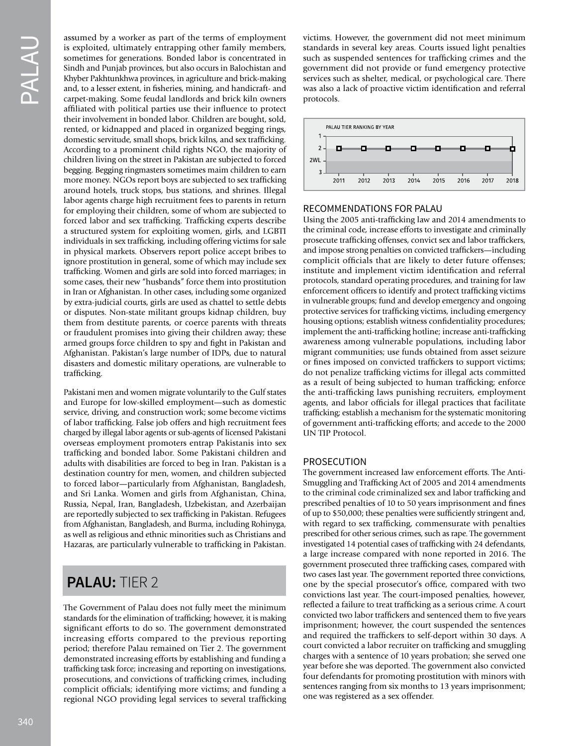assumed by a worker as part of the terms of employment is exploited, ultimately entrapping other family members, sometimes for generations. Bonded labor is concentrated in Sindh and Punjab provinces, but also occurs in Balochistan and Khyber Pakhtunkhwa provinces, in agriculture and brick-making and, to a lesser extent, in fisheries, mining, and handicraft- and carpet-making. Some feudal landlords and brick kiln owners affiliated with political parties use their influence to protect their involvement in bonded labor. Children are bought, sold, rented, or kidnapped and placed in organized begging rings, domestic servitude, small shops, brick kilns, and sex trafficking. According to a prominent child rights NGO, the majority of children living on the street in Pakistan are subjected to forced begging. Begging ringmasters sometimes maim children to earn more money. NGOs report boys are subjected to sex trafficking around hotels, truck stops, bus stations, and shrines. Illegal labor agents charge high recruitment fees to parents in return for employing their children, some of whom are subjected to forced labor and sex trafficking. Trafficking experts describe a structured system for exploiting women, girls, and LGBTI individuals in sex trafficking, including offering victims for sale in physical markets. Observers report police accept bribes to ignore prostitution in general, some of which may include sex trafficking. Women and girls are sold into forced marriages; in some cases, their new "husbands" force them into prostitution in Iran or Afghanistan. In other cases, including some organized by extra-judicial courts, girls are used as chattel to settle debts or disputes. Non-state militant groups kidnap children, buy them from destitute parents, or coerce parents with threats or fraudulent promises into giving their children away; these armed groups force children to spy and fight in Pakistan and Afghanistan. Pakistan's large number of IDPs, due to natural disasters and domestic military operations, are vulnerable to trafficking.

Pakistani men and women migrate voluntarily to the Gulf states and Europe for low-skilled employment—such as domestic service, driving, and construction work; some become victims of labor trafficking. False job offers and high recruitment fees charged by illegal labor agents or sub-agents of licensed Pakistani overseas employment promoters entrap Pakistanis into sex trafficking and bonded labor. Some Pakistani children and adults with disabilities are forced to beg in Iran. Pakistan is a destination country for men, women, and children subjected to forced labor—particularly from Afghanistan, Bangladesh, and Sri Lanka. Women and girls from Afghanistan, China, Russia, Nepal, Iran, Bangladesh, Uzbekistan, and Azerbaijan are reportedly subjected to sex trafficking in Pakistan. Refugees from Afghanistan, Bangladesh, and Burma, including Rohingya, as well as religious and ethnic minorities such as Christians and Hazaras, are particularly vulnerable to trafficking in Pakistan.

## PALAU: TIER 2

The Government of Palau does not fully meet the minimum standards for the elimination of trafficking; however, it is making significant efforts to do so. The government demonstrated increasing efforts compared to the previous reporting period; therefore Palau remained on Tier 2. The government demonstrated increasing efforts by establishing and funding a trafficking task force; increasing and reporting on investigations, prosecutions, and convictions of trafficking crimes, including complicit officials; identifying more victims; and funding a regional NGO providing legal services to several trafficking victims. However, the government did not meet minimum standards in several key areas. Courts issued light penalties such as suspended sentences for trafficking crimes and the government did not provide or fund emergency protective services such as shelter, medical, or psychological care. There was also a lack of proactive victim identification and referral protocols.

PALAU TIER RANKING BY YEAR

| Year | 2011 | 2012 | 2013 | 2014 | 2015 | 2016 | 2017 | 2018 |
|---|---|---|---|---|---|---|---|---|
| Tier | 2 | 2 | 2 | 2 | 2 | 2 | 2 | 2 |

### RECOMMENDATIONS FOR PALAU

Using the 2005 anti-trafficking law and 2014 amendments to the criminal code, increase efforts to investigate and criminally prosecute trafficking offenses, convict sex and labor traffickers, and impose strong penalties on convicted traffickers—including complicit officials that are likely to deter future offenses; institute and implement victim identification and referral protocols, standard operating procedures, and training for law enforcement officers to identify and protect trafficking victims in vulnerable groups; fund and develop emergency and ongoing protective services for trafficking victims, including emergency housing options; establish witness confidentiality procedures; implement the anti-trafficking hotline; increase anti-trafficking awareness among vulnerable populations, including labor migrant communities; use funds obtained from asset seizure or fines imposed on convicted traffickers to support victims; do not penalize trafficking victims for illegal acts committed as a result of being subjected to human trafficking; enforce the anti-trafficking laws punishing recruiters, employment agents, and labor officials for illegal practices that facilitate trafficking; establish a mechanism for the systematic monitoring of government anti-trafficking efforts; and accede to the 2000 UN TIP Protocol.

### PROSECUTION

The government increased law enforcement efforts. The Anti-Smuggling and Trafficking Act of 2005 and 2014 amendments to the criminal code criminalized sex and labor trafficking and prescribed penalties of 10 to 50 years imprisonment and fines of up to $50,000; these penalties were sufficiently stringent and, with regard to sex trafficking, commensurate with penalties prescribed for other serious crimes, such as rape. The government investigated 14 potential cases of trafficking with 24 defendants, a large increase compared with none reported in 2016. The government prosecuted three trafficking cases, compared with two cases last year. The government reported three convictions, one by the special prosecutor's office, compared with two convictions last year. The court-imposed penalties, however, reflected a failure to treat trafficking as a serious crime. A court convicted two labor traffickers and sentenced them to five years imprisonment; however, the court suspended the sentences and required the traffickers to self-deport within 30 days. A court convicted a labor recruiter on trafficking and smuggling charges with a sentence of 10 years probation; she served one year before she was deported. The government also convicted four defendants for promoting prostitution with minors with sentences ranging from six months to 13 years imprisonment; one was registered as a sex offender.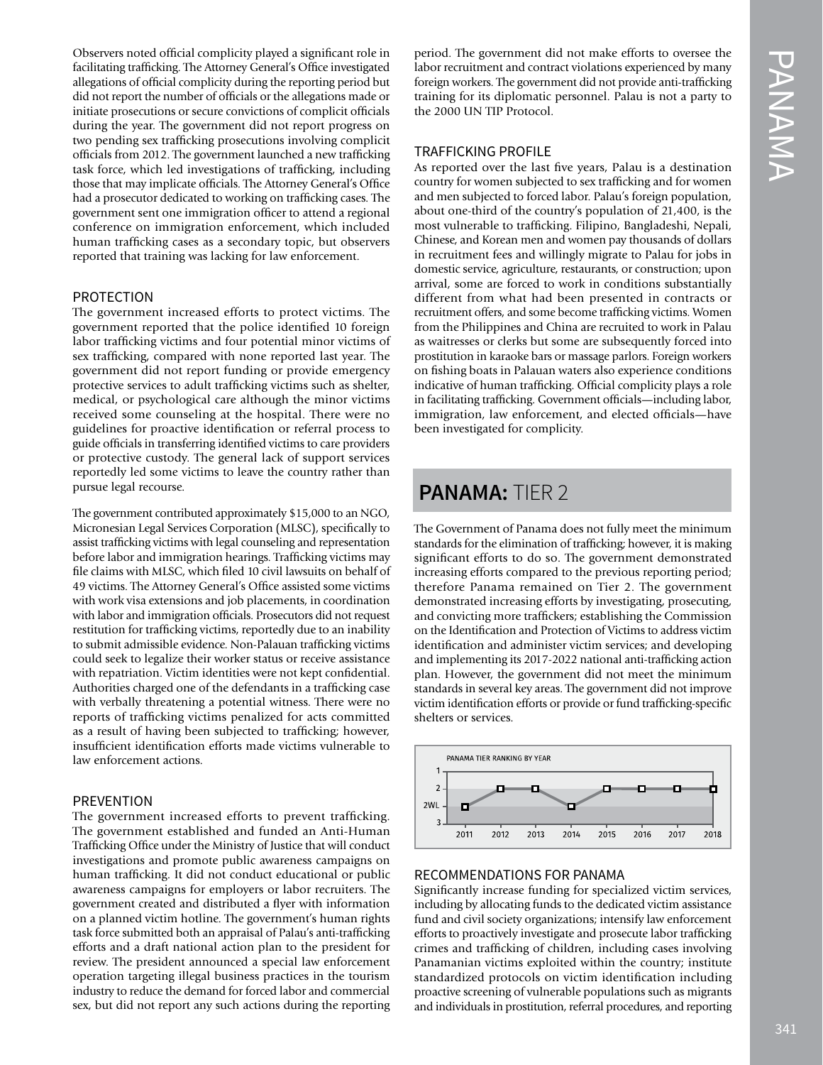Observers noted official complicity played a significant role in facilitating trafficking. The Attorney General's Office investigated allegations of official complicity during the reporting period but did not report the number of officials or the allegations made or initiate prosecutions or secure convictions of complicit officials during the year. The government did not report progress on two pending sex trafficking prosecutions involving complicit officials from 2012. The government launched a new trafficking task force, which led investigations of trafficking, including those that may implicate officials. The Attorney General's Office had a prosecutor dedicated to working on trafficking cases. The government sent one immigration officer to attend a regional conference on immigration enforcement, which included human trafficking cases as a secondary topic, but observers reported that training was lacking for law enforcement.

### PROTECTION

The government increased efforts to protect victims. The government reported that the police identified 10 foreign labor trafficking victims and four potential minor victims of sex trafficking, compared with none reported last year. The government did not report funding or provide emergency protective services to adult trafficking victims such as shelter, medical, or psychological care although the minor victims received some counseling at the hospital. There were no guidelines for proactive identification or referral process to guide officials in transferring identified victims to care providers or protective custody. The general lack of support services reportedly led some victims to leave the country rather than pursue legal recourse.

The government contributed approximately $15,000 to an NGO, Micronesian Legal Services Corporation (MLSC), specifically to assist trafficking victims with legal counseling and representation before labor and immigration hearings. Trafficking victims may file claims with MLSC, which filed 10 civil lawsuits on behalf of 49 victims. The Attorney General's Office assisted some victims with work visa extensions and job placements, in coordination with labor and immigration officials. Prosecutors did not request restitution for trafficking victims, reportedly due to an inability to submit admissible evidence. Non-Palauan trafficking victims could seek to legalize their worker status or receive assistance with repatriation. Victim identities were not kept confidential. Authorities charged one of the defendants in a trafficking case with verbally threatening a potential witness. There were no reports of trafficking victims penalized for acts committed as a result of having been subjected to trafficking; however, insufficient identification efforts made victims vulnerable to law enforcement actions.

### PREVENTION

The government increased efforts to prevent trafficking. The government established and funded an Anti-Human Trafficking Office under the Ministry of Justice that will conduct investigations and promote public awareness campaigns on human trafficking. It did not conduct educational or public awareness campaigns for employers or labor recruiters. The government created and distributed a flyer with information on a planned victim hotline. The government's human rights task force submitted both an appraisal of Palau's anti-trafficking efforts and a draft national action plan to the president for review. The president announced a special law enforcement operation targeting illegal business practices in the tourism industry to reduce the demand for forced labor and commercial sex, but did not report any such actions during the reporting period. The government did not make efforts to oversee the labor recruitment and contract violations experienced by many foreign workers. The government did not provide anti-trafficking training for its diplomatic personnel. Palau is not a party to the 2000 UN TIP Protocol.

### TRAFFICKING PROFILE

As reported over the last five years, Palau is a destination country for women subjected to sex trafficking and for women and men subjected to forced labor. Palau's foreign population, about one-third of the country's population of 21,400, is the most vulnerable to trafficking. Filipino, Bangladeshi, Nepali, Chinese, and Korean men and women pay thousands of dollars in recruitment fees and willingly migrate to Palau for jobs in domestic service, agriculture, restaurants, or construction; upon arrival, some are forced to work in conditions substantially different from what had been presented in contracts or recruitment offers, and some become trafficking victims. Women from the Philippines and China are recruited to work in Palau as waitresses or clerks but some are subsequently forced into prostitution in karaoke bars or massage parlors. Foreign workers on fishing boats in Palauan waters also experience conditions indicative of human trafficking. Official complicity plays a role in facilitating trafficking. Government officials—including labor, immigration, law enforcement, and elected officials—have been investigated for complicity.

## PANAMA: TIER 2

The Government of Panama does not fully meet the minimum standards for the elimination of trafficking; however, it is making significant efforts to do so. The government demonstrated increasing efforts compared to the previous reporting period; therefore Panama remained on Tier 2. The government demonstrated increasing efforts by investigating, prosecuting, and convicting more traffickers; establishing the Commission on the Identification and Protection of Victims to address victim identification and administer victim services; and developing and implementing its 2017-2022 national anti-trafficking action plan. However, the government did not meet the minimum standards in several key areas. The government did not improve victim identification efforts or provide or fund trafficking-specific shelters or services.

PANAMA TIER RANKING BY YEAR

| Year | 2011 | 2012 | 2013 | 2014 | 2015 | 2016 | 2017 | 2018 |
|---|---|---|---|---|---|---|---|---|
| Tier | 2WL | 2 | 2 | 2WL | 2 | 2 | 2 | 2 |

### RECOMMENDATIONS FOR PANAMA

Significantly increase funding for specialized victim services, including by allocating funds to the dedicated victim assistance fund and civil society organizations; intensify law enforcement efforts to proactively investigate and prosecute labor trafficking crimes and trafficking of children, including cases involving Panamanian victims exploited within the country; institute standardized protocols on victim identification including proactive screening of vulnerable populations such as migrants and individuals in prostitution, referral procedures, and reporting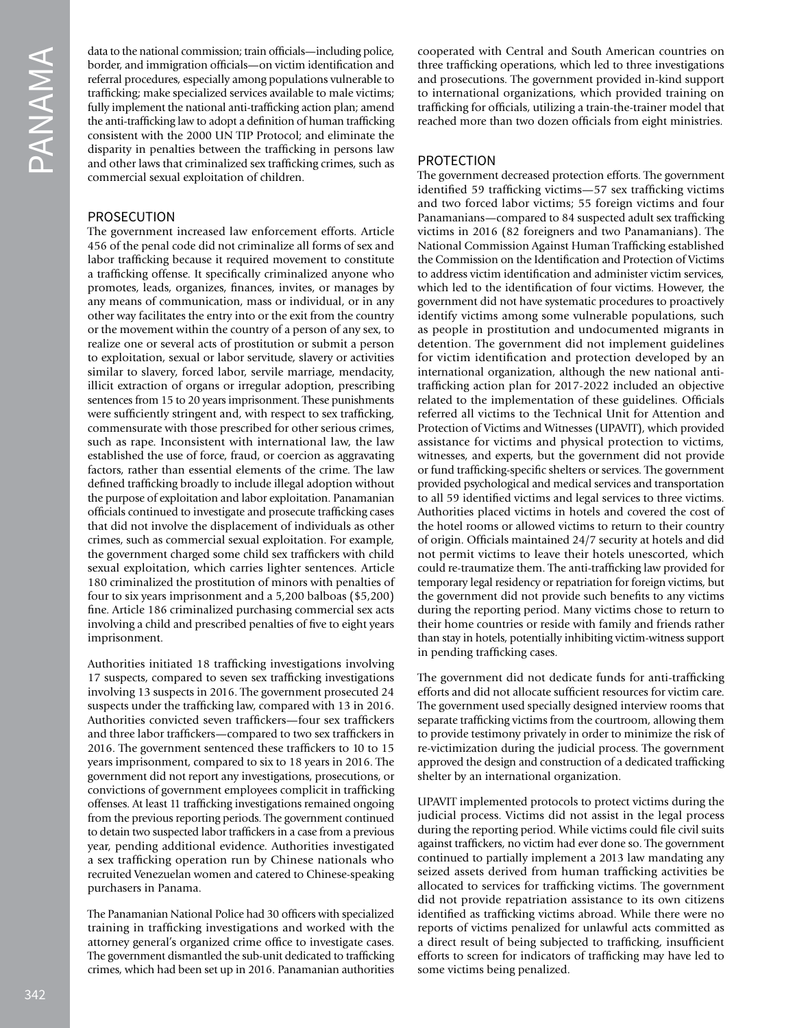data to the national commission; train officials—including police, border, and immigration officials—on victim identification and referral procedures, especially among populations vulnerable to trafficking; make specialized services available to male victims; fully implement the national anti-trafficking action plan; amend the anti-trafficking law to adopt a definition of human trafficking consistent with the 2000 UN TIP Protocol; and eliminate the disparity in penalties between the trafficking in persons law and other laws that criminalized sex trafficking crimes, such as commercial sexual exploitation of children.

## PROSECUTION

The government increased law enforcement efforts. Article 456 of the penal code did not criminalize all forms of sex and labor trafficking because it required movement to constitute a trafficking offense. It specifically criminalized anyone who promotes, leads, organizes, finances, invites, or manages by any means of communication, mass or individual, or in any other way facilitates the entry into or the exit from the country or the movement within the country of a person of any sex, to realize one or several acts of prostitution or submit a person to exploitation, sexual or labor servitude, slavery or activities similar to slavery, forced labor, servile marriage, mendacity, illicit extraction of organs or irregular adoption, prescribing sentences from 15 to 20 years imprisonment. These punishments were sufficiently stringent and, with respect to sex trafficking, commensurate with those prescribed for other serious crimes, such as rape. Inconsistent with international law, the law established the use of force, fraud, or coercion as aggravating factors, rather than essential elements of the crime. The law defined trafficking broadly to include illegal adoption without the purpose of exploitation and labor exploitation. Panamanian officials continued to investigate and prosecute trafficking cases that did not involve the displacement of individuals as other crimes, such as commercial sexual exploitation. For example, the government charged some child sex traffickers with child sexual exploitation, which carries lighter sentences. Article 180 criminalized the prostitution of minors with penalties of four to six years imprisonment and a 5,200 balboas ($5,200) fine. Article 186 criminalized purchasing commercial sex acts involving a child and prescribed penalties of five to eight years imprisonment.

Authorities initiated 18 trafficking investigations involving 17 suspects, compared to seven sex trafficking investigations involving 13 suspects in 2016. The government prosecuted 24 suspects under the trafficking law, compared with 13 in 2016. Authorities convicted seven traffickers—four sex traffickers and three labor traffickers—compared to two sex traffickers in 2016. The government sentenced these traffickers to 10 to 15 years imprisonment, compared to six to 18 years in 2016. The government did not report any investigations, prosecutions, or convictions of government employees complicit in trafficking offenses. At least 11 trafficking investigations remained ongoing from the previous reporting periods. The government continued to detain two suspected labor traffickers in a case from a previous year, pending additional evidence. Authorities investigated a sex trafficking operation run by Chinese nationals who recruited Venezuelan women and catered to Chinese-speaking purchasers in Panama.

The Panamanian National Police had 30 officers with specialized training in trafficking investigations and worked with the attorney general's organized crime office to investigate cases. The government dismantled the sub-unit dedicated to trafficking crimes, which had been set up in 2016. Panamanian authorities cooperated with Central and South American countries on three trafficking operations, which led to three investigations and prosecutions. The government provided in-kind support to international organizations, which provided training on trafficking for officials, utilizing a train-the-trainer model that reached more than two dozen officials from eight ministries.

## PROTECTION

The government decreased protection efforts. The government identified 59 trafficking victims—57 sex trafficking victims and two forced labor victims; 55 foreign victims and four Panamanians—compared to 84 suspected adult sex trafficking victims in 2016 (82 foreigners and two Panamanians). The National Commission Against Human Trafficking established the Commission on the Identification and Protection of Victims to address victim identification and administer victim services, which led to the identification of four victims. However, the government did not have systematic procedures to proactively identify victims among some vulnerable populations, such as people in prostitution and undocumented migrants in detention. The government did not implement guidelines for victim identification and protection developed by an international organization, although the new national anti-trafficking action plan for 2017-2022 included an objective related to the implementation of these guidelines. Officials referred all victims to the Technical Unit for Attention and Protection of Victims and Witnesses (UPAVIT), which provided assistance for victims and physical protection to victims, witnesses, and experts, but the government did not provide or fund trafficking-specific shelters or services. The government provided psychological and medical services and transportation to all 59 identified victims and legal services to three victims. Authorities placed victims in hotels and covered the cost of the hotel rooms or allowed victims to return to their country of origin. Officials maintained 24/7 security at hotels and did not permit victims to leave their hotels unescorted, which could re-traumatize them. The anti-trafficking law provided for temporary legal residency or repatriation for foreign victims, but the government did not provide such benefits to any victims during the reporting period. Many victims chose to return to their home countries or reside with family and friends rather than stay in hotels, potentially inhibiting victim-witness support in pending trafficking cases.

The government did not dedicate funds for anti-trafficking efforts and did not allocate sufficient resources for victim care. The government used specially designed interview rooms that separate trafficking victims from the courtroom, allowing them to provide testimony privately in order to minimize the risk of re-victimization during the judicial process. The government approved the design and construction of a dedicated trafficking shelter by an international organization.

UPAVIT implemented protocols to protect victims during the judicial process. Victims did not assist in the legal process during the reporting period. While victims could file civil suits against traffickers, no victim had ever done so. The government continued to partially implement a 2013 law mandating any seized assets derived from human trafficking activities be allocated to services for trafficking victims. The government did not provide repatriation assistance to its own citizens identified as trafficking victims abroad. While there were no reports of victims penalized for unlawful acts committed as a direct result of being subjected to trafficking, insufficient efforts to screen for indicators of trafficking may have led to some victims being penalized.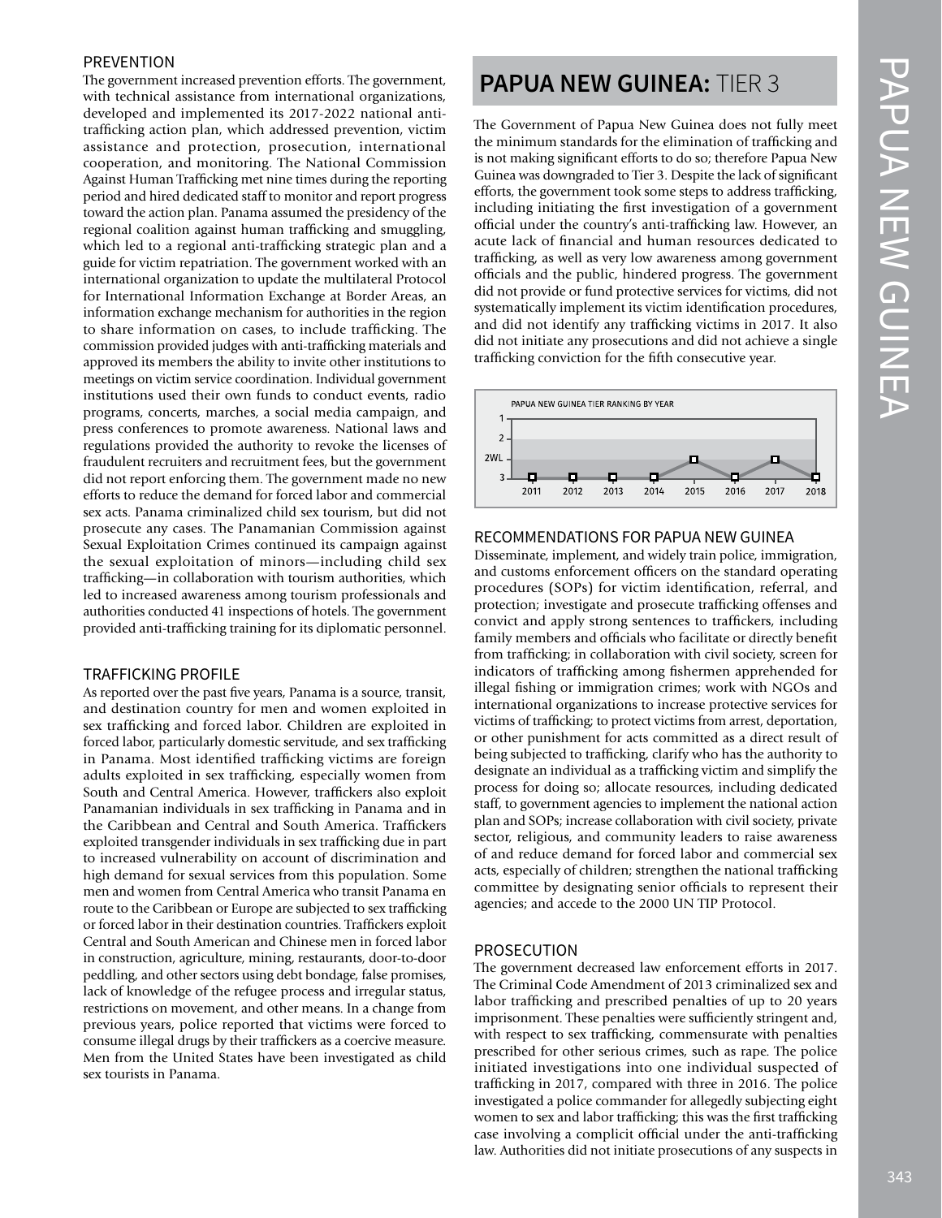### PREVENTION

The government increased prevention efforts. The government, with technical assistance from international organizations, developed and implemented its 2017-2022 national anti-trafficking action plan, which addressed prevention, victim assistance and protection, prosecution, international cooperation, and monitoring. The National Commission Against Human Trafficking met nine times during the reporting period and hired dedicated staff to monitor and report progress toward the action plan. Panama assumed the presidency of the regional coalition against human trafficking and smuggling, which led to a regional anti-trafficking strategic plan and a guide for victim repatriation. The government worked with an international organization to update the multilateral Protocol for International Information Exchange at Border Areas, an information exchange mechanism for authorities in the region to share information on cases, to include trafficking. The commission provided judges with anti-trafficking materials and approved its members the ability to invite other institutions to meetings on victim service coordination. Individual government institutions used their own funds to conduct events, radio programs, concerts, marches, a social media campaign, and press conferences to promote awareness. National laws and regulations provided the authority to revoke the licenses of fraudulent recruiters and recruitment fees, but the government did not report enforcing them. The government made no new efforts to reduce the demand for forced labor and commercial sex acts. Panama criminalized child sex tourism, but did not prosecute any cases. The Panamanian Commission against Sexual Exploitation Crimes continued its campaign against the sexual exploitation of minors—including child sex trafficking—in collaboration with tourism authorities, which led to increased awareness among tourism professionals and authorities conducted 41 inspections of hotels. The government provided anti-trafficking training for its diplomatic personnel.

### TRAFFICKING PROFILE

As reported over the past five years, Panama is a source, transit, and destination country for men and women exploited in sex trafficking and forced labor. Children are exploited in forced labor, particularly domestic servitude, and sex trafficking in Panama. Most identified trafficking victims are foreign adults exploited in sex trafficking, especially women from South and Central America. However, traffickers also exploit Panamanian individuals in sex trafficking in Panama and in the Caribbean and Central and South America. Traffickers exploited transgender individuals in sex trafficking due in part to increased vulnerability on account of discrimination and high demand for sexual services from this population. Some men and women from Central America who transit Panama en route to the Caribbean or Europe are subjected to sex trafficking or forced labor in their destination countries. Traffickers exploit Central and South American and Chinese men in forced labor in construction, agriculture, mining, restaurants, door-to-door peddling, and other sectors using debt bondage, false promises, lack of knowledge of the refugee process and irregular status, restrictions on movement, and other means. In a change from previous years, police reported that victims were forced to consume illegal drugs by their traffickers as a coercive measure. Men from the United States have been investigated as child sex tourists in Panama.

## PAPUA NEW GUINEA: TIER 3

The Government of Papua New Guinea does not fully meet the minimum standards for the elimination of trafficking and is not making significant efforts to do so; therefore Papua New Guinea was downgraded to Tier 3. Despite the lack of significant efforts, the government took some steps to address trafficking, including initiating the first investigation of a government official under the country's anti-trafficking law. However, an acute lack of financial and human resources dedicated to trafficking, as well as very low awareness among government officials and the public, hindered progress. The government did not provide or fund protective services for victims, did not systematically implement its victim identification procedures, and did not identify any trafficking victims in 2017. It also did not initiate any prosecutions and did not achieve a single trafficking conviction for the fifth consecutive year.

PAPUA NEW GUINEA TIER RANKING BY YEAR

| Year | 2011 | 2012 | 2013 | 2014 | 2015 | 2016 | 2017 | 2018 |
|---|---|---|---|---|---|---|---|---|
| Tier | 3 | 3 | 3 | 3 | 2WL | 3 | 2WL | 3 |

### RECOMMENDATIONS FOR PAPUA NEW GUINEA

Disseminate, implement, and widely train police, immigration, and customs enforcement officers on the standard operating procedures (SOPs) for victim identification, referral, and protection; investigate and prosecute trafficking offenses and convict and apply strong sentences to traffickers, including family members and officials who facilitate or directly benefit from trafficking; in collaboration with civil society, screen for indicators of trafficking among fishermen apprehended for illegal fishing or immigration crimes; work with NGOs and international organizations to increase protective services for victims of trafficking; to protect victims from arrest, deportation, or other punishment for acts committed as a direct result of being subjected to trafficking, clarify who has the authority to designate an individual as a trafficking victim and simplify the process for doing so; allocate resources, including dedicated staff, to government agencies to implement the national action plan and SOPs; increase collaboration with civil society, private sector, religious, and community leaders to raise awareness of and reduce demand for forced labor and commercial sex acts, especially of children; strengthen the national trafficking committee by designating senior officials to represent their agencies; and accede to the 2000 UN TIP Protocol.

### PROSECUTION

The government decreased law enforcement efforts in 2017. The Criminal Code Amendment of 2013 criminalized sex and labor trafficking and prescribed penalties of up to 20 years imprisonment. These penalties were sufficiently stringent and, with respect to sex trafficking, commensurate with penalties prescribed for other serious crimes, such as rape. The police initiated investigations into one individual suspected of trafficking in 2017, compared with three in 2016. The police investigated a police commander for allegedly subjecting eight women to sex and labor trafficking; this was the first trafficking case involving a complicit official under the anti-trafficking law. Authorities did not initiate prosecutions of any suspects in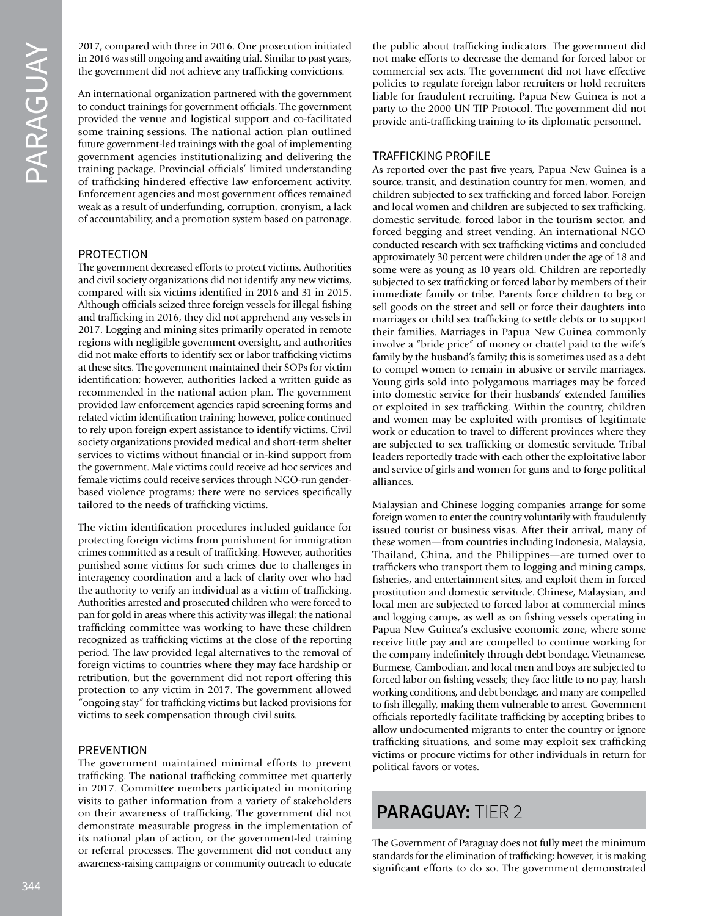2017, compared with three in 2016. One prosecution initiated in 2016 was still ongoing and awaiting trial. Similar to past years, the government did not achieve any trafficking convictions.

An international organization partnered with the government to conduct trainings for government officials. The government provided the venue and logistical support and co-facilitated some training sessions. The national action plan outlined future government-led trainings with the goal of implementing government agencies institutionalizing and delivering the training package. Provincial officials' limited understanding of trafficking hindered effective law enforcement activity. Enforcement agencies and most government offices remained weak as a result of underfunding, corruption, cronyism, a lack of accountability, and a promotion system based on patronage.

### PROTECTION

The government decreased efforts to protect victims. Authorities and civil society organizations did not identify any new victims, compared with six victims identified in 2016 and 31 in 2015. Although officials seized three foreign vessels for illegal fishing and trafficking in 2016, they did not apprehend any vessels in 2017. Logging and mining sites primarily operated in remote regions with negligible government oversight, and authorities did not make efforts to identify sex or labor trafficking victims at these sites. The government maintained their SOPs for victim identification; however, authorities lacked a written guide as recommended in the national action plan. The government provided law enforcement agencies rapid screening forms and related victim identification training; however, police continued to rely upon foreign expert assistance to identify victims. Civil society organizations provided medical and short-term shelter services to victims without financial or in-kind support from the government. Male victims could receive ad hoc services and female victims could receive services through NGO-run gender-based violence programs; there were no services specifically tailored to the needs of trafficking victims.

The victim identification procedures included guidance for protecting foreign victims from punishment for immigration crimes committed as a result of trafficking. However, authorities punished some victims for such crimes due to challenges in interagency coordination and a lack of clarity over who had the authority to verify an individual as a victim of trafficking. Authorities arrested and prosecuted children who were forced to pan for gold in areas where this activity was illegal; the national trafficking committee was working to have these children recognized as trafficking victims at the close of the reporting period. The law provided legal alternatives to the removal of foreign victims to countries where they may face hardship or retribution, but the government did not report offering this protection to any victim in 2017. The government allowed "ongoing stay" for trafficking victims but lacked provisions for victims to seek compensation through civil suits.

### PREVENTION

The government maintained minimal efforts to prevent trafficking. The national trafficking committee met quarterly in 2017. Committee members participated in monitoring visits to gather information from a variety of stakeholders on their awareness of trafficking. The government did not demonstrate measurable progress in the implementation of its national plan of action, or the government-led training or referral processes. The government did not conduct any awareness-raising campaigns or community outreach to educate the public about trafficking indicators. The government did not make efforts to decrease the demand for forced labor or commercial sex acts. The government did not have effective policies to regulate foreign labor recruiters or hold recruiters liable for fraudulent recruiting. Papua New Guinea is not a party to the 2000 UN TIP Protocol. The government did not provide anti-trafficking training to its diplomatic personnel.

### TRAFFICKING PROFILE

As reported over the past five years, Papua New Guinea is a source, transit, and destination country for men, women, and children subjected to sex trafficking and forced labor. Foreign and local women and children are subjected to sex trafficking, domestic servitude, forced labor in the tourism sector, and forced begging and street vending. An international NGO conducted research with sex trafficking victims and concluded approximately 30 percent were children under the age of 18 and some were as young as 10 years old. Children are reportedly subjected to sex trafficking or forced labor by members of their immediate family or tribe. Parents force children to beg or sell goods on the street and sell or force their daughters into marriages or child sex trafficking to settle debts or to support their families. Marriages in Papua New Guinea commonly involve a "bride price" of money or chattel paid to the wife's family by the husband's family; this is sometimes used as a debt to compel women to remain in abusive or servile marriages. Young girls sold into polygamous marriages may be forced into domestic service for their husbands' extended families or exploited in sex trafficking. Within the country, children and women may be exploited with promises of legitimate work or education to travel to different provinces where they are subjected to sex trafficking or domestic servitude. Tribal leaders reportedly trade with each other the exploitative labor and service of girls and women for guns and to forge political alliances.

Malaysian and Chinese logging companies arrange for some foreign women to enter the country voluntarily with fraudulently issued tourist or business visas. After their arrival, many of these women—from countries including Indonesia, Malaysia, Thailand, China, and the Philippines—are turned over to traffickers who transport them to logging and mining camps, fisheries, and entertainment sites, and exploit them in forced prostitution and domestic servitude. Chinese, Malaysian, and local men are subjected to forced labor at commercial mines and logging camps, as well as on fishing vessels operating in Papua New Guinea's exclusive economic zone, where some receive little pay and are compelled to continue working for the company indefinitely through debt bondage. Vietnamese, Burmese, Cambodian, and local men and boys are subjected to forced labor on fishing vessels; they face little to no pay, harsh working conditions, and debt bondage, and many are compelled to fish illegally, making them vulnerable to arrest. Government officials reportedly facilitate trafficking by accepting bribes to allow undocumented migrants to enter the country or ignore trafficking situations, and some may exploit sex trafficking victims or procure victims for other individuals in return for political favors or votes.

## PARAGUAY: TIER 2

The Government of Paraguay does not fully meet the minimum standards for the elimination of trafficking; however, it is making significant efforts to do so. The government demonstrated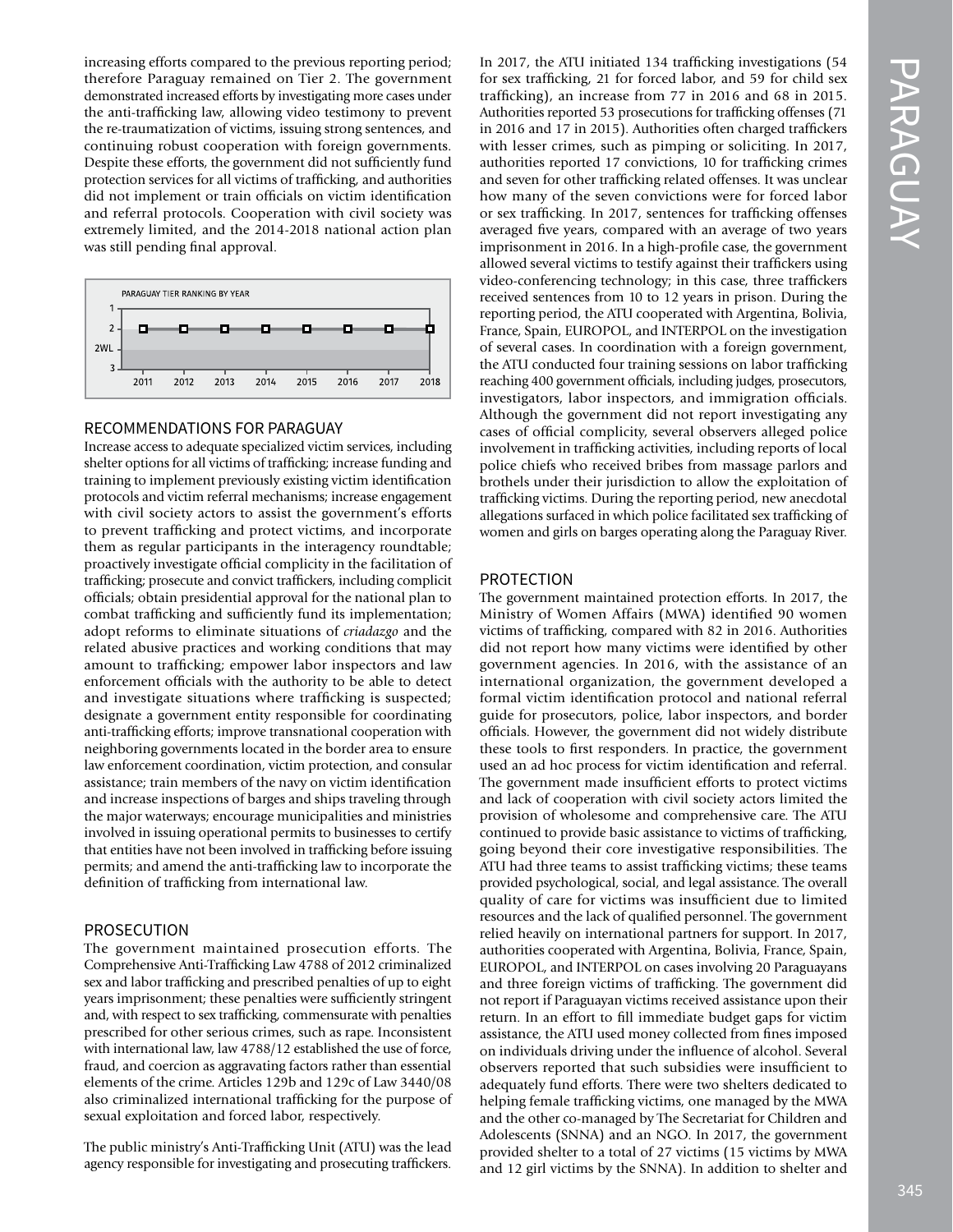increasing efforts compared to the previous reporting period; therefore Paraguay remained on Tier 2. The government demonstrated increased efforts by investigating more cases under the anti-trafficking law, allowing video testimony to prevent the re-traumatization of victims, issuing strong sentences, and continuing robust cooperation with foreign governments. Despite these efforts, the government did not sufficiently fund protection services for all victims of trafficking, and authorities did not implement or train officials on victim identification and referral protocols. Cooperation with civil society was extremely limited, and the 2014-2018 national action plan was still pending final approval.

PARAGUAY TIER RANKING BY YEAR

| Year | 2011 | 2012 | 2013 | 2014 | 2015 | 2016 | 2017 | 2018 |
|---|---|---|---|---|---|---|---|---|
| Tier | 2 | 2 | 2 | 2 | 2 | 2 | 2 | 2 |

## RECOMMENDATIONS FOR PARAGUAY

Increase access to adequate specialized victim services, including shelter options for all victims of trafficking; increase funding and training to implement previously existing victim identification protocols and victim referral mechanisms; increase engagement with civil society actors to assist the government's efforts to prevent trafficking and protect victims, and incorporate them as regular participants in the interagency roundtable; proactively investigate official complicity in the facilitation of trafficking; prosecute and convict traffickers, including complicit officials; obtain presidential approval for the national plan to combat trafficking and sufficiently fund its implementation; adopt reforms to eliminate situations of *criadazgo* and the related abusive practices and working conditions that may amount to trafficking; empower labor inspectors and law enforcement officials with the authority to be able to detect and investigate situations where trafficking is suspected; designate a government entity responsible for coordinating anti-trafficking efforts; improve transnational cooperation with neighboring governments located in the border area to ensure law enforcement coordination, victim protection, and consular assistance; train members of the navy on victim identification and increase inspections of barges and ships traveling through the major waterways; encourage municipalities and ministries involved in issuing operational permits to businesses to certify that entities have not been involved in trafficking before issuing permits; and amend the anti-trafficking law to incorporate the definition of trafficking from international law.

## PROSECUTION

The government maintained prosecution efforts. The Comprehensive Anti-Trafficking Law 4788 of 2012 criminalized sex and labor trafficking and prescribed penalties of up to eight years imprisonment; these penalties were sufficiently stringent and, with respect to sex trafficking, commensurate with penalties prescribed for other serious crimes, such as rape. Inconsistent with international law, law 4788/12 established the use of force, fraud, and coercion as aggravating factors rather than essential elements of the crime. Articles 129b and 129c of Law 3440/08 also criminalized international trafficking for the purpose of sexual exploitation and forced labor, respectively.

The public ministry's Anti-Trafficking Unit (ATU) was the lead agency responsible for investigating and prosecuting traffickers. In 2017, the ATU initiated 134 trafficking investigations (54 for sex trafficking, 21 for forced labor, and 59 for child sex trafficking), an increase from 77 in 2016 and 68 in 2015. Authorities reported 53 prosecutions for trafficking offenses (71 in 2016 and 17 in 2015). Authorities often charged traffickers with lesser crimes, such as pimping or soliciting. In 2017, authorities reported 17 convictions, 10 for trafficking crimes and seven for other trafficking related offenses. It was unclear how many of the seven convictions were for forced labor or sex trafficking. In 2017, sentences for trafficking offenses averaged five years, compared with an average of two years imprisonment in 2016. In a high-profile case, the government allowed several victims to testify against their traffickers using video-conferencing technology; in this case, three traffickers received sentences from 10 to 12 years in prison. During the reporting period, the ATU cooperated with Argentina, Bolivia, France, Spain, EUROPOL, and INTERPOL on the investigation of several cases. In coordination with a foreign government, the ATU conducted four training sessions on labor trafficking reaching 400 government officials, including judges, prosecutors, investigators, labor inspectors, and immigration officials. Although the government did not report investigating any cases of official complicity, several observers alleged police involvement in trafficking activities, including reports of local police chiefs who received bribes from massage parlors and brothels under their jurisdiction to allow the exploitation of trafficking victims. During the reporting period, new anecdotal allegations surfaced in which police facilitated sex trafficking of women and girls on barges operating along the Paraguay River.

## PROTECTION

The government maintained protection efforts. In 2017, the Ministry of Women Affairs (MWA) identified 90 women victims of trafficking, compared with 82 in 2016. Authorities did not report how many victims were identified by other government agencies. In 2016, with the assistance of an international organization, the government developed a formal victim identification protocol and national referral guide for prosecutors, police, labor inspectors, and border officials. However, the government did not widely distribute these tools to first responders. In practice, the government used an ad hoc process for victim identification and referral. The government made insufficient efforts to protect victims and lack of cooperation with civil society actors limited the provision of wholesome and comprehensive care. The ATU continued to provide basic assistance to victims of trafficking, going beyond their core investigative responsibilities. The ATU had three teams to assist trafficking victims; these teams provided psychological, social, and legal assistance. The overall quality of care for victims was insufficient due to limited resources and the lack of qualified personnel. The government relied heavily on international partners for support. In 2017, authorities cooperated with Argentina, Bolivia, France, Spain, EUROPOL, and INTERPOL on cases involving 20 Paraguayans and three foreign victims of trafficking. The government did not report if Paraguayan victims received assistance upon their return. In an effort to fill immediate budget gaps for victim assistance, the ATU used money collected from fines imposed on individuals driving under the influence of alcohol. Several observers reported that such subsidies were insufficient to adequately fund efforts. There were two shelters dedicated to helping female trafficking victims, one managed by the MWA and the other co-managed by The Secretariat for Children and Adolescents (SNNA) and an NGO. In 2017, the government provided shelter to a total of 27 victims (15 victims by MWA and 12 girl victims by the SNNA). In addition to shelter and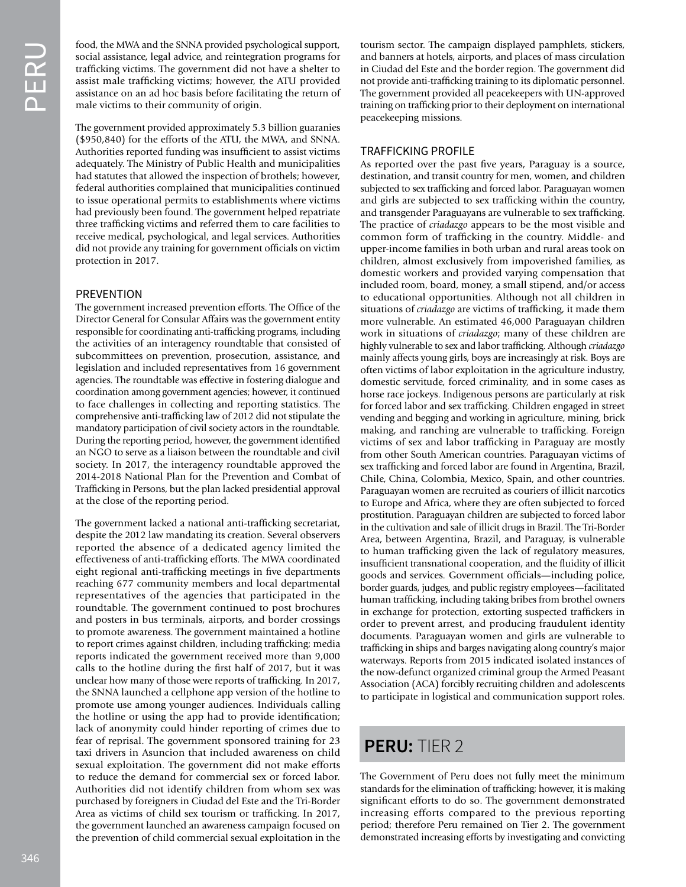food, the MWA and the SNNA provided psychological support, social assistance, legal advice, and reintegration programs for trafficking victims. The government did not have a shelter to assist male trafficking victims; however, the ATU provided assistance on an ad hoc basis before facilitating the return of male victims to their community of origin.

The government provided approximately 5.3 billion guaranies ($950,840) for the efforts of the ATU, the MWA, and SNNA. Authorities reported funding was insufficient to assist victims adequately. The Ministry of Public Health and municipalities had statutes that allowed the inspection of brothels; however, federal authorities complained that municipalities continued to issue operational permits to establishments where victims had previously been found. The government helped repatriate three trafficking victims and referred them to care facilities to receive medical, psychological, and legal services. Authorities did not provide any training for government officials on victim protection in 2017.

### PREVENTION

The government increased prevention efforts. The Office of the Director General for Consular Affairs was the government entity responsible for coordinating anti-trafficking programs, including the activities of an interagency roundtable that consisted of subcommittees on prevention, prosecution, assistance, and legislation and included representatives from 16 government agencies. The roundtable was effective in fostering dialogue and coordination among government agencies; however, it continued to face challenges in collecting and reporting statistics. The comprehensive anti-trafficking law of 2012 did not stipulate the mandatory participation of civil society actors in the roundtable. During the reporting period, however, the government identified an NGO to serve as a liaison between the roundtable and civil society. In 2017, the interagency roundtable approved the 2014-2018 National Plan for the Prevention and Combat of Trafficking in Persons, but the plan lacked presidential approval at the close of the reporting period.

The government lacked a national anti-trafficking secretariat, despite the 2012 law mandating its creation. Several observers reported the absence of a dedicated agency limited the effectiveness of anti-trafficking efforts. The MWA coordinated eight regional anti-trafficking meetings in five departments reaching 677 community members and local departmental representatives of the agencies that participated in the roundtable. The government continued to post brochures and posters in bus terminals, airports, and border crossings to promote awareness. The government maintained a hotline to report crimes against children, including trafficking; media reports indicated the government received more than 9,000 calls to the hotline during the first half of 2017, but it was unclear how many of those were reports of trafficking. In 2017, the SNNA launched a cellphone app version of the hotline to promote use among younger audiences. Individuals calling the hotline or using the app had to provide identification; lack of anonymity could hinder reporting of crimes due to fear of reprisal. The government sponsored training for 23 taxi drivers in Asuncion that included awareness on child sexual exploitation. The government did not make efforts to reduce the demand for commercial sex or forced labor. Authorities did not identify children from whom sex was purchased by foreigners in Ciudad del Este and the Tri-Border Area as victims of child sex tourism or trafficking. In 2017, the government launched an awareness campaign focused on the prevention of child commercial sexual exploitation in the tourism sector. The campaign displayed pamphlets, stickers, and banners at hotels, airports, and places of mass circulation in Ciudad del Este and the border region. The government did not provide anti-trafficking training to its diplomatic personnel. The government provided all peacekeepers with UN-approved training on trafficking prior to their deployment on international peacekeeping missions.

### TRAFFICKING PROFILE

As reported over the past five years, Paraguay is a source, destination, and transit country for men, women, and children subjected to sex trafficking and forced labor. Paraguayan women and girls are subjected to sex trafficking within the country, and transgender Paraguayans are vulnerable to sex trafficking. The practice of *criadazgo* appears to be the most visible and common form of trafficking in the country. Middle- and upper-income families in both urban and rural areas took on children, almost exclusively from impoverished families, as domestic workers and provided varying compensation that included room, board, money, a small stipend, and/or access to educational opportunities. Although not all children in situations of *criadazgo* are victims of trafficking, it made them more vulnerable. An estimated 46,000 Paraguayan children work in situations of *criadazgo*; many of these children are highly vulnerable to sex and labor trafficking. Although *criadazgo* mainly affects young girls, boys are increasingly at risk. Boys are often victims of labor exploitation in the agriculture industry, domestic servitude, forced criminality, and in some cases as horse race jockeys. Indigenous persons are particularly at risk for forced labor and sex trafficking. Children engaged in street vending and begging and working in agriculture, mining, brick making, and ranching are vulnerable to trafficking. Foreign victims of sex and labor trafficking in Paraguay are mostly from other South American countries. Paraguayan victims of sex trafficking and forced labor are found in Argentina, Brazil, Chile, China, Colombia, Mexico, Spain, and other countries. Paraguayan women are recruited as couriers of illicit narcotics to Europe and Africa, where they are often subjected to forced prostitution. Paraguayan children are subjected to forced labor in the cultivation and sale of illicit drugs in Brazil. The Tri-Border Area, between Argentina, Brazil, and Paraguay, is vulnerable to human trafficking given the lack of regulatory measures, insufficient transnational cooperation, and the fluidity of illicit goods and services. Government officials—including police, border guards, judges, and public registry employees—facilitated human trafficking, including taking bribes from brothel owners in exchange for protection, extorting suspected traffickers in order to prevent arrest, and producing fraudulent identity documents. Paraguayan women and girls are vulnerable to trafficking in ships and barges navigating along country's major waterways. Reports from 2015 indicated isolated instances of the now-defunct organized criminal group the Armed Peasant Association (ACA) forcibly recruiting children and adolescents to participate in logistical and communication support roles.

## PERU: TIER 2

The Government of Peru does not fully meet the minimum standards for the elimination of trafficking; however, it is making significant efforts to do so. The government demonstrated increasing efforts compared to the previous reporting period; therefore Peru remained on Tier 2. The government demonstrated increasing efforts by investigating and convicting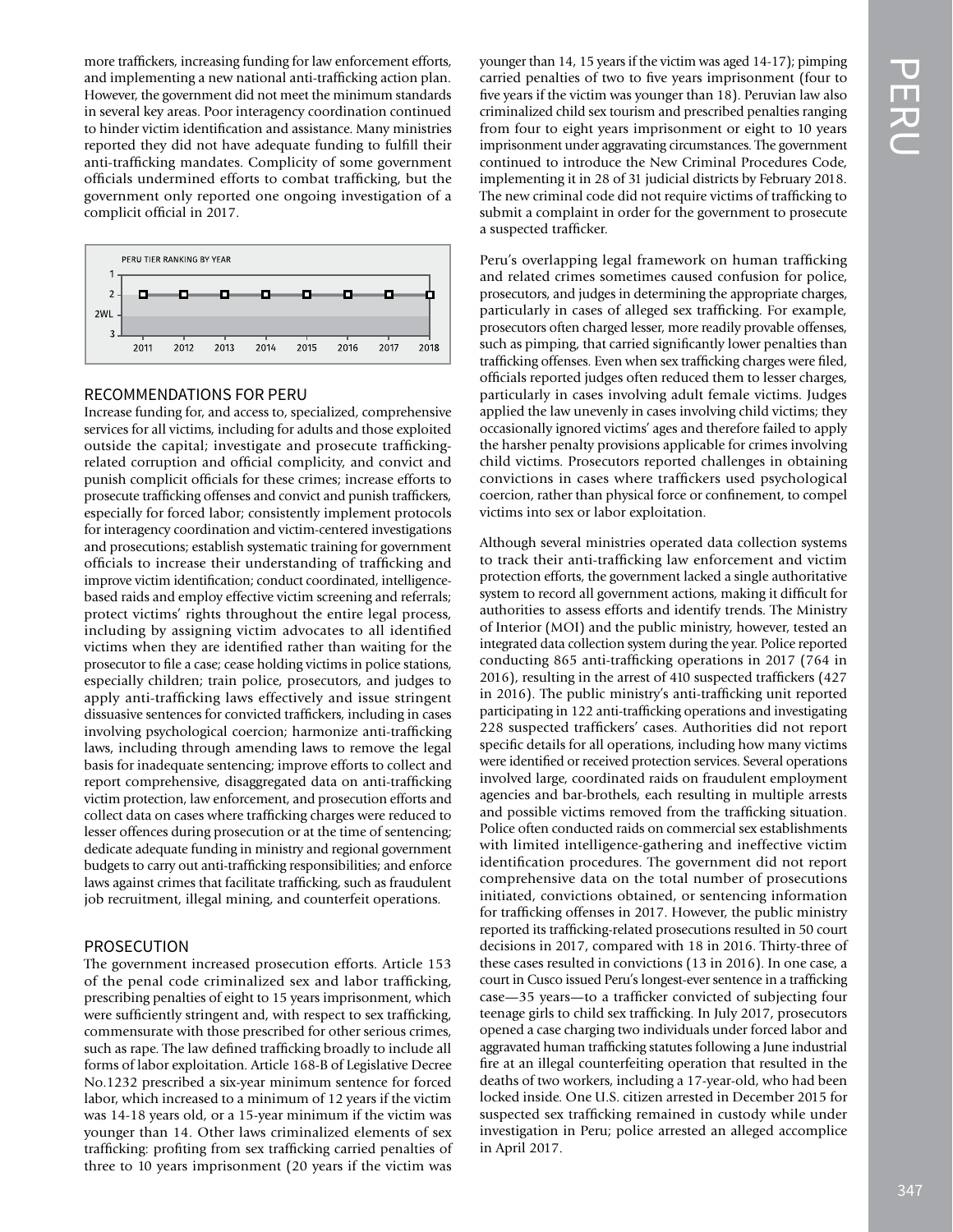more traffickers, increasing funding for law enforcement efforts, and implementing a new national anti-trafficking action plan. However, the government did not meet the minimum standards in several key areas. Poor interagency coordination continued to hinder victim identification and assistance. Many ministries reported they did not have adequate funding to fulfill their anti-trafficking mandates. Complicity of some government officials undermined efforts to combat trafficking, but the government only reported one ongoing investigation of a complicit official in 2017.

PERU TIER RANKING BY YEAR

| Year | 2011 | 2012 | 2013 | 2014 | 2015 | 2016 | 2017 | 2018 |
|---|---|---|---|---|---|---|---|---|
| Tier | 2 | 2 | 2 | 2 | 2 | 2 | 2 | 2 |

## RECOMMENDATIONS FOR PERU

Increase funding for, and access to, specialized, comprehensive services for all victims, including for adults and those exploited outside the capital; investigate and prosecute trafficking-related corruption and official complicity, and convict and punish complicit officials for these crimes; increase efforts to prosecute trafficking offenses and convict and punish traffickers, especially for forced labor; consistently implement protocols for interagency coordination and victim-centered investigations and prosecutions; establish systematic training for government officials to increase their understanding of trafficking and improve victim identification; conduct coordinated, intelligence-based raids and employ effective victim screening and referrals; protect victims' rights throughout the entire legal process, including by assigning victim advocates to all identified victims when they are identified rather than waiting for the prosecutor to file a case; cease holding victims in police stations, especially children; train police, prosecutors, and judges to apply anti-trafficking laws effectively and issue stringent dissuasive sentences for convicted traffickers, including in cases involving psychological coercion; harmonize anti-trafficking laws, including through amending laws to remove the legal basis for inadequate sentencing; improve efforts to collect and report comprehensive, disaggregated data on anti-trafficking victim protection, law enforcement, and prosecution efforts and collect data on cases where trafficking charges were reduced to lesser offences during prosecution or at the time of sentencing; dedicate adequate funding in ministry and regional government budgets to carry out anti-trafficking responsibilities; and enforce laws against crimes that facilitate trafficking, such as fraudulent job recruitment, illegal mining, and counterfeit operations.

## PROSECUTION

The government increased prosecution efforts. Article 153 of the penal code criminalized sex and labor trafficking, prescribing penalties of eight to 15 years imprisonment, which were sufficiently stringent and, with respect to sex trafficking, commensurate with those prescribed for other serious crimes, such as rape. The law defined trafficking broadly to include all forms of labor exploitation. Article 168-B of Legislative Decree No.1232 prescribed a six-year minimum sentence for forced labor, which increased to a minimum of 12 years if the victim was 14-18 years old, or a 15-year minimum if the victim was younger than 14. Other laws criminalized elements of sex trafficking: profiting from sex trafficking carried penalties of three to 10 years imprisonment (20 years if the victim was younger than 14, 15 years if the victim was aged 14-17); pimping carried penalties of two to five years imprisonment (four to five years if the victim was younger than 18). Peruvian law also criminalized child sex tourism and prescribed penalties ranging from four to eight years imprisonment or eight to 10 years imprisonment under aggravating circumstances. The government continued to introduce the New Criminal Procedures Code, implementing it in 28 of 31 judicial districts by February 2018. The new criminal code did not require victims of trafficking to submit a complaint in order for the government to prosecute a suspected trafficker.

Peru's overlapping legal framework on human trafficking and related crimes sometimes caused confusion for police, prosecutors, and judges in determining the appropriate charges, particularly in cases of alleged sex trafficking. For example, prosecutors often charged lesser, more readily provable offenses, such as pimping, that carried significantly lower penalties than trafficking offenses. Even when sex trafficking charges were filed, officials reported judges often reduced them to lesser charges, particularly in cases involving adult female victims. Judges applied the law unevenly in cases involving child victims; they occasionally ignored victims' ages and therefore failed to apply the harsher penalty provisions applicable for crimes involving child victims. Prosecutors reported challenges in obtaining convictions in cases where traffickers used psychological coercion, rather than physical force or confinement, to compel victims into sex or labor exploitation.

Although several ministries operated data collection systems to track their anti-trafficking law enforcement and victim protection efforts, the government lacked a single authoritative system to record all government actions, making it difficult for authorities to assess efforts and identify trends. The Ministry of Interior (MOI) and the public ministry, however, tested an integrated data collection system during the year. Police reported conducting 865 anti-trafficking operations in 2017 (764 in 2016), resulting in the arrest of 410 suspected traffickers (427 in 2016). The public ministry's anti-trafficking unit reported participating in 122 anti-trafficking operations and investigating 228 suspected traffickers' cases. Authorities did not report specific details for all operations, including how many victims were identified or received protection services. Several operations involved large, coordinated raids on fraudulent employment agencies and bar-brothels, each resulting in multiple arrests and possible victims removed from the trafficking situation. Police often conducted raids on commercial sex establishments with limited intelligence-gathering and ineffective victim identification procedures. The government did not report comprehensive data on the total number of prosecutions initiated, convictions obtained, or sentencing information for trafficking offenses in 2017. However, the public ministry reported its trafficking-related prosecutions resulted in 50 court decisions in 2017, compared with 18 in 2016. Thirty-three of these cases resulted in convictions (13 in 2016). In one case, a court in Cusco issued Peru's longest-ever sentence in a trafficking case—35 years—to a trafficker convicted of subjecting four teenage girls to child sex trafficking. In July 2017, prosecutors opened a case charging two individuals under forced labor and aggravated human trafficking statutes following a June industrial fire at an illegal counterfeiting operation that resulted in the deaths of two workers, including a 17-year-old, who had been locked inside. One U.S. citizen arrested in December 2015 for suspected sex trafficking remained in custody while under investigation in Peru; police arrested an alleged accomplice in April 2017.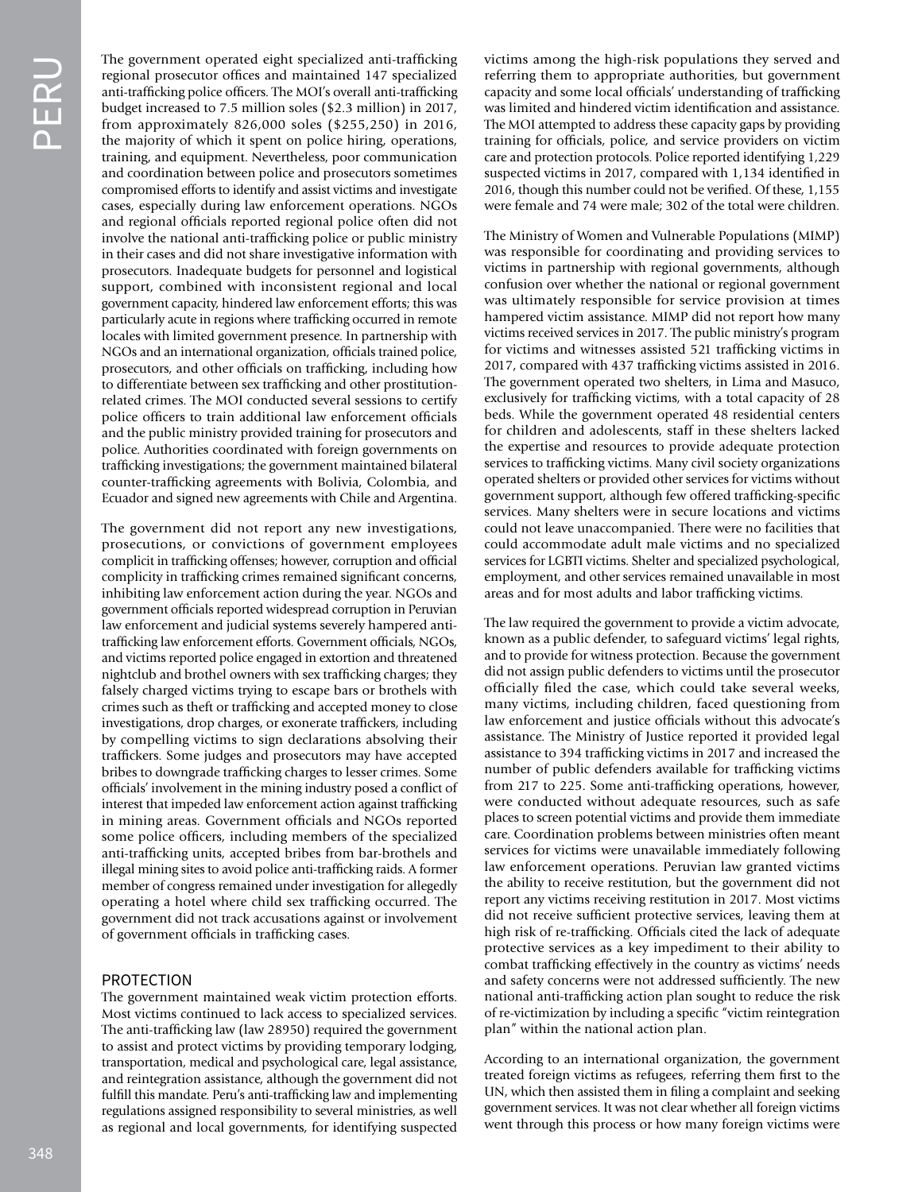The government operated eight specialized anti-trafficking regional prosecutor offices and maintained 147 specialized anti-trafficking police officers. The MOI's overall anti-trafficking budget increased to 7.5 million soles ($2.3 million) in 2017, from approximately 826,000 soles ($255,250) in 2016, the majority of which it spent on police hiring, operations, training, and equipment. Nevertheless, poor communication and coordination between police and prosecutors sometimes compromised efforts to identify and assist victims and investigate cases, especially during law enforcement operations. NGOs and regional officials reported regional police often did not involve the national anti-trafficking police or public ministry in their cases and did not share investigative information with prosecutors. Inadequate budgets for personnel and logistical support, combined with inconsistent regional and local government capacity, hindered law enforcement efforts; this was particularly acute in regions where trafficking occurred in remote locales with limited government presence. In partnership with NGOs and an international organization, officials trained police, prosecutors, and other officials on trafficking, including how to differentiate between sex trafficking and other prostitution-related crimes. The MOI conducted several sessions to certify police officers to train additional law enforcement officials and the public ministry provided training for prosecutors and police. Authorities coordinated with foreign governments on trafficking investigations; the government maintained bilateral counter-trafficking agreements with Bolivia, Colombia, and Ecuador and signed new agreements with Chile and Argentina.

The government did not report any new investigations, prosecutions, or convictions of government employees complicit in trafficking offenses; however, corruption and official complicity in trafficking crimes remained significant concerns, inhibiting law enforcement action during the year. NGOs and government officials reported widespread corruption in Peruvian law enforcement and judicial systems severely hampered anti-trafficking law enforcement efforts. Government officials, NGOs, and victims reported police engaged in extortion and threatened nightclub and brothel owners with sex trafficking charges; they falsely charged victims trying to escape bars or brothels with crimes such as theft or trafficking and accepted money to close investigations, drop charges, or exonerate traffickers, including by compelling victims to sign declarations absolving their traffickers. Some judges and prosecutors may have accepted bribes to downgrade trafficking charges to lesser crimes. Some officials' involvement in the mining industry posed a conflict of interest that impeded law enforcement action against trafficking in mining areas. Government officials and NGOs reported some police officers, including members of the specialized anti-trafficking units, accepted bribes from bar-brothels and illegal mining sites to avoid police anti-trafficking raids. A former member of congress remained under investigation for allegedly operating a hotel where child sex trafficking occurred. The government did not track accusations against or involvement of government officials in trafficking cases.

## PROTECTION

The government maintained weak victim protection efforts. Most victims continued to lack access to specialized services. The anti-trafficking law (law 28950) required the government to assist and protect victims by providing temporary lodging, transportation, medical and psychological care, legal assistance, and reintegration assistance, although the government did not fulfill this mandate. Peru's anti-trafficking law and implementing regulations assigned responsibility to several ministries, as well as regional and local governments, for identifying suspected victims among the high-risk populations they served and referring them to appropriate authorities, but government capacity and some local officials' understanding of trafficking was limited and hindered victim identification and assistance. The MOI attempted to address these capacity gaps by providing training for officials, police, and service providers on victim care and protection protocols. Police reported identifying 1,229 suspected victims in 2017, compared with 1,134 identified in 2016, though this number could not be verified. Of these, 1,155 were female and 74 were male; 302 of the total were children.

The Ministry of Women and Vulnerable Populations (MIMP) was responsible for coordinating and providing services to victims in partnership with regional governments, although confusion over whether the national or regional government was ultimately responsible for service provision at times hampered victim assistance. MIMP did not report how many victims received services in 2017. The public ministry's program for victims and witnesses assisted 521 trafficking victims in 2017, compared with 437 trafficking victims assisted in 2016. The government operated two shelters, in Lima and Masuco, exclusively for trafficking victims, with a total capacity of 28 beds. While the government operated 48 residential centers for children and adolescents, staff in these shelters lacked the expertise and resources to provide adequate protection services to trafficking victims. Many civil society organizations operated shelters or provided other services for victims without government support, although few offered trafficking-specific services. Many shelters were in secure locations and victims could not leave unaccompanied. There were no facilities that could accommodate adult male victims and no specialized services for LGBTI victims. Shelter and specialized psychological, employment, and other services remained unavailable in most areas and for most adults and labor trafficking victims.

The law required the government to provide a victim advocate, known as a public defender, to safeguard victims' legal rights, and to provide for witness protection. Because the government did not assign public defenders to victims until the prosecutor officially filed the case, which could take several weeks, many victims, including children, faced questioning from law enforcement and justice officials without this advocate's assistance. The Ministry of Justice reported it provided legal assistance to 394 trafficking victims in 2017 and increased the number of public defenders available for trafficking victims from 217 to 225. Some anti-trafficking operations, however, were conducted without adequate resources, such as safe places to screen potential victims and provide them immediate care. Coordination problems between ministries often meant services for victims were unavailable immediately following law enforcement operations. Peruvian law granted victims the ability to receive restitution, but the government did not report any victims receiving restitution in 2017. Most victims did not receive sufficient protective services, leaving them at high risk of re-trafficking. Officials cited the lack of adequate protective services as a key impediment to their ability to combat trafficking effectively in the country as victims' needs and safety concerns were not addressed sufficiently. The new national anti-trafficking action plan sought to reduce the risk of re-victimization by including a specific "victim reintegration plan" within the national action plan.

According to an international organization, the government treated foreign victims as refugees, referring them first to the UN, which then assisted them in filing a complaint and seeking government services. It was not clear whether all foreign victims went through this process or how many foreign victims were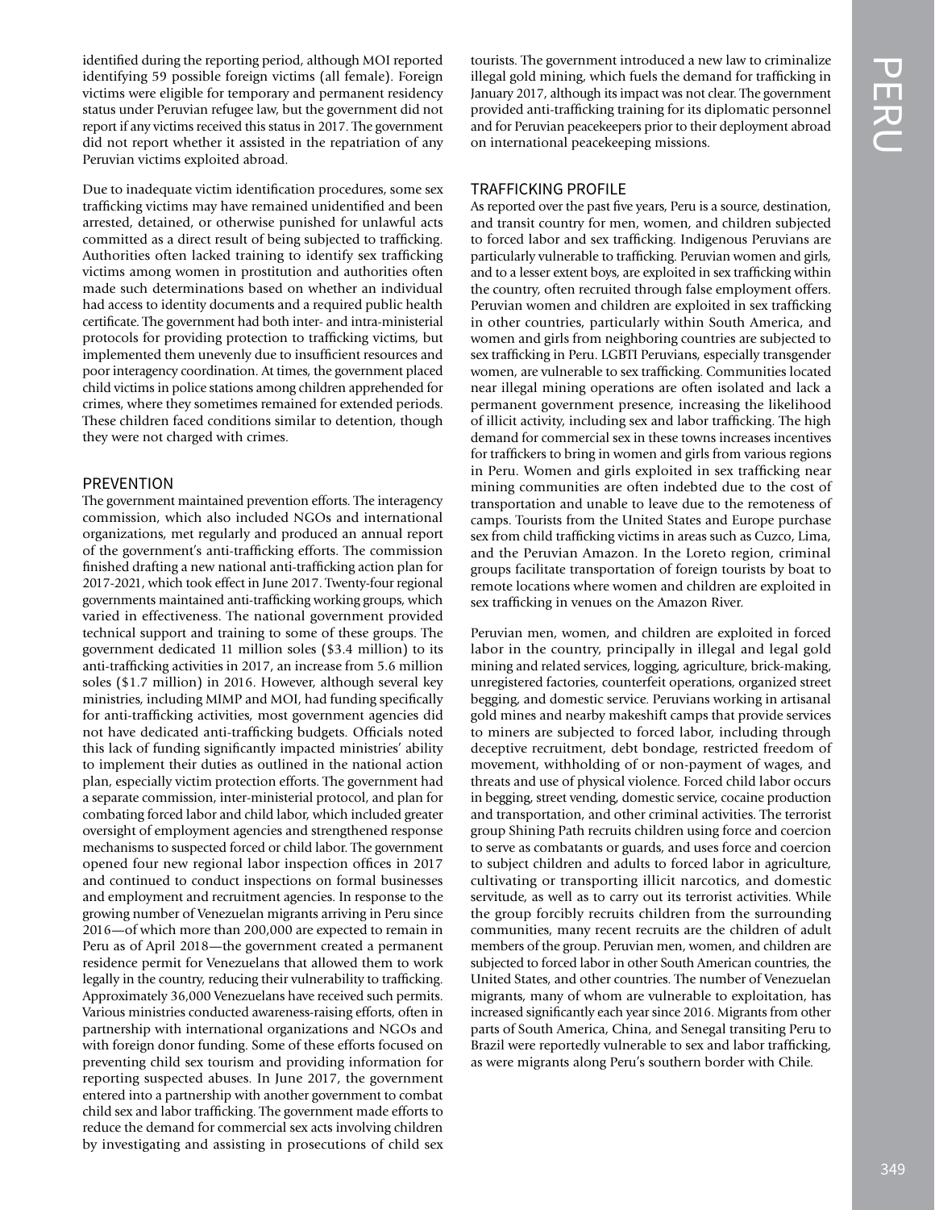identified during the reporting period, although MOI reported identifying 59 possible foreign victims (all female). Foreign victims were eligible for temporary and permanent residency status under Peruvian refugee law, but the government did not report if any victims received this status in 2017. The government did not report whether it assisted in the repatriation of any Peruvian victims exploited abroad.

Due to inadequate victim identification procedures, some sex trafficking victims may have remained unidentified and been arrested, detained, or otherwise punished for unlawful acts committed as a direct result of being subjected to trafficking. Authorities often lacked training to identify sex trafficking victims among women in prostitution and authorities often made such determinations based on whether an individual had access to identity documents and a required public health certificate. The government had both inter- and intra-ministerial protocols for providing protection to trafficking victims, but implemented them unevenly due to insufficient resources and poor interagency coordination. At times, the government placed child victims in police stations among children apprehended for crimes, where they sometimes remained for extended periods. These children faced conditions similar to detention, though they were not charged with crimes.

## PREVENTION

The government maintained prevention efforts. The interagency commission, which also included NGOs and international organizations, met regularly and produced an annual report of the government's anti-trafficking efforts. The commission finished drafting a new national anti-trafficking action plan for 2017-2021, which took effect in June 2017. Twenty-four regional governments maintained anti-trafficking working groups, which varied in effectiveness. The national government provided technical support and training to some of these groups. The government dedicated 11 million soles ($3.4 million) to its anti-trafficking activities in 2017, an increase from 5.6 million soles ($1.7 million) in 2016. However, although several key ministries, including MIMP and MOI, had funding specifically for anti-trafficking activities, most government agencies did not have dedicated anti-trafficking budgets. Officials noted this lack of funding significantly impacted ministries' ability to implement their duties as outlined in the national action plan, especially victim protection efforts. The government had a separate commission, inter-ministerial protocol, and plan for combating forced labor and child labor, which included greater oversight of employment agencies and strengthened response mechanisms to suspected forced or child labor. The government opened four new regional labor inspection offices in 2017 and continued to conduct inspections on formal businesses and employment and recruitment agencies. In response to the growing number of Venezuelan migrants arriving in Peru since 2016—of which more than 200,000 are expected to remain in Peru as of April 2018—the government created a permanent residence permit for Venezuelans that allowed them to work legally in the country, reducing their vulnerability to trafficking. Approximately 36,000 Venezuelans have received such permits. Various ministries conducted awareness-raising efforts, often in partnership with international organizations and NGOs and with foreign donor funding. Some of these efforts focused on preventing child sex tourism and providing information for reporting suspected abuses. In June 2017, the government entered into a partnership with another government to combat child sex and labor trafficking. The government made efforts to reduce the demand for commercial sex acts involving children by investigating and assisting in prosecutions of child sex tourists. The government introduced a new law to criminalize illegal gold mining, which fuels the demand for trafficking in January 2017, although its impact was not clear. The government provided anti-trafficking training for its diplomatic personnel and for Peruvian peacekeepers prior to their deployment abroad on international peacekeeping missions.

## TRAFFICKING PROFILE

As reported over the past five years, Peru is a source, destination, and transit country for men, women, and children subjected to forced labor and sex trafficking. Indigenous Peruvians are particularly vulnerable to trafficking. Peruvian women and girls, and to a lesser extent boys, are exploited in sex trafficking within the country, often recruited through false employment offers. Peruvian women and children are exploited in sex trafficking in other countries, particularly within South America, and women and girls from neighboring countries are subjected to sex trafficking in Peru. LGBTI Peruvians, especially transgender women, are vulnerable to sex trafficking. Communities located near illegal mining operations are often isolated and lack a permanent government presence, increasing the likelihood of illicit activity, including sex and labor trafficking. The high demand for commercial sex in these towns increases incentives for traffickers to bring in women and girls from various regions in Peru. Women and girls exploited in sex trafficking near mining communities are often indebted due to the cost of transportation and unable to leave due to the remoteness of camps. Tourists from the United States and Europe purchase sex from child trafficking victims in areas such as Cuzco, Lima, and the Peruvian Amazon. In the Loreto region, criminal groups facilitate transportation of foreign tourists by boat to remote locations where women and children are exploited in sex trafficking in venues on the Amazon River.

Peruvian men, women, and children are exploited in forced labor in the country, principally in illegal and legal gold mining and related services, logging, agriculture, brick-making, unregistered factories, counterfeit operations, organized street begging, and domestic service. Peruvians working in artisanal gold mines and nearby makeshift camps that provide services to miners are subjected to forced labor, including through deceptive recruitment, debt bondage, restricted freedom of movement, withholding of or non-payment of wages, and threats and use of physical violence. Forced child labor occurs in begging, street vending, domestic service, cocaine production and transportation, and other criminal activities. The terrorist group Shining Path recruits children using force and coercion to serve as combatants or guards, and uses force and coercion to subject children and adults to forced labor in agriculture, cultivating or transporting illicit narcotics, and domestic servitude, as well as to carry out its terrorist activities. While the group forcibly recruits children from the surrounding communities, many recent recruits are the children of adult members of the group. Peruvian men, women, and children are subjected to forced labor in other South American countries, the United States, and other countries. The number of Venezuelan migrants, many of whom are vulnerable to exploitation, has increased significantly each year since 2016. Migrants from other parts of South America, China, and Senegal transiting Peru to Brazil were reportedly vulnerable to sex and labor trafficking, as were migrants along Peru's southern border with Chile.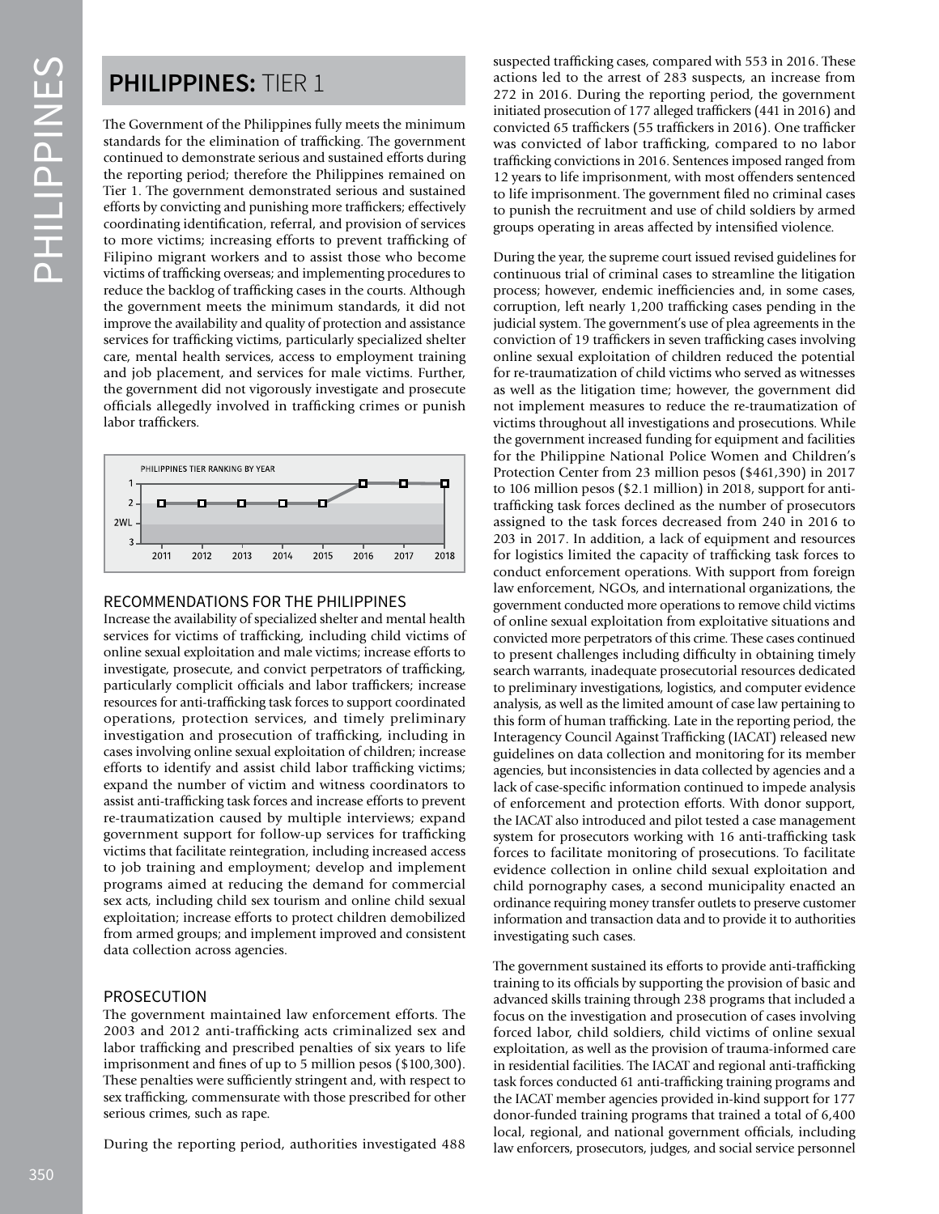## PHILIPPINES: TIER 1

The Government of the Philippines fully meets the minimum standards for the elimination of trafficking. The government continued to demonstrate serious and sustained efforts during the reporting period; therefore the Philippines remained on Tier 1. The government demonstrated serious and sustained efforts by convicting and punishing more traffickers; effectively coordinating identification, referral, and provision of services to more victims; increasing efforts to prevent trafficking of Filipino migrant workers and to assist those who become victims of trafficking overseas; and implementing procedures to reduce the backlog of trafficking cases in the courts. Although the government meets the minimum standards, it did not improve the availability and quality of protection and assistance services for trafficking victims, particularly specialized shelter care, mental health services, access to employment training and job placement, and services for male victims. Further, the government did not vigorously investigate and prosecute officials allegedly involved in trafficking crimes or punish labor traffickers.

PHILIPPINES TIER RANKING BY YEAR

| Year | 2011 | 2012 | 2013 | 2014 | 2015 | 2016 | 2017 | 2018 |
|---|---|---|---|---|---|---|---|---|
| Tier | 2 | 2 | 2 | 2 | 2 | 1 | 1 | 1 |

### RECOMMENDATIONS FOR THE PHILIPPINES

Increase the availability of specialized shelter and mental health services for victims of trafficking, including child victims of online sexual exploitation and male victims; increase efforts to investigate, prosecute, and convict perpetrators of trafficking, particularly complicit officials and labor traffickers; increase resources for anti-trafficking task forces to support coordinated operations, protection services, and timely preliminary investigation and prosecution of trafficking, including in cases involving online sexual exploitation of children; increase efforts to identify and assist child labor trafficking victims; expand the number of victim and witness coordinators to assist anti-trafficking task forces and increase efforts to prevent re-traumatization caused by multiple interviews; expand government support for follow-up services for trafficking victims that facilitate reintegration, including increased access to job training and employment; develop and implement programs aimed at reducing the demand for commercial sex acts, including child sex tourism and online child sexual exploitation; increase efforts to protect children demobilized from armed groups; and implement improved and consistent data collection across agencies.

### PROSECUTION

The government maintained law enforcement efforts. The 2003 and 2012 anti-trafficking acts criminalized sex and labor trafficking and prescribed penalties of six years to life imprisonment and fines of up to 5 million pesos ($100,300). These penalties were sufficiently stringent and, with respect to sex trafficking, commensurate with those prescribed for other serious crimes, such as rape.

During the reporting period, authorities investigated 488 suspected trafficking cases, compared with 553 in 2016. These actions led to the arrest of 283 suspects, an increase from 272 in 2016. During the reporting period, the government initiated prosecution of 177 alleged traffickers (441 in 2016) and convicted 65 traffickers (55 traffickers in 2016). One trafficker was convicted of labor trafficking, compared to no labor trafficking convictions in 2016. Sentences imposed ranged from 12 years to life imprisonment, with most offenders sentenced to life imprisonment. The government filed no criminal cases to punish the recruitment and use of child soldiers by armed groups operating in areas affected by intensified violence.

During the year, the supreme court issued revised guidelines for continuous trial of criminal cases to streamline the litigation process; however, endemic inefficiencies and, in some cases, corruption, left nearly 1,200 trafficking cases pending in the judicial system. The government's use of plea agreements in the conviction of 19 traffickers in seven trafficking cases involving online sexual exploitation of children reduced the potential for re-traumatization of child victims who served as witnesses as well as the litigation time; however, the government did not implement measures to reduce the re-traumatization of victims throughout all investigations and prosecutions. While the government increased funding for equipment and facilities for the Philippine National Police Women and Children's Protection Center from 23 million pesos ($461,390) in 2017 to 106 million pesos ($2.1 million) in 2018, support for anti-trafficking task forces declined as the number of prosecutors assigned to the task forces decreased from 240 in 2016 to 203 in 2017. In addition, a lack of equipment and resources for logistics limited the capacity of trafficking task forces to conduct enforcement operations. With support from foreign law enforcement, NGOs, and international organizations, the government conducted more operations to remove child victims of online sexual exploitation from exploitative situations and convicted more perpetrators of this crime. These cases continued to present challenges including difficulty in obtaining timely search warrants, inadequate prosecutorial resources dedicated to preliminary investigations, logistics, and computer evidence analysis, as well as the limited amount of case law pertaining to this form of human trafficking. Late in the reporting period, the Interagency Council Against Trafficking (IACAT) released new guidelines on data collection and monitoring for its member agencies, but inconsistencies in data collected by agencies and a lack of case-specific information continued to impede analysis of enforcement and protection efforts. With donor support, the IACAT also introduced and pilot tested a case management system for prosecutors working with 16 anti-trafficking task forces to facilitate monitoring of prosecutions. To facilitate evidence collection in online child sexual exploitation and child pornography cases, a second municipality enacted an ordinance requiring money transfer outlets to preserve customer information and transaction data and to provide it to authorities investigating such cases.

The government sustained its efforts to provide anti-trafficking training to its officials by supporting the provision of basic and advanced skills training through 238 programs that included a focus on the investigation and prosecution of cases involving forced labor, child soldiers, child victims of online sexual exploitation, as well as the provision of trauma-informed care in residential facilities. The IACAT and regional anti-trafficking task forces conducted 61 anti-trafficking training programs and the IACAT member agencies provided in-kind support for 177 donor-funded training programs that trained a total of 6,400 local, regional, and national government officials, including law enforcers, prosecutors, judges, and social service personnel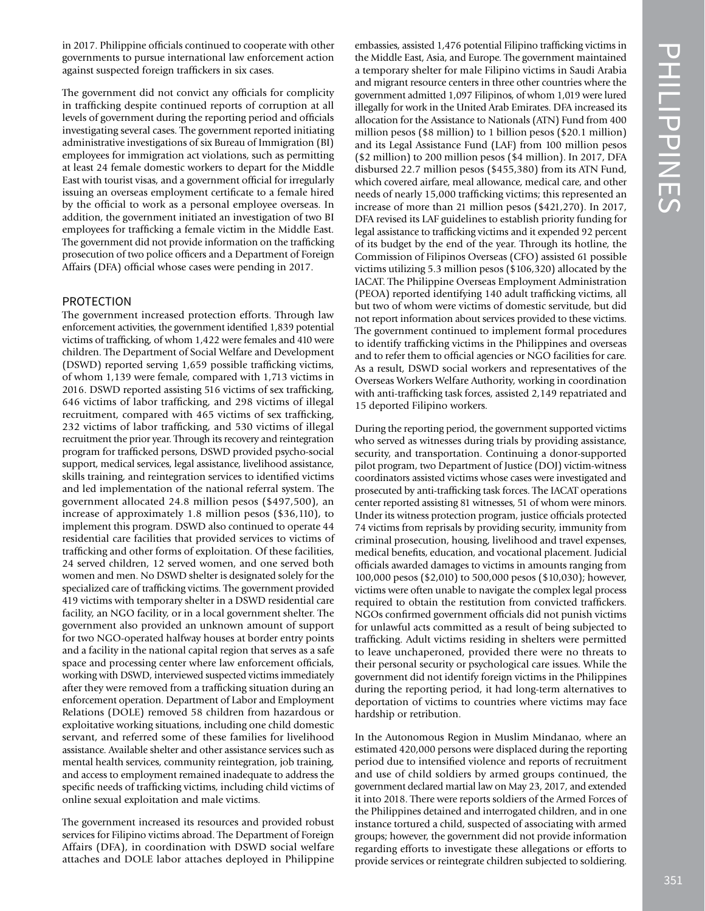in 2017. Philippine officials continued to cooperate with other governments to pursue international law enforcement action against suspected foreign traffickers in six cases.

The government did not convict any officials for complicity in trafficking despite continued reports of corruption at all levels of government during the reporting period and officials investigating several cases. The government reported initiating administrative investigations of six Bureau of Immigration (BI) employees for immigration act violations, such as permitting at least 24 female domestic workers to depart for the Middle East with tourist visas, and a government official for irregularly issuing an overseas employment certificate to a female hired by the official to work as a personal employee overseas. In addition, the government initiated an investigation of two BI employees for trafficking a female victim in the Middle East. The government did not provide information on the trafficking prosecution of two police officers and a Department of Foreign Affairs (DFA) official whose cases were pending in 2017.

## PROTECTION

The government increased protection efforts. Through law enforcement activities, the government identified 1,839 potential victims of trafficking, of whom 1,422 were females and 410 were children. The Department of Social Welfare and Development (DSWD) reported serving 1,659 possible trafficking victims, of whom 1,139 were female, compared with 1,713 victims in 2016. DSWD reported assisting 516 victims of sex trafficking, 646 victims of labor trafficking, and 298 victims of illegal recruitment, compared with 465 victims of sex trafficking, 232 victims of labor trafficking, and 530 victims of illegal recruitment the prior year. Through its recovery and reintegration program for trafficked persons, DSWD provided psycho-social support, medical services, legal assistance, livelihood assistance, skills training, and reintegration services to identified victims and led implementation of the national referral system. The government allocated 24.8 million pesos ($497,500), an increase of approximately 1.8 million pesos ($36,110), to implement this program. DSWD also continued to operate 44 residential care facilities that provided services to victims of trafficking and other forms of exploitation. Of these facilities, 24 served children, 12 served women, and one served both women and men. No DSWD shelter is designated solely for the specialized care of trafficking victims. The government provided 419 victims with temporary shelter in a DSWD residential care facility, an NGO facility, or in a local government shelter. The government also provided an unknown amount of support for two NGO-operated halfway houses at border entry points and a facility in the national capital region that serves as a safe space and processing center where law enforcement officials, working with DSWD, interviewed suspected victims immediately after they were removed from a trafficking situation during an enforcement operation. Department of Labor and Employment Relations (DOLE) removed 58 children from hazardous or exploitative working situations, including one child domestic servant, and referred some of these families for livelihood assistance. Available shelter and other assistance services such as mental health services, community reintegration, job training, and access to employment remained inadequate to address the specific needs of trafficking victims, including child victims of online sexual exploitation and male victims.

The government increased its resources and provided robust services for Filipino victims abroad. The Department of Foreign Affairs (DFA), in coordination with DSWD social welfare attaches and DOLE labor attaches deployed in Philippine embassies, assisted 1,476 potential Filipino trafficking victims in the Middle East, Asia, and Europe. The government maintained a temporary shelter for male Filipino victims in Saudi Arabia and migrant resource centers in three other countries where the government admitted 1,097 Filipinos, of whom 1,019 were lured illegally for work in the United Arab Emirates. DFA increased its allocation for the Assistance to Nationals (ATN) Fund from 400 million pesos ($8 million) to 1 billion pesos ($20.1 million) and its Legal Assistance Fund (LAF) from 100 million pesos ($2 million) to 200 million pesos ($4 million). In 2017, DFA disbursed 22.7 million pesos ($455,380) from its ATN Fund, which covered airfare, meal allowance, medical care, and other needs of nearly 15,000 trafficking victims; this represented an increase of more than 21 million pesos ($421,270). In 2017, DFA revised its LAF guidelines to establish priority funding for legal assistance to trafficking victims and it expended 92 percent of its budget by the end of the year. Through its hotline, the Commission of Filipinos Overseas (CFO) assisted 61 possible victims utilizing 5.3 million pesos ($106,320) allocated by the IACAT. The Philippine Overseas Employment Administration (PEOA) reported identifying 140 adult trafficking victims, all but two of whom were victims of domestic servitude, but did not report information about services provided to these victims. The government continued to implement formal procedures to identify trafficking victims in the Philippines and overseas and to refer them to official agencies or NGO facilities for care. As a result, DSWD social workers and representatives of the Overseas Workers Welfare Authority, working in coordination with anti-trafficking task forces, assisted 2,149 repatriated and 15 deported Filipino workers.

During the reporting period, the government supported victims who served as witnesses during trials by providing assistance, security, and transportation. Continuing a donor-supported pilot program, two Department of Justice (DOJ) victim-witness coordinators assisted victims whose cases were investigated and prosecuted by anti-trafficking task forces. The IACAT operations center reported assisting 81 witnesses, 51 of whom were minors. Under its witness protection program, justice officials protected 74 victims from reprisals by providing security, immunity from criminal prosecution, housing, livelihood and travel expenses, medical benefits, education, and vocational placement. Judicial officials awarded damages to victims in amounts ranging from 100,000 pesos ($2,010) to 500,000 pesos ($10,030); however, victims were often unable to navigate the complex legal process required to obtain the restitution from convicted traffickers. NGOs confirmed government officials did not punish victims for unlawful acts committed as a result of being subjected to trafficking. Adult victims residing in shelters were permitted to leave unchaperoned, provided there were no threats to their personal security or psychological care issues. While the government did not identify foreign victims in the Philippines during the reporting period, it had long-term alternatives to deportation of victims to countries where victims may face hardship or retribution.

In the Autonomous Region in Muslim Mindanao, where an estimated 420,000 persons were displaced during the reporting period due to intensified violence and reports of recruitment and use of child soldiers by armed groups continued, the government declared martial law on May 23, 2017, and extended it into 2018. There were reports soldiers of the Armed Forces of the Philippines detained and interrogated children, and in one instance tortured a child, suspected of associating with armed groups; however, the government did not provide information regarding efforts to investigate these allegations or efforts to provide services or reintegrate children subjected to soldiering.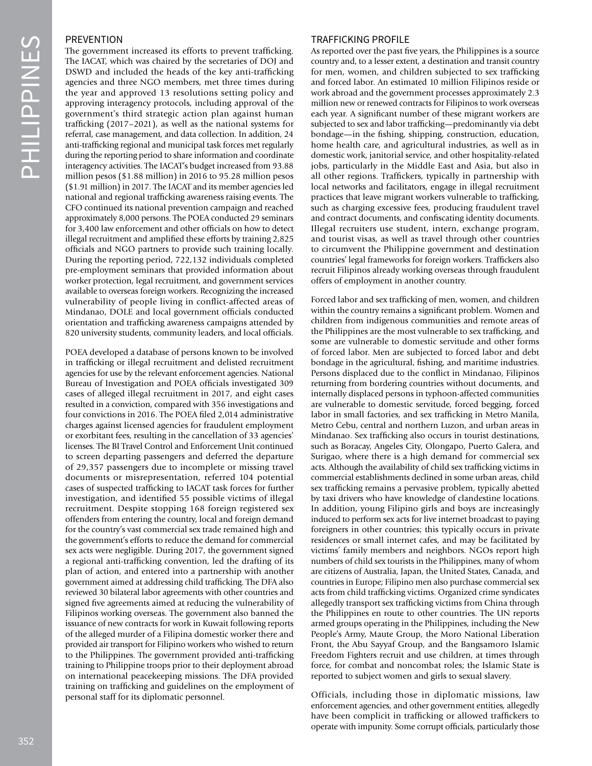## PREVENTION

The government increased its efforts to prevent trafficking. The IACAT, which was chaired by the secretaries of DOJ and DSWD and included the heads of the key anti-trafficking agencies and three NGO members, met three times during the year and approved 13 resolutions setting policy and approving interagency protocols, including approval of the government's third strategic action plan against human trafficking (2017–2021), as well as the national systems for referral, case management, and data collection. In addition, 24 anti-trafficking regional and municipal task forces met regularly during the reporting period to share information and coordinate interagency activities. The IACAT's budget increased from 93.88 million pesos ($1.88 million) in 2016 to 95.28 million pesos ($1.91 million) in 2017. The IACAT and its member agencies led national and regional trafficking awareness raising events. The CFO continued its national prevention campaign and reached approximately 8,000 persons. The POEA conducted 29 seminars for 3,400 law enforcement and other officials on how to detect illegal recruitment and amplified these efforts by training 2,825 officials and NGO partners to provide such training locally. During the reporting period, 722,132 individuals completed pre-employment seminars that provided information about worker protection, legal recruitment, and government services available to overseas foreign workers. Recognizing the increased vulnerability of people living in conflict-affected areas of Mindanao, DOLE and local government officials conducted orientation and trafficking awareness campaigns attended by 820 university students, community leaders, and local officials.

POEA developed a database of persons known to be involved in trafficking or illegal recruitment and delisted recruitment agencies for use by the relevant enforcement agencies. National Bureau of Investigation and POEA officials investigated 309 cases of alleged illegal recruitment in 2017, and eight cases resulted in a conviction, compared with 356 investigations and four convictions in 2016. The POEA filed 2,014 administrative charges against licensed agencies for fraudulent employment or exorbitant fees, resulting in the cancellation of 33 agencies' licenses. The BI Travel Control and Enforcement Unit continued to screen departing passengers and deferred the departure of 29,357 passengers due to incomplete or missing travel documents or misrepresentation, referred 104 potential cases of suspected trafficking to IACAT task forces for further investigation, and identified 55 possible victims of illegal recruitment. Despite stopping 168 foreign registered sex offenders from entering the country, local and foreign demand for the country's vast commercial sex trade remained high and the government's efforts to reduce the demand for commercial sex acts were negligible. During 2017, the government signed a regional anti-trafficking convention, led the drafting of its plan of action, and entered into a partnership with another government aimed at addressing child trafficking. The DFA also reviewed 30 bilateral labor agreements with other countries and signed five agreements aimed at reducing the vulnerability of Filipinos working overseas. The government also banned the issuance of new contracts for work in Kuwait following reports of the alleged murder of a Filipina domestic worker there and provided air transport for Filipino workers who wished to return to the Philippines. The government provided anti-trafficking training to Philippine troops prior to their deployment abroad on international peacekeeping missions. The DFA provided training on trafficking and guidelines on the employment of personal staff for its diplomatic personnel.

## TRAFFICKING PROFILE

As reported over the past five years, the Philippines is a source country and, to a lesser extent, a destination and transit country for men, women, and children subjected to sex trafficking and forced labor. An estimated 10 million Filipinos reside or work abroad and the government processes approximately 2.3 million new or renewed contracts for Filipinos to work overseas each year. A significant number of these migrant workers are subjected to sex and labor trafficking—predominantly via debt bondage—in the fishing, shipping, construction, education, home health care, and agricultural industries, as well as in domestic work, janitorial service, and other hospitality-related jobs, particularly in the Middle East and Asia, but also in all other regions. Traffickers, typically in partnership with local networks and facilitators, engage in illegal recruitment practices that leave migrant workers vulnerable to trafficking, such as charging excessive fees, producing fraudulent travel and contract documents, and confiscating identity documents. Illegal recruiters use student, intern, exchange program, and tourist visas, as well as travel through other countries to circumvent the Philippine government and destination countries' legal frameworks for foreign workers. Traffickers also recruit Filipinos already working overseas through fraudulent offers of employment in another country.

Forced labor and sex trafficking of men, women, and children within the country remains a significant problem. Women and children from indigenous communities and remote areas of the Philippines are the most vulnerable to sex trafficking, and some are vulnerable to domestic servitude and other forms of forced labor. Men are subjected to forced labor and debt bondage in the agricultural, fishing, and maritime industries. Persons displaced due to the conflict in Mindanao, Filipinos returning from bordering countries without documents, and internally displaced persons in typhoon-affected communities are vulnerable to domestic servitude, forced begging, forced labor in small factories, and sex trafficking in Metro Manila, Metro Cebu, central and northern Luzon, and urban areas in Mindanao. Sex trafficking also occurs in tourist destinations, such as Boracay, Angeles City, Olongapo, Puerto Galera, and Surigao, where there is a high demand for commercial sex acts. Although the availability of child sex trafficking victims in commercial establishments declined in some urban areas, child sex trafficking remains a pervasive problem, typically abetted by taxi drivers who have knowledge of clandestine locations. In addition, young Filipino girls and boys are increasingly induced to perform sex acts for live internet broadcast to paying foreigners in other countries; this typically occurs in private residences or small internet cafes, and may be facilitated by victims' family members and neighbors. NGOs report high numbers of child sex tourists in the Philippines, many of whom are citizens of Australia, Japan, the United States, Canada, and countries in Europe; Filipino men also purchase commercial sex acts from child trafficking victims. Organized crime syndicates allegedly transport sex trafficking victims from China through the Philippines en route to other countries. The UN reports armed groups operating in the Philippines, including the New People's Army, Maute Group, the Moro National Liberation Front, the Abu Sayyaf Group, and the Bangsamoro Islamic Freedom Fighters recruit and use children, at times through force, for combat and noncombat roles; the Islamic State is reported to subject women and girls to sexual slavery.

Officials, including those in diplomatic missions, law enforcement agencies, and other government entities, allegedly have been complicit in trafficking or allowed traffickers to operate with impunity. Some corrupt officials, particularly those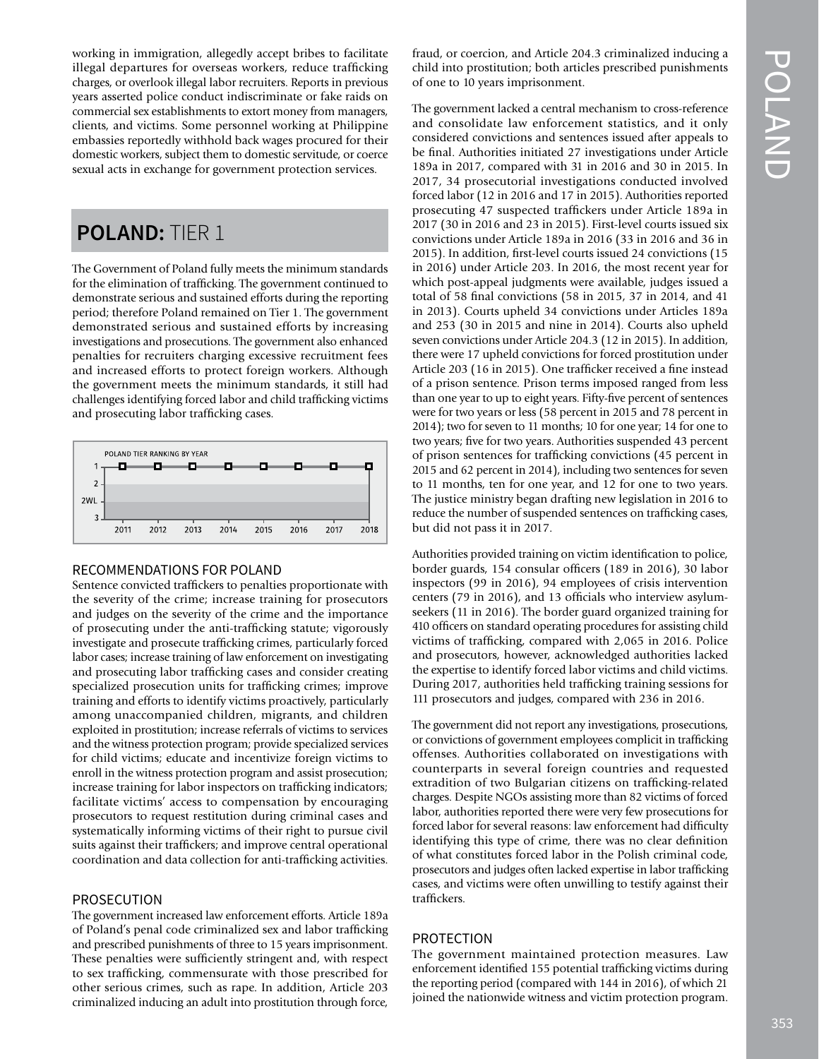working in immigration, allegedly accept bribes to facilitate illegal departures for overseas workers, reduce trafficking charges, or overlook illegal labor recruiters. Reports in previous years asserted police conduct indiscriminate or fake raids on commercial sex establishments to extort money from managers, clients, and victims. Some personnel working at Philippine embassies reportedly withhold back wages procured for their domestic workers, subject them to domestic servitude, or coerce sexual acts in exchange for government protection services.

## POLAND: TIER 1

The Government of Poland fully meets the minimum standards for the elimination of trafficking. The government continued to demonstrate serious and sustained efforts during the reporting period; therefore Poland remained on Tier 1. The government demonstrated serious and sustained efforts by increasing investigations and prosecutions. The government also enhanced penalties for recruiters charging excessive recruitment fees and increased efforts to protect foreign workers. Although the government meets the minimum standards, it still had challenges identifying forced labor and child trafficking victims and prosecuting labor trafficking cases.

POLAND TIER RANKING BY YEAR

| Year | 2011 | 2012 | 2013 | 2014 | 2015 | 2016 | 2017 | 2018 |
|---|---|---|---|---|---|---|---|---|
| Tier | 1 | 1 | 1 | 1 | 1 | 1 | 1 | 1 |

### RECOMMENDATIONS FOR POLAND

Sentence convicted traffickers to penalties proportionate with the severity of the crime; increase training for prosecutors and judges on the severity of the crime and the importance of prosecuting under the anti-trafficking statute; vigorously investigate and prosecute trafficking crimes, particularly forced labor cases; increase training of law enforcement on investigating and prosecuting labor trafficking cases and consider creating specialized prosecution units for trafficking crimes; improve training and efforts to identify victims proactively, particularly among unaccompanied children, migrants, and children exploited in prostitution; increase referrals of victims to services and the witness protection program; provide specialized services for child victims; educate and incentivize foreign victims to enroll in the witness protection program and assist prosecution; increase training for labor inspectors on trafficking indicators; facilitate victims' access to compensation by encouraging prosecutors to request restitution during criminal cases and systematically informing victims of their right to pursue civil suits against their traffickers; and improve central operational coordination and data collection for anti-trafficking activities.

### PROSECUTION

The government increased law enforcement efforts. Article 189a of Poland's penal code criminalized sex and labor trafficking and prescribed punishments of three to 15 years imprisonment. These penalties were sufficiently stringent and, with respect to sex trafficking, commensurate with those prescribed for other serious crimes, such as rape. In addition, Article 203 criminalized inducing an adult into prostitution through force, fraud, or coercion, and Article 204.3 criminalized inducing a child into prostitution; both articles prescribed punishments of one to 10 years imprisonment.

The government lacked a central mechanism to cross-reference and consolidate law enforcement statistics, and it only considered convictions and sentences issued after appeals to be final. Authorities initiated 27 investigations under Article 189a in 2017, compared with 31 in 2016 and 30 in 2015. In 2017, 34 prosecutorial investigations conducted involved forced labor (12 in 2016 and 17 in 2015). Authorities reported prosecuting 47 suspected traffickers under Article 189a in 2017 (30 in 2016 and 23 in 2015). First-level courts issued six convictions under Article 189a in 2016 (33 in 2016 and 36 in 2015). In addition, first-level courts issued 24 convictions (15 in 2016) under Article 203. In 2016, the most recent year for which post-appeal judgments were available, judges issued a total of 58 final convictions (58 in 2015, 37 in 2014, and 41 in 2013). Courts upheld 34 convictions under Articles 189a and 253 (30 in 2015 and nine in 2014). Courts also upheld seven convictions under Article 204.3 (12 in 2015). In addition, there were 17 upheld convictions for forced prostitution under Article 203 (16 in 2015). One trafficker received a fine instead of a prison sentence. Prison terms imposed ranged from less than one year to up to eight years. Fifty-five percent of sentences were for two years or less (58 percent in 2015 and 78 percent in 2014); two for seven to 11 months; 10 for one year; 14 for one to two years; five for two years. Authorities suspended 43 percent of prison sentences for trafficking convictions (45 percent in 2015 and 62 percent in 2014), including two sentences for seven to 11 months, ten for one year, and 12 for one to two years. The justice ministry began drafting new legislation in 2016 to reduce the number of suspended sentences on trafficking cases, but did not pass it in 2017.

Authorities provided training on victim identification to police, border guards, 154 consular officers (189 in 2016), 30 labor inspectors (99 in 2016), 94 employees of crisis intervention centers (79 in 2016), and 13 officials who interview asylum-seekers (11 in 2016). The border guard organized training for 410 officers on standard operating procedures for assisting child victims of trafficking, compared with 2,065 in 2016. Police and prosecutors, however, acknowledged authorities lacked the expertise to identify forced labor victims and child victims. During 2017, authorities held trafficking training sessions for 111 prosecutors and judges, compared with 236 in 2016.

The government did not report any investigations, prosecutions, or convictions of government employees complicit in trafficking offenses. Authorities collaborated on investigations with counterparts in several foreign countries and requested extradition of two Bulgarian citizens on trafficking-related charges. Despite NGOs assisting more than 82 victims of forced labor, authorities reported there were very few prosecutions for forced labor for several reasons: law enforcement had difficulty identifying this type of crime, there was no clear definition of what constitutes forced labor in the Polish criminal code, prosecutors and judges often lacked expertise in labor trafficking cases, and victims were often unwilling to testify against their traffickers.

### PROTECTION

The government maintained protection measures. Law enforcement identified 155 potential trafficking victims during the reporting period (compared with 144 in 2016), of which 21 joined the nationwide witness and victim protection program.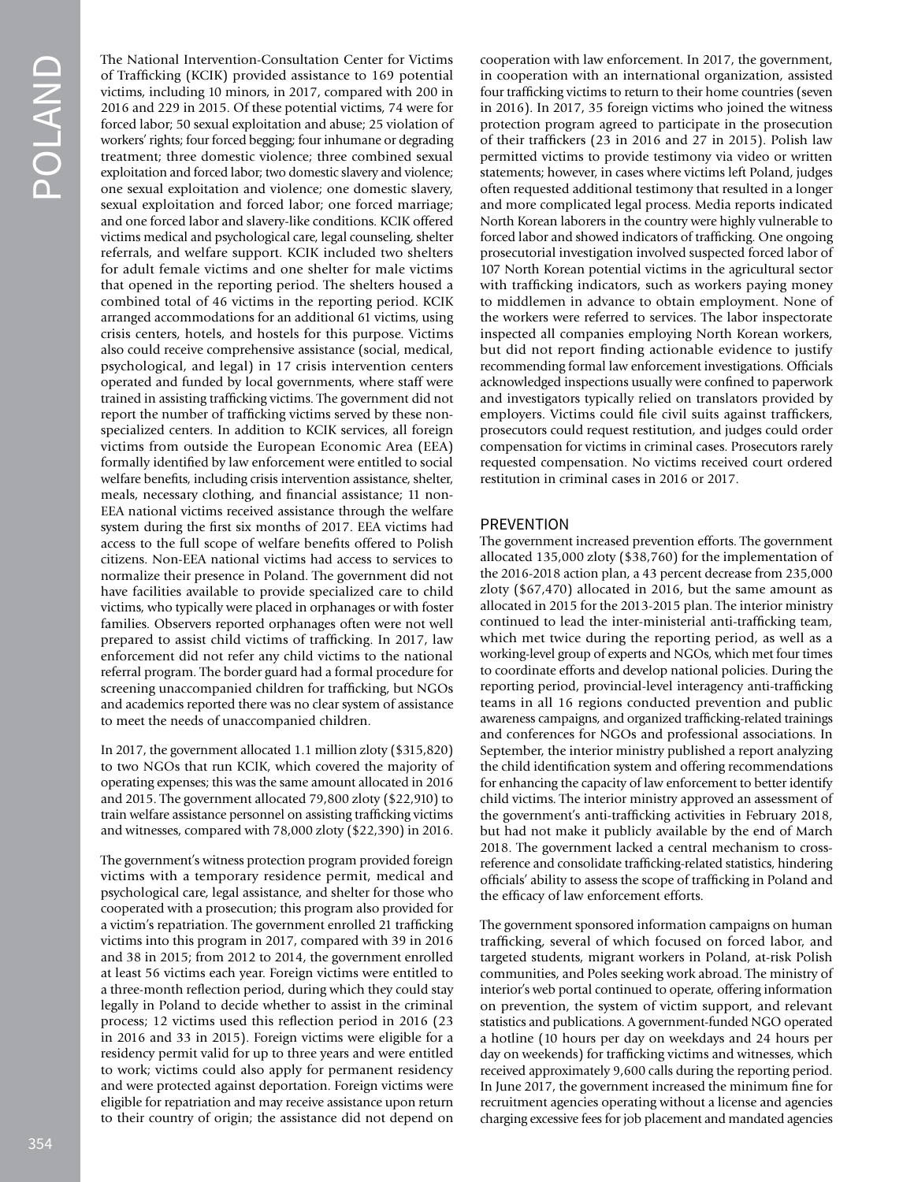The National Intervention-Consultation Center for Victims of Trafficking (KCIK) provided assistance to 169 potential victims, including 10 minors, in 2017, compared with 200 in 2016 and 229 in 2015. Of these potential victims, 74 were for forced labor; 50 sexual exploitation and abuse; 25 violation of workers' rights; four forced begging; four inhumane or degrading treatment; three domestic violence; three combined sexual exploitation and forced labor; two domestic slavery and violence; one sexual exploitation and violence; one domestic slavery, sexual exploitation and forced labor; one forced marriage; and one forced labor and slavery-like conditions. KCIK offered victims medical and psychological care, legal counseling, shelter referrals, and welfare support. KCIK included two shelters for adult female victims and one shelter for male victims that opened in the reporting period. The shelters housed a combined total of 46 victims in the reporting period. KCIK arranged accommodations for an additional 61 victims, using crisis centers, hotels, and hostels for this purpose. Victims also could receive comprehensive assistance (social, medical, psychological, and legal) in 17 crisis intervention centers operated and funded by local governments, where staff were trained in assisting trafficking victims. The government did not report the number of trafficking victims served by these non-specialized centers. In addition to KCIK services, all foreign victims from outside the European Economic Area (EEA) formally identified by law enforcement were entitled to social welfare benefits, including crisis intervention assistance, shelter, meals, necessary clothing, and financial assistance; 11 non-EEA national victims received assistance through the welfare system during the first six months of 2017. EEA victims had access to the full scope of welfare benefits offered to Polish citizens. Non-EEA national victims had access to services to normalize their presence in Poland. The government did not have facilities available to provide specialized care to child victims, who typically were placed in orphanages or with foster families. Observers reported orphanages often were not well prepared to assist child victims of trafficking. In 2017, law enforcement did not refer any child victims to the national referral program. The border guard had a formal procedure for screening unaccompanied children for trafficking, but NGOs and academics reported there was no clear system of assistance to meet the needs of unaccompanied children.

In 2017, the government allocated 1.1 million zloty ($315,820) to two NGOs that run KCIK, which covered the majority of operating expenses; this was the same amount allocated in 2016 and 2015. The government allocated 79,800 zloty ($22,910) to train welfare assistance personnel on assisting trafficking victims and witnesses, compared with 78,000 zloty ($22,390) in 2016.

The government's witness protection program provided foreign victims with a temporary residence permit, medical and psychological care, legal assistance, and shelter for those who cooperated with a prosecution; this program also provided for a victim's repatriation. The government enrolled 21 trafficking victims into this program in 2017, compared with 39 in 2016 and 38 in 2015; from 2012 to 2014, the government enrolled at least 56 victims each year. Foreign victims were entitled to a three-month reflection period, during which they could stay legally in Poland to decide whether to assist in the criminal process; 12 victims used this reflection period in 2016 (23 in 2016 and 33 in 2015). Foreign victims were eligible for a residency permit valid for up to three years and were entitled to work; victims could also apply for permanent residency and were protected against deportation. Foreign victims were eligible for repatriation and may receive assistance upon return to their country of origin; the assistance did not depend on cooperation with law enforcement. In 2017, the government, in cooperation with an international organization, assisted four trafficking victims to return to their home countries (seven in 2016). In 2017, 35 foreign victims who joined the witness protection program agreed to participate in the prosecution of their traffickers (23 in 2016 and 27 in 2015). Polish law permitted victims to provide testimony via video or written statements; however, in cases where victims left Poland, judges often requested additional testimony that resulted in a longer and more complicated legal process. Media reports indicated North Korean laborers in the country were highly vulnerable to forced labor and showed indicators of trafficking. One ongoing prosecutorial investigation involved suspected forced labor of 107 North Korean potential victims in the agricultural sector with trafficking indicators, such as workers paying money to middlemen in advance to obtain employment. None of the workers were referred to services. The labor inspectorate inspected all companies employing North Korean workers, but did not report finding actionable evidence to justify recommending formal law enforcement investigations. Officials acknowledged inspections usually were confined to paperwork and investigators typically relied on translators provided by employers. Victims could file civil suits against traffickers, prosecutors could request restitution, and judges could order compensation for victims in criminal cases. Prosecutors rarely requested compensation. No victims received court ordered restitution in criminal cases in 2016 or 2017.

## PREVENTION

The government increased prevention efforts. The government allocated 135,000 zloty ($38,760) for the implementation of the 2016-2018 action plan, a 43 percent decrease from 235,000 zloty ($67,470) allocated in 2016, but the same amount as allocated in 2015 for the 2013-2015 plan. The interior ministry continued to lead the inter-ministerial anti-trafficking team, which met twice during the reporting period, as well as a working-level group of experts and NGOs, which met four times to coordinate efforts and develop national policies. During the reporting period, provincial-level interagency anti-trafficking teams in all 16 regions conducted prevention and public awareness campaigns, and organized trafficking-related trainings and conferences for NGOs and professional associations. In September, the interior ministry published a report analyzing the child identification system and offering recommendations for enhancing the capacity of law enforcement to better identify child victims. The interior ministry approved an assessment of the government's anti-trafficking activities in February 2018, but had not make it publicly available by the end of March 2018. The government lacked a central mechanism to cross-reference and consolidate trafficking-related statistics, hindering officials' ability to assess the scope of trafficking in Poland and the efficacy of law enforcement efforts.

The government sponsored information campaigns on human trafficking, several of which focused on forced labor, and targeted students, migrant workers in Poland, at-risk Polish communities, and Poles seeking work abroad. The ministry of interior's web portal continued to operate, offering information on prevention, the system of victim support, and relevant statistics and publications. A government-funded NGO operated a hotline (10 hours per day on weekdays and 24 hours per day on weekends) for trafficking victims and witnesses, which received approximately 9,600 calls during the reporting period. In June 2017, the government increased the minimum fine for recruitment agencies operating without a license and agencies charging excessive fees for job placement and mandated agencies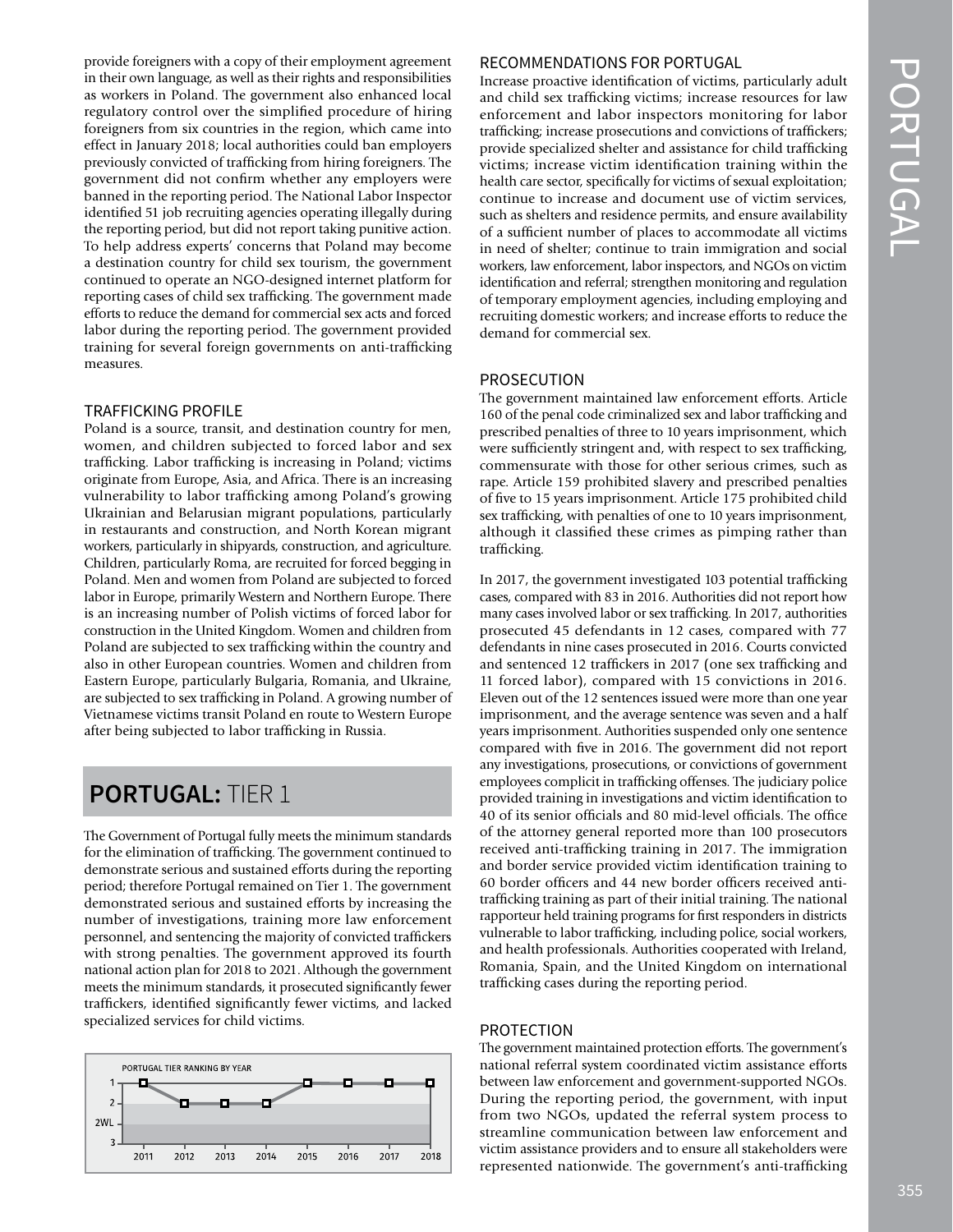provide foreigners with a copy of their employment agreement in their own language, as well as their rights and responsibilities as workers in Poland. The government also enhanced local regulatory control over the simplified procedure of hiring foreigners from six countries in the region, which came into effect in January 2018; local authorities could ban employers previously convicted of trafficking from hiring foreigners. The government did not confirm whether any employers were banned in the reporting period. The National Labor Inspector identified 51 job recruiting agencies operating illegally during the reporting period, but did not report taking punitive action. To help address experts' concerns that Poland may become a destination country for child sex tourism, the government continued to operate an NGO-designed internet platform for reporting cases of child sex trafficking. The government made efforts to reduce the demand for commercial sex acts and forced labor during the reporting period. The government provided training for several foreign governments on anti-trafficking measures.

### TRAFFICKING PROFILE

Poland is a source, transit, and destination country for men, women, and children subjected to forced labor and sex trafficking. Labor trafficking is increasing in Poland; victims originate from Europe, Asia, and Africa. There is an increasing vulnerability to labor trafficking among Poland's growing Ukrainian and Belarusian migrant populations, particularly in restaurants and construction, and North Korean migrant workers, particularly in shipyards, construction, and agriculture. Children, particularly Roma, are recruited for forced begging in Poland. Men and women from Poland are subjected to forced labor in Europe, primarily Western and Northern Europe. There is an increasing number of Polish victims of forced labor for construction in the United Kingdom. Women and children from Poland are subjected to sex trafficking within the country and also in other European countries. Women and children from Eastern Europe, particularly Bulgaria, Romania, and Ukraine, are subjected to sex trafficking in Poland. A growing number of Vietnamese victims transit Poland en route to Western Europe after being subjected to labor trafficking in Russia.

## PORTUGAL: TIER 1

The Government of Portugal fully meets the minimum standards for the elimination of trafficking. The government continued to demonstrate serious and sustained efforts during the reporting period; therefore Portugal remained on Tier 1. The government demonstrated serious and sustained efforts by increasing the number of investigations, training more law enforcement personnel, and sentencing the majority of convicted traffickers with strong penalties. The government approved its fourth national action plan for 2018 to 2021. Although the government meets the minimum standards, it prosecuted significantly fewer traffickers, identified significantly fewer victims, and lacked specialized services for child victims.

PORTUGAL TIER RANKING BY YEAR

| Year | 2011 | 2012 | 2013 | 2014 | 2015 | 2016 | 2017 | 2018 |
|---|---|---|---|---|---|---|---|---|
| Tier | 1 | 2 | 2 | 2 | 1 | 1 | 1 | 1 |

### RECOMMENDATIONS FOR PORTUGAL

Increase proactive identification of victims, particularly adult and child sex trafficking victims; increase resources for law enforcement and labor inspectors monitoring for labor trafficking; increase prosecutions and convictions of traffickers; provide specialized shelter and assistance for child trafficking victims; increase victim identification training within the health care sector, specifically for victims of sexual exploitation; continue to increase and document use of victim services, such as shelters and residence permits, and ensure availability of a sufficient number of places to accommodate all victims in need of shelter; continue to train immigration and social workers, law enforcement, labor inspectors, and NGOs on victim identification and referral; strengthen monitoring and regulation of temporary employment agencies, including employing and recruiting domestic workers; and increase efforts to reduce the demand for commercial sex.

### PROSECUTION

The government maintained law enforcement efforts. Article 160 of the penal code criminalized sex and labor trafficking and prescribed penalties of three to 10 years imprisonment, which were sufficiently stringent and, with respect to sex trafficking, commensurate with those for other serious crimes, such as rape. Article 159 prohibited slavery and prescribed penalties of five to 15 years imprisonment. Article 175 prohibited child sex trafficking, with penalties of one to 10 years imprisonment, although it classified these crimes as pimping rather than trafficking.

In 2017, the government investigated 103 potential trafficking cases, compared with 83 in 2016. Authorities did not report how many cases involved labor or sex trafficking. In 2017, authorities prosecuted 45 defendants in 12 cases, compared with 77 defendants in nine cases prosecuted in 2016. Courts convicted and sentenced 12 traffickers in 2017 (one sex trafficking and 11 forced labor), compared with 15 convictions in 2016. Eleven out of the 12 sentences issued were more than one year imprisonment, and the average sentence was seven and a half years imprisonment. Authorities suspended only one sentence compared with five in 2016. The government did not report any investigations, prosecutions, or convictions of government employees complicit in trafficking offenses. The judiciary police provided training in investigations and victim identification to 40 of its senior officials and 80 mid-level officials. The office of the attorney general reported more than 100 prosecutors received anti-trafficking training in 2017. The immigration and border service provided victim identification training to 60 border officers and 44 new border officers received anti-trafficking training as part of their initial training. The national rapporteur held training programs for first responders in districts vulnerable to labor trafficking, including police, social workers, and health professionals. Authorities cooperated with Ireland, Romania, Spain, and the United Kingdom on international trafficking cases during the reporting period.

### PROTECTION

The government maintained protection efforts. The government's national referral system coordinated victim assistance efforts between law enforcement and government-supported NGOs. During the reporting period, the government, with input from two NGOs, updated the referral system process to streamline communication between law enforcement and victim assistance providers and to ensure all stakeholders were represented nationwide. The government's anti-trafficking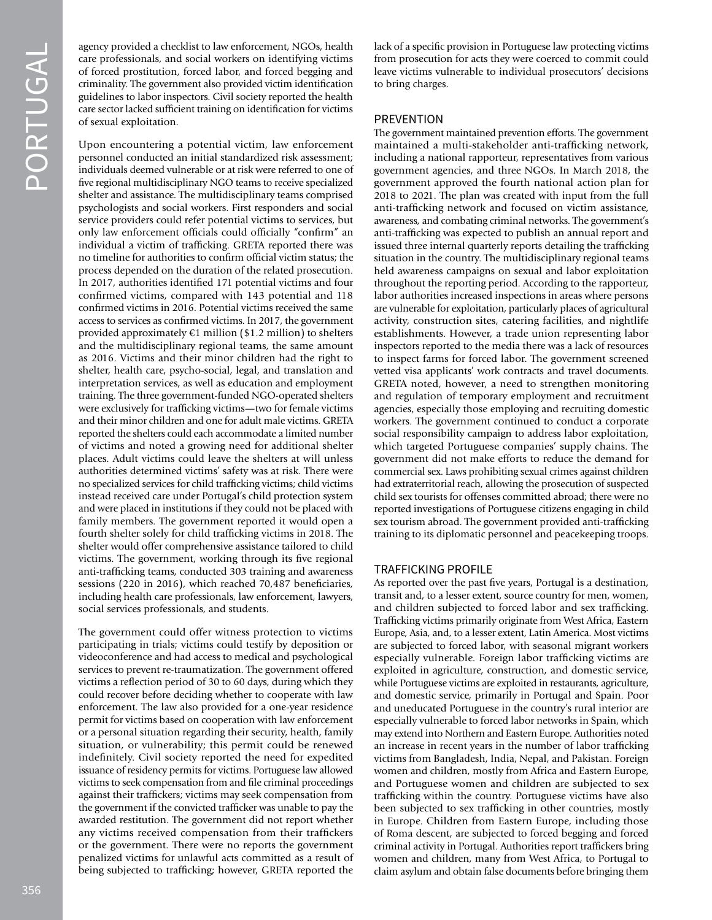agency provided a checklist to law enforcement, NGOs, health care professionals, and social workers on identifying victims of forced prostitution, forced labor, and forced begging and criminality. The government also provided victim identification guidelines to labor inspectors. Civil society reported the health care sector lacked sufficient training on identification for victims of sexual exploitation.

Upon encountering a potential victim, law enforcement personnel conducted an initial standardized risk assessment; individuals deemed vulnerable or at risk were referred to one of five regional multidisciplinary NGO teams to receive specialized shelter and assistance. The multidisciplinary teams comprised psychologists and social workers. First responders and social service providers could refer potential victims to services, but only law enforcement officials could officially "confirm" an individual a victim of trafficking. GRETA reported there was no timeline for authorities to confirm official victim status; the process depended on the duration of the related prosecution. In 2017, authorities identified 171 potential victims and four confirmed victims, compared with 143 potential and 118 confirmed victims in 2016. Potential victims received the same access to services as confirmed victims. In 2017, the government provided approximately €1 million ($1.2 million) to shelters and the multidisciplinary regional teams, the same amount as 2016. Victims and their minor children had the right to shelter, health care, psycho-social, legal, and translation and interpretation services, as well as education and employment training. The three government-funded NGO-operated shelters were exclusively for trafficking victims—two for female victims and their minor children and one for adult male victims. GRETA reported the shelters could each accommodate a limited number of victims and noted a growing need for additional shelter places. Adult victims could leave the shelters at will unless authorities determined victims' safety was at risk. There were no specialized services for child trafficking victims; child victims instead received care under Portugal's child protection system and were placed in institutions if they could not be placed with family members. The government reported it would open a fourth shelter solely for child trafficking victims in 2018. The shelter would offer comprehensive assistance tailored to child victims. The government, working through its five regional anti-trafficking teams, conducted 303 training and awareness sessions (220 in 2016), which reached 70,487 beneficiaries, including health care professionals, law enforcement, lawyers, social services professionals, and students.

The government could offer witness protection to victims participating in trials; victims could testify by deposition or videoconference and had access to medical and psychological services to prevent re-traumatization. The government offered victims a reflection period of 30 to 60 days, during which they could recover before deciding whether to cooperate with law enforcement. The law also provided for a one-year residence permit for victims based on cooperation with law enforcement or a personal situation regarding their security, health, family situation, or vulnerability; this permit could be renewed indefinitely. Civil society reported the need for expedited issuance of residency permits for victims. Portuguese law allowed victims to seek compensation from and file criminal proceedings against their traffickers; victims may seek compensation from the government if the convicted trafficker was unable to pay the awarded restitution. The government did not report whether any victims received compensation from their traffickers or the government. There were no reports the government penalized victims for unlawful acts committed as a result of being subjected to trafficking; however, GRETA reported the lack of a specific provision in Portuguese law protecting victims from prosecution for acts they were coerced to commit could leave victims vulnerable to individual prosecutors' decisions to bring charges.

## PREVENTION

The government maintained prevention efforts. The government maintained a multi-stakeholder anti-trafficking network, including a national rapporteur, representatives from various government agencies, and three NGOs. In March 2018, the government approved the fourth national action plan for 2018 to 2021. The plan was created with input from the full anti-trafficking network and focused on victim assistance, awareness, and combating criminal networks. The government's anti-trafficking was expected to publish an annual report and issued three internal quarterly reports detailing the trafficking situation in the country. The multidisciplinary regional teams held awareness campaigns on sexual and labor exploitation throughout the reporting period. According to the rapporteur, labor authorities increased inspections in areas where persons are vulnerable for exploitation, particularly places of agricultural activity, construction sites, catering facilities, and nightlife establishments. However, a trade union representing labor inspectors reported to the media there was a lack of resources to inspect farms for forced labor. The government screened vetted visa applicants' work contracts and travel documents. GRETA noted, however, a need to strengthen monitoring and regulation of temporary employment and recruitment agencies, especially those employing and recruiting domestic workers. The government continued to conduct a corporate social responsibility campaign to address labor exploitation, which targeted Portuguese companies' supply chains. The government did not make efforts to reduce the demand for commercial sex. Laws prohibiting sexual crimes against children had extraterritorial reach, allowing the prosecution of suspected child sex tourists for offenses committed abroad; there were no reported investigations of Portuguese citizens engaging in child sex tourism abroad. The government provided anti-trafficking training to its diplomatic personnel and peacekeeping troops.

## TRAFFICKING PROFILE

As reported over the past five years, Portugal is a destination, transit and, to a lesser extent, source country for men, women, and children subjected to forced labor and sex trafficking. Trafficking victims primarily originate from West Africa, Eastern Europe, Asia, and, to a lesser extent, Latin America. Most victims are subjected to forced labor, with seasonal migrant workers especially vulnerable. Foreign labor trafficking victims are exploited in agriculture, construction, and domestic service, while Portuguese victims are exploited in restaurants, agriculture, and domestic service, primarily in Portugal and Spain. Poor and uneducated Portuguese in the country's rural interior are especially vulnerable to forced labor networks in Spain, which may extend into Northern and Eastern Europe. Authorities noted an increase in recent years in the number of labor trafficking victims from Bangladesh, India, Nepal, and Pakistan. Foreign women and children, mostly from Africa and Eastern Europe, and Portuguese women and children are subjected to sex trafficking within the country. Portuguese victims have also been subjected to sex trafficking in other countries, mostly in Europe. Children from Eastern Europe, including those of Roma descent, are subjected to forced begging and forced criminal activity in Portugal. Authorities report traffickers bring women and children, many from West Africa, to Portugal to claim asylum and obtain false documents before bringing them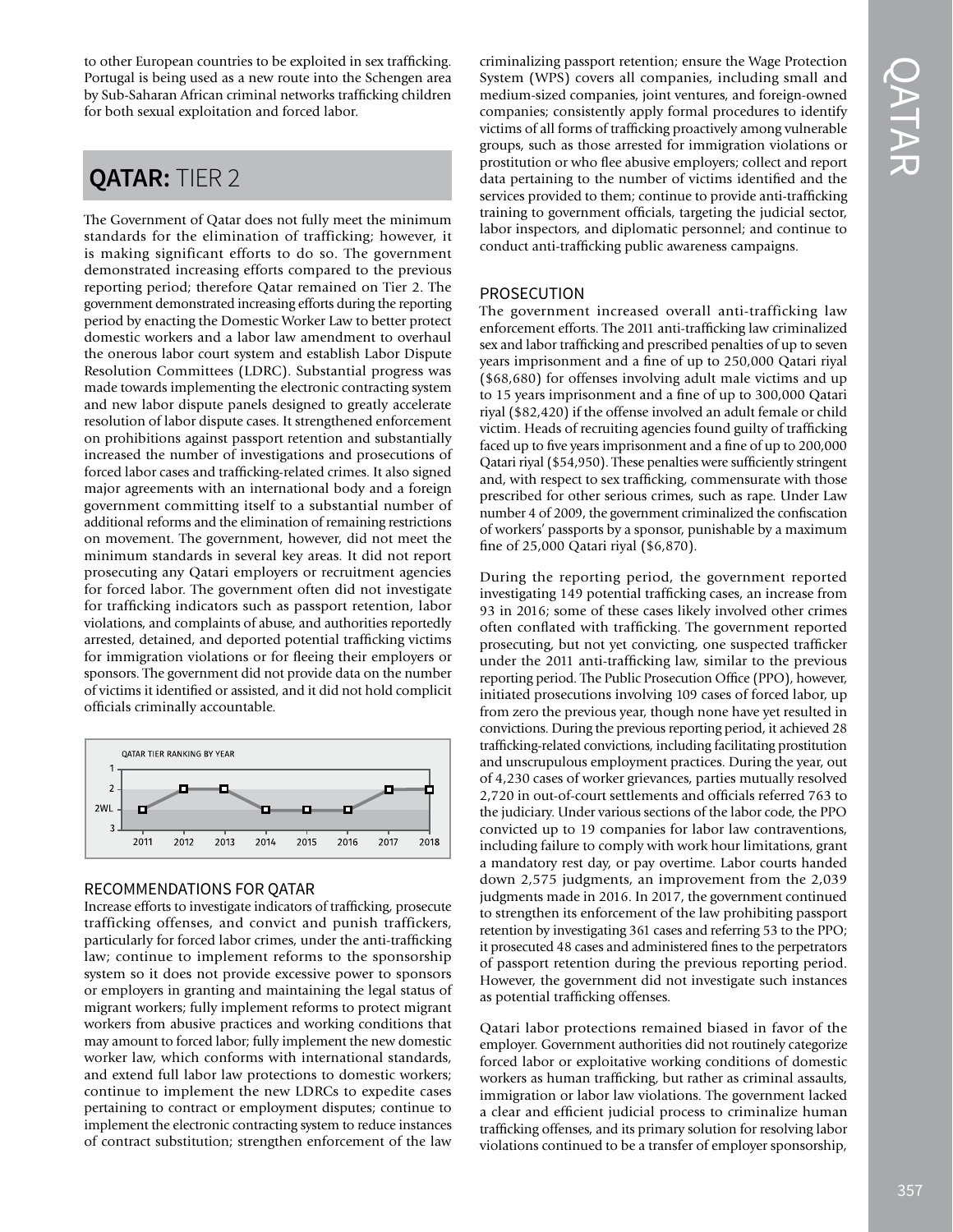to other European countries to be exploited in sex trafficking. Portugal is being used as a new route into the Schengen area by Sub-Saharan African criminal networks trafficking children for both sexual exploitation and forced labor.

## QATAR: TIER 2

The Government of Qatar does not fully meet the minimum standards for the elimination of trafficking; however, it is making significant efforts to do so. The government demonstrated increasing efforts compared to the previous reporting period; therefore Qatar remained on Tier 2. The government demonstrated increasing efforts during the reporting period by enacting the Domestic Worker Law to better protect domestic workers and a labor law amendment to overhaul the onerous labor court system and establish Labor Dispute Resolution Committees (LDRC). Substantial progress was made towards implementing the electronic contracting system and new labor dispute panels designed to greatly accelerate resolution of labor dispute cases. It strengthened enforcement on prohibitions against passport retention and substantially increased the number of investigations and prosecutions of forced labor cases and trafficking-related crimes. It also signed major agreements with an international body and a foreign government committing itself to a substantial number of additional reforms and the elimination of remaining restrictions on movement. The government, however, did not meet the minimum standards in several key areas. It did not report prosecuting any Qatari employers or recruitment agencies for forced labor. The government often did not investigate for trafficking indicators such as passport retention, labor violations, and complaints of abuse, and authorities reportedly arrested, detained, and deported potential trafficking victims for immigration violations or for fleeing their employers or sponsors. The government did not provide data on the number of victims it identified or assisted, and it did not hold complicit officials criminally accountable.

QATAR TIER RANKING BY YEAR

| Year | 2011 | 2012 | 2013 | 2014 | 2015 | 2016 | 2017 | 2018 |
|---|---|---|---|---|---|---|---|---|
| Tier | 2WL | 2 | 2 | 2WL | 2WL | 2WL | 2 | 2 |

### RECOMMENDATIONS FOR QATAR

Increase efforts to investigate indicators of trafficking, prosecute trafficking offenses, and convict and punish traffickers, particularly for forced labor crimes, under the anti-trafficking law; continue to implement reforms to the sponsorship system so it does not provide excessive power to sponsors or employers in granting and maintaining the legal status of migrant workers; fully implement reforms to protect migrant workers from abusive practices and working conditions that may amount to forced labor; fully implement the new domestic worker law, which conforms with international standards, and extend full labor law protections to domestic workers; continue to implement the new LDRCs to expedite cases pertaining to contract or employment disputes; continue to implement the electronic contracting system to reduce instances of contract substitution; strengthen enforcement of the law criminalizing passport retention; ensure the Wage Protection System (WPS) covers all companies, including small and medium-sized companies, joint ventures, and foreign-owned companies; consistently apply formal procedures to identify victims of all forms of trafficking proactively among vulnerable groups, such as those arrested for immigration violations or prostitution or who flee abusive employers; collect and report data pertaining to the number of victims identified and the services provided to them; continue to provide anti-trafficking training to government officials, targeting the judicial sector, labor inspectors, and diplomatic personnel; and continue to conduct anti-trafficking public awareness campaigns.

### PROSECUTION

The government increased overall anti-trafficking law enforcement efforts. The 2011 anti-trafficking law criminalized sex and labor trafficking and prescribed penalties of up to seven years imprisonment and a fine of up to 250,000 Qatari riyal ($68,680) for offenses involving adult male victims and up to 15 years imprisonment and a fine of up to 300,000 Qatari riyal ($82,420) if the offense involved an adult female or child victim. Heads of recruiting agencies found guilty of trafficking faced up to five years imprisonment and a fine of up to 200,000 Qatari riyal ($54,950). These penalties were sufficiently stringent and, with respect to sex trafficking, commensurate with those prescribed for other serious crimes, such as rape. Under Law number 4 of 2009, the government criminalized the confiscation of workers' passports by a sponsor, punishable by a maximum fine of 25,000 Qatari riyal ($6,870).

During the reporting period, the government reported investigating 149 potential trafficking cases, an increase from 93 in 2016; some of these cases likely involved other crimes often conflated with trafficking. The government reported prosecuting, but not yet convicting, one suspected trafficker under the 2011 anti-trafficking law, similar to the previous reporting period. The Public Prosecution Office (PPO), however, initiated prosecutions involving 109 cases of forced labor, up from zero the previous year, though none have yet resulted in convictions. During the previous reporting period, it achieved 28 trafficking-related convictions, including facilitating prostitution and unscrupulous employment practices. During the year, out of 4,230 cases of worker grievances, parties mutually resolved 2,720 in out-of-court settlements and officials referred 763 to the judiciary. Under various sections of the labor code, the PPO convicted up to 19 companies for labor law contraventions, including failure to comply with work hour limitations, grant a mandatory rest day, or pay overtime. Labor courts handed down 2,575 judgments, an improvement from the 2,039 judgments made in 2016. In 2017, the government continued to strengthen its enforcement of the law prohibiting passport retention by investigating 361 cases and referring 53 to the PPO; it prosecuted 48 cases and administered fines to the perpetrators of passport retention during the previous reporting period. However, the government did not investigate such instances as potential trafficking offenses.

Qatari labor protections remained biased in favor of the employer. Government authorities did not routinely categorize forced labor or exploitative working conditions of domestic workers as human trafficking, but rather as criminal assaults, immigration or labor law violations. The government lacked a clear and efficient judicial process to criminalize human trafficking offenses, and its primary solution for resolving labor violations continued to be a transfer of employer sponsorship,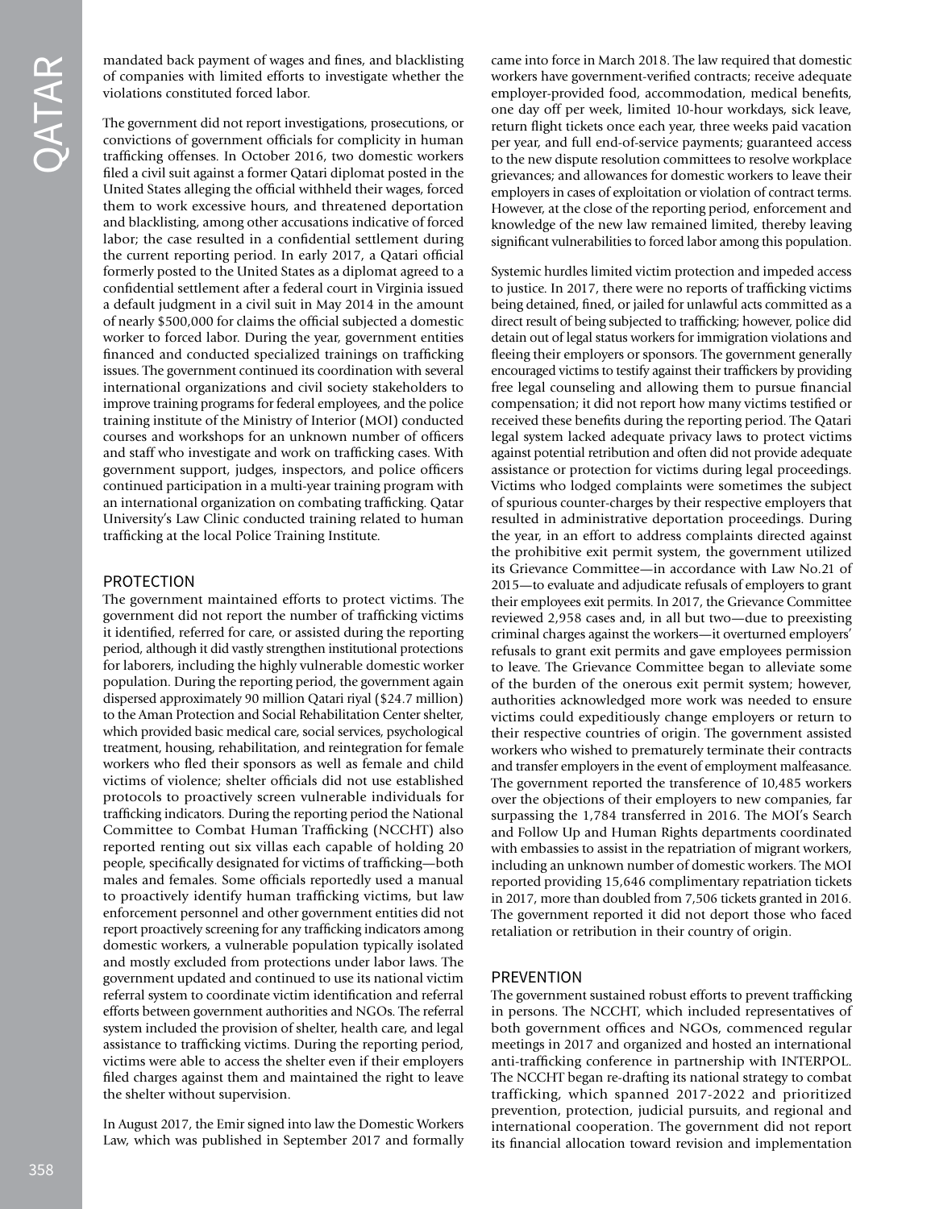mandated back payment of wages and fines, and blacklisting of companies with limited efforts to investigate whether the violations constituted forced labor.

The government did not report investigations, prosecutions, or convictions of government officials for complicity in human trafficking offenses. In October 2016, two domestic workers filed a civil suit against a former Qatari diplomat posted in the United States alleging the official withheld their wages, forced them to work excessive hours, and threatened deportation and blacklisting, among other accusations indicative of forced labor; the case resulted in a confidential settlement during the current reporting period. In early 2017, a Qatari official formerly posted to the United States as a diplomat agreed to a confidential settlement after a federal court in Virginia issued a default judgment in a civil suit in May 2014 in the amount of nearly $500,000 for claims the official subjected a domestic worker to forced labor. During the year, government entities financed and conducted specialized trainings on trafficking issues. The government continued its coordination with several international organizations and civil society stakeholders to improve training programs for federal employees, and the police training institute of the Ministry of Interior (MOI) conducted courses and workshops for an unknown number of officers and staff who investigate and work on trafficking cases. With government support, judges, inspectors, and police officers continued participation in a multi-year training program with an international organization on combating trafficking. Qatar University's Law Clinic conducted training related to human trafficking at the local Police Training Institute.

## PROTECTION

The government maintained efforts to protect victims. The government did not report the number of trafficking victims it identified, referred for care, or assisted during the reporting period, although it did vastly strengthen institutional protections for laborers, including the highly vulnerable domestic worker population. During the reporting period, the government again dispersed approximately 90 million Qatari riyal ($24.7 million) to the Aman Protection and Social Rehabilitation Center shelter, which provided basic medical care, social services, psychological treatment, housing, rehabilitation, and reintegration for female workers who fled their sponsors as well as female and child victims of violence; shelter officials did not use established protocols to proactively screen vulnerable individuals for trafficking indicators. During the reporting period the National Committee to Combat Human Trafficking (NCCHT) also reported renting out six villas each capable of holding 20 people, specifically designated for victims of trafficking—both males and females. Some officials reportedly used a manual to proactively identify human trafficking victims, but law enforcement personnel and other government entities did not report proactively screening for any trafficking indicators among domestic workers, a vulnerable population typically isolated and mostly excluded from protections under labor laws. The government updated and continued to use its national victim referral system to coordinate victim identification and referral efforts between government authorities and NGOs. The referral system included the provision of shelter, health care, and legal assistance to trafficking victims. During the reporting period, victims were able to access the shelter even if their employers filed charges against them and maintained the right to leave the shelter without supervision.

In August 2017, the Emir signed into law the Domestic Workers Law, which was published in September 2017 and formally came into force in March 2018. The law required that domestic workers have government-verified contracts; receive adequate employer-provided food, accommodation, medical benefits, one day off per week, limited 10-hour workdays, sick leave, return flight tickets once each year, three weeks paid vacation per year, and full end-of-service payments; guaranteed access to the new dispute resolution committees to resolve workplace grievances; and allowances for domestic workers to leave their employers in cases of exploitation or violation of contract terms. However, at the close of the reporting period, enforcement and knowledge of the new law remained limited, thereby leaving significant vulnerabilities to forced labor among this population.

Systemic hurdles limited victim protection and impeded access to justice. In 2017, there were no reports of trafficking victims being detained, fined, or jailed for unlawful acts committed as a direct result of being subjected to trafficking; however, police did detain out of legal status workers for immigration violations and fleeing their employers or sponsors. The government generally encouraged victims to testify against their traffickers by providing free legal counseling and allowing them to pursue financial compensation; it did not report how many victims testified or received these benefits during the reporting period. The Qatari legal system lacked adequate privacy laws to protect victims against potential retribution and often did not provide adequate assistance or protection for victims during legal proceedings. Victims who lodged complaints were sometimes the subject of spurious counter-charges by their respective employers that resulted in administrative deportation proceedings. During the year, in an effort to address complaints directed against the prohibitive exit permit system, the government utilized its Grievance Committee—in accordance with Law No.21 of 2015—to evaluate and adjudicate refusals of employers to grant their employees exit permits. In 2017, the Grievance Committee reviewed 2,958 cases and, in all but two—due to preexisting criminal charges against the workers—it overturned employers' refusals to grant exit permits and gave employees permission to leave. The Grievance Committee began to alleviate some of the burden of the onerous exit permit system; however, authorities acknowledged more work was needed to ensure victims could expeditiously change employers or return to their respective countries of origin. The government assisted workers who wished to prematurely terminate their contracts and transfer employers in the event of employment malfeasance. The government reported the transference of 10,485 workers over the objections of their employers to new companies, far surpassing the 1,784 transferred in 2016. The MOI's Search and Follow Up and Human Rights departments coordinated with embassies to assist in the repatriation of migrant workers, including an unknown number of domestic workers. The MOI reported providing 15,646 complimentary repatriation tickets in 2017, more than doubled from 7,506 tickets granted in 2016. The government reported it did not deport those who faced retaliation or retribution in their country of origin.

## PREVENTION

The government sustained robust efforts to prevent trafficking in persons. The NCCHT, which included representatives of both government offices and NGOs, commenced regular meetings in 2017 and organized and hosted an international anti-trafficking conference in partnership with INTERPOL. The NCCHT began re-drafting its national strategy to combat trafficking, which spanned 2017-2022 and prioritized prevention, protection, judicial pursuits, and regional and international cooperation. The government did not report its financial allocation toward revision and implementation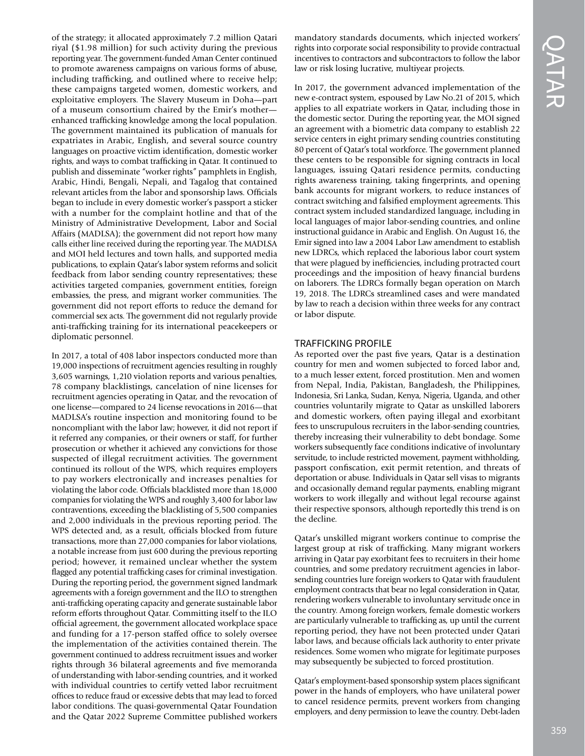of the strategy; it allocated approximately 7.2 million Qatari riyal ($1.98 million) for such activity during the previous reporting year. The government-funded Aman Center continued to promote awareness campaigns on various forms of abuse, including trafficking, and outlined where to receive help; these campaigns targeted women, domestic workers, and exploitative employers. The Slavery Museum in Doha—part of a museum consortium chaired by the Emir's mother—enhanced trafficking knowledge among the local population. The government maintained its publication of manuals for expatriates in Arabic, English, and several source country languages on proactive victim identification, domestic worker rights, and ways to combat trafficking in Qatar. It continued to publish and disseminate "worker rights" pamphlets in English, Arabic, Hindi, Bengali, Nepali, and Tagalog that contained relevant articles from the labor and sponsorship laws. Officials began to include in every domestic worker's passport a sticker with a number for the complaint hotline and that of the Ministry of Administrative Development, Labor and Social Affairs (MADLSA); the government did not report how many calls either line received during the reporting year. The MADLSA and MOI held lectures and town halls, and supported media publications, to explain Qatar's labor system reforms and solicit feedback from labor sending country representatives; these activities targeted companies, government entities, foreign embassies, the press, and migrant worker communities. The government did not report efforts to reduce the demand for commercial sex acts. The government did not regularly provide anti-trafficking training for its international peacekeepers or diplomatic personnel.

In 2017, a total of 408 labor inspectors conducted more than 19,000 inspections of recruitment agencies resulting in roughly 3,605 warnings, 1,210 violation reports and various penalties, 78 company blacklistings, cancelation of nine licenses for recruitment agencies operating in Qatar, and the revocation of one license—compared to 24 license revocations in 2016—that MADLSA's routine inspection and monitoring found to be noncompliant with the labor law; however, it did not report if it referred any companies, or their owners or staff, for further prosecution or whether it achieved any convictions for those suspected of illegal recruitment activities. The government continued its rollout of the WPS, which requires employers to pay workers electronically and increases penalties for violating the labor code. Officials blacklisted more than 18,000 companies for violating the WPS and roughly 3,400 for labor law contraventions, exceeding the blacklisting of 5,500 companies and 2,000 individuals in the previous reporting period. The WPS detected and, as a result, officials blocked from future transactions, more than 27,000 companies for labor violations, a notable increase from just 600 during the previous reporting period; however, it remained unclear whether the system flagged any potential trafficking cases for criminal investigation. During the reporting period, the government signed landmark agreements with a foreign government and the ILO to strengthen anti-trafficking operating capacity and generate sustainable labor reform efforts throughout Qatar. Committing itself to the ILO official agreement, the government allocated workplace space and funding for a 17-person staffed office to solely oversee the implementation of the activities contained therein. The government continued to address recruitment issues and worker rights through 36 bilateral agreements and five memoranda of understanding with labor-sending countries, and it worked with individual countries to certify vetted labor recruitment offices to reduce fraud or excessive debts that may lead to forced labor conditions. The quasi-governmental Qatar Foundation and the Qatar 2022 Supreme Committee published workers mandatory standards documents, which injected workers' rights into corporate social responsibility to provide contractual incentives to contractors and subcontractors to follow the labor law or risk losing lucrative, multiyear projects.

In 2017, the government advanced implementation of the new e-contract system, espoused by Law No.21 of 2015, which applies to all expatriate workers in Qatar, including those in the domestic sector. During the reporting year, the MOI signed an agreement with a biometric data company to establish 22 service centers in eight primary sending countries constituting 80 percent of Qatar's total workforce. The government planned these centers to be responsible for signing contracts in local languages, issuing Qatari residence permits, conducting rights awareness training, taking fingerprints, and opening bank accounts for migrant workers, to reduce instances of contract switching and falsified employment agreements. This contract system included standardized language, including in local languages of major labor-sending countries, and online instructional guidance in Arabic and English. On August 16, the Emir signed into law a 2004 Labor Law amendment to establish new LDRCs, which replaced the laborious labor court system that were plagued by inefficiencies, including protracted court proceedings and the imposition of heavy financial burdens on laborers. The LDRCs formally began operation on March 19, 2018. The LDRCs streamlined cases and were mandated by law to reach a decision within three weeks for any contract or labor dispute.

## TRAFFICKING PROFILE

As reported over the past five years, Qatar is a destination country for men and women subjected to forced labor and, to a much lesser extent, forced prostitution. Men and women from Nepal, India, Pakistan, Bangladesh, the Philippines, Indonesia, Sri Lanka, Sudan, Kenya, Nigeria, Uganda, and other countries voluntarily migrate to Qatar as unskilled laborers and domestic workers, often paying illegal and exorbitant fees to unscrupulous recruiters in the labor-sending countries, thereby increasing their vulnerability to debt bondage. Some workers subsequently face conditions indicative of involuntary servitude, to include restricted movement, payment withholding, passport confiscation, exit permit retention, and threats of deportation or abuse. Individuals in Qatar sell visas to migrants and occasionally demand regular payments, enabling migrant workers to work illegally and without legal recourse against their respective sponsors, although reportedly this trend is on the decline.

Qatar's unskilled migrant workers continue to comprise the largest group at risk of trafficking. Many migrant workers arriving in Qatar pay exorbitant fees to recruiters in their home countries, and some predatory recruitment agencies in labor-sending countries lure foreign workers to Qatar with fraudulent employment contracts that bear no legal consideration in Qatar, rendering workers vulnerable to involuntary servitude once in the country. Among foreign workers, female domestic workers are particularly vulnerable to trafficking as, up until the current reporting period, they have not been protected under Qatari labor laws, and because officials lack authority to enter private residences. Some women who migrate for legitimate purposes may subsequently be subjected to forced prostitution.

Qatar's employment-based sponsorship system places significant power in the hands of employers, who have unilateral power to cancel residence permits, prevent workers from changing employers, and deny permission to leave the country. Debt-laden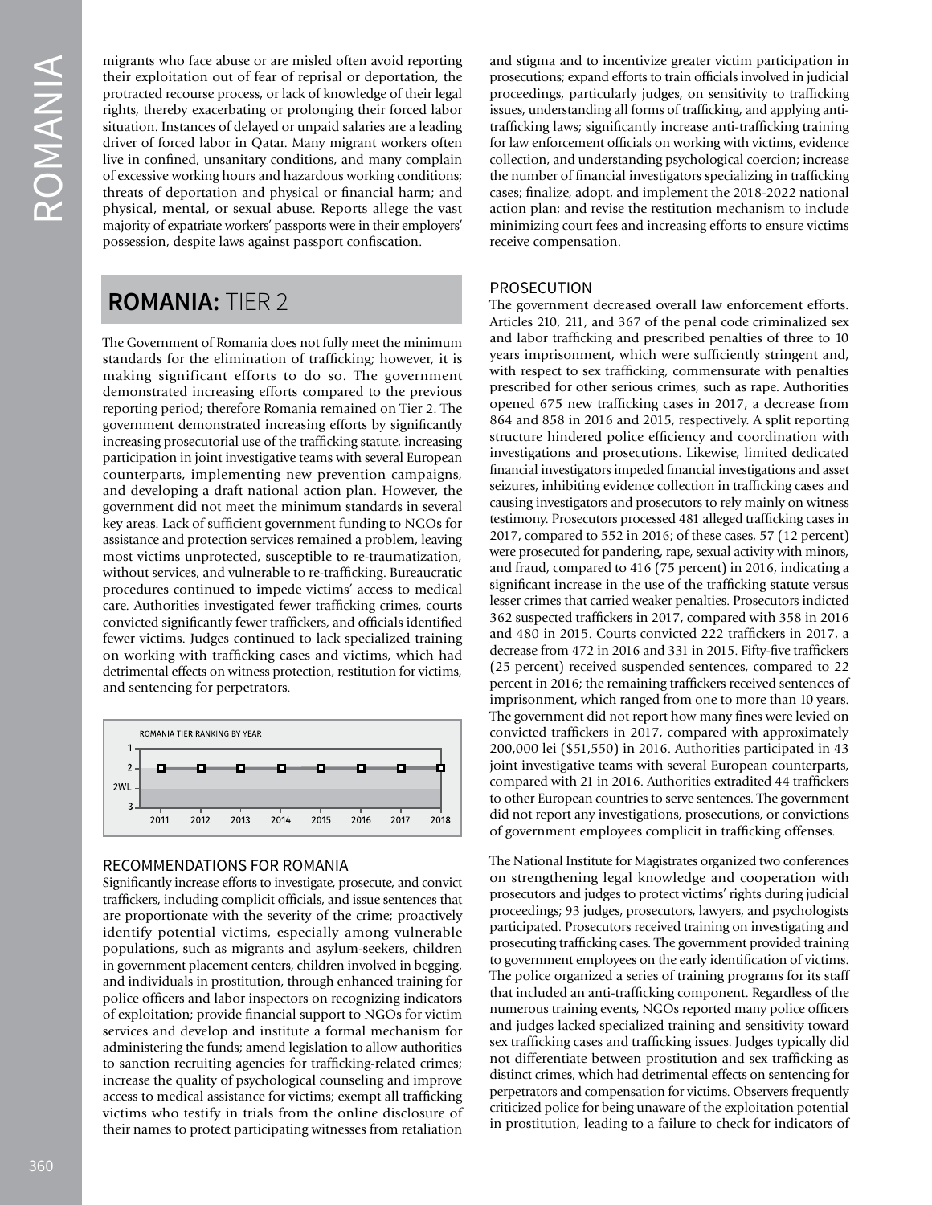migrants who face abuse or are misled often avoid reporting their exploitation out of fear of reprisal or deportation, the protracted recourse process, or lack of knowledge of their legal rights, thereby exacerbating or prolonging their forced labor situation. Instances of delayed or unpaid salaries are a leading driver of forced labor in Qatar. Many migrant workers often live in confined, unsanitary conditions, and many complain of excessive working hours and hazardous working conditions; threats of deportation and physical or financial harm; and physical, mental, or sexual abuse. Reports allege the vast majority of expatriate workers' passports were in their employers' possession, despite laws against passport confiscation.

# ROMANIA: TIER 2

The Government of Romania does not fully meet the minimum standards for the elimination of trafficking; however, it is making significant efforts to do so. The government demonstrated increasing efforts compared to the previous reporting period; therefore Romania remained on Tier 2. The government demonstrated increasing efforts by significantly increasing prosecutorial use of the trafficking statute, increasing participation in joint investigative teams with several European counterparts, implementing new prevention campaigns, and developing a draft national action plan. However, the government did not meet the minimum standards in several key areas. Lack of sufficient government funding to NGOs for assistance and protection services remained a problem, leaving most victims unprotected, susceptible to re-traumatization, without services, and vulnerable to re-trafficking. Bureaucratic procedures continued to impede victims' access to medical care. Authorities investigated fewer trafficking crimes, courts convicted significantly fewer traffickers, and officials identified fewer victims. Judges continued to lack specialized training on working with trafficking cases and victims, which had detrimental effects on witness protection, restitution for victims, and sentencing for perpetrators.

ROMANIA TIER RANKING BY YEAR

| Year | 2011 | 2012 | 2013 | 2014 | 2015 | 2016 | 2017 | 2018 |
|---|---|---|---|---|---|---|---|---|
| Tier | 2 | 2 | 2 | 2 | 2 | 2 | 2 | 2 |

## RECOMMENDATIONS FOR ROMANIA

Significantly increase efforts to investigate, prosecute, and convict traffickers, including complicit officials, and issue sentences that are proportionate with the severity of the crime; proactively identify potential victims, especially among vulnerable populations, such as migrants and asylum-seekers, children in government placement centers, children involved in begging, and individuals in prostitution, through enhanced training for police officers and labor inspectors on recognizing indicators of exploitation; provide financial support to NGOs for victim services and develop and institute a formal mechanism for administering the funds; amend legislation to allow authorities to sanction recruiting agencies for trafficking-related crimes; increase the quality of psychological counseling and improve access to medical assistance for victims; exempt all trafficking victims who testify in trials from the online disclosure of their names to protect participating witnesses from retaliation and stigma and to incentivize greater victim participation in prosecutions; expand efforts to train officials involved in judicial proceedings, particularly judges, on sensitivity to trafficking issues, understanding all forms of trafficking, and applying anti-trafficking laws; significantly increase anti-trafficking training for law enforcement officials on working with victims, evidence collection, and understanding psychological coercion; increase the number of financial investigators specializing in trafficking cases; finalize, adopt, and implement the 2018-2022 national action plan; and revise the restitution mechanism to include minimizing court fees and increasing efforts to ensure victims receive compensation.

## PROSECUTION

The government decreased overall law enforcement efforts. Articles 210, 211, and 367 of the penal code criminalized sex and labor trafficking and prescribed penalties of three to 10 years imprisonment, which were sufficiently stringent and, with respect to sex trafficking, commensurate with penalties prescribed for other serious crimes, such as rape. Authorities opened 675 new trafficking cases in 2017, a decrease from 864 and 858 in 2016 and 2015, respectively. A split reporting structure hindered police efficiency and coordination with investigations and prosecutions. Likewise, limited dedicated financial investigators impeded financial investigations and asset seizures, inhibiting evidence collection in trafficking cases and causing investigators and prosecutors to rely mainly on witness testimony. Prosecutors processed 481 alleged trafficking cases in 2017, compared to 552 in 2016; of these cases, 57 (12 percent) were prosecuted for pandering, rape, sexual activity with minors, and fraud, compared to 416 (75 percent) in 2016, indicating a significant increase in the use of the trafficking statute versus lesser crimes that carried weaker penalties. Prosecutors indicted 362 suspected traffickers in 2017, compared with 358 in 2016 and 480 in 2015. Courts convicted 222 traffickers in 2017, a decrease from 472 in 2016 and 331 in 2015. Fifty-five traffickers (25 percent) received suspended sentences, compared to 22 percent in 2016; the remaining traffickers received sentences of imprisonment, which ranged from one to more than 10 years. The government did not report how many fines were levied on convicted traffickers in 2017, compared with approximately 200,000 lei ($51,550) in 2016. Authorities participated in 43 joint investigative teams with several European counterparts, compared with 21 in 2016. Authorities extradited 44 traffickers to other European countries to serve sentences. The government did not report any investigations, prosecutions, or convictions of government employees complicit in trafficking offenses.

The National Institute for Magistrates organized two conferences on strengthening legal knowledge and cooperation with prosecutors and judges to protect victims' rights during judicial proceedings; 93 judges, prosecutors, lawyers, and psychologists participated. Prosecutors received training on investigating and prosecuting trafficking cases. The government provided training to government employees on the early identification of victims. The police organized a series of training programs for its staff that included an anti-trafficking component. Regardless of the numerous training events, NGOs reported many police officers and judges lacked specialized training and sensitivity toward sex trafficking cases and trafficking issues. Judges typically did not differentiate between prostitution and sex trafficking as distinct crimes, which had detrimental effects on sentencing for perpetrators and compensation for victims. Observers frequently criticized police for being unaware of the exploitation potential in prostitution, leading to a failure to check for indicators of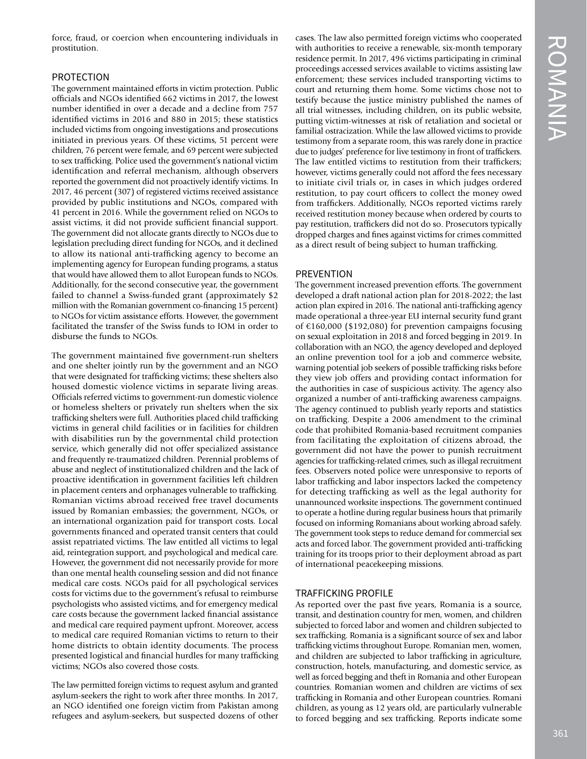force, fraud, or coercion when encountering individuals in prostitution.

## PROTECTION

The government maintained efforts in victim protection. Public officials and NGOs identified 662 victims in 2017, the lowest number identified in over a decade and a decline from 757 identified victims in 2016 and 880 in 2015; these statistics included victims from ongoing investigations and prosecutions initiated in previous years. Of these victims, 51 percent were children, 76 percent were female, and 69 percent were subjected to sex trafficking. Police used the government's national victim identification and referral mechanism, although observers reported the government did not proactively identify victims. In 2017, 46 percent (307) of registered victims received assistance provided by public institutions and NGOs, compared with 41 percent in 2016. While the government relied on NGOs to assist victims, it did not provide sufficient financial support. The government did not allocate grants directly to NGOs due to legislation precluding direct funding for NGOs, and it declined to allow its national anti-trafficking agency to become an implementing agency for European funding programs, a status that would have allowed them to allot European funds to NGOs. Additionally, for the second consecutive year, the government failed to channel a Swiss-funded grant (approximately $2 million with the Romanian government co-financing 15 percent) to NGOs for victim assistance efforts. However, the government facilitated the transfer of the Swiss funds to IOM in order to disburse the funds to NGOs.

The government maintained five government-run shelters and one shelter jointly run by the government and an NGO that were designated for trafficking victims; these shelters also housed domestic violence victims in separate living areas. Officials referred victims to government-run domestic violence or homeless shelters or privately run shelters when the six trafficking shelters were full. Authorities placed child trafficking victims in general child facilities or in facilities for children with disabilities run by the governmental child protection service, which generally did not offer specialized assistance and frequently re-traumatized children. Perennial problems of abuse and neglect of institutionalized children and the lack of proactive identification in government facilities left children in placement centers and orphanages vulnerable to trafficking. Romanian victims abroad received free travel documents issued by Romanian embassies; the government, NGOs, or an international organization paid for transport costs. Local governments financed and operated transit centers that could assist repatriated victims. The law entitled all victims to legal aid, reintegration support, and psychological and medical care. However, the government did not necessarily provide for more than one mental health counseling session and did not finance medical care costs. NGOs paid for all psychological services costs for victims due to the government's refusal to reimburse psychologists who assisted victims, and for emergency medical care costs because the government lacked financial assistance and medical care required payment upfront. Moreover, access to medical care required Romanian victims to return to their home districts to obtain identity documents. The process presented logistical and financial hurdles for many trafficking victims; NGOs also covered those costs.

The law permitted foreign victims to request asylum and granted asylum-seekers the right to work after three months. In 2017, an NGO identified one foreign victim from Pakistan among refugees and asylum-seekers, but suspected dozens of other cases. The law also permitted foreign victims who cooperated with authorities to receive a renewable, six-month temporary residence permit. In 2017, 496 victims participating in criminal proceedings accessed services available to victims assisting law enforcement; these services included transporting victims to court and returning them home. Some victims chose not to testify because the justice ministry published the names of all trial witnesses, including children, on its public website, putting victim-witnesses at risk of retaliation and societal or familial ostracization. While the law allowed victims to provide testimony from a separate room, this was rarely done in practice due to judges' preference for live testimony in front of traffickers. The law entitled victims to restitution from their traffickers; however, victims generally could not afford the fees necessary to initiate civil trials or, in cases in which judges ordered restitution, to pay court officers to collect the money owed from traffickers. Additionally, NGOs reported victims rarely received restitution money because when ordered by courts to pay restitution, traffickers did not do so. Prosecutors typically dropped charges and fines against victims for crimes committed as a direct result of being subject to human trafficking.

## PREVENTION

The government increased prevention efforts. The government developed a draft national action plan for 2018-2022; the last action plan expired in 2016. The national anti-trafficking agency made operational a three-year EU internal security fund grant of €160,000 ($192,080) for prevention campaigns focusing on sexual exploitation in 2018 and forced begging in 2019. In collaboration with an NGO, the agency developed and deployed an online prevention tool for a job and commerce website, warning potential job seekers of possible trafficking risks before they view job offers and providing contact information for the authorities in case of suspicious activity. The agency also organized a number of anti-trafficking awareness campaigns. The agency continued to publish yearly reports and statistics on trafficking. Despite a 2006 amendment to the criminal code that prohibited Romania-based recruitment companies from facilitating the exploitation of citizens abroad, the government did not have the power to punish recruitment agencies for trafficking-related crimes, such as illegal recruitment fees. Observers noted police were unresponsive to reports of labor trafficking and labor inspectors lacked the competency for detecting trafficking as well as the legal authority for unannounced worksite inspections. The government continued to operate a hotline during regular business hours that primarily focused on informing Romanians about working abroad safely. The government took steps to reduce demand for commercial sex acts and forced labor. The government provided anti-trafficking training for its troops prior to their deployment abroad as part of international peacekeeping missions.

## TRAFFICKING PROFILE

As reported over the past five years, Romania is a source, transit, and destination country for men, women, and children subjected to forced labor and women and children subjected to sex trafficking. Romania is a significant source of sex and labor trafficking victims throughout Europe. Romanian men, women, and children are subjected to labor trafficking in agriculture, construction, hotels, manufacturing, and domestic service, as well as forced begging and theft in Romania and other European countries. Romanian women and children are victims of sex trafficking in Romania and other European countries. Romani children, as young as 12 years old, are particularly vulnerable to forced begging and sex trafficking. Reports indicate some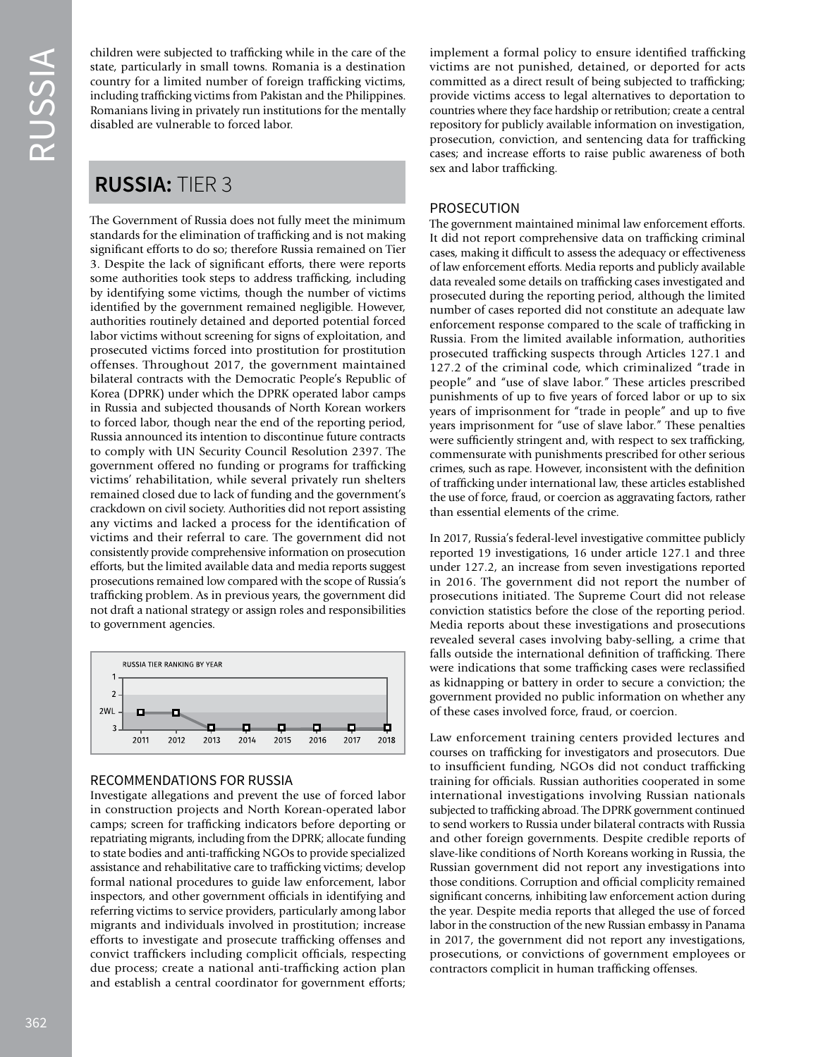children were subjected to trafficking while in the care of the state, particularly in small towns. Romania is a destination country for a limited number of foreign trafficking victims, including trafficking victims from Pakistan and the Philippines. Romanians living in privately run institutions for the mentally disabled are vulnerable to forced labor.

## RUSSIA: TIER 3

The Government of Russia does not fully meet the minimum standards for the elimination of trafficking and is not making significant efforts to do so; therefore Russia remained on Tier 3. Despite the lack of significant efforts, there were reports some authorities took steps to address trafficking, including by identifying some victims, though the number of victims identified by the government remained negligible. However, authorities routinely detained and deported potential forced labor victims without screening for signs of exploitation, and prosecuted victims forced into prostitution for prostitution offenses. Throughout 2017, the government maintained bilateral contracts with the Democratic People's Republic of Korea (DPRK) under which the DPRK operated labor camps in Russia and subjected thousands of North Korean workers to forced labor, though near the end of the reporting period, Russia announced its intention to discontinue future contracts to comply with UN Security Council Resolution 2397. The government offered no funding or programs for trafficking victims' rehabilitation, while several privately run shelters remained closed due to lack of funding and the government's crackdown on civil society. Authorities did not report assisting any victims and lacked a process for the identification of victims and their referral to care. The government did not consistently provide comprehensive information on prosecution efforts, but the limited available data and media reports suggest prosecutions remained low compared with the scope of Russia's trafficking problem. As in previous years, the government did not draft a national strategy or assign roles and responsibilities to government agencies.

RUSSIA TIER RANKING BY YEAR

| 2011 | 2012 | 2013 | 2014 | 2015 | 2016 | 2017 | 2018 |
|---|---|---|---|---|---|---|---|
| 2WL | 2WL | 3 | 3 | 3 | 3 | 3 | 3 |

### RECOMMENDATIONS FOR RUSSIA

Investigate allegations and prevent the use of forced labor in construction projects and North Korean-operated labor camps; screen for trafficking indicators before deporting or repatriating migrants, including from the DPRK; allocate funding to state bodies and anti-trafficking NGOs to provide specialized assistance and rehabilitative care to trafficking victims; develop formal national procedures to guide law enforcement, labor inspectors, and other government officials in identifying and referring victims to service providers, particularly among labor migrants and individuals involved in prostitution; increase efforts to investigate and prosecute trafficking offenses and convict traffickers including complicit officials, respecting due process; create a national anti-trafficking action plan and establish a central coordinator for government efforts; implement a formal policy to ensure identified trafficking victims are not punished, detained, or deported for acts committed as a direct result of being subjected to trafficking; provide victims access to legal alternatives to deportation to countries where they face hardship or retribution; create a central repository for publicly available information on investigation, prosecution, conviction, and sentencing data for trafficking cases; and increase efforts to raise public awareness of both sex and labor trafficking.

### PROSECUTION

The government maintained minimal law enforcement efforts. It did not report comprehensive data on trafficking criminal cases, making it difficult to assess the adequacy or effectiveness of law enforcement efforts. Media reports and publicly available data revealed some details on trafficking cases investigated and prosecuted during the reporting period, although the limited number of cases reported did not constitute an adequate law enforcement response compared to the scale of trafficking in Russia. From the limited available information, authorities prosecuted trafficking suspects through Articles 127.1 and 127.2 of the criminal code, which criminalized "trade in people" and "use of slave labor." These articles prescribed punishments of up to five years of forced labor or up to six years of imprisonment for "trade in people" and up to five years imprisonment for "use of slave labor." These penalties were sufficiently stringent and, with respect to sex trafficking, commensurate with punishments prescribed for other serious crimes, such as rape. However, inconsistent with the definition of trafficking under international law, these articles established the use of force, fraud, or coercion as aggravating factors, rather than essential elements of the crime.

In 2017, Russia's federal-level investigative committee publicly reported 19 investigations, 16 under article 127.1 and three under 127.2, an increase from seven investigations reported in 2016. The government did not report the number of prosecutions initiated. The Supreme Court did not release conviction statistics before the close of the reporting period. Media reports about these investigations and prosecutions revealed several cases involving baby-selling, a crime that falls outside the international definition of trafficking. There were indications that some trafficking cases were reclassified as kidnapping or battery in order to secure a conviction; the government provided no public information on whether any of these cases involved force, fraud, or coercion.

Law enforcement training centers provided lectures and courses on trafficking for investigators and prosecutors. Due to insufficient funding, NGOs did not conduct trafficking training for officials. Russian authorities cooperated in some international investigations involving Russian nationals subjected to trafficking abroad. The DPRK government continued to send workers to Russia under bilateral contracts with Russia and other foreign governments. Despite credible reports of slave-like conditions of North Koreans working in Russia, the Russian government did not report any investigations into those conditions. Corruption and official complicity remained significant concerns, inhibiting law enforcement action during the year. Despite media reports that alleged the use of forced labor in the construction of the new Russian embassy in Panama in 2017, the government did not report any investigations, prosecutions, or convictions of government employees or contractors complicit in human trafficking offenses.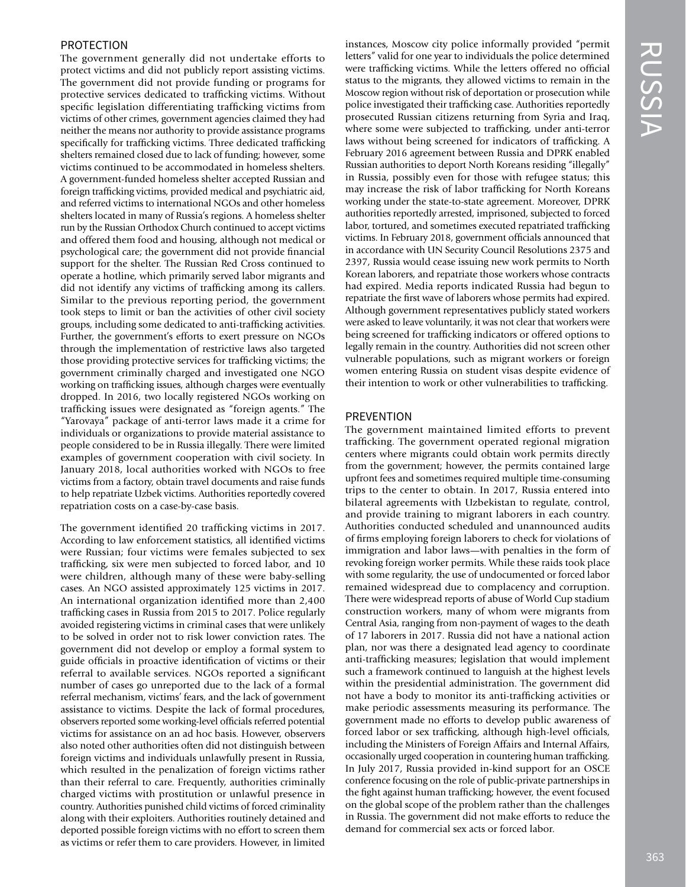## PROTECTION

The government generally did not undertake efforts to protect victims and did not publicly report assisting victims. The government did not provide funding or programs for protective services dedicated to trafficking victims. Without specific legislation differentiating trafficking victims from victims of other crimes, government agencies claimed they had neither the means nor authority to provide assistance programs specifically for trafficking victims. Three dedicated trafficking shelters remained closed due to lack of funding; however, some victims continued to be accommodated in homeless shelters. A government-funded homeless shelter accepted Russian and foreign trafficking victims, provided medical and psychiatric aid, and referred victims to international NGOs and other homeless shelters located in many of Russia's regions. A homeless shelter run by the Russian Orthodox Church continued to accept victims and offered them food and housing, although not medical or psychological care; the government did not provide financial support for the shelter. The Russian Red Cross continued to operate a hotline, which primarily served labor migrants and did not identify any victims of trafficking among its callers. Similar to the previous reporting period, the government took steps to limit or ban the activities of other civil society groups, including some dedicated to anti-trafficking activities. Further, the government's efforts to exert pressure on NGOs through the implementation of restrictive laws also targeted those providing protective services for trafficking victims; the government criminally charged and investigated one NGO working on trafficking issues, although charges were eventually dropped. In 2016, two locally registered NGOs working on trafficking issues were designated as "foreign agents." The "Yarovaya" package of anti-terror laws made it a crime for individuals or organizations to provide material assistance to people considered to be in Russia illegally. There were limited examples of government cooperation with civil society. In January 2018, local authorities worked with NGOs to free victims from a factory, obtain travel documents and raise funds to help repatriate Uzbek victims. Authorities reportedly covered repatriation costs on a case-by-case basis.

The government identified 20 trafficking victims in 2017. According to law enforcement statistics, all identified victims were Russian; four victims were females subjected to sex trafficking, six were men subjected to forced labor, and 10 were children, although many of these were baby-selling cases. An NGO assisted approximately 125 victims in 2017. An international organization identified more than 2,400 trafficking cases in Russia from 2015 to 2017. Police regularly avoided registering victims in criminal cases that were unlikely to be solved in order not to risk lower conviction rates. The government did not develop or employ a formal system to guide officials in proactive identification of victims or their referral to available services. NGOs reported a significant number of cases go unreported due to the lack of a formal referral mechanism, victims' fears, and the lack of government assistance to victims. Despite the lack of formal procedures, observers reported some working-level officials referred potential victims for assistance on an ad hoc basis. However, observers also noted other authorities often did not distinguish between foreign victims and individuals unlawfully present in Russia, which resulted in the penalization of foreign victims rather than their referral to care. Frequently, authorities criminally charged victims with prostitution or unlawful presence in country. Authorities punished child victims of forced criminality along with their exploiters. Authorities routinely detained and deported possible foreign victims with no effort to screen them as victims or refer them to care providers. However, in limited instances, Moscow city police informally provided "permit letters" valid for one year to individuals the police determined were trafficking victims. While the letters offered no official status to the migrants, they allowed victims to remain in the Moscow region without risk of deportation or prosecution while police investigated their trafficking case. Authorities reportedly prosecuted Russian citizens returning from Syria and Iraq, where some were subjected to trafficking, under anti-terror laws without being screened for indicators of trafficking. A February 2016 agreement between Russia and DPRK enabled Russian authorities to deport North Koreans residing "illegally" in Russia, possibly even for those with refugee status; this may increase the risk of labor trafficking for North Koreans working under the state-to-state agreement. Moreover, DPRK authorities reportedly arrested, imprisoned, subjected to forced labor, tortured, and sometimes executed repatriated trafficking victims. In February 2018, government officials announced that in accordance with UN Security Council Resolutions 2375 and 2397, Russia would cease issuing new work permits to North Korean laborers, and repatriate those workers whose contracts had expired. Media reports indicated Russia had begun to repatriate the first wave of laborers whose permits had expired. Although government representatives publicly stated workers were asked to leave voluntarily, it was not clear that workers were being screened for trafficking indicators or offered options to legally remain in the country. Authorities did not screen other vulnerable populations, such as migrant workers or foreign women entering Russia on student visas despite evidence of their intention to work or other vulnerabilities to trafficking.

## PREVENTION

The government maintained limited efforts to prevent trafficking. The government operated regional migration centers where migrants could obtain work permits directly from the government; however, the permits contained large upfront fees and sometimes required multiple time-consuming trips to the center to obtain. In 2017, Russia entered into bilateral agreements with Uzbekistan to regulate, control, and provide training to migrant laborers in each country. Authorities conducted scheduled and unannounced audits of firms employing foreign laborers to check for violations of immigration and labor laws—with penalties in the form of revoking foreign worker permits. While these raids took place with some regularity, the use of undocumented or forced labor remained widespread due to complacency and corruption. There were widespread reports of abuse of World Cup stadium construction workers, many of whom were migrants from Central Asia, ranging from non-payment of wages to the death of 17 laborers in 2017. Russia did not have a national action plan, nor was there a designated lead agency to coordinate anti-trafficking measures; legislation that would implement such a framework continued to languish at the highest levels within the presidential administration. The government did not have a body to monitor its anti-trafficking activities or make periodic assessments measuring its performance. The government made no efforts to develop public awareness of forced labor or sex trafficking, although high-level officials, including the Ministers of Foreign Affairs and Internal Affairs, occasionally urged cooperation in countering human trafficking. In July 2017, Russia provided in-kind support for an OSCE conference focusing on the role of public-private partnerships in the fight against human trafficking; however, the event focused on the global scope of the problem rather than the challenges in Russia. The government did not make efforts to reduce the demand for commercial sex acts or forced labor.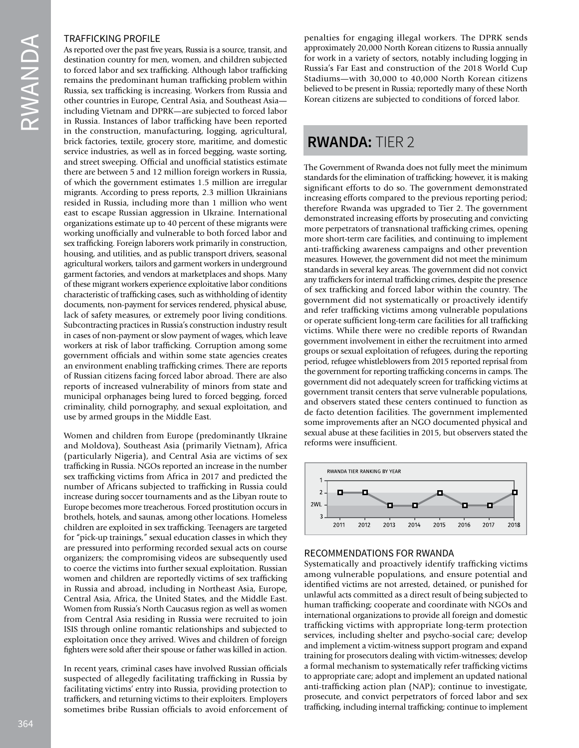### TRAFFICKING PROFILE

As reported over the past five years, Russia is a source, transit, and destination country for men, women, and children subjected to forced labor and sex trafficking. Although labor trafficking remains the predominant human trafficking problem within Russia, sex trafficking is increasing. Workers from Russia and other countries in Europe, Central Asia, and Southeast Asia—including Vietnam and DPRK—are subjected to forced labor in Russia. Instances of labor trafficking have been reported in the construction, manufacturing, logging, agricultural, brick factories, textile, grocery store, maritime, and domestic service industries, as well as in forced begging, waste sorting, and street sweeping. Official and unofficial statistics estimate there are between 5 and 12 million foreign workers in Russia, of which the government estimates 1.5 million are irregular migrants. According to press reports, 2.3 million Ukrainians resided in Russia, including more than 1 million who went east to escape Russian aggression in Ukraine. International organizations estimate up to 40 percent of these migrants were working unofficially and vulnerable to both forced labor and sex trafficking. Foreign laborers work primarily in construction, housing, and utilities, and as public transport drivers, seasonal agricultural workers, tailors and garment workers in underground garment factories, and vendors at marketplaces and shops. Many of these migrant workers experience exploitative labor conditions characteristic of trafficking cases, such as withholding of identity documents, non-payment for services rendered, physical abuse, lack of safety measures, or extremely poor living conditions. Subcontracting practices in Russia's construction industry result in cases of non-payment or slow payment of wages, which leave workers at risk of labor trafficking. Corruption among some government officials and within some state agencies creates an environment enabling trafficking crimes. There are reports of Russian citizens facing forced labor abroad. There are also reports of increased vulnerability of minors from state and municipal orphanages being lured to forced begging, forced criminality, child pornography, and sexual exploitation, and use by armed groups in the Middle East.

Women and children from Europe (predominantly Ukraine and Moldova), Southeast Asia (primarily Vietnam), Africa (particularly Nigeria), and Central Asia are victims of sex trafficking in Russia. NGOs reported an increase in the number sex trafficking victims from Africa in 2017 and predicted the number of Africans subjected to trafficking in Russia could increase during soccer tournaments and as the Libyan route to Europe becomes more treacherous. Forced prostitution occurs in brothels, hotels, and saunas, among other locations. Homeless children are exploited in sex trafficking. Teenagers are targeted for "pick-up trainings," sexual education classes in which they are pressured into performing recorded sexual acts on course organizers; the compromising videos are subsequently used to coerce the victims into further sexual exploitation. Russian women and children are reportedly victims of sex trafficking in Russia and abroad, including in Northeast Asia, Europe, Central Asia, Africa, the United States, and the Middle East. Women from Russia's North Caucasus region as well as women from Central Asia residing in Russia were recruited to join ISIS through online romantic relationships and subjected to exploitation once they arrived. Wives and children of foreign fighters were sold after their spouse or father was killed in action.

In recent years, criminal cases have involved Russian officials suspected of allegedly facilitating trafficking in Russia by facilitating victims' entry into Russia, providing protection to traffickers, and returning victims to their exploiters. Employers sometimes bribe Russian officials to avoid enforcement of penalties for engaging illegal workers. The DPRK sends approximately 20,000 North Korean citizens to Russia annually for work in a variety of sectors, notably including logging in Russia's Far East and construction of the 2018 World Cup Stadiums—with 30,000 to 40,000 North Korean citizens believed to be present in Russia; reportedly many of these North Korean citizens are subjected to conditions of forced labor.

## RWANDA: TIER 2

The Government of Rwanda does not fully meet the minimum standards for the elimination of trafficking; however, it is making significant efforts to do so. The government demonstrated increasing efforts compared to the previous reporting period; therefore Rwanda was upgraded to Tier 2. The government demonstrated increasing efforts by prosecuting and convicting more perpetrators of transnational trafficking crimes, opening more short-term care facilities, and continuing to implement anti-trafficking awareness campaigns and other prevention measures. However, the government did not meet the minimum standards in several key areas. The government did not convict any traffickers for internal trafficking crimes, despite the presence of sex trafficking and forced labor within the country. The government did not systematically or proactively identify and refer trafficking victims among vulnerable populations or operate sufficient long-term care facilities for all trafficking victims. While there were no credible reports of Rwandan government involvement in either the recruitment into armed groups or sexual exploitation of refugees, during the reporting period, refugee whistleblowers from 2015 reported reprisal from the government for reporting trafficking concerns in camps. The government did not adequately screen for trafficking victims at government transit centers that serve vulnerable populations, and observers stated these centers continued to function as de facto detention facilities. The government implemented some improvements after an NGO documented physical and sexual abuse at these facilities in 2015, but observers stated the reforms were insufficient.

RWANDA TIER RANKING BY YEAR

| Year | 2011 | 2012 | 2013 | 2014 | 2015 | 2016 | 2017 | 2018 |
|---|---|---|---|---|---|---|---|---|
| Tier | 2 | 2 | 2WL | 2WL | 2 | 2WL | 2WL | 2 |

### RECOMMENDATIONS FOR RWANDA

Systematically and proactively identify trafficking victims among vulnerable populations, and ensure potential and identified victims are not arrested, detained, or punished for unlawful acts committed as a direct result of being subjected to human trafficking; cooperate and coordinate with NGOs and international organizations to provide all foreign and domestic trafficking victims with appropriate long-term protection services, including shelter and psycho-social care; develop and implement a victim-witness support program and expand training for prosecutors dealing with victim-witnesses; develop a formal mechanism to systematically refer trafficking victims to appropriate care; adopt and implement an updated national anti-trafficking action plan (NAP); continue to investigate, prosecute, and convict perpetrators of forced labor and sex trafficking, including internal trafficking; continue to implement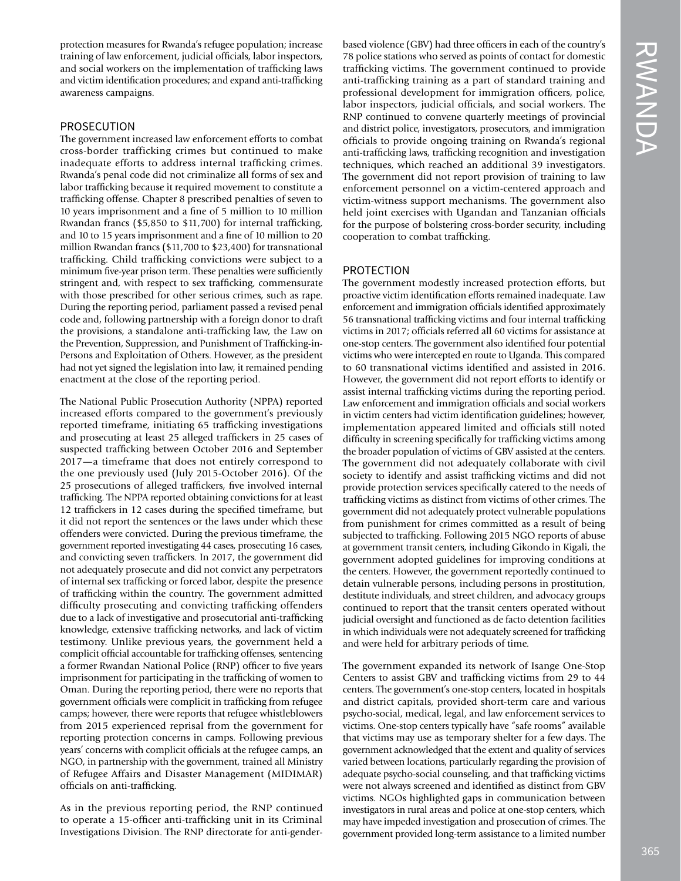protection measures for Rwanda's refugee population; increase training of law enforcement, judicial officials, labor inspectors, and social workers on the implementation of trafficking laws and victim identification procedures; and expand anti-trafficking awareness campaigns.

## PROSECUTION

The government increased law enforcement efforts to combat cross-border trafficking crimes but continued to make inadequate efforts to address internal trafficking crimes. Rwanda's penal code did not criminalize all forms of sex and labor trafficking because it required movement to constitute a trafficking offense. Chapter 8 prescribed penalties of seven to 10 years imprisonment and a fine of 5 million to 10 million Rwandan francs ($5,850 to $11,700) for internal trafficking, and 10 to 15 years imprisonment and a fine of 10 million to 20 million Rwandan francs ($11,700 to $23,400) for transnational trafficking. Child trafficking convictions were subject to a minimum five-year prison term. These penalties were sufficiently stringent and, with respect to sex trafficking, commensurate with those prescribed for other serious crimes, such as rape. During the reporting period, parliament passed a revised penal code and, following partnership with a foreign donor to draft the provisions, a standalone anti-trafficking law, the Law on the Prevention, Suppression, and Punishment of Trafficking-in-Persons and Exploitation of Others. However, as the president had not yet signed the legislation into law, it remained pending enactment at the close of the reporting period.

The National Public Prosecution Authority (NPPA) reported increased efforts compared to the government's previously reported timeframe, initiating 65 trafficking investigations and prosecuting at least 25 alleged traffickers in 25 cases of suspected trafficking between October 2016 and September 2017—a timeframe that does not entirely correspond to the one previously used (July 2015-October 2016). Of the 25 prosecutions of alleged traffickers, five involved internal trafficking. The NPPA reported obtaining convictions for at least 12 traffickers in 12 cases during the specified timeframe, but it did not report the sentences or the laws under which these offenders were convicted. During the previous timeframe, the government reported investigating 44 cases, prosecuting 16 cases, and convicting seven traffickers. In 2017, the government did not adequately prosecute and did not convict any perpetrators of internal sex trafficking or forced labor, despite the presence of trafficking within the country. The government admitted difficulty prosecuting and convicting trafficking offenders due to a lack of investigative and prosecutorial anti-trafficking knowledge, extensive trafficking networks, and lack of victim testimony. Unlike previous years, the government held a complicit official accountable for trafficking offenses, sentencing a former Rwandan National Police (RNP) officer to five years imprisonment for participating in the trafficking of women to Oman. During the reporting period, there were no reports that government officials were complicit in trafficking from refugee camps; however, there were reports that refugee whistleblowers from 2015 experienced reprisal from the government for reporting protection concerns in camps. Following previous years' concerns with complicit officials at the refugee camps, an NGO, in partnership with the government, trained all Ministry of Refugee Affairs and Disaster Management (MIDIMAR) officials on anti-trafficking.

As in the previous reporting period, the RNP continued to operate a 15-officer anti-trafficking unit in its Criminal Investigations Division. The RNP directorate for anti-gender-based violence (GBV) had three officers in each of the country's 78 police stations who served as points of contact for domestic trafficking victims. The government continued to provide anti-trafficking training as a part of standard training and professional development for immigration officers, police, labor inspectors, judicial officials, and social workers. The RNP continued to convene quarterly meetings of provincial and district police, investigators, prosecutors, and immigration officials to provide ongoing training on Rwanda's regional anti-trafficking laws, trafficking recognition and investigation techniques, which reached an additional 39 investigators. The government did not report provision of training to law enforcement personnel on a victim-centered approach and victim-witness support mechanisms. The government also held joint exercises with Ugandan and Tanzanian officials for the purpose of bolstering cross-border security, including cooperation to combat trafficking.

## PROTECTION

The government modestly increased protection efforts, but proactive victim identification efforts remained inadequate. Law enforcement and immigration officials identified approximately 56 transnational trafficking victims and four internal trafficking victims in 2017; officials referred all 60 victims for assistance at one-stop centers. The government also identified four potential victims who were intercepted en route to Uganda. This compared to 60 transnational victims identified and assisted in 2016. However, the government did not report efforts to identify or assist internal trafficking victims during the reporting period. Law enforcement and immigration officials and social workers in victim centers had victim identification guidelines; however, implementation appeared limited and officials still noted difficulty in screening specifically for trafficking victims among the broader population of victims of GBV assisted at the centers. The government did not adequately collaborate with civil society to identify and assist trafficking victims and did not provide protection services specifically catered to the needs of trafficking victims as distinct from victims of other crimes. The government did not adequately protect vulnerable populations from punishment for crimes committed as a result of being subjected to trafficking. Following 2015 NGO reports of abuse at government transit centers, including Gikondo in Kigali, the government adopted guidelines for improving conditions at the centers. However, the government reportedly continued to detain vulnerable persons, including persons in prostitution, destitute individuals, and street children, and advocacy groups continued to report that the transit centers operated without judicial oversight and functioned as de facto detention facilities in which individuals were not adequately screened for trafficking and were held for arbitrary periods of time.

The government expanded its network of Isange One-Stop Centers to assist GBV and trafficking victims from 29 to 44 centers. The government's one-stop centers, located in hospitals and district capitals, provided short-term care and various psycho-social, medical, legal, and law enforcement services to victims. One-stop centers typically have "safe rooms" available that victims may use as temporary shelter for a few days. The government acknowledged that the extent and quality of services varied between locations, particularly regarding the provision of adequate psycho-social counseling, and that trafficking victims were not always screened and identified as distinct from GBV victims. NGOs highlighted gaps in communication between investigators in rural areas and police at one-stop centers, which may have impeded investigation and prosecution of crimes. The government provided long-term assistance to a limited number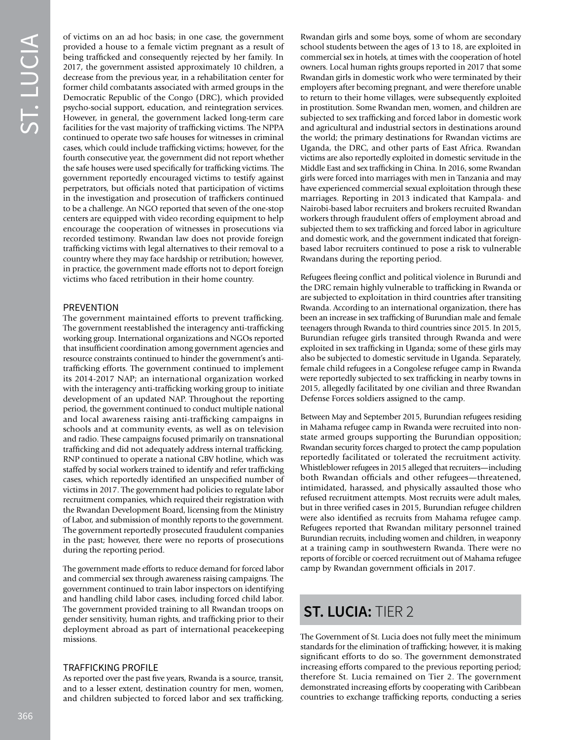of victims on an ad hoc basis; in one case, the government provided a house to a female victim pregnant as a result of being trafficked and consequently rejected by her family. In 2017, the government assisted approximately 10 children, a decrease from the previous year, in a rehabilitation center for former child combatants associated with armed groups in the Democratic Republic of the Congo (DRC), which provided psycho-social support, education, and reintegration services. However, in general, the government lacked long-term care facilities for the vast majority of trafficking victims. The NPPA continued to operate two safe houses for witnesses in criminal cases, which could include trafficking victims; however, for the fourth consecutive year, the government did not report whether the safe houses were used specifically for trafficking victims. The government reportedly encouraged victims to testify against perpetrators, but officials noted that participation of victims in the investigation and prosecution of traffickers continued to be a challenge. An NGO reported that seven of the one-stop centers are equipped with video recording equipment to help encourage the cooperation of witnesses in prosecutions via recorded testimony. Rwandan law does not provide foreign trafficking victims with legal alternatives to their removal to a country where they may face hardship or retribution; however, in practice, the government made efforts not to deport foreign victims who faced retribution in their home country.

### PREVENTION

The government maintained efforts to prevent trafficking. The government reestablished the interagency anti-trafficking working group. International organizations and NGOs reported that insufficient coordination among government agencies and resource constraints continued to hinder the government's anti-trafficking efforts. The government continued to implement its 2014-2017 NAP; an international organization worked with the interagency anti-trafficking working group to initiate development of an updated NAP. Throughout the reporting period, the government continued to conduct multiple national and local awareness raising anti-trafficking campaigns in schools and at community events, as well as on television and radio. These campaigns focused primarily on transnational trafficking and did not adequately address internal trafficking. RNP continued to operate a national GBV hotline, which was staffed by social workers trained to identify and refer trafficking cases, which reportedly identified an unspecified number of victims in 2017. The government had policies to regulate labor recruitment companies, which required their registration with the Rwandan Development Board, licensing from the Ministry of Labor, and submission of monthly reports to the government. The government reportedly prosecuted fraudulent companies in the past; however, there were no reports of prosecutions during the reporting period.

The government made efforts to reduce demand for forced labor and commercial sex through awareness raising campaigns. The government continued to train labor inspectors on identifying and handling child labor cases, including forced child labor. The government provided training to all Rwandan troops on gender sensitivity, human rights, and trafficking prior to their deployment abroad as part of international peacekeeping missions.

### TRAFFICKING PROFILE

As reported over the past five years, Rwanda is a source, transit, and to a lesser extent, destination country for men, women, and children subjected to forced labor and sex trafficking. Rwandan girls and some boys, some of whom are secondary school students between the ages of 13 to 18, are exploited in commercial sex in hotels, at times with the cooperation of hotel owners. Local human rights groups reported in 2017 that some Rwandan girls in domestic work who were terminated by their employers after becoming pregnant, and were therefore unable to return to their home villages, were subsequently exploited in prostitution. Some Rwandan men, women, and children are subjected to sex trafficking and forced labor in domestic work and agricultural and industrial sectors in destinations around the world; the primary destinations for Rwandan victims are Uganda, the DRC, and other parts of East Africa. Rwandan victims are also reportedly exploited in domestic servitude in the Middle East and sex trafficking in China. In 2016, some Rwandan girls were forced into marriages with men in Tanzania and may have experienced commercial sexual exploitation through these marriages. Reporting in 2013 indicated that Kampala- and Nairobi-based labor recruiters and brokers recruited Rwandan workers through fraudulent offers of employment abroad and subjected them to sex trafficking and forced labor in agriculture and domestic work, and the government indicated that foreign-based labor recruiters continued to pose a risk to vulnerable Rwandans during the reporting period.

Refugees fleeing conflict and political violence in Burundi and the DRC remain highly vulnerable to trafficking in Rwanda or are subjected to exploitation in third countries after transiting Rwanda. According to an international organization, there has been an increase in sex trafficking of Burundian male and female teenagers through Rwanda to third countries since 2015. In 2015, Burundian refugee girls transited through Rwanda and were exploited in sex trafficking in Uganda; some of these girls may also be subjected to domestic servitude in Uganda. Separately, female child refugees in a Congolese refugee camp in Rwanda were reportedly subjected to sex trafficking in nearby towns in 2015, allegedly facilitated by one civilian and three Rwandan Defense Forces soldiers assigned to the camp.

Between May and September 2015, Burundian refugees residing in Mahama refugee camp in Rwanda were recruited into non-state armed groups supporting the Burundian opposition; Rwandan security forces charged to protect the camp population reportedly facilitated or tolerated the recruitment activity. Whistleblower refugees in 2015 alleged that recruiters—including both Rwandan officials and other refugees—threatened, intimidated, harassed, and physically assaulted those who refused recruitment attempts. Most recruits were adult males, but in three verified cases in 2015, Burundian refugee children were also identified as recruits from Mahama refugee camp. Refugees reported that Rwandan military personnel trained Burundian recruits, including women and children, in weaponry at a training camp in southwestern Rwanda. There were no reports of forcible or coerced recruitment out of Mahama refugee camp by Rwandan government officials in 2017.

## ST. LUCIA: TIER 2

The Government of St. Lucia does not fully meet the minimum standards for the elimination of trafficking; however, it is making significant efforts to do so. The government demonstrated increasing efforts compared to the previous reporting period; therefore St. Lucia remained on Tier 2. The government demonstrated increasing efforts by cooperating with Caribbean countries to exchange trafficking reports, conducting a series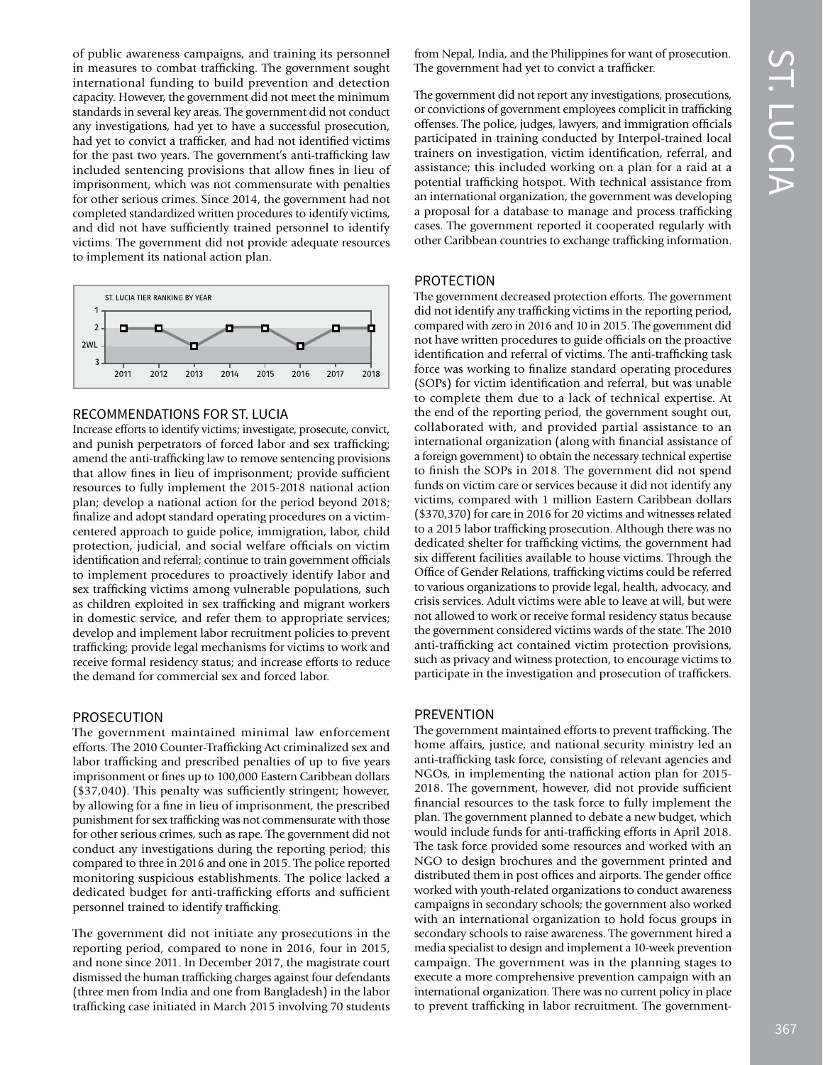of public awareness campaigns, and training its personnel in measures to combat trafficking. The government sought international funding to build prevention and detection capacity. However, the government did not meet the minimum standards in several key areas. The government did not conduct any investigations, had yet to have a successful prosecution, had yet to convict a trafficker, and had not identified victims for the past two years. The government's anti-trafficking law included sentencing provisions that allow fines in lieu of imprisonment, which was not commensurate with penalties for other serious crimes. Since 2014, the government had not completed standardized written procedures to identify victims, and did not have sufficiently trained personnel to identify victims. The government did not provide adequate resources to implement its national action plan.

ST. LUCIA TIER RANKING BY YEAR

| 2011 | 2012 | 2013 | 2014 | 2015 | 2016 | 2017 | 2018 |
|---|---|---|---|---|---|---|---|
| 2 | 2 | 2WL | 2 | 2 | 2WL | 2 | 2 |

## RECOMMENDATIONS FOR ST. LUCIA

Increase efforts to identify victims; investigate, prosecute, convict, and punish perpetrators of forced labor and sex trafficking; amend the anti-trafficking law to remove sentencing provisions that allow fines in lieu of imprisonment; provide sufficient resources to fully implement the 2015-2018 national action plan; develop a national action for the period beyond 2018; finalize and adopt standard operating procedures on a victim-centered approach to guide police, immigration, labor, child protection, judicial, and social welfare officials on victim identification and referral; continue to train government officials to implement procedures to proactively identify labor and sex trafficking victims among vulnerable populations, such as children exploited in sex trafficking and migrant workers in domestic service, and refer them to appropriate services; develop and implement labor recruitment policies to prevent trafficking; provide legal mechanisms for victims to work and receive formal residency status; and increase efforts to reduce the demand for commercial sex and forced labor.

## PROSECUTION

The government maintained minimal law enforcement efforts. The 2010 Counter-Trafficking Act criminalized sex and labor trafficking and prescribed penalties of up to five years imprisonment or fines up to 100,000 Eastern Caribbean dollars ($37,040). This penalty was sufficiently stringent; however, by allowing for a fine in lieu of imprisonment, the prescribed punishment for sex trafficking was not commensurate with those for other serious crimes, such as rape. The government did not conduct any investigations during the reporting period; this compared to three in 2016 and one in 2015. The police reported monitoring suspicious establishments. The police lacked a dedicated budget for anti-trafficking efforts and sufficient personnel trained to identify trafficking.

The government did not initiate any prosecutions in the reporting period, compared to none in 2016, four in 2015, and none since 2011. In December 2017, the magistrate court dismissed the human trafficking charges against four defendants (three men from India and one from Bangladesh) in the labor trafficking case initiated in March 2015 involving 70 students from Nepal, India, and the Philippines for want of prosecution. The government had yet to convict a trafficker.

The government did not report any investigations, prosecutions, or convictions of government employees complicit in trafficking offenses. The police, judges, lawyers, and immigration officials participated in training conducted by Interpol-trained local trainers on investigation, victim identification, referral, and assistance; this included working on a plan for a raid at a potential trafficking hotspot. With technical assistance from an international organization, the government was developing a proposal for a database to manage and process trafficking cases. The government reported it cooperated regularly with other Caribbean countries to exchange trafficking information.

## PROTECTION

The government decreased protection efforts. The government did not identify any trafficking victims in the reporting period, compared with zero in 2016 and 10 in 2015. The government did not have written procedures to guide officials on the proactive identification and referral of victims. The anti-trafficking task force was working to finalize standard operating procedures (SOPs) for victim identification and referral, but was unable to complete them due to a lack of technical expertise. At the end of the reporting period, the government sought out, collaborated with, and provided partial assistance to an international organization (along with financial assistance of a foreign government) to obtain the necessary technical expertise to finish the SOPs in 2018. The government did not spend funds on victim care or services because it did not identify any victims, compared with 1 million Eastern Caribbean dollars ($370,370) for care in 2016 for 20 victims and witnesses related to a 2015 labor trafficking prosecution. Although there was no dedicated shelter for trafficking victims, the government had six different facilities available to house victims. Through the Office of Gender Relations, trafficking victims could be referred to various organizations to provide legal, health, advocacy, and crisis services. Adult victims were able to leave at will, but were not allowed to work or receive formal residency status because the government considered victims wards of the state. The 2010 anti-trafficking act contained victim protection provisions, such as privacy and witness protection, to encourage victims to participate in the investigation and prosecution of traffickers.

## PREVENTION

The government maintained efforts to prevent trafficking. The home affairs, justice, and national security ministry led an anti-trafficking task force, consisting of relevant agencies and NGOs, in implementing the national action plan for 2015-2018. The government, however, did not provide sufficient financial resources to the task force to fully implement the plan. The government planned to debate a new budget, which would include funds for anti-trafficking efforts in April 2018. The task force provided some resources and worked with an NGO to design brochures and the government printed and distributed them in post offices and airports. The gender office worked with youth-related organizations to conduct awareness campaigns in secondary schools; the government also worked with an international organization to hold focus groups in secondary schools to raise awareness. The government hired a media specialist to design and implement a 10-week prevention campaign. The government was in the planning stages to execute a more comprehensive prevention campaign with an international organization. There was no current policy in place to prevent trafficking in labor recruitment. The government-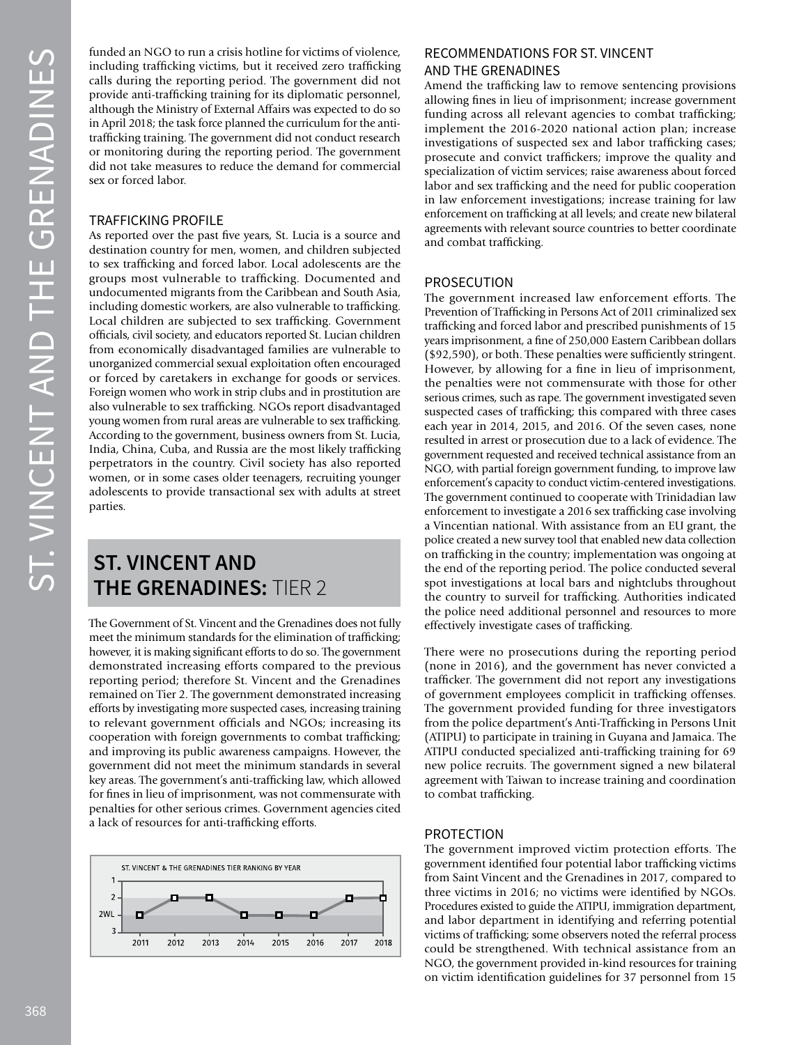funded an NGO to run a crisis hotline for victims of violence, including trafficking victims, but it received zero trafficking calls during the reporting period. The government did not provide anti-trafficking training for its diplomatic personnel, although the Ministry of External Affairs was expected to do so in April 2018; the task force planned the curriculum for the anti-trafficking training. The government did not conduct research or monitoring during the reporting period. The government did not take measures to reduce the demand for commercial sex or forced labor.

### TRAFFICKING PROFILE

As reported over the past five years, St. Lucia is a source and destination country for men, women, and children subjected to sex trafficking and forced labor. Local adolescents are the groups most vulnerable to trafficking. Documented and undocumented migrants from the Caribbean and South Asia, including domestic workers, are also vulnerable to trafficking. Local children are subjected to sex trafficking. Government officials, civil society, and educators reported St. Lucian children from economically disadvantaged families are vulnerable to unorganized commercial sexual exploitation often encouraged or forced by caretakers in exchange for goods or services. Foreign women who work in strip clubs and in prostitution are also vulnerable to sex trafficking. NGOs report disadvantaged young women from rural areas are vulnerable to sex trafficking. According to the government, business owners from St. Lucia, India, China, Cuba, and Russia are the most likely trafficking perpetrators in the country. Civil society has also reported women, or in some cases older teenagers, recruiting younger adolescents to provide transactional sex with adults at street parties.

## ST. VINCENT AND THE GRENADINES: TIER 2

The Government of St. Vincent and the Grenadines does not fully meet the minimum standards for the elimination of trafficking; however, it is making significant efforts to do so. The government demonstrated increasing efforts compared to the previous reporting period; therefore St. Vincent and the Grenadines remained on Tier 2. The government demonstrated increasing efforts by investigating more suspected cases, increasing training to relevant government officials and NGOs; increasing its cooperation with foreign governments to combat trafficking; and improving its public awareness campaigns. However, the government did not meet the minimum standards in several key areas. The government's anti-trafficking law, which allowed for fines in lieu of imprisonment, was not commensurate with penalties for other serious crimes. Government agencies cited a lack of resources for anti-trafficking efforts.

ST. VINCENT & THE GRENADINES TIER RANKING BY YEAR

| 2011 | 2012 | 2013 | 2014 | 2015 | 2016 | 2017 | 2018 |
|---|---|---|---|---|---|---|---|
| 2WL | 2 | 2 | 2WL | 2WL | 2WL | 2 | 2 |

### RECOMMENDATIONS FOR ST. VINCENT AND THE GRENADINES

Amend the trafficking law to remove sentencing provisions allowing fines in lieu of imprisonment; increase government funding across all relevant agencies to combat trafficking; implement the 2016-2020 national action plan; increase investigations of suspected sex and labor trafficking cases; prosecute and convict traffickers; improve the quality and specialization of victim services; raise awareness about forced labor and sex trafficking and the need for public cooperation in law enforcement investigations; increase training for law enforcement on trafficking at all levels; and create new bilateral agreements with relevant source countries to better coordinate and combat trafficking.

### PROSECUTION

The government increased law enforcement efforts. The Prevention of Trafficking in Persons Act of 2011 criminalized sex trafficking and forced labor and prescribed punishments of 15 years imprisonment, a fine of 250,000 Eastern Caribbean dollars ($92,590), or both. These penalties were sufficiently stringent. However, by allowing for a fine in lieu of imprisonment, the penalties were not commensurate with those for other serious crimes, such as rape. The government investigated seven suspected cases of trafficking; this compared with three cases each year in 2014, 2015, and 2016. Of the seven cases, none resulted in arrest or prosecution due to a lack of evidence. The government requested and received technical assistance from an NGO, with partial foreign government funding, to improve law enforcement's capacity to conduct victim-centered investigations. The government continued to cooperate with Trinidadian law enforcement to investigate a 2016 sex trafficking case involving a Vincentian national. With assistance from an EU grant, the police created a new survey tool that enabled new data collection on trafficking in the country; implementation was ongoing at the end of the reporting period. The police conducted several spot investigations at local bars and nightclubs throughout the country to surveil for trafficking. Authorities indicated the police need additional personnel and resources to more effectively investigate cases of trafficking.

There were no prosecutions during the reporting period (none in 2016), and the government has never convicted a trafficker. The government did not report any investigations of government employees complicit in trafficking offenses. The government provided funding for three investigators from the police department's Anti-Trafficking in Persons Unit (ATIPU) to participate in training in Guyana and Jamaica. The ATIPU conducted specialized anti-trafficking training for 69 new police recruits. The government signed a new bilateral agreement with Taiwan to increase training and coordination to combat trafficking.

### PROTECTION

The government improved victim protection efforts. The government identified four potential labor trafficking victims from Saint Vincent and the Grenadines in 2017, compared to three victims in 2016; no victims were identified by NGOs. Procedures existed to guide the ATIPU, immigration department, and labor department in identifying and referring potential victims of trafficking; some observers noted the referral process could be strengthened. With technical assistance from an NGO, the government provided in-kind resources for training on victim identification guidelines for 37 personnel from 15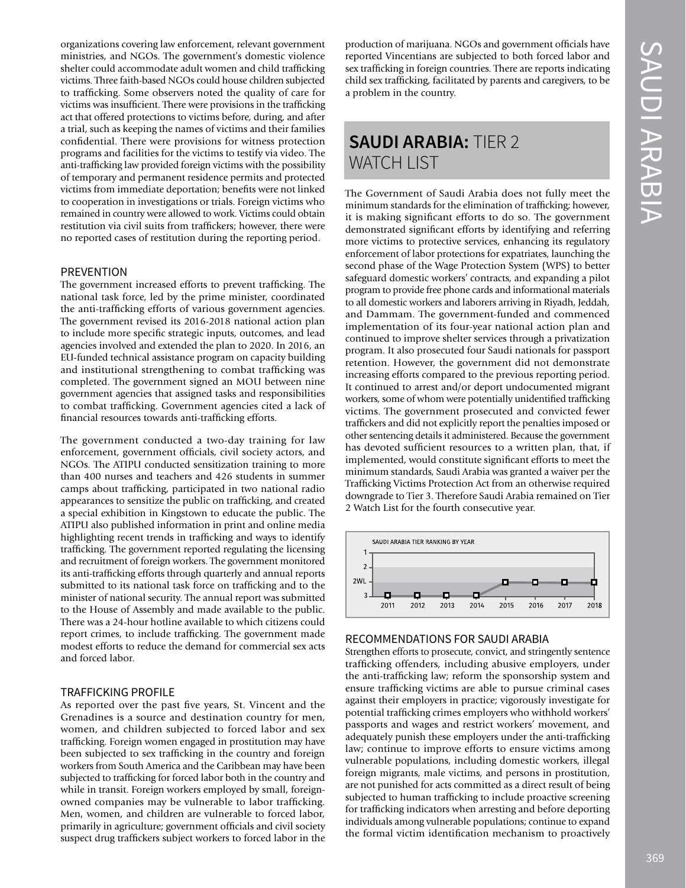organizations covering law enforcement, relevant government ministries, and NGOs. The government's domestic violence shelter could accommodate adult women and child trafficking victims. Three faith-based NGOs could house children subjected to trafficking. Some observers noted the quality of care for victims was insufficient. There were provisions in the trafficking act that offered protections to victims before, during, and after a trial, such as keeping the names of victims and their families confidential. There were provisions for witness protection programs and facilities for the victims to testify via video. The anti-trafficking law provided foreign victims with the possibility of temporary and permanent residence permits and protected victims from immediate deportation; benefits were not linked to cooperation in investigations or trials. Foreign victims who remained in country were allowed to work. Victims could obtain restitution via civil suits from traffickers; however, there were no reported cases of restitution during the reporting period.

### PREVENTION

The government increased efforts to prevent trafficking. The national task force, led by the prime minister, coordinated the anti-trafficking efforts of various government agencies. The government revised its 2016-2018 national action plan to include more specific strategic inputs, outcomes, and lead agencies involved and extended the plan to 2020. In 2016, an EU-funded technical assistance program on capacity building and institutional strengthening to combat trafficking was completed. The government signed an MOU between nine government agencies that assigned tasks and responsibilities to combat trafficking. Government agencies cited a lack of financial resources towards anti-trafficking efforts.

The government conducted a two-day training for law enforcement, government officials, civil society actors, and NGOs. The ATIPU conducted sensitization training to more than 400 nurses and teachers and 426 students in summer camps about trafficking, participated in two national radio appearances to sensitize the public on trafficking, and created a special exhibition in Kingstown to educate the public. The ATIPU also published information in print and online media highlighting recent trends in trafficking and ways to identify trafficking. The government reported regulating the licensing and recruitment of foreign workers. The government monitored its anti-trafficking efforts through quarterly and annual reports submitted to its national task force on trafficking and to the minister of national security. The annual report was submitted to the House of Assembly and made available to the public. There was a 24-hour hotline available to which citizens could report crimes, to include trafficking. The government made modest efforts to reduce the demand for commercial sex acts and forced labor.

### TRAFFICKING PROFILE

As reported over the past five years, St. Vincent and the Grenadines is a source and destination country for men, women, and children subjected to forced labor and sex trafficking. Foreign women engaged in prostitution may have been subjected to sex trafficking in the country and foreign workers from South America and the Caribbean may have been subjected to trafficking for forced labor both in the country and while in transit. Foreign workers employed by small, foreign-owned companies may be vulnerable to labor trafficking. Men, women, and children are vulnerable to forced labor, primarily in agriculture; government officials and civil society suspect drug traffickers subject workers to forced labor in the production of marijuana. NGOs and government officials have reported Vincentians are subjected to both forced labor and sex trafficking in foreign countries. There are reports indicating child sex trafficking, facilitated by parents and caregivers, to be a problem in the country.

## SAUDI ARABIA: TIER 2 WATCH LIST

The Government of Saudi Arabia does not fully meet the minimum standards for the elimination of trafficking; however, it is making significant efforts to do so. The government demonstrated significant efforts by identifying and referring more victims to protective services, enhancing its regulatory enforcement of labor protections for expatriates, launching the second phase of the Wage Protection System (WPS) to better safeguard domestic workers' contracts, and expanding a pilot program to provide free phone cards and informational materials to all domestic workers and laborers arriving in Riyadh, Jeddah, and Dammam. The government-funded and commenced implementation of its four-year national action plan and continued to improve shelter services through a privatization program. It also prosecuted four Saudi nationals for passport retention. However, the government did not demonstrate increasing efforts compared to the previous reporting period. It continued to arrest and/or deport undocumented migrant workers, some of whom were potentially unidentified trafficking victims. The government prosecuted and convicted fewer traffickers and did not explicitly report the penalties imposed or other sentencing details it administered. Because the government has devoted sufficient resources to a written plan, that, if implemented, would constitute significant efforts to meet the minimum standards, Saudi Arabia was granted a waiver per the Trafficking Victims Protection Act from an otherwise required downgrade to Tier 3. Therefore Saudi Arabia remained on Tier 2 Watch List for the fourth consecutive year.

SAUDI ARABIA TIER RANKING BY YEAR

| Year | 2011 | 2012 | 2013 | 2014 | 2015 | 2016 | 2017 | 2018 |
|---|---|---|---|---|---|---|---|---|
| Tier | 3 | 3 | 3 | 3 | 2WL | 2WL | 2WL | 2WL |

### RECOMMENDATIONS FOR SAUDI ARABIA

Strengthen efforts to prosecute, convict, and stringently sentence trafficking offenders, including abusive employers, under the anti-trafficking law; reform the sponsorship system and ensure trafficking victims are able to pursue criminal cases against their employers in practice; vigorously investigate for potential trafficking crimes employers who withhold workers' passports and wages and restrict workers' movement, and adequately punish these employers under the anti-trafficking law; continue to improve efforts to ensure victims among vulnerable populations, including domestic workers, illegal foreign migrants, male victims, and persons in prostitution, are not punished for acts committed as a direct result of being subjected to human trafficking to include proactive screening for trafficking indicators when arresting and before deporting individuals among vulnerable populations; continue to expand the formal victim identification mechanism to proactively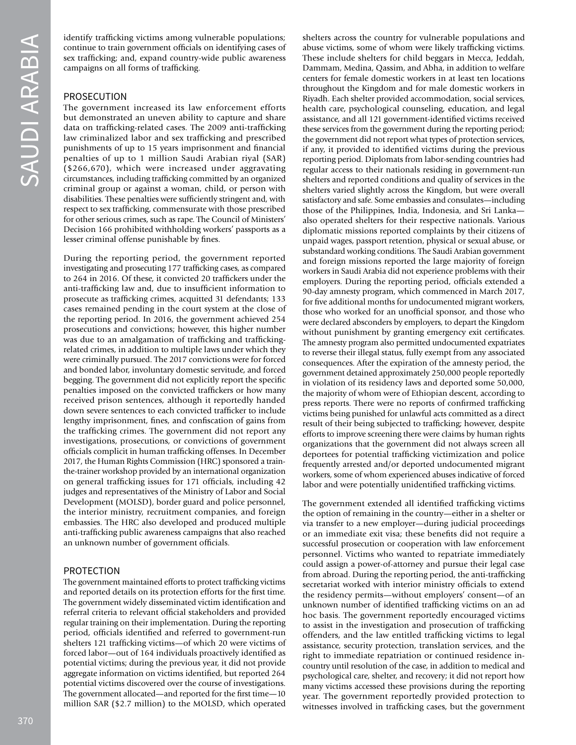identify trafficking victims among vulnerable populations; continue to train government officials on identifying cases of sex trafficking; and, expand country-wide public awareness campaigns on all forms of trafficking.

## PROSECUTION

The government increased its law enforcement efforts but demonstrated an uneven ability to capture and share data on trafficking-related cases. The 2009 anti-trafficking law criminalized labor and sex trafficking and prescribed punishments of up to 15 years imprisonment and financial penalties of up to 1 million Saudi Arabian riyal (SAR) ($266,670), which were increased under aggravating circumstances, including trafficking committed by an organized criminal group or against a woman, child, or person with disabilities. These penalties were sufficiently stringent and, with respect to sex trafficking, commensurate with those prescribed for other serious crimes, such as rape. The Council of Ministers' Decision 166 prohibited withholding workers' passports as a lesser criminal offense punishable by fines.

During the reporting period, the government reported investigating and prosecuting 177 trafficking cases, as compared to 264 in 2016. Of these, it convicted 20 traffickers under the anti-trafficking law and, due to insufficient information to prosecute as trafficking crimes, acquitted 31 defendants; 133 cases remained pending in the court system at the close of the reporting period. In 2016, the government achieved 254 prosecutions and convictions; however, this higher number was due to an amalgamation of trafficking and trafficking-related crimes, in addition to multiple laws under which they were criminally pursued. The 2017 convictions were for forced and bonded labor, involuntary domestic servitude, and forced begging. The government did not explicitly report the specific penalties imposed on the convicted traffickers or how many received prison sentences, although it reportedly handed down severe sentences to each convicted trafficker to include lengthy imprisonment, fines, and confiscation of gains from the trafficking crimes. The government did not report any investigations, prosecutions, or convictions of government officials complicit in human trafficking offenses. In December 2017, the Human Rights Commission (HRC) sponsored a train-the-trainer workshop provided by an international organization on general trafficking issues for 171 officials, including 42 judges and representatives of the Ministry of Labor and Social Development (MOLSD), border guard and police personnel, the interior ministry, recruitment companies, and foreign embassies. The HRC also developed and produced multiple anti-trafficking public awareness campaigns that also reached an unknown number of government officials.

## PROTECTION

The government maintained efforts to protect trafficking victims and reported details on its protection efforts for the first time. The government widely disseminated victim identification and referral criteria to relevant official stakeholders and provided regular training on their implementation. During the reporting period, officials identified and referred to government-run shelters 121 trafficking victims—of which 20 were victims of forced labor—out of 164 individuals proactively identified as potential victims; during the previous year, it did not provide aggregate information on victims identified, but reported 264 potential victims discovered over the course of investigations. The government allocated—and reported for the first time—10 million SAR ($2.7 million) to the MOLSD, which operated shelters across the country for vulnerable populations and abuse victims, some of whom were likely trafficking victims. These include shelters for child beggars in Mecca, Jeddah, Dammam, Medina, Qassim, and Abha, in addition to welfare centers for female domestic workers in at least ten locations throughout the Kingdom and for male domestic workers in Riyadh. Each shelter provided accommodation, social services, health care, psychological counseling, education, and legal assistance, and all 121 government-identified victims received these services from the government during the reporting period; the government did not report what types of protection services, if any, it provided to identified victims during the previous reporting period. Diplomats from labor-sending countries had regular access to their nationals residing in government-run shelters and reported conditions and quality of services in the shelters varied slightly across the Kingdom, but were overall satisfactory and safe. Some embassies and consulates—including those of the Philippines, India, Indonesia, and Sri Lanka—also operated shelters for their respective nationals. Various diplomatic missions reported complaints by their citizens of unpaid wages, passport retention, physical or sexual abuse, or substandard working conditions. The Saudi Arabian government and foreign missions reported the large majority of foreign workers in Saudi Arabia did not experience problems with their employers. During the reporting period, officials extended a 90-day amnesty program, which commenced in March 2017, for five additional months for undocumented migrant workers, those who worked for an unofficial sponsor, and those who were declared absconders by employers, to depart the Kingdom without punishment by granting emergency exit certificates. The amnesty program also permitted undocumented expatriates to reverse their illegal status, fully exempt from any associated consequences. After the expiration of the amnesty period, the government detained approximately 250,000 people reportedly in violation of its residency laws and deported some 50,000, the majority of whom were of Ethiopian descent, according to press reports. There were no reports of confirmed trafficking victims being punished for unlawful acts committed as a direct result of their being subjected to trafficking; however, despite efforts to improve screening there were claims by human rights organizations that the government did not always screen all deportees for potential trafficking victimization and police frequently arrested and/or deported undocumented migrant workers, some of whom experienced abuses indicative of forced labor and were potentially unidentified trafficking victims.

The government extended all identified trafficking victims the option of remaining in the country—either in a shelter or via transfer to a new employer—during judicial proceedings or an immediate exit visa; these benefits did not require a successful prosecution or cooperation with law enforcement personnel. Victims who wanted to repatriate immediately could assign a power-of-attorney and pursue their legal case from abroad. During the reporting period, the anti-trafficking secretariat worked with interior ministry officials to extend the residency permits—without employers' consent—of an unknown number of identified trafficking victims on an ad hoc basis. The government reportedly encouraged victims to assist in the investigation and prosecution of trafficking offenders, and the law entitled trafficking victims to legal assistance, security protection, translation services, and the right to immediate repatriation or continued residence in-country until resolution of the case, in addition to medical and psychological care, shelter, and recovery; it did not report how many victims accessed these provisions during the reporting year. The government reportedly provided protection to witnesses involved in trafficking cases, but the government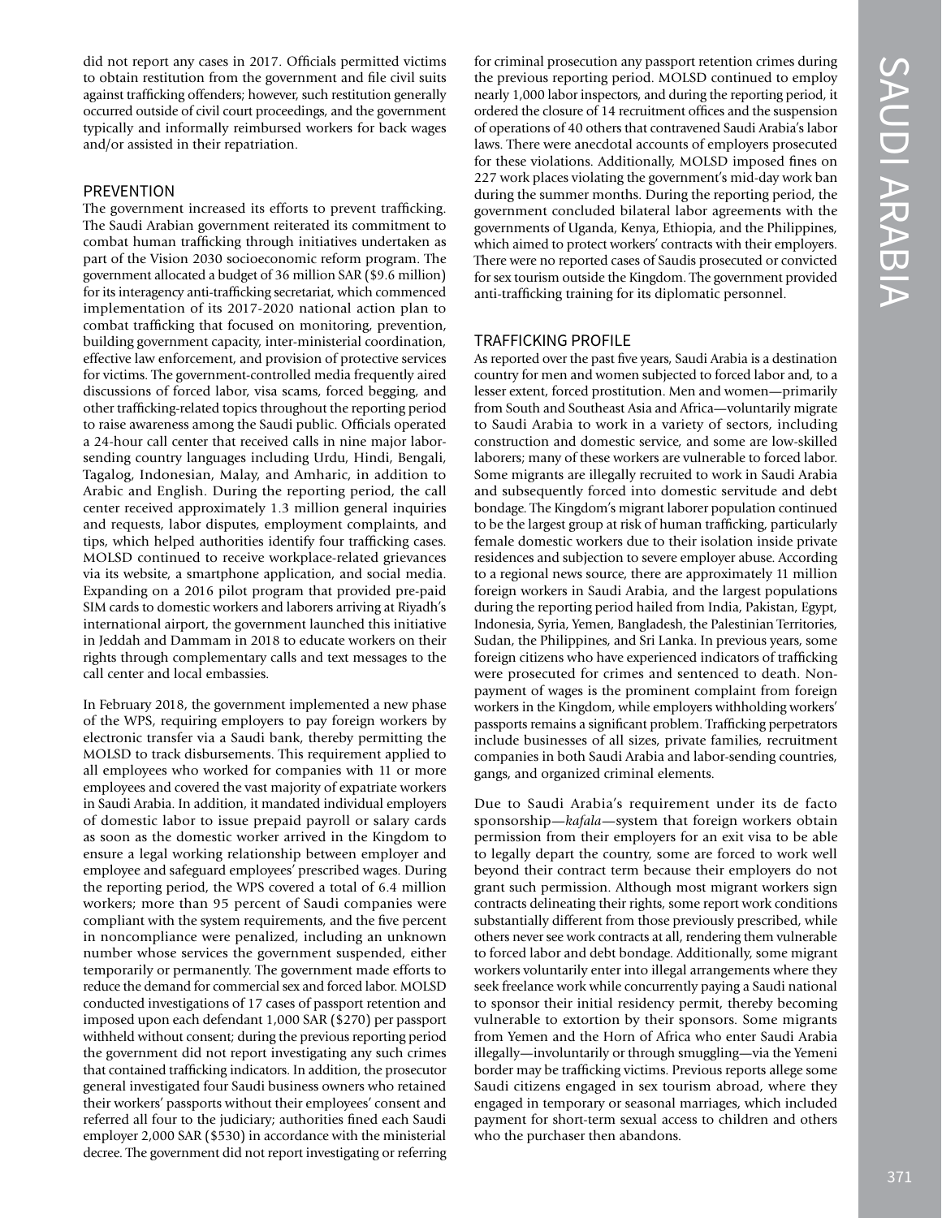did not report any cases in 2017. Officials permitted victims to obtain restitution from the government and file civil suits against trafficking offenders; however, such restitution generally occurred outside of civil court proceedings, and the government typically and informally reimbursed workers for back wages and/or assisted in their repatriation.

## PREVENTION

The government increased its efforts to prevent trafficking. The Saudi Arabian government reiterated its commitment to combat human trafficking through initiatives undertaken as part of the Vision 2030 socioeconomic reform program. The government allocated a budget of 36 million SAR ($9.6 million) for its interagency anti-trafficking secretariat, which commenced implementation of its 2017-2020 national action plan to combat trafficking that focused on monitoring, prevention, building government capacity, inter-ministerial coordination, effective law enforcement, and provision of protective services for victims. The government-controlled media frequently aired discussions of forced labor, visa scams, forced begging, and other trafficking-related topics throughout the reporting period to raise awareness among the Saudi public. Officials operated a 24-hour call center that received calls in nine major labor-sending country languages including Urdu, Hindi, Bengali, Tagalog, Indonesian, Malay, and Amharic, in addition to Arabic and English. During the reporting period, the call center received approximately 1.3 million general inquiries and requests, labor disputes, employment complaints, and tips, which helped authorities identify four trafficking cases. MOLSD continued to receive workplace-related grievances via its website, a smartphone application, and social media. Expanding on a 2016 pilot program that provided pre-paid SIM cards to domestic workers and laborers arriving at Riyadh's international airport, the government launched this initiative in Jeddah and Dammam in 2018 to educate workers on their rights through complementary calls and text messages to the call center and local embassies.

In February 2018, the government implemented a new phase of the WPS, requiring employers to pay foreign workers by electronic transfer via a Saudi bank, thereby permitting the MOLSD to track disbursements. This requirement applied to all employees who worked for companies with 11 or more employees and covered the vast majority of expatriate workers in Saudi Arabia. In addition, it mandated individual employers of domestic labor to issue prepaid payroll or salary cards as soon as the domestic worker arrived in the Kingdom to ensure a legal working relationship between employer and employee and safeguard employees' prescribed wages. During the reporting period, the WPS covered a total of 6.4 million workers; more than 95 percent of Saudi companies were compliant with the system requirements, and the five percent in noncompliance were penalized, including an unknown number whose services the government suspended, either temporarily or permanently. The government made efforts to reduce the demand for commercial sex and forced labor. MOLSD conducted investigations of 17 cases of passport retention and imposed upon each defendant 1,000 SAR ($270) per passport withheld without consent; during the previous reporting period the government did not report investigating any such crimes that contained trafficking indicators. In addition, the prosecutor general investigated four Saudi business owners who retained their workers' passports without their employees' consent and referred all four to the judiciary; authorities fined each Saudi employer 2,000 SAR ($530) in accordance with the ministerial decree. The government did not report investigating or referring for criminal prosecution any passport retention crimes during the previous reporting period. MOLSD continued to employ nearly 1,000 labor inspectors, and during the reporting period, it ordered the closure of 14 recruitment offices and the suspension of operations of 40 others that contravened Saudi Arabia's labor laws. There were anecdotal accounts of employers prosecuted for these violations. Additionally, MOLSD imposed fines on 227 work places violating the government's mid-day work ban during the summer months. During the reporting period, the government concluded bilateral labor agreements with the governments of Uganda, Kenya, Ethiopia, and the Philippines, which aimed to protect workers' contracts with their employers. There were no reported cases of Saudis prosecuted or convicted for sex tourism outside the Kingdom. The government provided anti-trafficking training for its diplomatic personnel.

## TRAFFICKING PROFILE

As reported over the past five years, Saudi Arabia is a destination country for men and women subjected to forced labor and, to a lesser extent, forced prostitution. Men and women—primarily from South and Southeast Asia and Africa—voluntarily migrate to Saudi Arabia to work in a variety of sectors, including construction and domestic service, and some are low-skilled laborers; many of these workers are vulnerable to forced labor. Some migrants are illegally recruited to work in Saudi Arabia and subsequently forced into domestic servitude and debt bondage. The Kingdom's migrant laborer population continued to be the largest group at risk of human trafficking, particularly female domestic workers due to their isolation inside private residences and subjection to severe employer abuse. According to a regional news source, there are approximately 11 million foreign workers in Saudi Arabia, and the largest populations during the reporting period hailed from India, Pakistan, Egypt, Indonesia, Syria, Yemen, Bangladesh, the Palestinian Territories, Sudan, the Philippines, and Sri Lanka. In previous years, some foreign citizens who have experienced indicators of trafficking were prosecuted for crimes and sentenced to death. Non-payment of wages is the prominent complaint from foreign workers in the Kingdom, while employers withholding workers' passports remains a significant problem. Trafficking perpetrators include businesses of all sizes, private families, recruitment companies in both Saudi Arabia and labor-sending countries, gangs, and organized criminal elements.

Due to Saudi Arabia's requirement under its de facto sponsorship—*kafala*—system that foreign workers obtain permission from their employers for an exit visa to be able to legally depart the country, some are forced to work well beyond their contract term because their employers do not grant such permission. Although most migrant workers sign contracts delineating their rights, some report work conditions substantially different from those previously prescribed, while others never see work contracts at all, rendering them vulnerable to forced labor and debt bondage. Additionally, some migrant workers voluntarily enter into illegal arrangements where they seek freelance work while concurrently paying a Saudi national to sponsor their initial residency permit, thereby becoming vulnerable to extortion by their sponsors. Some migrants from Yemen and the Horn of Africa who enter Saudi Arabia illegally—involuntarily or through smuggling—via the Yemeni border may be trafficking victims. Previous reports allege some Saudi citizens engaged in sex tourism abroad, where they engaged in temporary or seasonal marriages, which included payment for short-term sexual access to children and others who the purchaser then abandons.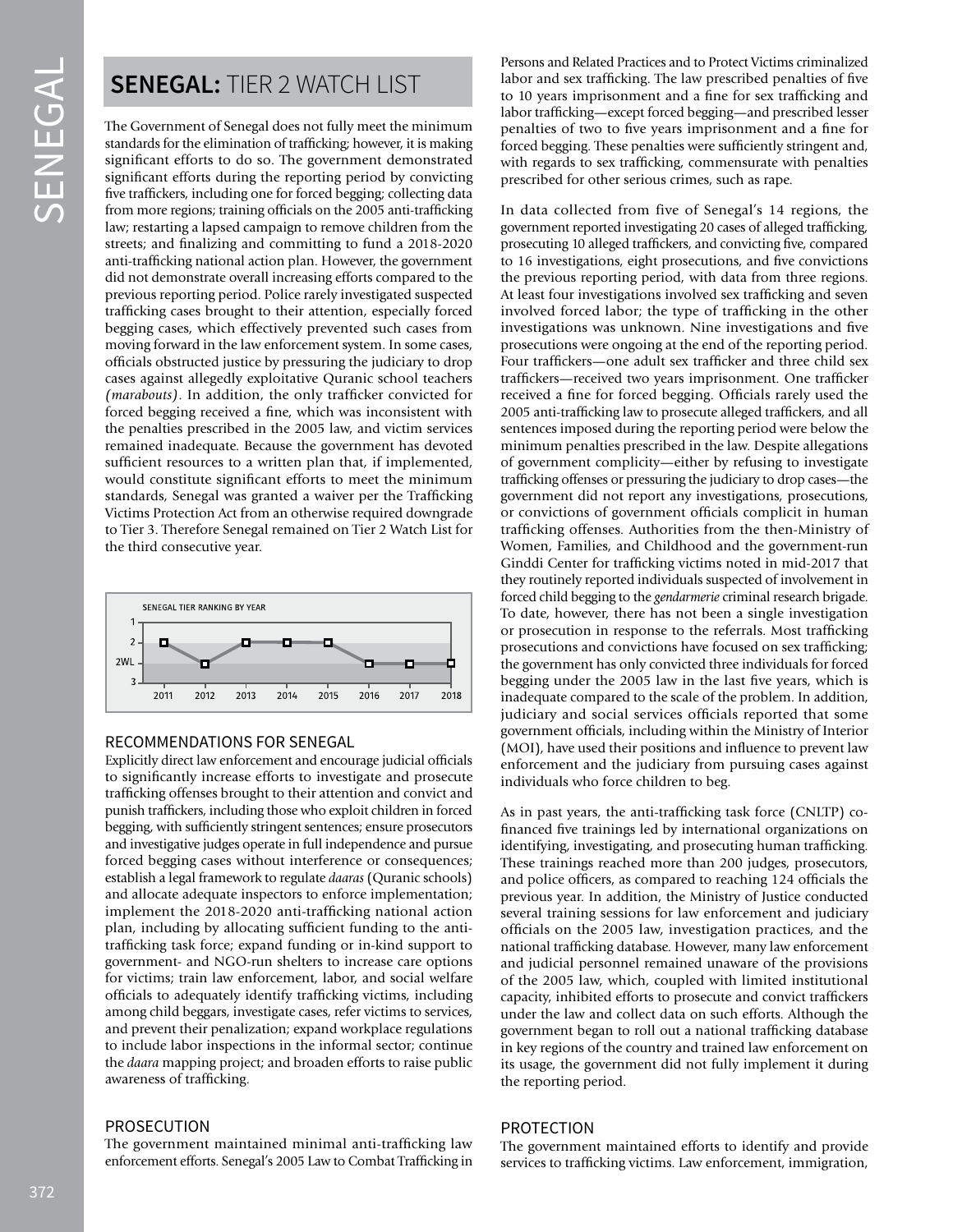# SENEGAL: TIER 2 WATCH LIST

The Government of Senegal does not fully meet the minimum standards for the elimination of trafficking; however, it is making significant efforts to do so. The government demonstrated significant efforts during the reporting period by convicting five traffickers, including one for forced begging; collecting data from more regions; training officials on the 2005 anti-trafficking law; restarting a lapsed campaign to remove children from the streets; and finalizing and committing to fund a 2018-2020 anti-trafficking national action plan. However, the government did not demonstrate overall increasing efforts compared to the previous reporting period. Police rarely investigated suspected trafficking cases brought to their attention, especially forced begging cases, which effectively prevented such cases from moving forward in the law enforcement system. In some cases, officials obstructed justice by pressuring the judiciary to drop cases against allegedly exploitative Quranic school teachers *(marabouts)*. In addition, the only trafficker convicted for forced begging received a fine, which was inconsistent with the penalties prescribed in the 2005 law, and victim services remained inadequate. Because the government has devoted sufficient resources to a written plan that, if implemented, would constitute significant efforts to meet the minimum standards, Senegal was granted a waiver per the Trafficking Victims Protection Act from an otherwise required downgrade to Tier 3. Therefore Senegal remained on Tier 2 Watch List for the third consecutive year.

SENEGAL TIER RANKING BY YEAR

| Year | 2011 | 2012 | 2013 | 2014 | 2015 | 2016 | 2017 | 2018 |
|---|---|---|---|---|---|---|---|---|
| Tier | 2 | 2WL | 2 | 2 | 2 | 2WL | 2WL | 2WL |

## RECOMMENDATIONS FOR SENEGAL

Explicitly direct law enforcement and encourage judicial officials to significantly increase efforts to investigate and prosecute trafficking offenses brought to their attention and convict and punish traffickers, including those who exploit children in forced begging, with sufficiently stringent sentences; ensure prosecutors and investigative judges operate in full independence and pursue forced begging cases without interference or consequences; establish a legal framework to regulate *daaras* (Quranic schools) and allocate adequate inspectors to enforce implementation; implement the 2018-2020 anti-trafficking national action plan, including by allocating sufficient funding to the anti-trafficking task force; expand funding or in-kind support to government- and NGO-run shelters to increase care options for victims; train law enforcement, labor, and social welfare officials to adequately identify trafficking victims, including among child beggars, investigate cases, refer victims to services, and prevent their penalization; expand workplace regulations to include labor inspections in the informal sector; continue the *daara* mapping project; and broaden efforts to raise public awareness of trafficking.

## PROSECUTION

The government maintained minimal anti-trafficking law enforcement efforts. Senegal's 2005 Law to Combat Trafficking in Persons and Related Practices and to Protect Victims criminalized labor and sex trafficking. The law prescribed penalties of five to 10 years imprisonment and a fine for sex trafficking and labor trafficking—except forced begging—and prescribed lesser penalties of two to five years imprisonment and a fine for forced begging. These penalties were sufficiently stringent and, with regards to sex trafficking, commensurate with penalties prescribed for other serious crimes, such as rape.

In data collected from five of Senegal's 14 regions, the government reported investigating 20 cases of alleged trafficking, prosecuting 10 alleged traffickers, and convicting five, compared to 16 investigations, eight prosecutions, and five convictions the previous reporting period, with data from three regions. At least four investigations involved sex trafficking and seven involved forced labor; the type of trafficking in the other investigations was unknown. Nine investigations and five prosecutions were ongoing at the end of the reporting period. Four traffickers—one adult sex trafficker and three child sex traffickers—received two years imprisonment. One trafficker received a fine for forced begging. Officials rarely used the 2005 anti-trafficking law to prosecute alleged traffickers, and all sentences imposed during the reporting period were below the minimum penalties prescribed in the law. Despite allegations of government complicity—either by refusing to investigate trafficking offenses or pressuring the judiciary to drop cases—the government did not report any investigations, prosecutions, or convictions of government officials complicit in human trafficking offenses. Authorities from the then-Ministry of Women, Families, and Childhood and the government-run Ginddi Center for trafficking victims noted in mid-2017 that they routinely reported individuals suspected of involvement in forced child begging to the *gendarmerie* criminal research brigade. To date, however, there has not been a single investigation or prosecution in response to the referrals. Most trafficking prosecutions and convictions have focused on sex trafficking; the government has only convicted three individuals for forced begging under the 2005 law in the last five years, which is inadequate compared to the scale of the problem. In addition, judiciary and social services officials reported that some government officials, including within the Ministry of Interior (MOI), have used their positions and influence to prevent law enforcement and the judiciary from pursuing cases against individuals who force children to beg.

As in past years, the anti-trafficking task force (CNLTP) co-financed five trainings led by international organizations on identifying, investigating, and prosecuting human trafficking. These trainings reached more than 200 judges, prosecutors, and police officers, as compared to reaching 124 officials the previous year. In addition, the Ministry of Justice conducted several training sessions for law enforcement and judiciary officials on the 2005 law, investigation practices, and the national trafficking database. However, many law enforcement and judicial personnel remained unaware of the provisions of the 2005 law, which, coupled with limited institutional capacity, inhibited efforts to prosecute and convict traffickers under the law and collect data on such efforts. Although the government began to roll out a national trafficking database in key regions of the country and trained law enforcement on its usage, the government did not fully implement it during the reporting period.

## PROTECTION

The government maintained efforts to identify and provide services to trafficking victims. Law enforcement, immigration,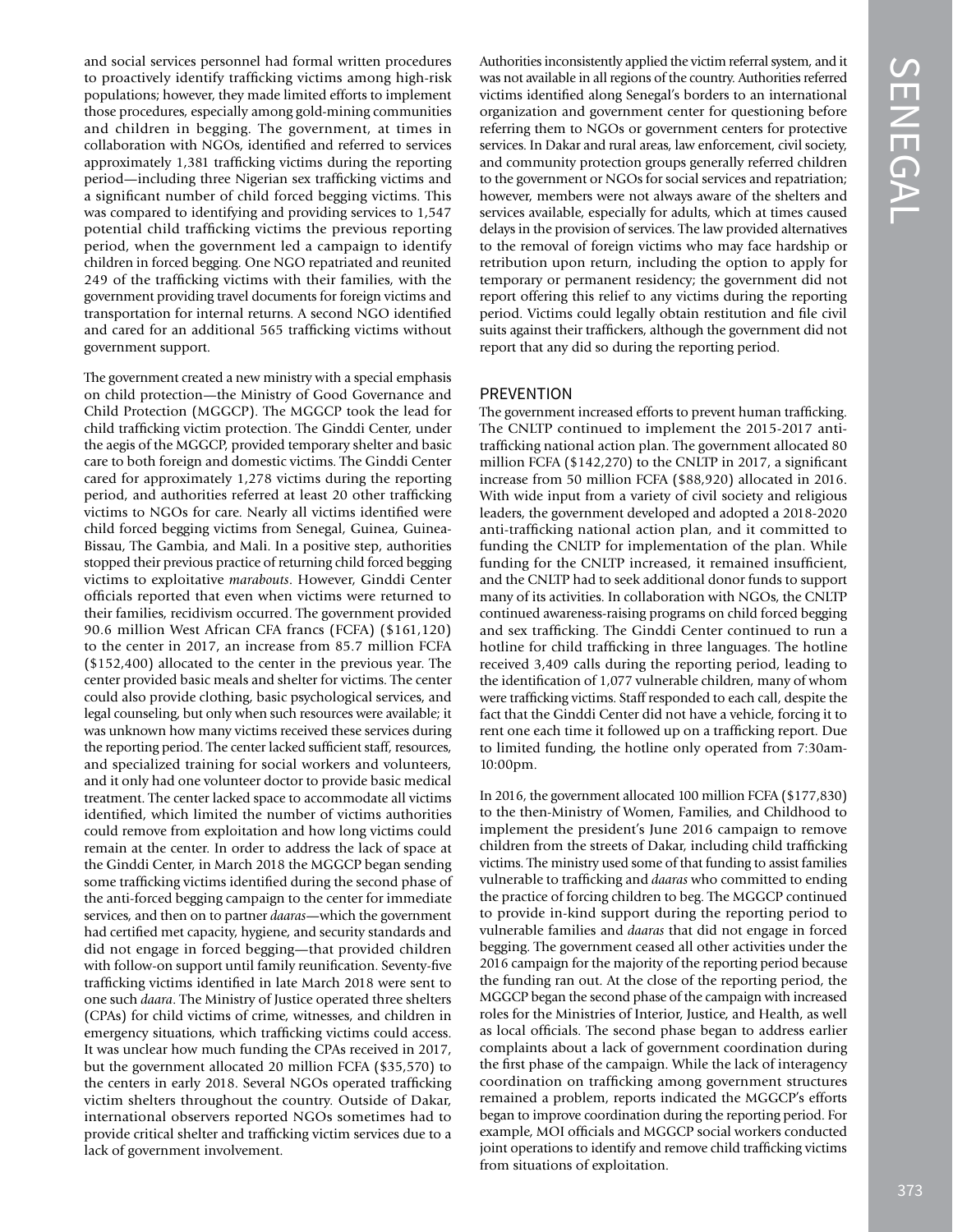and social services personnel had formal written procedures to proactively identify trafficking victims among high-risk populations; however, they made limited efforts to implement those procedures, especially among gold-mining communities and children in begging. The government, at times in collaboration with NGOs, identified and referred to services approximately 1,381 trafficking victims during the reporting period—including three Nigerian sex trafficking victims and a significant number of child forced begging victims. This was compared to identifying and providing services to 1,547 potential child trafficking victims the previous reporting period, when the government led a campaign to identify children in forced begging. One NGO repatriated and reunited 249 of the trafficking victims with their families, with the government providing travel documents for foreign victims and transportation for internal returns. A second NGO identified and cared for an additional 565 trafficking victims without government support.

The government created a new ministry with a special emphasis on child protection—the Ministry of Good Governance and Child Protection (MGGCP). The MGGCP took the lead for child trafficking victim protection. The Ginddi Center, under the aegis of the MGGCP, provided temporary shelter and basic care to both foreign and domestic victims. The Ginddi Center cared for approximately 1,278 victims during the reporting period, and authorities referred at least 20 other trafficking victims to NGOs for care. Nearly all victims identified were child forced begging victims from Senegal, Guinea, Guinea-Bissau, The Gambia, and Mali. In a positive step, authorities stopped their previous practice of returning child forced begging victims to exploitative *marabouts*. However, Ginddi Center officials reported that even when victims were returned to their families, recidivism occurred. The government provided 90.6 million West African CFA francs (FCFA) ($161,120) to the center in 2017, an increase from 85.7 million FCFA ($152,400) allocated to the center in the previous year. The center provided basic meals and shelter for victims. The center could also provide clothing, basic psychological services, and legal counseling, but only when such resources were available; it was unknown how many victims received these services during the reporting period. The center lacked sufficient staff, resources, and specialized training for social workers and volunteers, and it only had one volunteer doctor to provide basic medical treatment. The center lacked space to accommodate all victims identified, which limited the number of victims authorities could remove from exploitation and how long victims could remain at the center. In order to address the lack of space at the Ginddi Center, in March 2018 the MGGCP began sending some trafficking victims identified during the second phase of the anti-forced begging campaign to the center for immediate services, and then on to partner *daaras*—which the government had certified met capacity, hygiene, and security standards and did not engage in forced begging—that provided children with follow-on support until family reunification. Seventy-five trafficking victims identified in late March 2018 were sent to one such *daara*. The Ministry of Justice operated three shelters (CPAs) for child victims of crime, witnesses, and children in emergency situations, which trafficking victims could access. It was unclear how much funding the CPAs received in 2017, but the government allocated 20 million FCFA ($35,570) to the centers in early 2018. Several NGOs operated trafficking victim shelters throughout the country. Outside of Dakar, international observers reported NGOs sometimes had to provide critical shelter and trafficking victim services due to a lack of government involvement.

Authorities inconsistently applied the victim referral system, and it was not available in all regions of the country. Authorities referred victims identified along Senegal's borders to an international organization and government center for questioning before referring them to NGOs or government centers for protective services. In Dakar and rural areas, law enforcement, civil society, and community protection groups generally referred children to the government or NGOs for social services and repatriation; however, members were not always aware of the shelters and services available, especially for adults, which at times caused delays in the provision of services. The law provided alternatives to the removal of foreign victims who may face hardship or retribution upon return, including the option to apply for temporary or permanent residency; the government did not report offering this relief to any victims during the reporting period. Victims could legally obtain restitution and file civil suits against their traffickers, although the government did not report that any did so during the reporting period.

## PREVENTION

The government increased efforts to prevent human trafficking. The CNLTP continued to implement the 2015-2017 anti-trafficking national action plan. The government allocated 80 million FCFA ($142,270) to the CNLTP in 2017, a significant increase from 50 million FCFA ($88,920) allocated in 2016. With wide input from a variety of civil society and religious leaders, the government developed and adopted a 2018-2020 anti-trafficking national action plan, and it committed to funding the CNLTP for implementation of the plan. While funding for the CNLTP increased, it remained insufficient, and the CNLTP had to seek additional donor funds to support many of its activities. In collaboration with NGOs, the CNLTP continued awareness-raising programs on child forced begging and sex trafficking. The Ginddi Center continued to run a hotline for child trafficking in three languages. The hotline received 3,409 calls during the reporting period, leading to the identification of 1,077 vulnerable children, many of whom were trafficking victims. Staff responded to each call, despite the fact that the Ginddi Center did not have a vehicle, forcing it to rent one each time it followed up on a trafficking report. Due to limited funding, the hotline only operated from 7:30am-10:00pm.

In 2016, the government allocated 100 million FCFA ($177,830) to the then-Ministry of Women, Families, and Childhood to implement the president's June 2016 campaign to remove children from the streets of Dakar, including child trafficking victims. The ministry used some of that funding to assist families vulnerable to trafficking and *daaras* who committed to ending the practice of forcing children to beg. The MGGCP continued to provide in-kind support during the reporting period to vulnerable families and *daaras* that did not engage in forced begging. The government ceased all other activities under the 2016 campaign for the majority of the reporting period because the funding ran out. At the close of the reporting period, the MGGCP began the second phase of the campaign with increased roles for the Ministries of Interior, Justice, and Health, as well as local officials. The second phase began to address earlier complaints about a lack of government coordination during the first phase of the campaign. While the lack of interagency coordination on trafficking among government structures remained a problem, reports indicated the MGGCP's efforts began to improve coordination during the reporting period. For example, MOI officials and MGGCP social workers conducted joint operations to identify and remove child trafficking victims from situations of exploitation.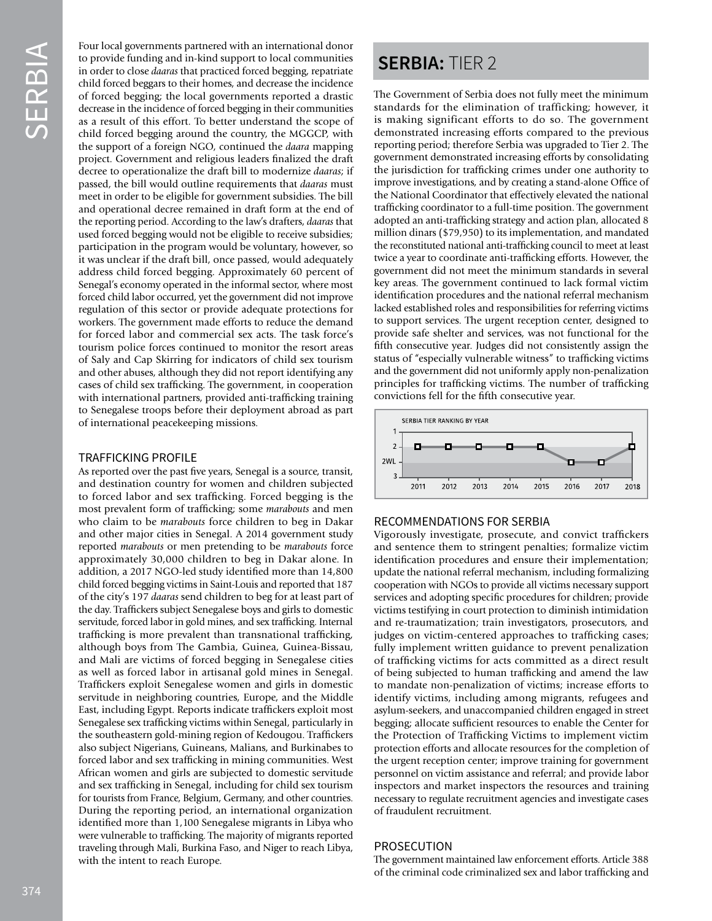Four local governments partnered with an international donor to provide funding and in-kind support to local communities in order to close *daaras* that practiced forced begging, repatriate child forced beggars to their homes, and decrease the incidence of forced begging; the local governments reported a drastic decrease in the incidence of forced begging in their communities as a result of this effort. To better understand the scope of child forced begging around the country, the MGGCP, with the support of a foreign NGO, continued the *daara* mapping project. Government and religious leaders finalized the draft decree to operationalize the draft bill to modernize *daaras*; if passed, the bill would outline requirements that *daaras* must meet in order to be eligible for government subsidies. The bill and operational decree remained in draft form at the end of the reporting period. According to the law's drafters, *daaras* that used forced begging would not be eligible to receive subsidies; participation in the program would be voluntary, however, so it was unclear if the draft bill, once passed, would adequately address child forced begging. Approximately 60 percent of Senegal's economy operated in the informal sector, where most forced child labor occurred, yet the government did not improve regulation of this sector or provide adequate protections for workers. The government made efforts to reduce the demand for forced labor and commercial sex acts. The task force's tourism police forces continued to monitor the resort areas of Saly and Cap Skirring for indicators of child sex tourism and other abuses, although they did not report identifying any cases of child sex trafficking. The government, in cooperation with international partners, provided anti-trafficking training to Senegalese troops before their deployment abroad as part of international peacekeeping missions.

### TRAFFICKING PROFILE

As reported over the past five years, Senegal is a source, transit, and destination country for women and children subjected to forced labor and sex trafficking. Forced begging is the most prevalent form of trafficking; some *marabouts* and men who claim to be *marabouts* force children to beg in Dakar and other major cities in Senegal. A 2014 government study reported *marabouts* or men pretending to be *marabouts* force approximately 30,000 children to beg in Dakar alone. In addition, a 2017 NGO-led study identified more than 14,800 child forced begging victims in Saint-Louis and reported that 187 of the city's 197 *daaras* send children to beg for at least part of the day. Traffickers subject Senegalese boys and girls to domestic servitude, forced labor in gold mines, and sex trafficking. Internal trafficking is more prevalent than transnational trafficking, although boys from The Gambia, Guinea, Guinea-Bissau, and Mali are victims of forced begging in Senegalese cities as well as forced labor in artisanal gold mines in Senegal. Traffickers exploit Senegalese women and girls in domestic servitude in neighboring countries, Europe, and the Middle East, including Egypt. Reports indicate traffickers exploit most Senegalese sex trafficking victims within Senegal, particularly in the southeastern gold-mining region of Kedougou. Traffickers also subject Nigerians, Guineans, Malians, and Burkinabes to forced labor and sex trafficking in mining communities. West African women and girls are subjected to domestic servitude and sex trafficking in Senegal, including for child sex tourism for tourists from France, Belgium, Germany, and other countries. During the reporting period, an international organization identified more than 1,100 Senegalese migrants in Libya who were vulnerable to trafficking. The majority of migrants reported traveling through Mali, Burkina Faso, and Niger to reach Libya, with the intent to reach Europe.

## SERBIA: TIER 2

The Government of Serbia does not fully meet the minimum standards for the elimination of trafficking; however, it is making significant efforts to do so. The government demonstrated increasing efforts compared to the previous reporting period; therefore Serbia was upgraded to Tier 2. The government demonstrated increasing efforts by consolidating the jurisdiction for trafficking crimes under one authority to improve investigations, and by creating a stand-alone Office of the National Coordinator that effectively elevated the national trafficking coordinator to a full-time position. The government adopted an anti-trafficking strategy and action plan, allocated 8 million dinars ($79,950) to its implementation, and mandated the reconstituted national anti-trafficking council to meet at least twice a year to coordinate anti-trafficking efforts. However, the government did not meet the minimum standards in several key areas. The government continued to lack formal victim identification procedures and the national referral mechanism lacked established roles and responsibilities for referring victims to support services. The urgent reception center, designed to provide safe shelter and services, was not functional for the fifth consecutive year. Judges did not consistently assign the status of "especially vulnerable witness" to trafficking victims and the government did not uniformly apply non-penalization principles for trafficking victims. The number of trafficking convictions fell for the fifth consecutive year.

SERBIA TIER RANKING BY YEAR

| Year | 2011 | 2012 | 2013 | 2014 | 2015 | 2016 | 2017 | 2018 |
|---|---|---|---|---|---|---|---|---|
| Tier | 2 | 2 | 2 | 2 | 2 | 2WL | 2WL | 2 |

### RECOMMENDATIONS FOR SERBIA

Vigorously investigate, prosecute, and convict traffickers and sentence them to stringent penalties; formalize victim identification procedures and ensure their implementation; update the national referral mechanism, including formalizing cooperation with NGOs to provide all victims necessary support services and adopting specific procedures for children; provide victims testifying in court protection to diminish intimidation and re-traumatization; train investigators, prosecutors, and judges on victim-centered approaches to trafficking cases; fully implement written guidance to prevent penalization of trafficking victims for acts committed as a direct result of being subjected to human trafficking and amend the law to mandate non-penalization of victims; increase efforts to identify victims, including among migrants, refugees and asylum-seekers, and unaccompanied children engaged in street begging; allocate sufficient resources to enable the Center for the Protection of Trafficking Victims to implement victim protection efforts and allocate resources for the completion of the urgent reception center; improve training for government personnel on victim assistance and referral; and provide labor inspectors and market inspectors the resources and training necessary to regulate recruitment agencies and investigate cases of fraudulent recruitment.

### PROSECUTION

The government maintained law enforcement efforts. Article 388 of the criminal code criminalized sex and labor trafficking and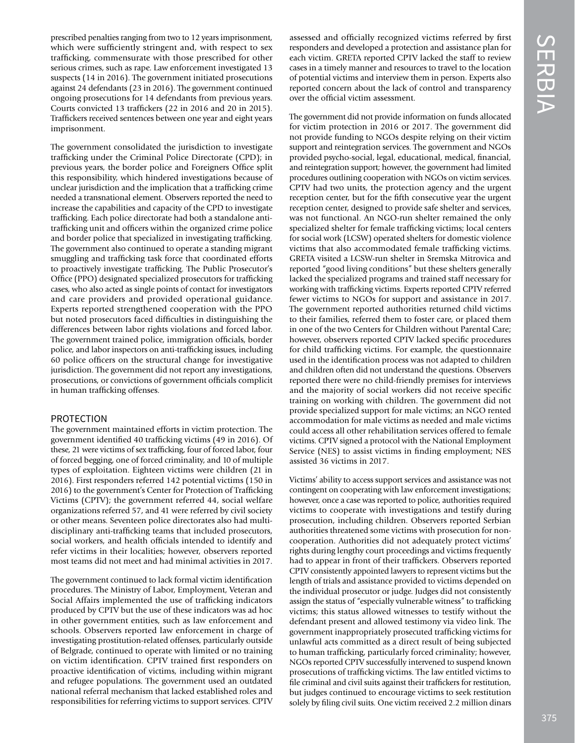prescribed penalties ranging from two to 12 years imprisonment, which were sufficiently stringent and, with respect to sex trafficking, commensurate with those prescribed for other serious crimes, such as rape. Law enforcement investigated 13 suspects (14 in 2016). The government initiated prosecutions against 24 defendants (23 in 2016). The government continued ongoing prosecutions for 14 defendants from previous years. Courts convicted 13 traffickers (22 in 2016 and 20 in 2015). Traffickers received sentences between one year and eight years imprisonment.

The government consolidated the jurisdiction to investigate trafficking under the Criminal Police Directorate (CPD); in previous years, the border police and Foreigners Office split this responsibility, which hindered investigations because of unclear jurisdiction and the implication that a trafficking crime needed a transnational element. Observers reported the need to increase the capabilities and capacity of the CPD to investigate trafficking. Each police directorate had both a standalone anti-trafficking unit and officers within the organized crime police and border police that specialized in investigating trafficking. The government also continued to operate a standing migrant smuggling and trafficking task force that coordinated efforts to proactively investigate trafficking. The Public Prosecutor's Office (PPO) designated specialized prosecutors for trafficking cases, who also acted as single points of contact for investigators and care providers and provided operational guidance. Experts reported strengthened cooperation with the PPO but noted prosecutors faced difficulties in distinguishing the differences between labor rights violations and forced labor. The government trained police, immigration officials, border police, and labor inspectors on anti-trafficking issues, including 60 police officers on the structural change for investigative jurisdiction. The government did not report any investigations, prosecutions, or convictions of government officials complicit in human trafficking offenses.

## PROTECTION

The government maintained efforts in victim protection. The government identified 40 trafficking victims (49 in 2016). Of these, 21 were victims of sex trafficking, four of forced labor, four of forced begging, one of forced criminality, and 10 of multiple types of exploitation. Eighteen victims were children (21 in 2016). First responders referred 142 potential victims (150 in 2016) to the government's Center for Protection of Trafficking Victims (CPTV); the government referred 44, social welfare organizations referred 57, and 41 were referred by civil society or other means. Seventeen police directorates also had multi-disciplinary anti-trafficking teams that included prosecutors, social workers, and health officials intended to identify and refer victims in their localities; however, observers reported most teams did not meet and had minimal activities in 2017.

The government continued to lack formal victim identification procedures. The Ministry of Labor, Employment, Veteran and Social Affairs implemented the use of trafficking indicators produced by CPTV but the use of these indicators was ad hoc in other government entities, such as law enforcement and schools. Observers reported law enforcement in charge of investigating prostitution-related offenses, particularly outside of Belgrade, continued to operate with limited or no training on victim identification. CPTV trained first responders on proactive identification of victims, including within migrant and refugee populations. The government used an outdated national referral mechanism that lacked established roles and responsibilities for referring victims to support services. CPTV assessed and officially recognized victims referred by first responders and developed a protection and assistance plan for each victim. GRETA reported CPTV lacked the staff to review cases in a timely manner and resources to travel to the location of potential victims and interview them in person. Experts also reported concern about the lack of control and transparency over the official victim assessment.

The government did not provide information on funds allocated for victim protection in 2016 or 2017. The government did not provide funding to NGOs despite relying on their victim support and reintegration services. The government and NGOs provided psycho-social, legal, educational, medical, financial, and reintegration support; however, the government had limited procedures outlining cooperation with NGOs on victim services. CPTV had two units, the protection agency and the urgent reception center, but for the fifth consecutive year the urgent reception center, designed to provide safe shelter and services, was not functional. An NGO-run shelter remained the only specialized shelter for female trafficking victims; local centers for social work (LCSW) operated shelters for domestic violence victims that also accommodated female trafficking victims. GRETA visited a LCSW-run shelter in Sremska Mitrovica and reported "good living conditions" but these shelters generally lacked the specialized programs and trained staff necessary for working with trafficking victims. Experts reported CPTV referred fewer victims to NGOs for support and assistance in 2017. The government reported authorities returned child victims to their families, referred them to foster care, or placed them in one of the two Centers for Children without Parental Care; however, observers reported CPTV lacked specific procedures for child trafficking victims. For example, the questionnaire used in the identification process was not adapted to children and children often did not understand the questions. Observers reported there were no child-friendly premises for interviews and the majority of social workers did not receive specific training on working with children. The government did not provide specialized support for male victims; an NGO rented accommodation for male victims as needed and male victims could access all other rehabilitation services offered to female victims. CPTV signed a protocol with the National Employment Service (NES) to assist victims in finding employment; NES assisted 36 victims in 2017.

Victims' ability to access support services and assistance was not contingent on cooperating with law enforcement investigations; however, once a case was reported to police, authorities required victims to cooperate with investigations and testify during prosecution, including children. Observers reported Serbian authorities threatened some victims with prosecution for non-cooperation. Authorities did not adequately protect victims' rights during lengthy court proceedings and victims frequently had to appear in front of their traffickers. Observers reported CPTV consistently appointed lawyers to represent victims but the length of trials and assistance provided to victims depended on the individual prosecutor or judge. Judges did not consistently assign the status of "especially vulnerable witness" to trafficking victims; this status allowed witnesses to testify without the defendant present and allowed testimony via video link. The government inappropriately prosecuted trafficking victims for unlawful acts committed as a direct result of being subjected to human trafficking, particularly forced criminality; however, NGOs reported CPTV successfully intervened to suspend known prosecutions of trafficking victims. The law entitled victims to file criminal and civil suits against their traffickers for restitution, but judges continued to encourage victims to seek restitution solely by filing civil suits. One victim received 2.2 million dinars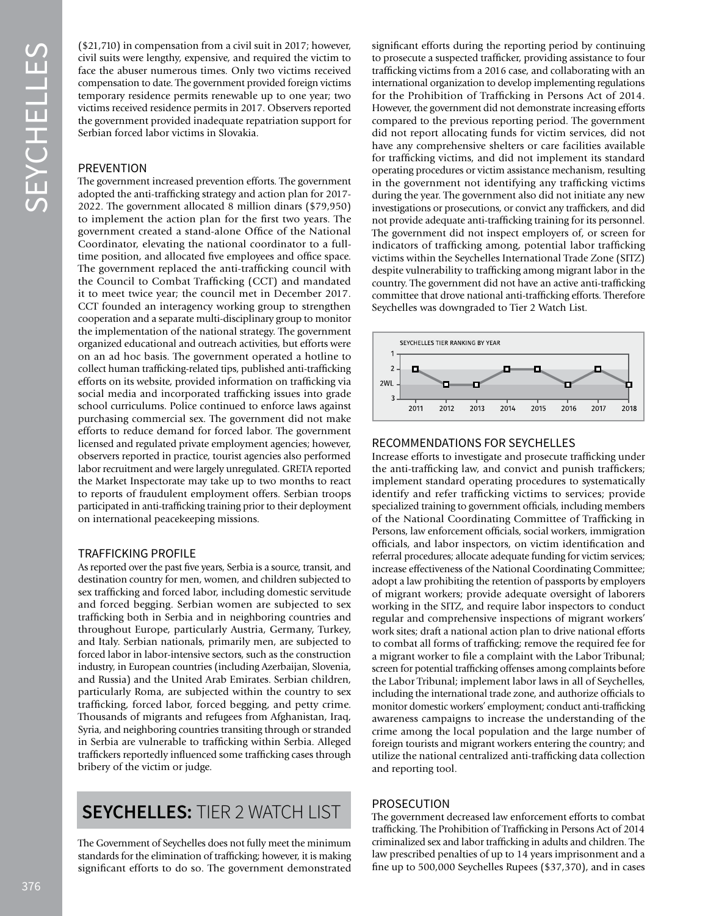($21,710) in compensation from a civil suit in 2017; however, civil suits were lengthy, expensive, and required the victim to face the abuser numerous times. Only two victims received compensation to date. The government provided foreign victims temporary residence permits renewable up to one year; two victims received residence permits in 2017. Observers reported the government provided inadequate repatriation support for Serbian forced labor victims in Slovakia.

### PREVENTION

The government increased prevention efforts. The government adopted the anti-trafficking strategy and action plan for 2017-2022. The government allocated 8 million dinars ($79,950) to implement the action plan for the first two years. The government created a stand-alone Office of the National Coordinator, elevating the national coordinator to a full-time position, and allocated five employees and office space. The government replaced the anti-trafficking council with the Council to Combat Trafficking (CCT) and mandated it to meet twice year; the council met in December 2017. CCT founded an interagency working group to strengthen cooperation and a separate multi-disciplinary group to monitor the implementation of the national strategy. The government organized educational and outreach activities, but efforts were on an ad hoc basis. The government operated a hotline to collect human trafficking-related tips, published anti-trafficking efforts on its website, provided information on trafficking via social media and incorporated trafficking issues into grade school curriculums. Police continued to enforce laws against purchasing commercial sex. The government did not make efforts to reduce demand for forced labor. The government licensed and regulated private employment agencies; however, observers reported in practice, tourist agencies also performed labor recruitment and were largely unregulated. GRETA reported the Market Inspectorate may take up to two months to react to reports of fraudulent employment offers. Serbian troops participated in anti-trafficking training prior to their deployment on international peacekeeping missions.

### TRAFFICKING PROFILE

As reported over the past five years, Serbia is a source, transit, and destination country for men, women, and children subjected to sex trafficking and forced labor, including domestic servitude and forced begging. Serbian women are subjected to sex trafficking both in Serbia and in neighboring countries and throughout Europe, particularly Austria, Germany, Turkey, and Italy. Serbian nationals, primarily men, are subjected to forced labor in labor-intensive sectors, such as the construction industry, in European countries (including Azerbaijan, Slovenia, and Russia) and the United Arab Emirates. Serbian children, particularly Roma, are subjected within the country to sex trafficking, forced labor, forced begging, and petty crime. Thousands of migrants and refugees from Afghanistan, Iraq, Syria, and neighboring countries transiting through or stranded in Serbia are vulnerable to trafficking within Serbia. Alleged traffickers reportedly influenced some trafficking cases through bribery of the victim or judge.

## SEYCHELLES: TIER 2 WATCH LIST

The Government of Seychelles does not fully meet the minimum standards for the elimination of trafficking; however, it is making significant efforts to do so. The government demonstrated significant efforts during the reporting period by continuing to prosecute a suspected trafficker, providing assistance to four trafficking victims from a 2016 case, and collaborating with an international organization to develop implementing regulations for the Prohibition of Trafficking in Persons Act of 2014. However, the government did not demonstrate increasing efforts compared to the previous reporting period. The government did not report allocating funds for victim services, did not have any comprehensive shelters or care facilities available for trafficking victims, and did not implement its standard operating procedures or victim assistance mechanism, resulting in the government not identifying any trafficking victims during the year. The government also did not initiate any new investigations or prosecutions, or convict any traffickers, and did not provide adequate anti-trafficking training for its personnel. The government did not inspect employers of, or screen for indicators of trafficking among, potential labor trafficking victims within the Seychelles International Trade Zone (SITZ) despite vulnerability to trafficking among migrant labor in the country. The government did not have an active anti-trafficking committee that drove national anti-trafficking efforts. Therefore Seychelles was downgraded to Tier 2 Watch List.

SEYCHELLES TIER RANKING BY YEAR

| 2011 | 2012 | 2013 | 2014 | 2015 | 2016 | 2017 | 2018 |
|---|---|---|---|---|---|---|---|
| 2 | 2WL | 2WL | 2 | 2 | 2WL | 2 | 2WL |

### RECOMMENDATIONS FOR SEYCHELLES

Increase efforts to investigate and prosecute trafficking under the anti-trafficking law, and convict and punish traffickers; implement standard operating procedures to systematically identify and refer trafficking victims to services; provide specialized training to government officials, including members of the National Coordinating Committee of Trafficking in Persons, law enforcement officials, social workers, immigration officials, and labor inspectors, on victim identification and referral procedures; allocate adequate funding for victim services; increase effectiveness of the National Coordinating Committee; adopt a law prohibiting the retention of passports by employers of migrant workers; provide adequate oversight of laborers working in the SITZ, and require labor inspectors to conduct regular and comprehensive inspections of migrant workers' work sites; draft a national action plan to drive national efforts to combat all forms of trafficking; remove the required fee for a migrant worker to file a complaint with the Labor Tribunal; screen for potential trafficking offenses among complaints before the Labor Tribunal; implement labor laws in all of Seychelles, including the international trade zone, and authorize officials to monitor domestic workers' employment; conduct anti-trafficking awareness campaigns to increase the understanding of the crime among the local population and the large number of foreign tourists and migrant workers entering the country; and utilize the national centralized anti-trafficking data collection and reporting tool.

### PROSECUTION

The government decreased law enforcement efforts to combat trafficking. The Prohibition of Trafficking in Persons Act of 2014 criminalized sex and labor trafficking in adults and children. The law prescribed penalties of up to 14 years imprisonment and a fine up to 500,000 Seychelles Rupees ($37,370), and in cases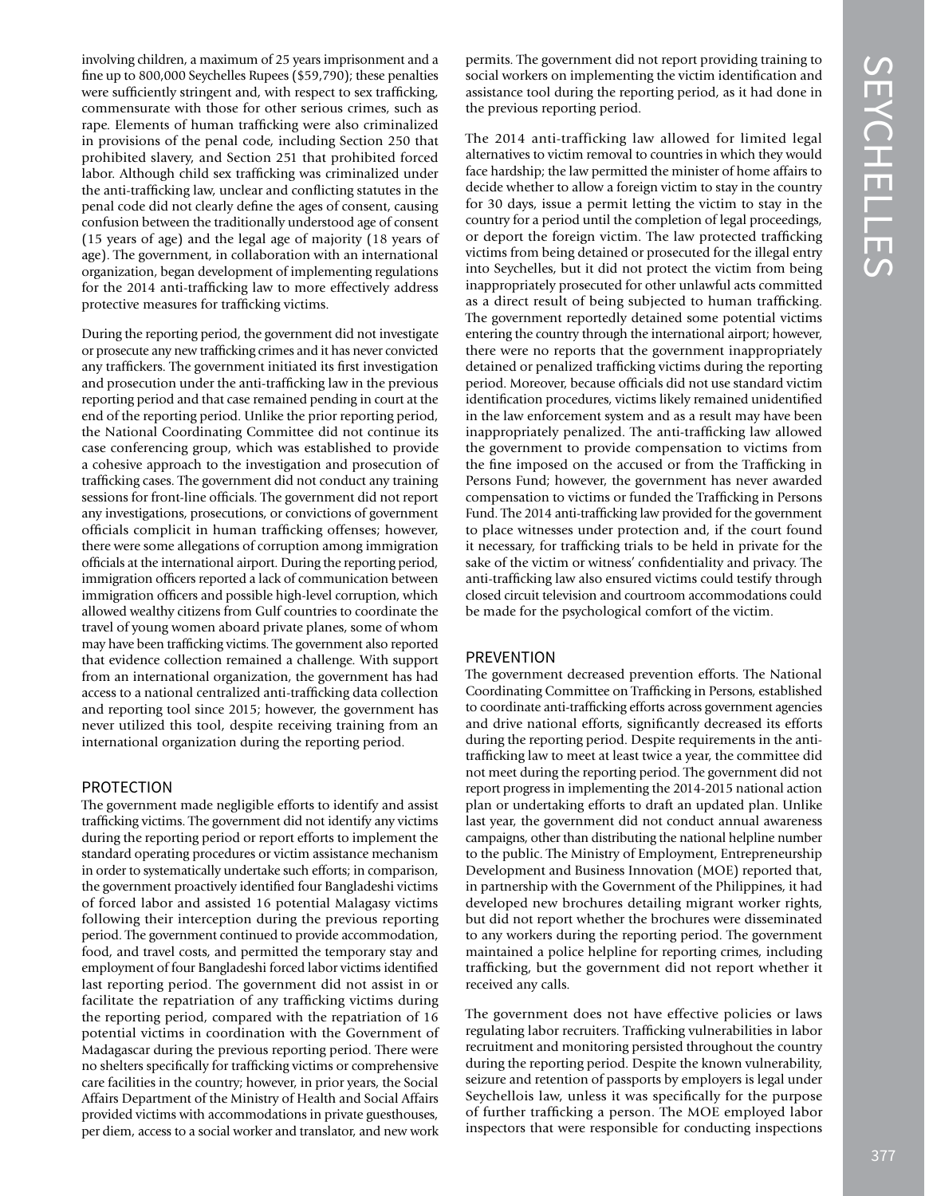involving children, a maximum of 25 years imprisonment and a fine up to 800,000 Seychelles Rupees ($59,790); these penalties were sufficiently stringent and, with respect to sex trafficking, commensurate with those for other serious crimes, such as rape. Elements of human trafficking were also criminalized in provisions of the penal code, including Section 250 that prohibited slavery, and Section 251 that prohibited forced labor. Although child sex trafficking was criminalized under the anti-trafficking law, unclear and conflicting statutes in the penal code did not clearly define the ages of consent, causing confusion between the traditionally understood age of consent (15 years of age) and the legal age of majority (18 years of age). The government, in collaboration with an international organization, began development of implementing regulations for the 2014 anti-trafficking law to more effectively address protective measures for trafficking victims.

During the reporting period, the government did not investigate or prosecute any new trafficking crimes and it has never convicted any traffickers. The government initiated its first investigation and prosecution under the anti-trafficking law in the previous reporting period and that case remained pending in court at the end of the reporting period. Unlike the prior reporting period, the National Coordinating Committee did not continue its case conferencing group, which was established to provide a cohesive approach to the investigation and prosecution of trafficking cases. The government did not conduct any training sessions for front-line officials. The government did not report any investigations, prosecutions, or convictions of government officials complicit in human trafficking offenses; however, there were some allegations of corruption among immigration officials at the international airport. During the reporting period, immigration officers reported a lack of communication between immigration officers and possible high-level corruption, which allowed wealthy citizens from Gulf countries to coordinate the travel of young women aboard private planes, some of whom may have been trafficking victims. The government also reported that evidence collection remained a challenge. With support from an international organization, the government has had access to a national centralized anti-trafficking data collection and reporting tool since 2015; however, the government has never utilized this tool, despite receiving training from an international organization during the reporting period.

## PROTECTION

The government made negligible efforts to identify and assist trafficking victims. The government did not identify any victims during the reporting period or report efforts to implement the standard operating procedures or victim assistance mechanism in order to systematically undertake such efforts; in comparison, the government proactively identified four Bangladeshi victims of forced labor and assisted 16 potential Malagasy victims following their interception during the previous reporting period. The government continued to provide accommodation, food, and travel costs, and permitted the temporary stay and employment of four Bangladeshi forced labor victims identified last reporting period. The government did not assist in or facilitate the repatriation of any trafficking victims during the reporting period, compared with the repatriation of 16 potential victims in coordination with the Government of Madagascar during the previous reporting period. There were no shelters specifically for trafficking victims or comprehensive care facilities in the country; however, in prior years, the Social Affairs Department of the Ministry of Health and Social Affairs provided victims with accommodations in private guesthouses, per diem, access to a social worker and translator, and new work permits. The government did not report providing training to social workers on implementing the victim identification and assistance tool during the reporting period, as it had done in the previous reporting period.

The 2014 anti-trafficking law allowed for limited legal alternatives to victim removal to countries in which they would face hardship; the law permitted the minister of home affairs to decide whether to allow a foreign victim to stay in the country for 30 days, issue a permit letting the victim to stay in the country for a period until the completion of legal proceedings, or deport the foreign victim. The law protected trafficking victims from being detained or prosecuted for the illegal entry into Seychelles, but it did not protect the victim from being inappropriately prosecuted for other unlawful acts committed as a direct result of being subjected to human trafficking. The government reportedly detained some potential victims entering the country through the international airport; however, there were no reports that the government inappropriately detained or penalized trafficking victims during the reporting period. Moreover, because officials did not use standard victim identification procedures, victims likely remained unidentified in the law enforcement system and as a result may have been inappropriately penalized. The anti-trafficking law allowed the government to provide compensation to victims from the fine imposed on the accused or from the Trafficking in Persons Fund; however, the government has never awarded compensation to victims or funded the Trafficking in Persons Fund. The 2014 anti-trafficking law provided for the government to place witnesses under protection and, if the court found it necessary, for trafficking trials to be held in private for the sake of the victim or witness' confidentiality and privacy. The anti-trafficking law also ensured victims could testify through closed circuit television and courtroom accommodations could be made for the psychological comfort of the victim.

## PREVENTION

The government decreased prevention efforts. The National Coordinating Committee on Trafficking in Persons, established to coordinate anti-trafficking efforts across government agencies and drive national efforts, significantly decreased its efforts during the reporting period. Despite requirements in the anti-trafficking law to meet at least twice a year, the committee did not meet during the reporting period. The government did not report progress in implementing the 2014-2015 national action plan or undertaking efforts to draft an updated plan. Unlike last year, the government did not conduct annual awareness campaigns, other than distributing the national helpline number to the public. The Ministry of Employment, Entrepreneurship Development and Business Innovation (MOE) reported that, in partnership with the Government of the Philippines, it had developed new brochures detailing migrant worker rights, but did not report whether the brochures were disseminated to any workers during the reporting period. The government maintained a police helpline for reporting crimes, including trafficking, but the government did not report whether it received any calls.

The government does not have effective policies or laws regulating labor recruiters. Trafficking vulnerabilities in labor recruitment and monitoring persisted throughout the country during the reporting period. Despite the known vulnerability, seizure and retention of passports by employers is legal under Seychellois law, unless it was specifically for the purpose of further trafficking a person. The MOE employed labor inspectors that were responsible for conducting inspections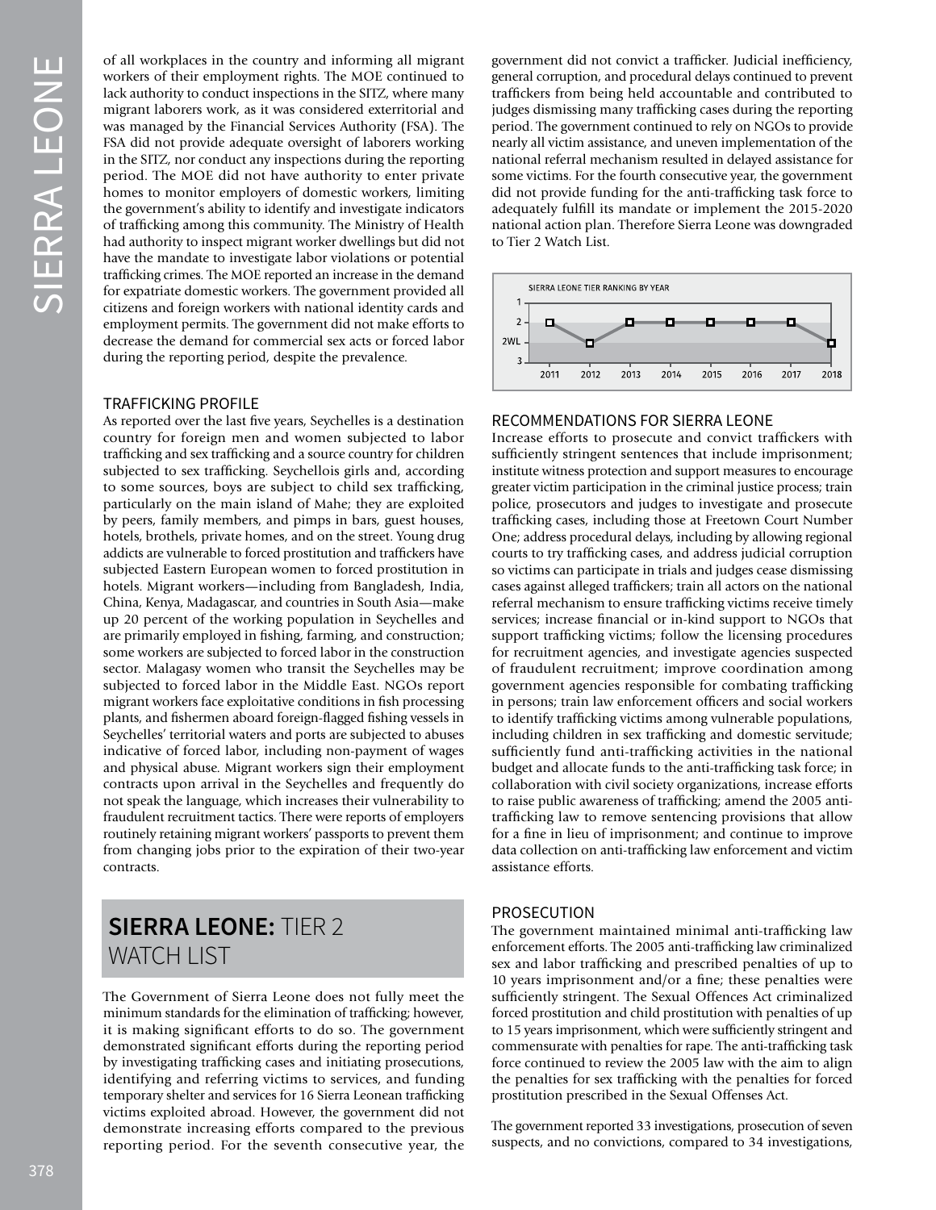of all workplaces in the country and informing all migrant workers of their employment rights. The MOE continued to lack authority to conduct inspections in the SITZ, where many migrant laborers work, as it was considered exterritorial and was managed by the Financial Services Authority (FSA). The FSA did not provide adequate oversight of laborers working in the SITZ, nor conduct any inspections during the reporting period. The MOE did not have authority to enter private homes to monitor employers of domestic workers, limiting the government's ability to identify and investigate indicators of trafficking among this community. The Ministry of Health had authority to inspect migrant worker dwellings but did not have the mandate to investigate labor violations or potential trafficking crimes. The MOE reported an increase in the demand for expatriate domestic workers. The government provided all citizens and foreign workers with national identity cards and employment permits. The government did not make efforts to decrease the demand for commercial sex acts or forced labor during the reporting period, despite the prevalence.

### TRAFFICKING PROFILE

As reported over the last five years, Seychelles is a destination country for foreign men and women subjected to labor trafficking and sex trafficking and a source country for children subjected to sex trafficking. Seychellois girls and, according to some sources, boys are subject to child sex trafficking, particularly on the main island of Mahe; they are exploited by peers, family members, and pimps in bars, guest houses, hotels, brothels, private homes, and on the street. Young drug addicts are vulnerable to forced prostitution and traffickers have subjected Eastern European women to forced prostitution in hotels. Migrant workers—including from Bangladesh, India, China, Kenya, Madagascar, and countries in South Asia—make up 20 percent of the working population in Seychelles and are primarily employed in fishing, farming, and construction; some workers are subjected to forced labor in the construction sector. Malagasy women who transit the Seychelles may be subjected to forced labor in the Middle East. NGOs report migrant workers face exploitative conditions in fish processing plants, and fishermen aboard foreign-flagged fishing vessels in Seychelles' territorial waters and ports are subjected to abuses indicative of forced labor, including non-payment of wages and physical abuse. Migrant workers sign their employment contracts upon arrival in the Seychelles and frequently do not speak the language, which increases their vulnerability to fraudulent recruitment tactics. There were reports of employers routinely retaining migrant workers' passports to prevent them from changing jobs prior to the expiration of their two-year contracts.

## SIERRA LEONE: TIER 2 WATCH LIST

The Government of Sierra Leone does not fully meet the minimum standards for the elimination of trafficking; however, it is making significant efforts to do so. The government demonstrated significant efforts during the reporting period by investigating trafficking cases and initiating prosecutions, identifying and referring victims to services, and funding temporary shelter and services for 16 Sierra Leonean trafficking victims exploited abroad. However, the government did not demonstrate increasing efforts compared to the previous reporting period. For the seventh consecutive year, the government did not convict a trafficker. Judicial inefficiency, general corruption, and procedural delays continued to prevent traffickers from being held accountable and contributed to judges dismissing many trafficking cases during the reporting period. The government continued to rely on NGOs to provide nearly all victim assistance, and uneven implementation of the national referral mechanism resulted in delayed assistance for some victims. For the fourth consecutive year, the government did not provide funding for the anti-trafficking task force to adequately fulfill its mandate or implement the 2015-2020 national action plan. Therefore Sierra Leone was downgraded to Tier 2 Watch List.

SIERRA LEONE TIER RANKING BY YEAR

| 2011 | 2012 | 2013 | 2014 | 2015 | 2016 | 2017 | 2018 |
|---|---|---|---|---|---|---|---|
| 2 | 2WL | 2 | 2 | 2 | 2 | 2 | 2WL |

### RECOMMENDATIONS FOR SIERRA LEONE

Increase efforts to prosecute and convict traffickers with sufficiently stringent sentences that include imprisonment; institute witness protection and support measures to encourage greater victim participation in the criminal justice process; train police, prosecutors and judges to investigate and prosecute trafficking cases, including those at Freetown Court Number One; address procedural delays, including by allowing regional courts to try trafficking cases, and address judicial corruption so victims can participate in trials and judges cease dismissing cases against alleged traffickers; train all actors on the national referral mechanism to ensure trafficking victims receive timely services; increase financial or in-kind support to NGOs that support trafficking victims; follow the licensing procedures for recruitment agencies, and investigate agencies suspected of fraudulent recruitment; improve coordination among government agencies responsible for combating trafficking in persons; train law enforcement officers and social workers to identify trafficking victims among vulnerable populations, including children in sex trafficking and domestic servitude; sufficiently fund anti-trafficking activities in the national budget and allocate funds to the anti-trafficking task force; in collaboration with civil society organizations, increase efforts to raise public awareness of trafficking; amend the 2005 anti-trafficking law to remove sentencing provisions that allow for a fine in lieu of imprisonment; and continue to improve data collection on anti-trafficking law enforcement and victim assistance efforts.

### PROSECUTION

The government maintained minimal anti-trafficking law enforcement efforts. The 2005 anti-trafficking law criminalized sex and labor trafficking and prescribed penalties of up to 10 years imprisonment and/or a fine; these penalties were sufficiently stringent. The Sexual Offences Act criminalized forced prostitution and child prostitution with penalties of up to 15 years imprisonment, which were sufficiently stringent and commensurate with penalties for rape. The anti-trafficking task force continued to review the 2005 law with the aim to align the penalties for sex trafficking with the penalties for forced prostitution prescribed in the Sexual Offenses Act.

The government reported 33 investigations, prosecution of seven suspects, and no convictions, compared to 34 investigations,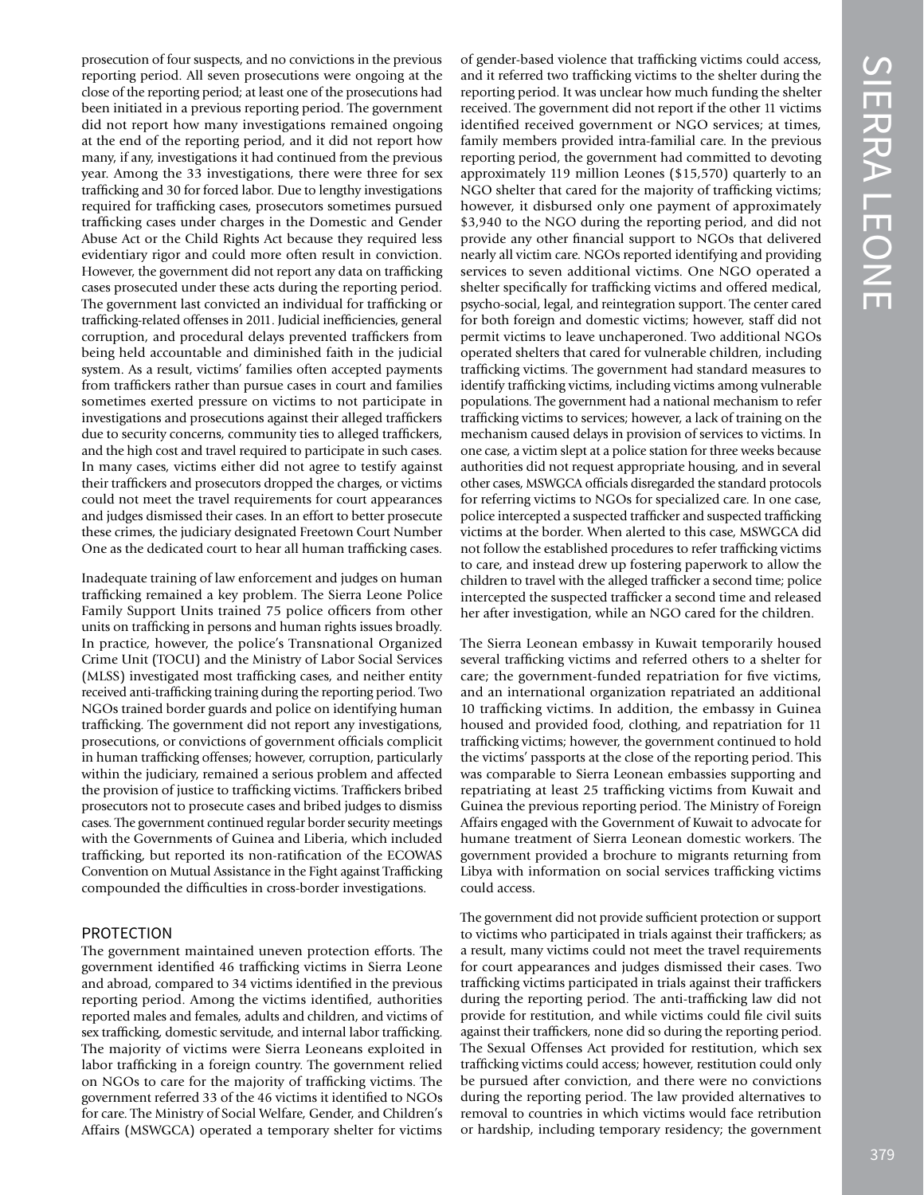prosecution of four suspects, and no convictions in the previous reporting period. All seven prosecutions were ongoing at the close of the reporting period; at least one of the prosecutions had been initiated in a previous reporting period. The government did not report how many investigations remained ongoing at the end of the reporting period, and it did not report how many, if any, investigations it had continued from the previous year. Among the 33 investigations, there were three for sex trafficking and 30 for forced labor. Due to lengthy investigations required for trafficking cases, prosecutors sometimes pursued trafficking cases under charges in the Domestic and Gender Abuse Act or the Child Rights Act because they required less evidentiary rigor and could more often result in conviction. However, the government did not report any data on trafficking cases prosecuted under these acts during the reporting period. The government last convicted an individual for trafficking or trafficking-related offenses in 2011. Judicial inefficiencies, general corruption, and procedural delays prevented traffickers from being held accountable and diminished faith in the judicial system. As a result, victims' families often accepted payments from traffickers rather than pursue cases in court and families sometimes exerted pressure on victims to not participate in investigations and prosecutions against their alleged traffickers due to security concerns, community ties to alleged traffickers, and the high cost and travel required to participate in such cases. In many cases, victims either did not agree to testify against their traffickers and prosecutors dropped the charges, or victims could not meet the travel requirements for court appearances and judges dismissed their cases. In an effort to better prosecute these crimes, the judiciary designated Freetown Court Number One as the dedicated court to hear all human trafficking cases.

Inadequate training of law enforcement and judges on human trafficking remained a key problem. The Sierra Leone Police Family Support Units trained 75 police officers from other units on trafficking in persons and human rights issues broadly. In practice, however, the police's Transnational Organized Crime Unit (TOCU) and the Ministry of Labor Social Services (MLSS) investigated most trafficking cases, and neither entity received anti-trafficking training during the reporting period. Two NGOs trained border guards and police on identifying human trafficking. The government did not report any investigations, prosecutions, or convictions of government officials complicit in human trafficking offenses; however, corruption, particularly within the judiciary, remained a serious problem and affected the provision of justice to trafficking victims. Traffickers bribed prosecutors not to prosecute cases and bribed judges to dismiss cases. The government continued regular border security meetings with the Governments of Guinea and Liberia, which included trafficking, but reported its non-ratification of the ECOWAS Convention on Mutual Assistance in the Fight against Trafficking compounded the difficulties in cross-border investigations.

## PROTECTION

The government maintained uneven protection efforts. The government identified 46 trafficking victims in Sierra Leone and abroad, compared to 34 victims identified in the previous reporting period. Among the victims identified, authorities reported males and females, adults and children, and victims of sex trafficking, domestic servitude, and internal labor trafficking. The majority of victims were Sierra Leoneans exploited in labor trafficking in a foreign country. The government relied on NGOs to care for the majority of trafficking victims. The government referred 33 of the 46 victims it identified to NGOs for care. The Ministry of Social Welfare, Gender, and Children's Affairs (MSWGCA) operated a temporary shelter for victims of gender-based violence that trafficking victims could access, and it referred two trafficking victims to the shelter during the reporting period. It was unclear how much funding the shelter received. The government did not report if the other 11 victims identified received government or NGO services; at times, family members provided intra-familial care. In the previous reporting period, the government had committed to devoting approximately 119 million Leones ($15,570) quarterly to an NGO shelter that cared for the majority of trafficking victims; however, it disbursed only one payment of approximately $3,940 to the NGO during the reporting period, and did not provide any other financial support to NGOs that delivered nearly all victim care. NGOs reported identifying and providing services to seven additional victims. One NGO operated a shelter specifically for trafficking victims and offered medical, psycho-social, legal, and reintegration support. The center cared for both foreign and domestic victims; however, staff did not permit victims to leave unchaperoned. Two additional NGOs operated shelters that cared for vulnerable children, including trafficking victims. The government had standard measures to identify trafficking victims, including victims among vulnerable populations. The government had a national mechanism to refer trafficking victims to services; however, a lack of training on the mechanism caused delays in provision of services to victims. In one case, a victim slept at a police station for three weeks because authorities did not request appropriate housing, and in several other cases, MSWGCA officials disregarded the standard protocols for referring victims to NGOs for specialized care. In one case, police intercepted a suspected trafficker and suspected trafficking victims at the border. When alerted to this case, MSWGCA did not follow the established procedures to refer trafficking victims to care, and instead drew up fostering paperwork to allow the children to travel with the alleged trafficker a second time; police intercepted the suspected trafficker a second time and released her after investigation, while an NGO cared for the children.

The Sierra Leonean embassy in Kuwait temporarily housed several trafficking victims and referred others to a shelter for care; the government-funded repatriation for five victims, and an international organization repatriated an additional 10 trafficking victims. In addition, the embassy in Guinea housed and provided food, clothing, and repatriation for 11 trafficking victims; however, the government continued to hold the victims' passports at the close of the reporting period. This was comparable to Sierra Leonean embassies supporting and repatriating at least 25 trafficking victims from Kuwait and Guinea the previous reporting period. The Ministry of Foreign Affairs engaged with the Government of Kuwait to advocate for humane treatment of Sierra Leonean domestic workers. The government provided a brochure to migrants returning from Libya with information on social services trafficking victims could access.

The government did not provide sufficient protection or support to victims who participated in trials against their traffickers; as a result, many victims could not meet the travel requirements for court appearances and judges dismissed their cases. Two trafficking victims participated in trials against their traffickers during the reporting period. The anti-trafficking law did not provide for restitution, and while victims could file civil suits against their traffickers, none did so during the reporting period. The Sexual Offenses Act provided for restitution, which sex trafficking victims could access; however, restitution could only be pursued after conviction, and there were no convictions during the reporting period. The law provided alternatives to removal to countries in which victims would face retribution or hardship, including temporary residency; the government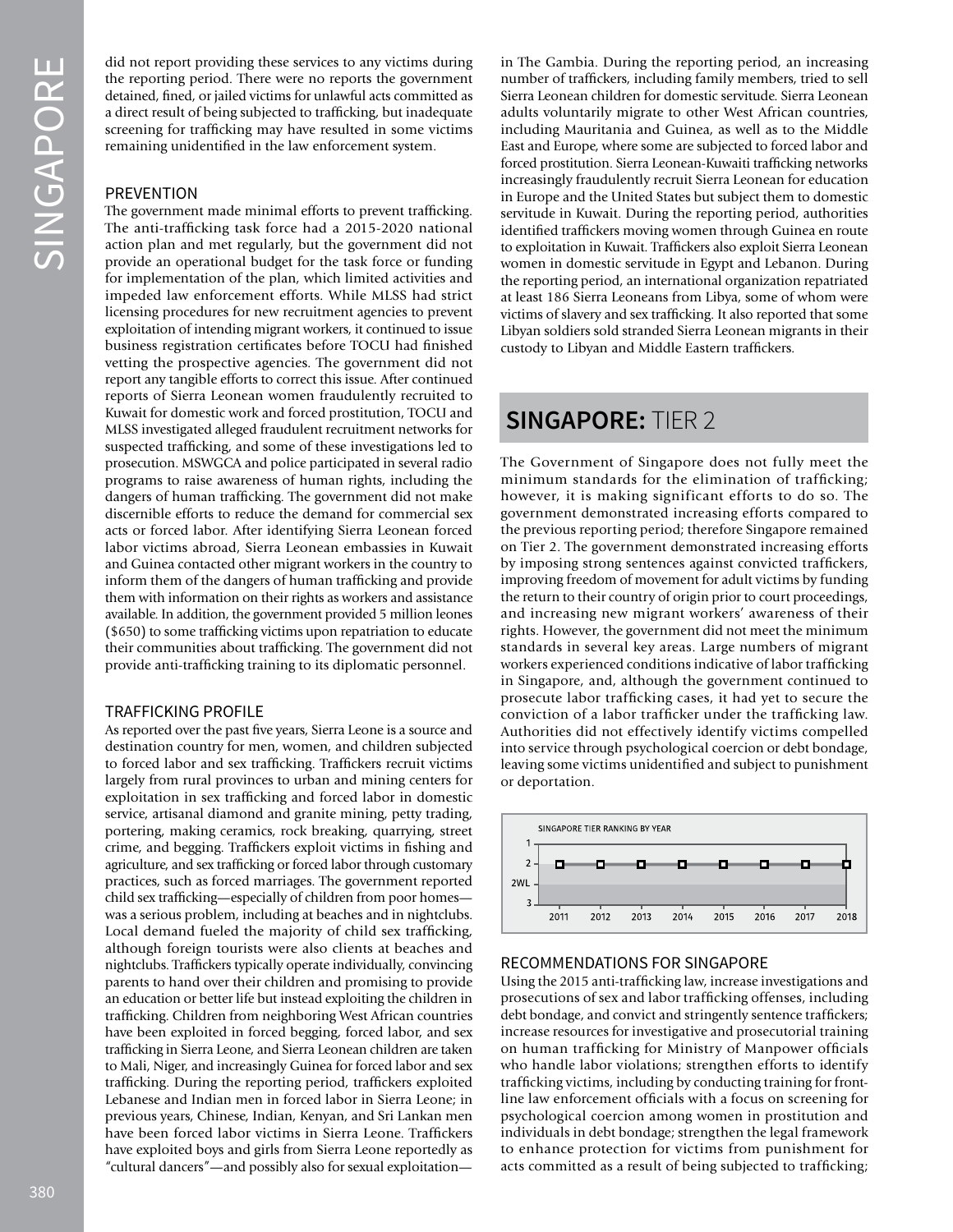did not report providing these services to any victims during the reporting period. There were no reports the government detained, fined, or jailed victims for unlawful acts committed as a direct result of being subjected to trafficking, but inadequate screening for trafficking may have resulted in some victims remaining unidentified in the law enforcement system.

### PREVENTION

The government made minimal efforts to prevent trafficking. The anti-trafficking task force had a 2015-2020 national action plan and met regularly, but the government did not provide an operational budget for the task force or funding for implementation of the plan, which limited activities and impeded law enforcement efforts. While MLSS had strict licensing procedures for new recruitment agencies to prevent exploitation of intending migrant workers, it continued to issue business registration certificates before TOCU had finished vetting the prospective agencies. The government did not report any tangible efforts to correct this issue. After continued reports of Sierra Leonean women fraudulently recruited to Kuwait for domestic work and forced prostitution, TOCU and MLSS investigated alleged fraudulent recruitment networks for suspected trafficking, and some of these investigations led to prosecution. MSWGCA and police participated in several radio programs to raise awareness of human rights, including the dangers of human trafficking. The government did not make discernible efforts to reduce the demand for commercial sex acts or forced labor. After identifying Sierra Leonean forced labor victims abroad, Sierra Leonean embassies in Kuwait and Guinea contacted other migrant workers in the country to inform them of the dangers of human trafficking and provide them with information on their rights as workers and assistance available. In addition, the government provided 5 million leones ($650) to some trafficking victims upon repatriation to educate their communities about trafficking. The government did not provide anti-trafficking training to its diplomatic personnel.

### TRAFFICKING PROFILE

As reported over the past five years, Sierra Leone is a source and destination country for men, women, and children subjected to forced labor and sex trafficking. Traffickers recruit victims largely from rural provinces to urban and mining centers for exploitation in sex trafficking and forced labor in domestic service, artisanal diamond and granite mining, petty trading, portering, making ceramics, rock breaking, quarrying, street crime, and begging. Traffickers exploit victims in fishing and agriculture, and sex trafficking or forced labor through customary practices, such as forced marriages. The government reported child sex trafficking—especially of children from poor homes—was a serious problem, including at beaches and in nightclubs. Local demand fueled the majority of child sex trafficking, although foreign tourists were also clients at beaches and nightclubs. Traffickers typically operate individually, convincing parents to hand over their children and promising to provide an education or better life but instead exploiting the children in trafficking. Children from neighboring West African countries have been exploited in forced begging, forced labor, and sex trafficking in Sierra Leone, and Sierra Leonean children are taken to Mali, Niger, and increasingly Guinea for forced labor and sex trafficking. During the reporting period, traffickers exploited Lebanese and Indian men in forced labor in Sierra Leone; in previous years, Chinese, Indian, Kenyan, and Sri Lankan men have been forced labor victims in Sierra Leone. Traffickers have exploited boys and girls from Sierra Leone reportedly as "cultural dancers"—and possibly also for sexual exploitation—in The Gambia. During the reporting period, an increasing number of traffickers, including family members, tried to sell Sierra Leonean children for domestic servitude. Sierra Leonean adults voluntarily migrate to other West African countries, including Mauritania and Guinea, as well as to the Middle East and Europe, where some are subjected to forced labor and forced prostitution. Sierra Leone-Kuwaiti trafficking networks increasingly fraudulently recruit Sierra Leonean for education in Europe and the United States but subject them to domestic servitude in Kuwait. During the reporting period, authorities identified traffickers moving women through Guinea en route to exploitation in Kuwait. Traffickers also exploit Sierra Leonean women in domestic servitude in Egypt and Lebanon. During the reporting period, an international organization repatriated at least 186 Sierra Leoneans from Libya, some of whom were victims of slavery and sex trafficking. It also reported that some Libyan soldiers sold stranded Sierra Leonean migrants in their custody to Libyan and Middle Eastern traffickers.

## SINGAPORE: TIER 2

The Government of Singapore does not fully meet the minimum standards for the elimination of trafficking; however, it is making significant efforts to do so. The government demonstrated increasing efforts compared to the previous reporting period; therefore Singapore remained on Tier 2. The government demonstrated increasing efforts by imposing strong sentences against convicted traffickers, improving freedom of movement for adult victims by funding the return to their country of origin prior to court proceedings, and increasing new migrant workers' awareness of their rights. However, the government did not meet the minimum standards in several key areas. Large numbers of migrant workers experienced conditions indicative of labor trafficking in Singapore, and, although the government continued to prosecute labor trafficking cases, it had yet to secure the conviction of a labor trafficker under the trafficking law. Authorities did not effectively identify victims compelled into service through psychological coercion or debt bondage, leaving some victims unidentified and subject to punishment or deportation.

SINGAPORE TIER RANKING BY YEAR

| Year | 2011 | 2012 | 2013 | 2014 | 2015 | 2016 | 2017 | 2018 |
|---|---|---|---|---|---|---|---|---|
| Tier | 2 | 2 | 2 | 2 | 2 | 2 | 2 | 2 |

### RECOMMENDATIONS FOR SINGAPORE

Using the 2015 anti-trafficking law, increase investigations and prosecutions of sex and labor trafficking offenses, including debt bondage, and convict and stringently sentence traffickers; increase resources for investigative and prosecutorial training on human trafficking for Ministry of Manpower officials who handle labor violations; strengthen efforts to identify trafficking victims, including by conducting training for front-line law enforcement officials with a focus on screening for psychological coercion among women in prostitution and individuals in debt bondage; strengthen the legal framework to enhance protection for victims from punishment for acts committed as a result of being subjected to trafficking;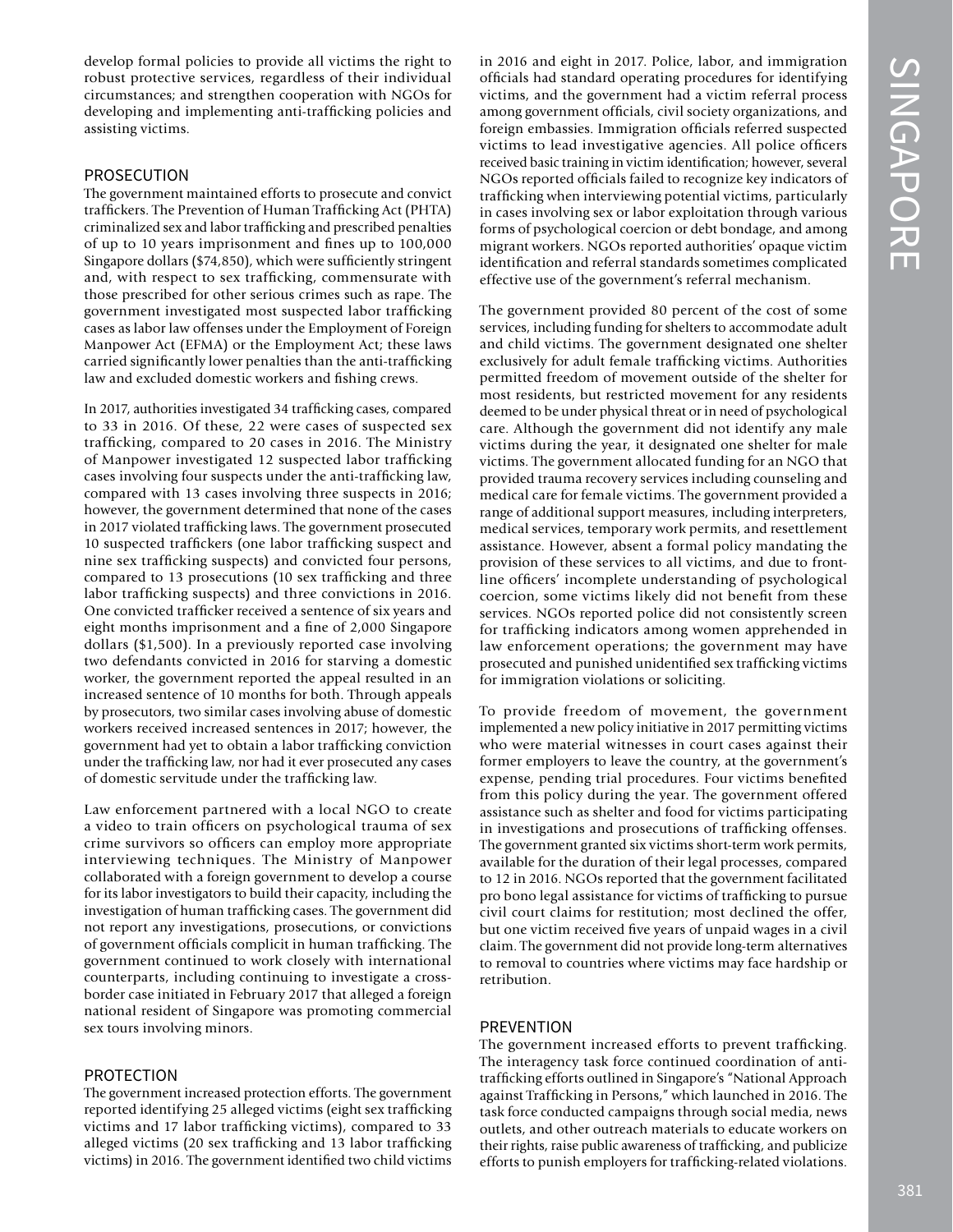develop formal policies to provide all victims the right to robust protective services, regardless of their individual circumstances; and strengthen cooperation with NGOs for developing and implementing anti-trafficking policies and assisting victims.

## PROSECUTION

The government maintained efforts to prosecute and convict traffickers. The Prevention of Human Trafficking Act (PHTA) criminalized sex and labor trafficking and prescribed penalties of up to 10 years imprisonment and fines up to 100,000 Singapore dollars ($74,850), which were sufficiently stringent and, with respect to sex trafficking, commensurate with those prescribed for other serious crimes such as rape. The government investigated most suspected labor trafficking cases as labor law offenses under the Employment of Foreign Manpower Act (EFMA) or the Employment Act; these laws carried significantly lower penalties than the anti-trafficking law and excluded domestic workers and fishing crews.

In 2017, authorities investigated 34 trafficking cases, compared to 33 in 2016. Of these, 22 were cases of suspected sex trafficking, compared to 20 cases in 2016. The Ministry of Manpower investigated 12 suspected labor trafficking cases involving four suspects under the anti-trafficking law, compared with 13 cases involving three suspects in 2016; however, the government determined that none of the cases in 2017 violated trafficking laws. The government prosecuted 10 suspected traffickers (one labor trafficking suspect and nine sex trafficking suspects) and convicted four persons, compared to 13 prosecutions (10 sex trafficking and three labor trafficking suspects) and three convictions in 2016. One convicted trafficker received a sentence of six years and eight months imprisonment and a fine of 2,000 Singapore dollars ($1,500). In a previously reported case involving two defendants convicted in 2016 for starving a domestic worker, the government reported the appeal resulted in an increased sentence of 10 months for both. Through appeals by prosecutors, two similar cases involving abuse of domestic workers received increased sentences in 2017; however, the government had yet to obtain a labor trafficking conviction under the trafficking law, nor had it ever prosecuted any cases of domestic servitude under the trafficking law.

Law enforcement partnered with a local NGO to create a video to train officers on psychological trauma of sex crime survivors so officers can employ more appropriate interviewing techniques. The Ministry of Manpower collaborated with a foreign government to develop a course for its labor investigators to build their capacity, including the investigation of human trafficking cases. The government did not report any investigations, prosecutions, or convictions of government officials complicit in human trafficking. The government continued to work closely with international counterparts, including continuing to investigate a cross-border case initiated in February 2017 that alleged a foreign national resident of Singapore was promoting commercial sex tours involving minors.

## PROTECTION

The government increased protection efforts. The government reported identifying 25 alleged victims (eight sex trafficking victims and 17 labor trafficking victims), compared to 33 alleged victims (20 sex trafficking and 13 labor trafficking victims) in 2016. The government identified two child victims in 2016 and eight in 2017. Police, labor, and immigration officials had standard operating procedures for identifying victims, and the government had a victim referral process among government officials, civil society organizations, and foreign embassies. Immigration officials referred suspected victims to lead investigative agencies. All police officers received basic training in victim identification; however, several NGOs reported officials failed to recognize key indicators of trafficking when interviewing potential victims, particularly in cases involving sex or labor exploitation through various forms of psychological coercion or debt bondage, and among migrant workers. NGOs reported authorities' opaque victim identification and referral standards sometimes complicated effective use of the government's referral mechanism.

The government provided 80 percent of the cost of some services, including funding for shelters to accommodate adult and child victims. The government designated one shelter exclusively for adult female trafficking victims. Authorities permitted freedom of movement outside of the shelter for most residents, but restricted movement for any residents deemed to be under physical threat or in need of psychological care. Although the government did not identify any male victims during the year, it designated one shelter for male victims. The government allocated funding for an NGO that provided trauma recovery services including counseling and medical care for female victims. The government provided a range of additional support measures, including interpreters, medical services, temporary work permits, and resettlement assistance. However, absent a formal policy mandating the provision of these services to all victims, and due to front-line officers' incomplete understanding of psychological coercion, some victims likely did not benefit from these services. NGOs reported police did not consistently screen for trafficking indicators among women apprehended in law enforcement operations; the government may have prosecuted and punished unidentified sex trafficking victims for immigration violations or soliciting.

To provide freedom of movement, the government implemented a new policy initiative in 2017 permitting victims who were material witnesses in court cases against their former employers to leave the country, at the government's expense, pending trial procedures. Four victims benefited from this policy during the year. The government offered assistance such as shelter and food for victims participating in investigations and prosecutions of trafficking offenses. The government granted six victims short-term work permits, available for the duration of their legal processes, compared to 12 in 2016. NGOs reported that the government facilitated pro bono legal assistance for victims of trafficking to pursue civil court claims for restitution; most declined the offer, but one victim received five years of unpaid wages in a civil claim. The government did not provide long-term alternatives to removal to countries where victims may face hardship or retribution.

## PREVENTION

The government increased efforts to prevent trafficking. The interagency task force continued coordination of anti-trafficking efforts outlined in Singapore's "National Approach against Trafficking in Persons," which launched in 2016. The task force conducted campaigns through social media, news outlets, and other outreach materials to educate workers on their rights, raise public awareness of trafficking, and publicize efforts to punish employers for trafficking-related violations.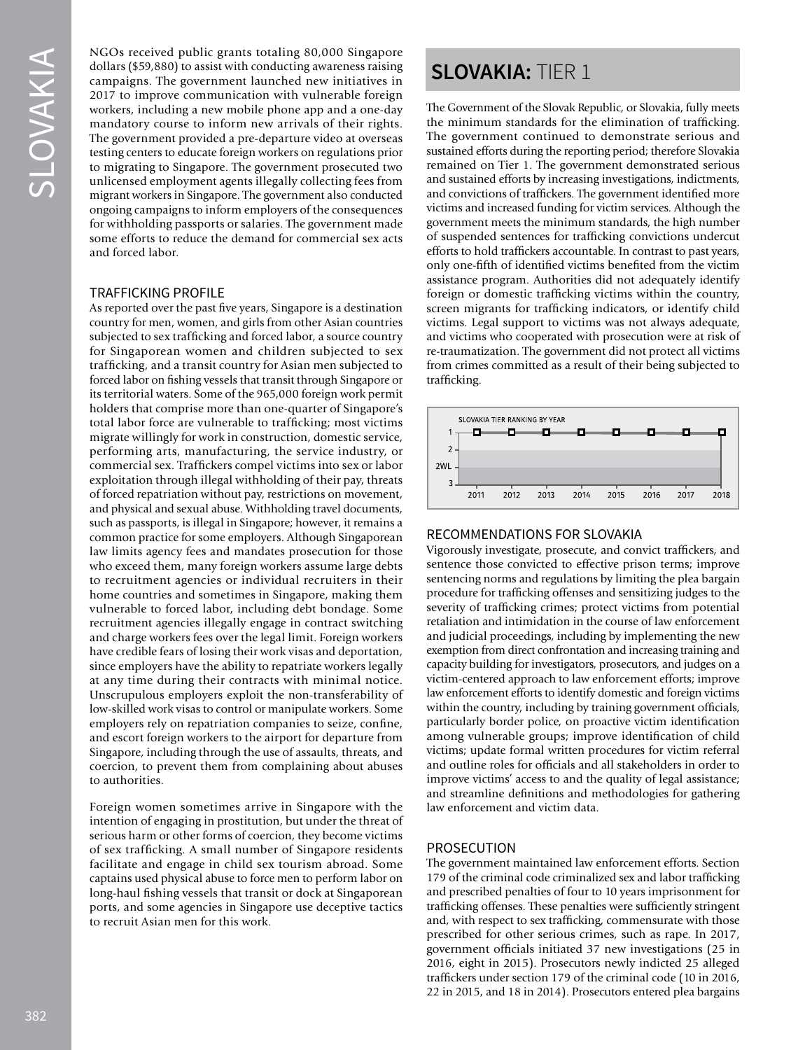NGOs received public grants totaling 80,000 Singapore dollars ($59,880) to assist with conducting awareness raising campaigns. The government launched new initiatives in 2017 to improve communication with vulnerable foreign workers, including a new mobile phone app and a one-day mandatory course to inform new arrivals of their rights. The government provided a pre-departure video at overseas testing centers to educate foreign workers on regulations prior to migrating to Singapore. The government prosecuted two unlicensed employment agents illegally collecting fees from migrant workers in Singapore. The government also conducted ongoing campaigns to inform employers of the consequences for withholding passports or salaries. The government made some efforts to reduce the demand for commercial sex acts and forced labor.

### TRAFFICKING PROFILE

As reported over the past five years, Singapore is a destination country for men, women, and girls from other Asian countries subjected to sex trafficking and forced labor, a source country for Singaporean women and children subjected to sex trafficking, and a transit country for Asian men subjected to forced labor on fishing vessels that transit through Singapore or its territorial waters. Some of the 965,000 foreign work permit holders that comprise more than one-quarter of Singapore's total labor force are vulnerable to trafficking; most victims migrate willingly for work in construction, domestic service, performing arts, manufacturing, the service industry, or commercial sex. Traffickers compel victims into sex or labor exploitation through illegal withholding of their pay, threats of forced repatriation without pay, restrictions on movement, and physical and sexual abuse. Withholding travel documents, such as passports, is illegal in Singapore; however, it remains a common practice for some employers. Although Singaporean law limits agency fees and mandates prosecution for those who exceed them, many foreign workers assume large debts to recruitment agencies or individual recruiters in their home countries and sometimes in Singapore, making them vulnerable to forced labor, including debt bondage. Some recruitment agencies illegally engage in contract switching and charge workers fees over the legal limit. Foreign workers have credible fears of losing their work visas and deportation, since employers have the ability to repatriate workers legally at any time during their contracts with minimal notice. Unscrupulous employers exploit the non-transferability of low-skilled work visas to control or manipulate workers. Some employers rely on repatriation companies to seize, confine, and escort foreign workers to the airport for departure from Singapore, including through the use of assaults, threats, and coercion, to prevent them from complaining about abuses to authorities.

Foreign women sometimes arrive in Singapore with the intention of engaging in prostitution, but under the threat of serious harm or other forms of coercion, they become victims of sex trafficking. A small number of Singapore residents facilitate and engage in child sex tourism abroad. Some captains used physical abuse to force men to perform labor on long-haul fishing vessels that transit or dock at Singaporean ports, and some agencies in Singapore use deceptive tactics to recruit Asian men for this work.

## SLOVAKIA: TIER 1

The Government of the Slovak Republic, or Slovakia, fully meets the minimum standards for the elimination of trafficking. The government continued to demonstrate serious and sustained efforts during the reporting period; therefore Slovakia remained on Tier 1. The government demonstrated serious and sustained efforts by increasing investigations, indictments, and convictions of traffickers. The government identified more victims and increased funding for victim services. Although the government meets the minimum standards, the high number of suspended sentences for trafficking convictions undercut efforts to hold traffickers accountable. In contrast to past years, only one-fifth of identified victims benefited from the victim assistance program. Authorities did not adequately identify foreign or domestic trafficking victims within the country, screen migrants for trafficking indicators, or identify child victims. Legal support to victims was not always adequate, and victims who cooperated with prosecution were at risk of re-traumatization. The government did not protect all victims from crimes committed as a result of their being subjected to trafficking.

SLOVAKIA TIER RANKING BY YEAR

| 2011 | 2012 | 2013 | 2014 | 2015 | 2016 | 2017 | 2018 |
|---|---|---|---|---|---|---|---|
| 1 | 1 | 1 | 1 | 1 | 1 | 1 | 1 |

### RECOMMENDATIONS FOR SLOVAKIA

Vigorously investigate, prosecute, and convict traffickers, and sentence those convicted to effective prison terms; improve sentencing norms and regulations by limiting the plea bargain procedure for trafficking offenses and sensitizing judges to the severity of trafficking crimes; protect victims from potential retaliation and intimidation in the course of law enforcement and judicial proceedings, including by implementing the new exemption from direct confrontation and increasing training and capacity building for investigators, prosecutors, and judges on a victim-centered approach to law enforcement efforts; improve law enforcement efforts to identify domestic and foreign victims within the country, including by training government officials, particularly border police, on proactive victim identification among vulnerable groups; improve identification of child victims; update formal written procedures for victim referral and outline roles for officials and all stakeholders in order to improve victims' access to and the quality of legal assistance; and streamline definitions and methodologies for gathering law enforcement and victim data.

### PROSECUTION

The government maintained law enforcement efforts. Section 179 of the criminal code criminalized sex and labor trafficking and prescribed penalties of four to 10 years imprisonment for trafficking offenses. These penalties were sufficiently stringent and, with respect to sex trafficking, commensurate with those prescribed for other serious crimes, such as rape. In 2017, government officials initiated 37 new investigations (25 in 2016, eight in 2015). Prosecutors newly indicted 25 alleged traffickers under section 179 of the criminal code (10 in 2016, 22 in 2015, and 18 in 2014). Prosecutors entered plea bargains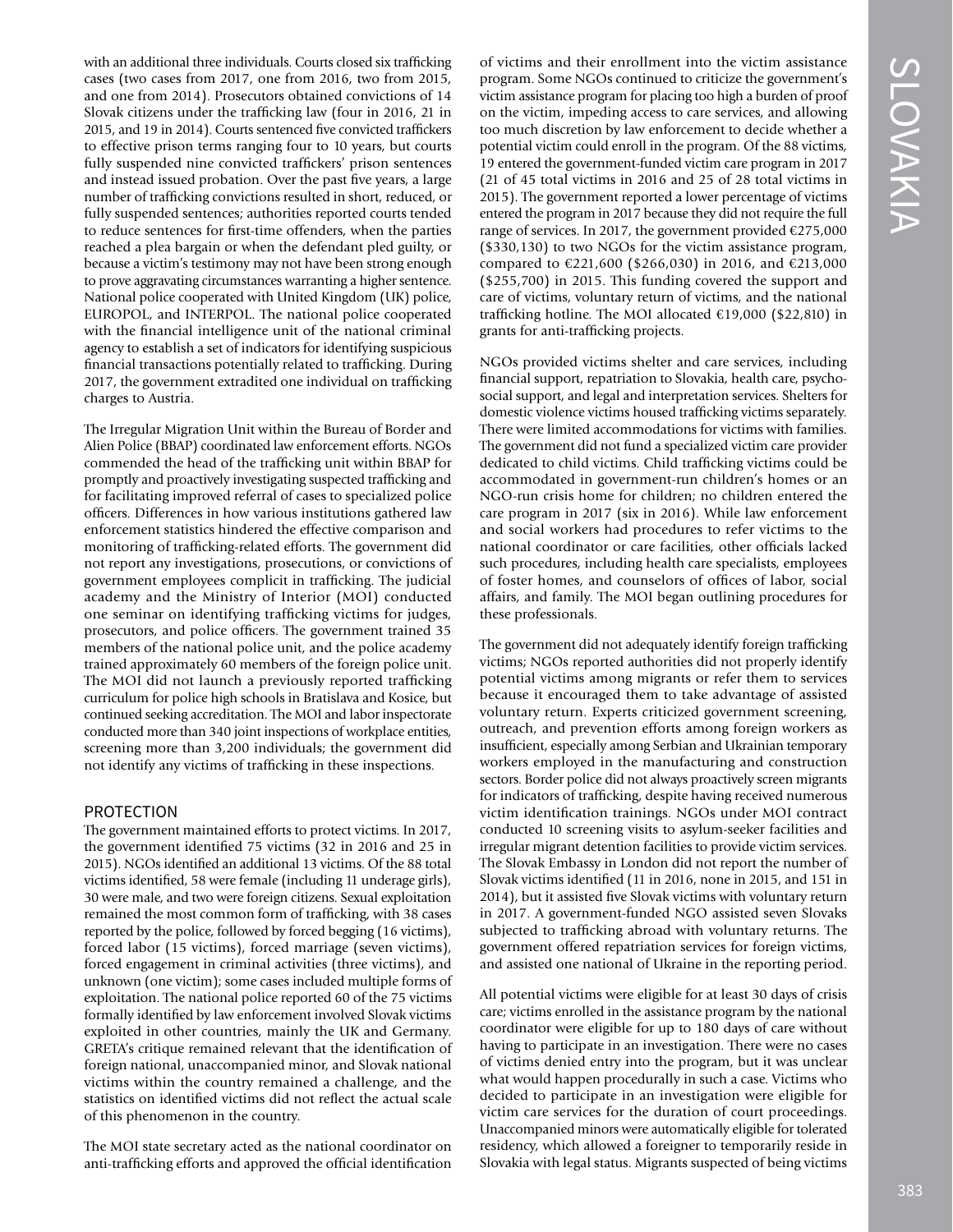with an additional three individuals. Courts closed six trafficking cases (two cases from 2017, one from 2016, two from 2015, and one from 2014). Prosecutors obtained convictions of 14 Slovak citizens under the trafficking law (four in 2016, 21 in 2015, and 19 in 2014). Courts sentenced five convicted traffickers to effective prison terms ranging four to 10 years, but courts fully suspended nine convicted traffickers' prison sentences and instead issued probation. Over the past five years, a large number of trafficking convictions resulted in short, reduced, or fully suspended sentences; authorities reported courts tended to reduce sentences for first-time offenders, when the parties reached a plea bargain or when the defendant pled guilty, or because a victim's testimony may not have been strong enough to prove aggravating circumstances warranting a higher sentence. National police cooperated with United Kingdom (UK) police, EUROPOL, and INTERPOL. The national police cooperated with the financial intelligence unit of the national criminal agency to establish a set of indicators for identifying suspicious financial transactions potentially related to trafficking. During 2017, the government extradited one individual on trafficking charges to Austria.

The Irregular Migration Unit within the Bureau of Border and Alien Police (BBAP) coordinated law enforcement efforts. NGOs commended the head of the trafficking unit within BBAP for promptly and proactively investigating suspected trafficking and for facilitating improved referral of cases to specialized police officers. Differences in how various institutions gathered law enforcement statistics hindered the effective comparison and monitoring of trafficking-related efforts. The government did not report any investigations, prosecutions, or convictions of government employees complicit in trafficking. The judicial academy and the Ministry of Interior (MOI) conducted one seminar on identifying trafficking victims for judges, prosecutors, and police officers. The government trained 35 members of the national police unit, and the police academy trained approximately 60 members of the foreign police unit. The MOI did not launch a previously reported trafficking curriculum for police high schools in Bratislava and Kosice, but continued seeking accreditation. The MOI and labor inspectorate conducted more than 340 joint inspections of workplace entities, screening more than 3,200 individuals; the government did not identify any victims of trafficking in these inspections.

## PROTECTION

The government maintained efforts to protect victims. In 2017, the government identified 75 victims (32 in 2016 and 25 in 2015). NGOs identified an additional 13 victims. Of the 88 total victims identified, 58 were female (including 11 underage girls), 30 were male, and two were foreign citizens. Sexual exploitation remained the most common form of trafficking, with 38 cases reported by the police, followed by forced begging (16 victims), forced labor (15 victims), forced marriage (seven victims), forced engagement in criminal activities (three victims), and unknown (one victim); some cases included multiple forms of exploitation. The national police reported 60 of the 75 victims formally identified by law enforcement involved Slovak victims exploited in other countries, mainly the UK and Germany. GRETA's critique remained relevant that the identification of foreign national, unaccompanied minor, and Slovak national victims within the country remained a challenge, and the statistics on identified victims did not reflect the actual scale of this phenomenon in the country.

The MOI state secretary acted as the national coordinator on anti-trafficking efforts and approved the official identification of victims and their enrollment into the victim assistance program. Some NGOs continued to criticize the government's victim assistance program for placing too high a burden of proof on the victim, impeding access to care services, and allowing too much discretion by law enforcement to decide whether a potential victim could enroll in the program. Of the 88 victims, 19 entered the government-funded victim care program in 2017 (21 of 45 total victims in 2016 and 25 of 28 total victims in 2015). The government reported a lower percentage of victims entered the program in 2017 because they did not require the full range of services. In 2017, the government provided €275,000 ($330,130) to two NGOs for the victim assistance program, compared to €221,600 ($266,030) in 2016, and €213,000 ($255,700) in 2015. This funding covered the support and care of victims, voluntary return of victims, and the national trafficking hotline. The MOI allocated €19,000 ($22,810) in grants for anti-trafficking projects.

NGOs provided victims shelter and care services, including financial support, repatriation to Slovakia, health care, psycho-social support, and legal and interpretation services. Shelters for domestic violence victims housed trafficking victims separately. There were limited accommodations for victims with families. The government did not fund a specialized victim care provider dedicated to child victims. Child trafficking victims could be accommodated in government-run children's homes or an NGO-run crisis home for children; no children entered the care program in 2017 (six in 2016). While law enforcement and social workers had procedures to refer victims to the national coordinator or care facilities, other officials lacked such procedures, including health care specialists, employees of foster homes, and counselors of offices of labor, social affairs, and family. The MOI began outlining procedures for these professionals.

The government did not adequately identify foreign trafficking victims; NGOs reported authorities did not properly identify potential victims among migrants or refer them to services because it encouraged them to take advantage of assisted voluntary return. Experts criticized government screening, outreach, and prevention efforts among foreign workers as insufficient, especially among Serbian and Ukrainian temporary workers employed in the manufacturing and construction sectors. Border police did not always proactively screen migrants for indicators of trafficking, despite having received numerous victim identification trainings. NGOs under MOI contract conducted 10 screening visits to asylum-seeker facilities and irregular migrant detention facilities to provide victim services. The Slovak Embassy in London did not report the number of Slovak victims identified (11 in 2016, none in 2015, and 151 in 2014), but it assisted five Slovak victims with voluntary return in 2017. A government-funded NGO assisted seven Slovaks subjected to trafficking abroad with voluntary returns. The government offered repatriation services for foreign victims, and assisted one national of Ukraine in the reporting period.

All potential victims were eligible for at least 30 days of crisis care; victims enrolled in the assistance program by the national coordinator were eligible for up to 180 days of care without having to participate in an investigation. There were no cases of victims denied entry into the program, but it was unclear what would happen procedurally in such a case. Victims who decided to participate in an investigation were eligible for victim care services for the duration of court proceedings. Unaccompanied minors were automatically eligible for tolerated residency, which allowed a foreigner to temporarily reside in Slovakia with legal status. Migrants suspected of being victims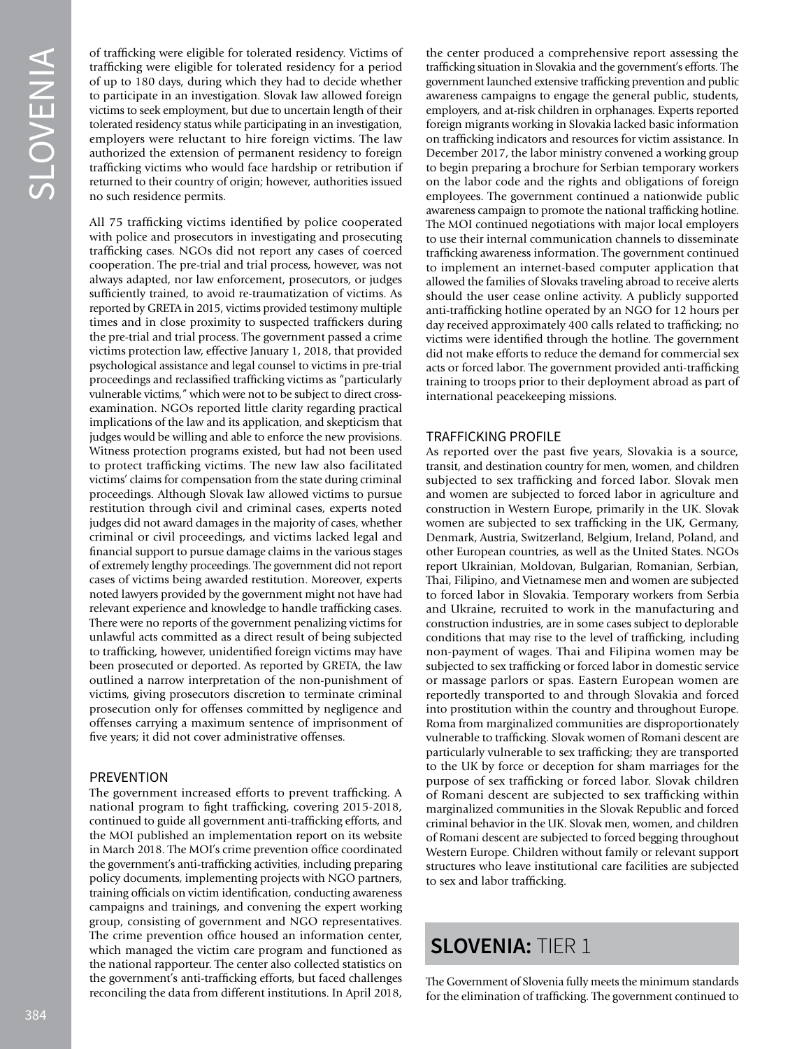of trafficking were eligible for tolerated residency. Victims of trafficking were eligible for tolerated residency for a period of up to 180 days, during which they had to decide whether to participate in an investigation. Slovak law allowed foreign victims to seek employment, but due to uncertain length of their tolerated residency status while participating in an investigation, employers were reluctant to hire foreign victims. The law authorized the extension of permanent residency to foreign trafficking victims who would face hardship or retribution if returned to their country of origin; however, authorities issued no such residence permits.

All 75 trafficking victims identified by police cooperated with police and prosecutors in investigating and prosecuting trafficking cases. NGOs did not report any cases of coerced cooperation. The pre-trial and trial process, however, was not always adapted, nor law enforcement, prosecutors, or judges sufficiently trained, to avoid re-traumatization of victims. As reported by GRETA in 2015, victims provided testimony multiple times and in close proximity to suspected traffickers during the pre-trial and trial process. The government passed a crime victims protection law, effective January 1, 2018, that provided psychological assistance and legal counsel to victims in pre-trial proceedings and reclassified trafficking victims as "particularly vulnerable victims," which were not to be subject to direct cross-examination. NGOs reported little clarity regarding practical implications of the law and its application, and skepticism that judges would be willing and able to enforce the new provisions. Witness protection programs existed, but had not been used to protect trafficking victims. The new law also facilitated victims' claims for compensation from the state during criminal proceedings. Although Slovak law allowed victims to pursue restitution through civil and criminal cases, experts noted judges did not award damages in the majority of cases, whether criminal or civil proceedings, and victims lacked legal and financial support to pursue damage claims in the various stages of extremely lengthy proceedings. The government did not report cases of victims being awarded restitution. Moreover, experts noted lawyers provided by the government might not have had relevant experience and knowledge to handle trafficking cases. There were no reports of the government penalizing victims for unlawful acts committed as a direct result of being subjected to trafficking, however, unidentified foreign victims may have been prosecuted or deported. As reported by GRETA, the law outlined a narrow interpretation of the non-punishment of victims, giving prosecutors discretion to terminate criminal prosecution only for offenses committed by negligence and offenses carrying a maximum sentence of imprisonment of five years; it did not cover administrative offenses.

### PREVENTION

The government increased efforts to prevent trafficking. A national program to fight trafficking, covering 2015-2018, continued to guide all government anti-trafficking efforts, and the MOI published an implementation report on its website in March 2018. The MOI's crime prevention office coordinated the government's anti-trafficking activities, including preparing policy documents, implementing projects with NGO partners, training officials on victim identification, conducting awareness campaigns and trainings, and convening the expert working group, consisting of government and NGO representatives. The crime prevention office housed an information center, which managed the victim care program and functioned as the national rapporteur. The center also collected statistics on the government's anti-trafficking efforts, but faced challenges reconciling the data from different institutions. In April 2018, the center produced a comprehensive report assessing the trafficking situation in Slovakia and the government's efforts. The government launched extensive trafficking prevention and public awareness campaigns to engage the general public, students, employers, and at-risk children in orphanages. Experts reported foreign migrants working in Slovakia lacked basic information on trafficking indicators and resources for victim assistance. In December 2017, the labor ministry convened a working group to begin preparing a brochure for Serbian temporary workers on the labor code and the rights and obligations of foreign employees. The government continued a nationwide public awareness campaign to promote the national trafficking hotline. The MOI continued negotiations with major local employers to use their internal communication channels to disseminate trafficking awareness information. The government continued to implement an internet-based computer application that allowed the families of Slovaks traveling abroad to receive alerts should the user cease online activity. A publicly supported anti-trafficking hotline operated by an NGO for 12 hours per day received approximately 400 calls related to trafficking; no victims were identified through the hotline. The government did not make efforts to reduce the demand for commercial sex acts or forced labor. The government provided anti-trafficking training to troops prior to their deployment abroad as part of international peacekeeping missions.

### TRAFFICKING PROFILE

As reported over the past five years, Slovakia is a source, transit, and destination country for men, women, and children subjected to sex trafficking and forced labor. Slovak men and women are subjected to forced labor in agriculture and construction in Western Europe, primarily in the UK. Slovak women are subjected to sex trafficking in the UK, Germany, Denmark, Austria, Switzerland, Belgium, Ireland, Poland, and other European countries, as well as the United States. NGOs report Ukrainian, Moldovan, Bulgarian, Romanian, Serbian, Thai, Filipino, and Vietnamese men and women are subjected to forced labor in Slovakia. Temporary workers from Serbia and Ukraine, recruited to work in the manufacturing and construction industries, are in some cases subject to deplorable conditions that may rise to the level of trafficking, including non-payment of wages. Thai and Filipina women may be subjected to sex trafficking or forced labor in domestic service or massage parlors or spas. Eastern European women are reportedly transported to and through Slovakia and forced into prostitution within the country and throughout Europe. Roma from marginalized communities are disproportionately vulnerable to trafficking. Slovak women of Romani descent are particularly vulnerable to sex trafficking; they are transported to the UK by force or deception for sham marriages for the purpose of sex trafficking or forced labor. Slovak children of Romani descent are subjected to sex trafficking within marginalized communities in the Slovak Republic and forced criminal behavior in the UK. Slovak men, women, and children of Romani descent are subjected to forced begging throughout Western Europe. Children without family or relevant support structures who leave institutional care facilities are subjected to sex and labor trafficking.

## SLOVENIA: TIER 1

The Government of Slovenia fully meets the minimum standards for the elimination of trafficking. The government continued to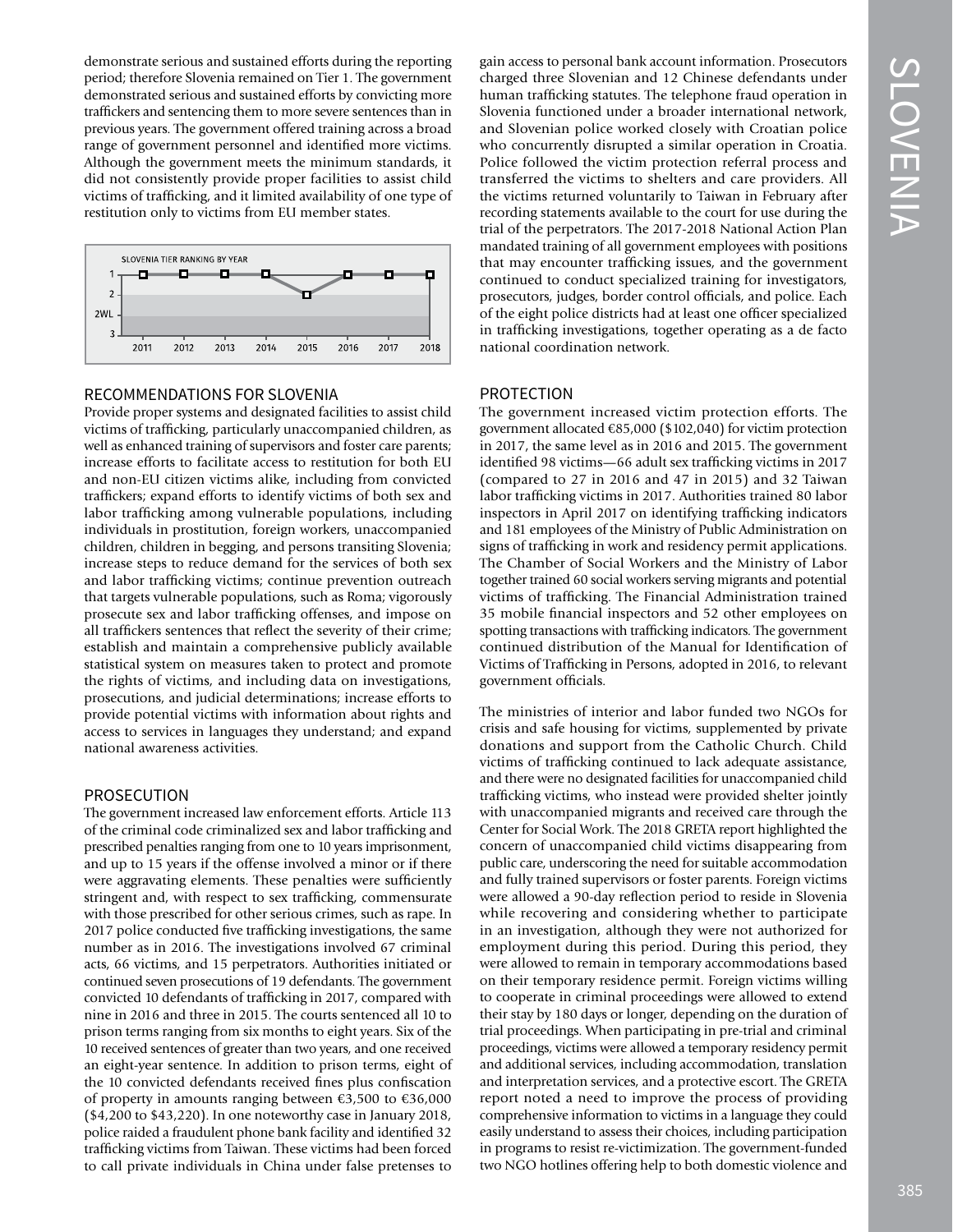demonstrate serious and sustained efforts during the reporting period; therefore Slovenia remained on Tier 1. The government demonstrated serious and sustained efforts by convicting more traffickers and sentencing them to more severe sentences than in previous years. The government offered training across a broad range of government personnel and identified more victims. Although the government meets the minimum standards, it did not consistently provide proper facilities to assist child victims of trafficking, and it limited availability of one type of restitution only to victims from EU member states.

SLOVENIA TIER RANKING BY YEAR

| Year | 2011 | 2012 | 2013 | 2014 | 2015 | 2016 | 2017 | 2018 |
|---|---|---|---|---|---|---|---|---|
| Tier | 1 | 1 | 1 | 1 | 2 | 1 | 1 | 1 |

## RECOMMENDATIONS FOR SLOVENIA

Provide proper systems and designated facilities to assist child victims of trafficking, particularly unaccompanied children, as well as enhanced training of supervisors and foster care parents; increase efforts to facilitate access to restitution for both EU and non-EU citizen victims alike, including from convicted traffickers; expand efforts to identify victims of both sex and labor trafficking among vulnerable populations, including individuals in prostitution, foreign workers, unaccompanied children, children in begging, and persons transiting Slovenia; increase steps to reduce demand for the services of both sex and labor trafficking victims; continue prevention outreach that targets vulnerable populations, such as Roma; vigorously prosecute sex and labor trafficking offenses, and impose on all traffickers sentences that reflect the severity of their crime; establish and maintain a comprehensive publicly available statistical system on measures taken to protect and promote the rights of victims, and including data on investigations, prosecutions, and judicial determinations; increase efforts to provide potential victims with information about rights and access to services in languages they understand; and expand national awareness activities.

## PROSECUTION

The government increased law enforcement efforts. Article 113 of the criminal code criminalized sex and labor trafficking and prescribed penalties ranging from one to 10 years imprisonment, and up to 15 years if the offense involved a minor or if there were aggravating elements. These penalties were sufficiently stringent and, with respect to sex trafficking, commensurate with those prescribed for other serious crimes, such as rape. In 2017 police conducted five trafficking investigations, the same number as in 2016. The investigations involved 67 criminal acts, 66 victims, and 15 perpetrators. Authorities initiated or continued seven prosecutions of 19 defendants. The government convicted 10 defendants of trafficking in 2017, compared with nine in 2016 and three in 2015. The courts sentenced all 10 to prison terms ranging from six months to eight years. Six of the 10 received sentences of greater than two years, and one received an eight-year sentence. In addition to prison terms, eight of the 10 convicted defendants received fines plus confiscation of property in amounts ranging between €3,500 to €36,000 ($4,200 to $43,220). In one noteworthy case in January 2018, police raided a fraudulent phone bank facility and identified 32 trafficking victims from Taiwan. These victims had been forced to call private individuals in China under false pretenses to gain access to personal bank account information. Prosecutors charged three Slovenian and 12 Chinese defendants under human trafficking statutes. The telephone fraud operation in Slovenia functioned under a broader international network, and Slovenian police worked closely with Croatian police who concurrently disrupted a similar operation in Croatia. Police followed the victim protection referral process and transferred the victims to shelters and care providers. All the victims returned voluntarily to Taiwan in February after recording statements available to the court for use during the trial of the perpetrators. The 2017-2018 National Action Plan mandated training of all government employees with positions that may encounter trafficking issues, and the government continued to conduct specialized training for investigators, prosecutors, judges, border control officials, and police. Each of the eight police districts had at least one officer specialized in trafficking investigations, together operating as a de facto national coordination network.

## PROTECTION

The government increased victim protection efforts. The government allocated €85,000 ($102,040) for victim protection in 2017, the same level as in 2016 and 2015. The government identified 98 victims—66 adult sex trafficking victims in 2017 (compared to 27 in 2016 and 47 in 2015) and 32 Taiwan labor trafficking victims in 2017. Authorities trained 80 labor inspectors in April 2017 on identifying trafficking indicators and 181 employees of the Ministry of Public Administration on signs of trafficking in work and residency permit applications. The Chamber of Social Workers and the Ministry of Labor together trained 60 social workers serving migrants and potential victims of trafficking. The Financial Administration trained 35 mobile financial inspectors and 52 other employees on spotting transactions with trafficking indicators. The government continued distribution of the Manual for Identification of Victims of Trafficking in Persons, adopted in 2016, to relevant government officials.

The ministries of interior and labor funded two NGOs for crisis and safe housing for victims, supplemented by private donations and support from the Catholic Church. Child victims of trafficking continued to lack adequate assistance, and there were no designated facilities for unaccompanied child trafficking victims, who instead were provided shelter jointly with unaccompanied migrants and received care through the Center for Social Work. The 2018 GRETA report highlighted the concern of unaccompanied child victims disappearing from public care, underscoring the need for suitable accommodation and fully trained supervisors or foster parents. Foreign victims were allowed a 90-day reflection period to reside in Slovenia while recovering and considering whether to participate in an investigation, although they were not authorized for employment during this period. During this period, they were allowed to remain in temporary accommodations based on their temporary residence permit. Foreign victims willing to cooperate in criminal proceedings were allowed to extend their stay by 180 days or longer, depending on the duration of trial proceedings. When participating in pre-trial and criminal proceedings, victims were allowed a temporary residency permit and additional services, including accommodation, translation and interpretation services, and a protective escort. The GRETA report noted a need to improve the process of providing comprehensive information to victims in a language they could easily understand to assess their choices, including participation in programs to resist re-victimization. The government-funded two NGO hotlines offering help to both domestic violence and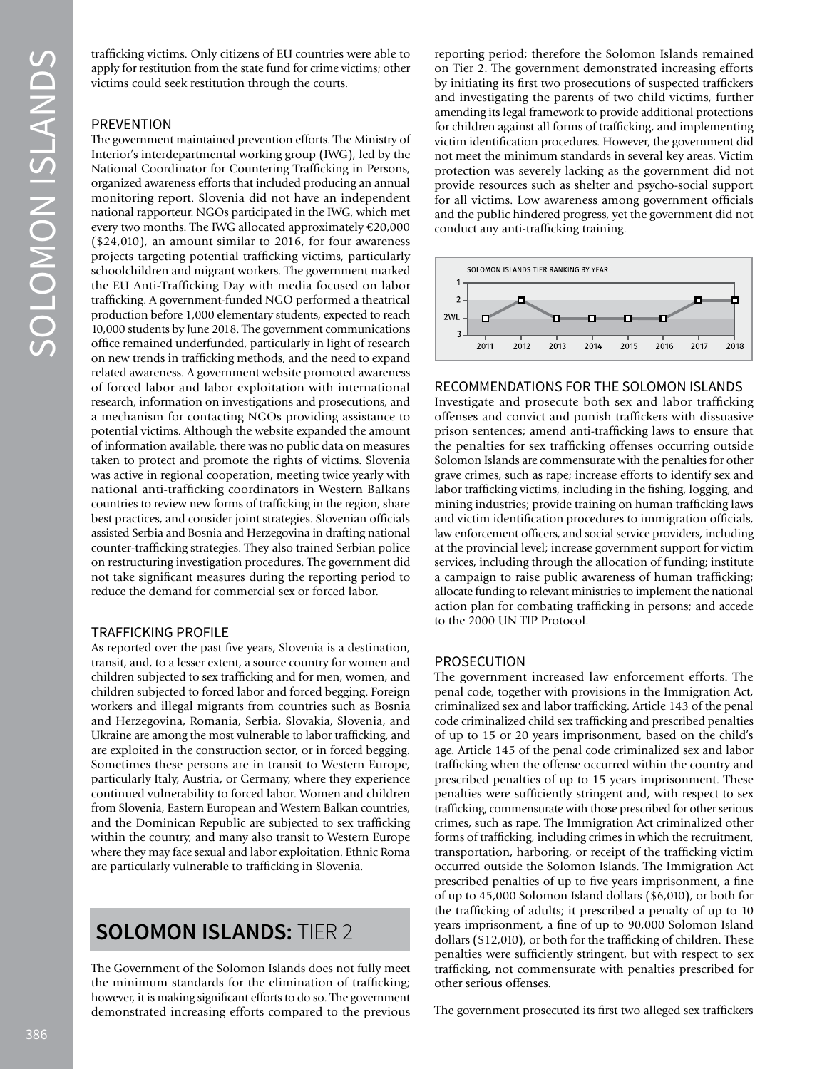trafficking victims. Only citizens of EU countries were able to apply for restitution from the state fund for crime victims; other victims could seek restitution through the courts.

### PREVENTION

The government maintained prevention efforts. The Ministry of Interior's interdepartmental working group (IWG), led by the National Coordinator for Countering Trafficking in Persons, organized awareness efforts that included producing an annual monitoring report. Slovenia did not have an independent national rapporteur. NGOs participated in the IWG, which met every two months. The IWG allocated approximately €20,000 ($24,010), an amount similar to 2016, for four awareness projects targeting potential trafficking victims, particularly schoolchildren and migrant workers. The government marked the EU Anti-Trafficking Day with media focused on labor trafficking. A government-funded NGO performed a theatrical production before 1,000 elementary students, expected to reach 10,000 students by June 2018. The government communications office remained underfunded, particularly in light of research on new trends in trafficking methods, and the need to expand related awareness. A government website promoted awareness of forced labor and labor exploitation with international research, information on investigations and prosecutions, and a mechanism for contacting NGOs providing assistance to potential victims. Although the website expanded the amount of information available, there was no public data on measures taken to protect and promote the rights of victims. Slovenia was active in regional cooperation, meeting twice yearly with national anti-trafficking coordinators in Western Balkans countries to review new forms of trafficking in the region, share best practices, and consider joint strategies. Slovenian officials assisted Serbia and Bosnia and Herzegovina in drafting national counter-trafficking strategies. They also trained Serbian police on restructuring investigation procedures. The government did not take significant measures during the reporting period to reduce the demand for commercial sex or forced labor.

### TRAFFICKING PROFILE

As reported over the past five years, Slovenia is a destination, transit, and, to a lesser extent, a source country for women and children subjected to sex trafficking and for men, women, and children subjected to forced labor and forced begging. Foreign workers and illegal migrants from countries such as Bosnia and Herzegovina, Romania, Serbia, Slovakia, Slovenia, and Ukraine are among the most vulnerable to labor trafficking, and are exploited in the construction sector, or in forced begging. Sometimes these persons are in transit to Western Europe, particularly Italy, Austria, or Germany, where they experience continued vulnerability to forced labor. Women and children from Slovenia, Eastern European and Western Balkan countries, and the Dominican Republic are subjected to sex trafficking within the country, and many also transit to Western Europe where they may face sexual and labor exploitation. Ethnic Roma are particularly vulnerable to trafficking in Slovenia.

## SOLOMON ISLANDS: TIER 2

The Government of the Solomon Islands does not fully meet the minimum standards for the elimination of trafficking; however, it is making significant efforts to do so. The government demonstrated increasing efforts compared to the previous reporting period; therefore the Solomon Islands remained on Tier 2. The government demonstrated increasing efforts by initiating its first two prosecutions of suspected traffickers and investigating the parents of two child victims, further amending its legal framework to provide additional protections for children against all forms of trafficking, and implementing victim identification procedures. However, the government did not meet the minimum standards in several key areas. Victim protection was severely lacking as the government did not provide resources such as shelter and psycho-social support for all victims. Low awareness among government officials and the public hindered progress, yet the government did not conduct any anti-trafficking training.

SOLOMON ISLANDS TIER RANKING BY YEAR

| Year | 2011 | 2012 | 2013 | 2014 | 2015 | 2016 | 2017 | 2018 |
|---|---|---|---|---|---|---|---|---|
| Tier | 2WL | 2 | 2WL | 2WL | 2WL | 2WL | 2 | 2 |

### RECOMMENDATIONS FOR THE SOLOMON ISLANDS

Investigate and prosecute both sex and labor trafficking offenses and convict and punish traffickers with dissuasive prison sentences; amend anti-trafficking laws to ensure that the penalties for sex trafficking offenses occurring outside Solomon Islands are commensurate with the penalties for other grave crimes, such as rape; increase efforts to identify sex and labor trafficking victims, including in the fishing, logging, and mining industries; provide training on human trafficking laws and victim identification procedures to immigration officials, law enforcement officers, and social service providers, including at the provincial level; increase government support for victim services, including through the allocation of funding; institute a campaign to raise public awareness of human trafficking; allocate funding to relevant ministries to implement the national action plan for combating trafficking in persons; and accede to the 2000 UN TIP Protocol.

### PROSECUTION

The government increased law enforcement efforts. The penal code, together with provisions in the Immigration Act, criminalized sex and labor trafficking. Article 143 of the penal code criminalized child sex trafficking and prescribed penalties of up to 15 or 20 years imprisonment, based on the child's age. Article 145 of the penal code criminalized sex and labor trafficking when the offense occurred within the country and prescribed penalties of up to 15 years imprisonment. These penalties were sufficiently stringent and, with respect to sex trafficking, commensurate with those prescribed for other serious crimes, such as rape. The Immigration Act criminalized other forms of trafficking, including crimes in which the recruitment, transportation, harboring, or receipt of the trafficking victim occurred outside the Solomon Islands. The Immigration Act prescribed penalties of up to five years imprisonment, a fine of up to 45,000 Solomon Island dollars ($6,010), or both for the trafficking of adults; it prescribed a penalty of up to 10 years imprisonment, a fine of up to 90,000 Solomon Island dollars ($12,010), or both for the trafficking of children. These penalties were sufficiently stringent, but with respect to sex trafficking, not commensurate with penalties prescribed for other serious offenses.

The government prosecuted its first two alleged sex traffickers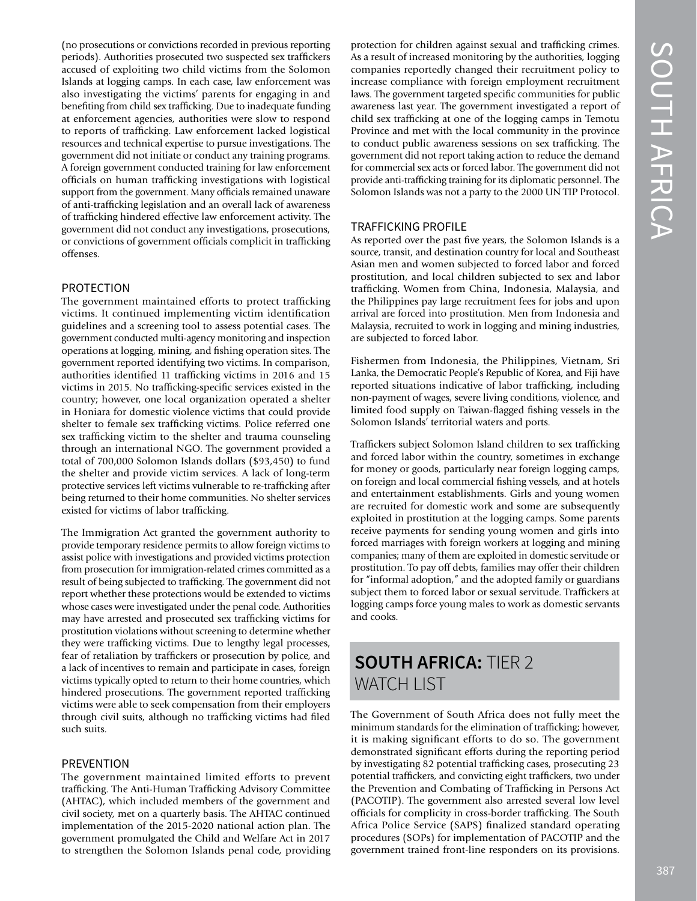(no prosecutions or convictions recorded in previous reporting periods). Authorities prosecuted two suspected sex traffickers accused of exploiting two child victims from the Solomon Islands at logging camps. In each case, law enforcement was also investigating the victims' parents for engaging in and benefiting from child sex trafficking. Due to inadequate funding at enforcement agencies, authorities were slow to respond to reports of trafficking. Law enforcement lacked logistical resources and technical expertise to pursue investigations. The government did not initiate or conduct any training programs. A foreign government conducted training for law enforcement officials on human trafficking investigations with logistical support from the government. Many officials remained unaware of anti-trafficking legislation and an overall lack of awareness of trafficking hindered effective law enforcement activity. The government did not conduct any investigations, prosecutions, or convictions of government officials complicit in trafficking offenses.

### PROTECTION

The government maintained efforts to protect trafficking victims. It continued implementing victim identification guidelines and a screening tool to assess potential cases. The government conducted multi-agency monitoring and inspection operations at logging, mining, and fishing operation sites. The government reported identifying two victims. In comparison, authorities identified 11 trafficking victims in 2016 and 15 victims in 2015. No trafficking-specific services existed in the country; however, one local organization operated a shelter in Honiara for domestic violence victims that could provide shelter to female sex trafficking victims. Police referred one sex trafficking victim to the shelter and trauma counseling through an international NGO. The government provided a total of 700,000 Solomon Islands dollars ($93,450) to fund the shelter and provide victim services. A lack of long-term protective services left victims vulnerable to re-trafficking after being returned to their home communities. No shelter services existed for victims of labor trafficking.

The Immigration Act granted the government authority to provide temporary residence permits to allow foreign victims to assist police with investigations and provided victims protection from prosecution for immigration-related crimes committed as a result of being subjected to trafficking. The government did not report whether these protections would be extended to victims whose cases were investigated under the penal code. Authorities may have arrested and prosecuted sex trafficking victims for prostitution violations without screening to determine whether they were trafficking victims. Due to lengthy legal processes, fear of retaliation by traffickers or prosecution by police, and a lack of incentives to remain and participate in cases, foreign victims typically opted to return to their home countries, which hindered prosecutions. The government reported trafficking victims were able to seek compensation from their employers through civil suits, although no trafficking victims had filed such suits.

### PREVENTION

The government maintained limited efforts to prevent trafficking. The Anti-Human Trafficking Advisory Committee (AHTAC), which included members of the government and civil society, met on a quarterly basis. The AHTAC continued implementation of the 2015-2020 national action plan. The government promulgated the Child and Welfare Act in 2017 to strengthen the Solomon Islands penal code, providing protection for children against sexual and trafficking crimes. As a result of increased monitoring by the authorities, logging companies reportedly changed their recruitment policy to increase compliance with foreign employment recruitment laws. The government targeted specific communities for public awareness last year. The government investigated a report of child sex trafficking at one of the logging camps in Temotu Province and met with the local community in the province to conduct public awareness sessions on sex trafficking. The government did not report taking action to reduce the demand for commercial sex acts or forced labor. The government did not provide anti-trafficking training for its diplomatic personnel. The Solomon Islands was not a party to the 2000 UN TIP Protocol.

### TRAFFICKING PROFILE

As reported over the past five years, the Solomon Islands is a source, transit, and destination country for local and Southeast Asian men and women subjected to forced labor and forced prostitution, and local children subjected to sex and labor trafficking. Women from China, Indonesia, Malaysia, and the Philippines pay large recruitment fees for jobs and upon arrival are forced into prostitution. Men from Indonesia and Malaysia, recruited to work in logging and mining industries, are subjected to forced labor.

Fishermen from Indonesia, the Philippines, Vietnam, Sri Lanka, the Democratic People's Republic of Korea, and Fiji have reported situations indicative of labor trafficking, including non-payment of wages, severe living conditions, violence, and limited food supply on Taiwan-flagged fishing vessels in the Solomon Islands' territorial waters and ports.

Traffickers subject Solomon Island children to sex trafficking and forced labor within the country, sometimes in exchange for money or goods, particularly near foreign logging camps, on foreign and local commercial fishing vessels, and at hotels and entertainment establishments. Girls and young women are recruited for domestic work and some are subsequently exploited in prostitution at the logging camps. Some parents receive payments for sending young women and girls into forced marriages with foreign workers at logging and mining companies; many of them are exploited in domestic servitude or prostitution. To pay off debts, families may offer their children for "informal adoption," and the adopted family or guardians subject them to forced labor or sexual servitude. Traffickers at logging camps force young males to work as domestic servants and cooks.

## SOUTH AFRICA: TIER 2 WATCH LIST

The Government of South Africa does not fully meet the minimum standards for the elimination of trafficking; however, it is making significant efforts to do so. The government demonstrated significant efforts during the reporting period by investigating 82 potential trafficking cases, prosecuting 23 potential traffickers, and convicting eight traffickers, two under the Prevention and Combating of Trafficking in Persons Act (PACOTIP). The government also arrested several low level officials for complicity in cross-border trafficking. The South Africa Police Service (SAPS) finalized standard operating procedures (SOPs) for implementation of PACOTIP and the government trained front-line responders on its provisions.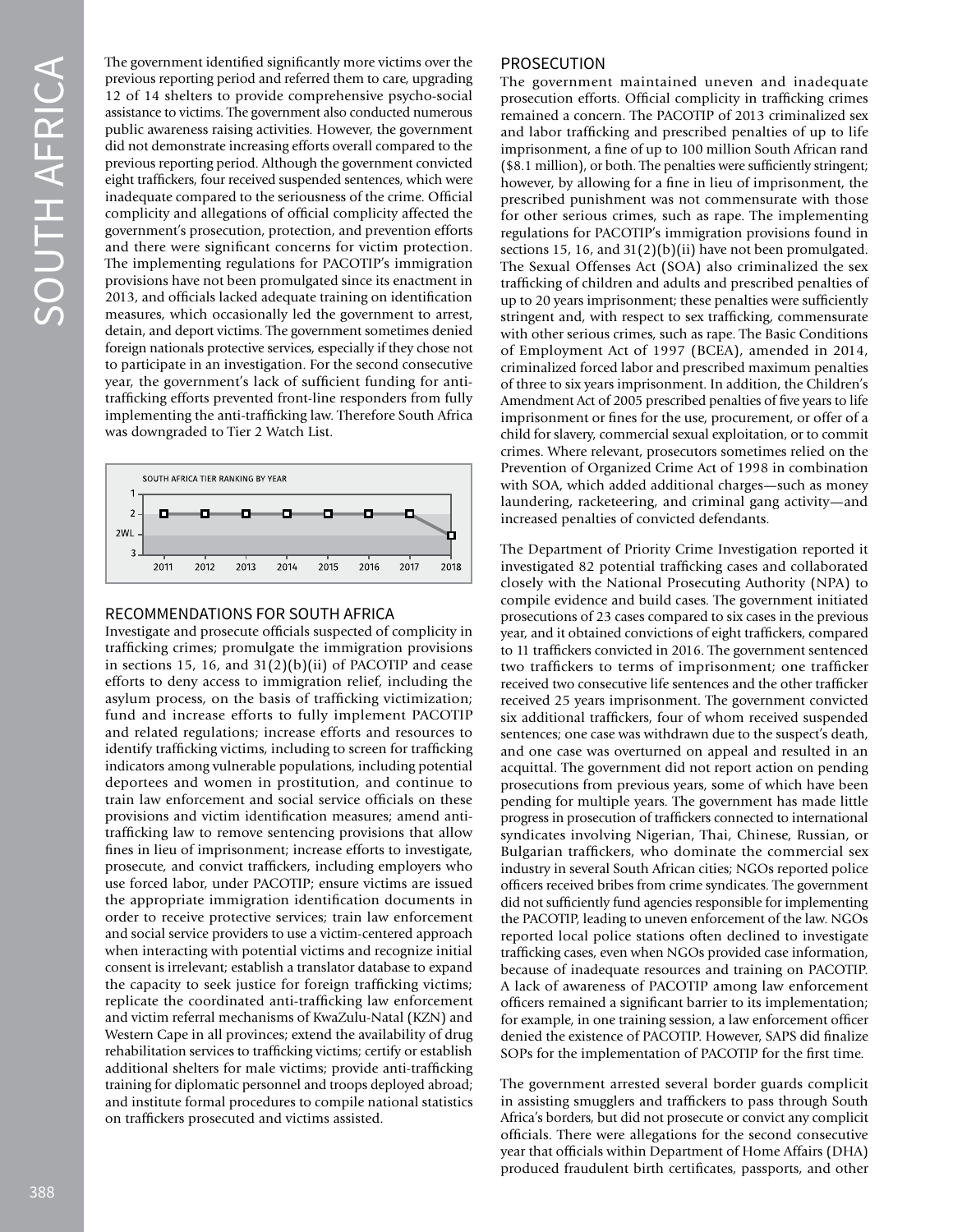The government identified significantly more victims over the previous reporting period and referred them to care, upgrading 12 of 14 shelters to provide comprehensive psycho-social assistance to victims. The government also conducted numerous public awareness raising activities. However, the government did not demonstrate increasing efforts overall compared to the previous reporting period. Although the government convicted eight traffickers, four received suspended sentences, which were inadequate compared to the seriousness of the crime. Official complicity and allegations of official complicity affected the government's prosecution, protection, and prevention efforts and there were significant concerns for victim protection. The implementing regulations for PACOTIP's immigration provisions have not been promulgated since its enactment in 2013, and officials lacked adequate training on identification measures, which occasionally led the government to arrest, detain, and deport victims. The government sometimes denied foreign nationals protective services, especially if they chose not to participate in an investigation. For the second consecutive year, the government's lack of sufficient funding for anti-trafficking efforts prevented front-line responders from fully implementing the anti-trafficking law. Therefore South Africa was downgraded to Tier 2 Watch List.

SOUTH AFRICA TIER RANKING BY YEAR

| Year | 2011 | 2012 | 2013 | 2014 | 2015 | 2016 | 2017 | 2018 |
|---|---|---|---|---|---|---|---|---|
| Tier | 2 | 2 | 2 | 2 | 2 | 2 | 2 | 2WL |

## RECOMMENDATIONS FOR SOUTH AFRICA

Investigate and prosecute officials suspected of complicity in trafficking crimes; promulgate the immigration provisions in sections 15, 16, and 31(2)(b)(ii) of PACOTIP and cease efforts to deny access to immigration relief, including the asylum process, on the basis of trafficking victimization; fund and increase efforts to fully implement PACOTIP and related regulations; increase efforts and resources to identify trafficking victims, including to screen for trafficking indicators among vulnerable populations, including potential deportees and women in prostitution, and continue to train law enforcement and social service officials on these provisions and victim identification measures; amend anti-trafficking law to remove sentencing provisions that allow fines in lieu of imprisonment; increase efforts to investigate, prosecute, and convict traffickers, including employers who use forced labor, under PACOTIP; ensure victims are issued the appropriate immigration identification documents in order to receive protective services; train law enforcement and social service providers to use a victim-centered approach when interacting with potential victims and recognize initial consent is irrelevant; establish a translator database to expand the capacity to seek justice for foreign trafficking victims; replicate the coordinated anti-trafficking law enforcement and victim referral mechanisms of KwaZulu-Natal (KZN) and Western Cape in all provinces; extend the availability of drug rehabilitation services to trafficking victims; certify or establish additional shelters for male victims; provide anti-trafficking training for diplomatic personnel and troops deployed abroad; and institute formal procedures to compile national statistics on traffickers prosecuted and victims assisted.

## PROSECUTION

The government maintained uneven and inadequate prosecution efforts. Official complicity in trafficking crimes remained a concern. The PACOTIP of 2013 criminalized sex and labor trafficking and prescribed penalties of up to life imprisonment, a fine of up to 100 million South African rand ($8.1 million), or both. The penalties were sufficiently stringent; however, by allowing for a fine in lieu of imprisonment, the prescribed punishment was not commensurate with those for other serious crimes, such as rape. The implementing regulations for PACOTIP's immigration provisions found in sections 15, 16, and 31(2)(b)(ii) have not been promulgated. The Sexual Offenses Act (SOA) also criminalized the sex trafficking of children and adults and prescribed penalties of up to 20 years imprisonment; these penalties were sufficiently stringent and, with respect to sex trafficking, commensurate with other serious crimes, such as rape. The Basic Conditions of Employment Act of 1997 (BCEA), amended in 2014, criminalized forced labor and prescribed maximum penalties of three to six years imprisonment. In addition, the Children's Amendment Act of 2005 prescribed penalties of five years to life imprisonment or fines for the use, procurement, or offer of a child for slavery, commercial sexual exploitation, or to commit crimes. Where relevant, prosecutors sometimes relied on the Prevention of Organized Crime Act of 1998 in combination with SOA, which added additional charges—such as money laundering, racketeering, and criminal gang activity—and increased penalties of convicted defendants.

The Department of Priority Crime Investigation reported it investigated 82 potential trafficking cases and collaborated closely with the National Prosecuting Authority (NPA) to compile evidence and build cases. The government initiated prosecutions of 23 cases compared to six cases in the previous year, and it obtained convictions of eight traffickers, compared to 11 traffickers convicted in 2016. The government sentenced two traffickers to terms of imprisonment; one trafficker received two consecutive life sentences and the other trafficker received 25 years imprisonment. The government convicted six additional traffickers, four of whom received suspended sentences; one case was withdrawn due to the suspect's death, and one case was overturned on appeal and resulted in an acquittal. The government did not report action on pending prosecutions from previous years, some of which have been pending for multiple years. The government has made little progress in prosecution of traffickers connected to international syndicates involving Nigerian, Thai, Chinese, Russian, or Bulgarian traffickers, who dominate the commercial sex industry in several South African cities; NGOs reported police officers received bribes from crime syndicates. The government did not sufficiently fund agencies responsible for implementing the PACOTIP, leading to uneven enforcement of the law. NGOs reported local police stations often declined to investigate trafficking cases, even when NGOs provided case information, because of inadequate resources and training on PACOTIP. A lack of awareness of PACOTIP among law enforcement officers remained a significant barrier to its implementation; for example, in one training session, a law enforcement officer denied the existence of PACOTIP. However, SAPS did finalize SOPs for the implementation of PACOTIP for the first time.

The government arrested several border guards complicit in assisting smugglers and traffickers to pass through South Africa's borders, but did not prosecute or convict any complicit officials. There were allegations for the second consecutive year that officials within Department of Home Affairs (DHA) produced fraudulent birth certificates, passports, and other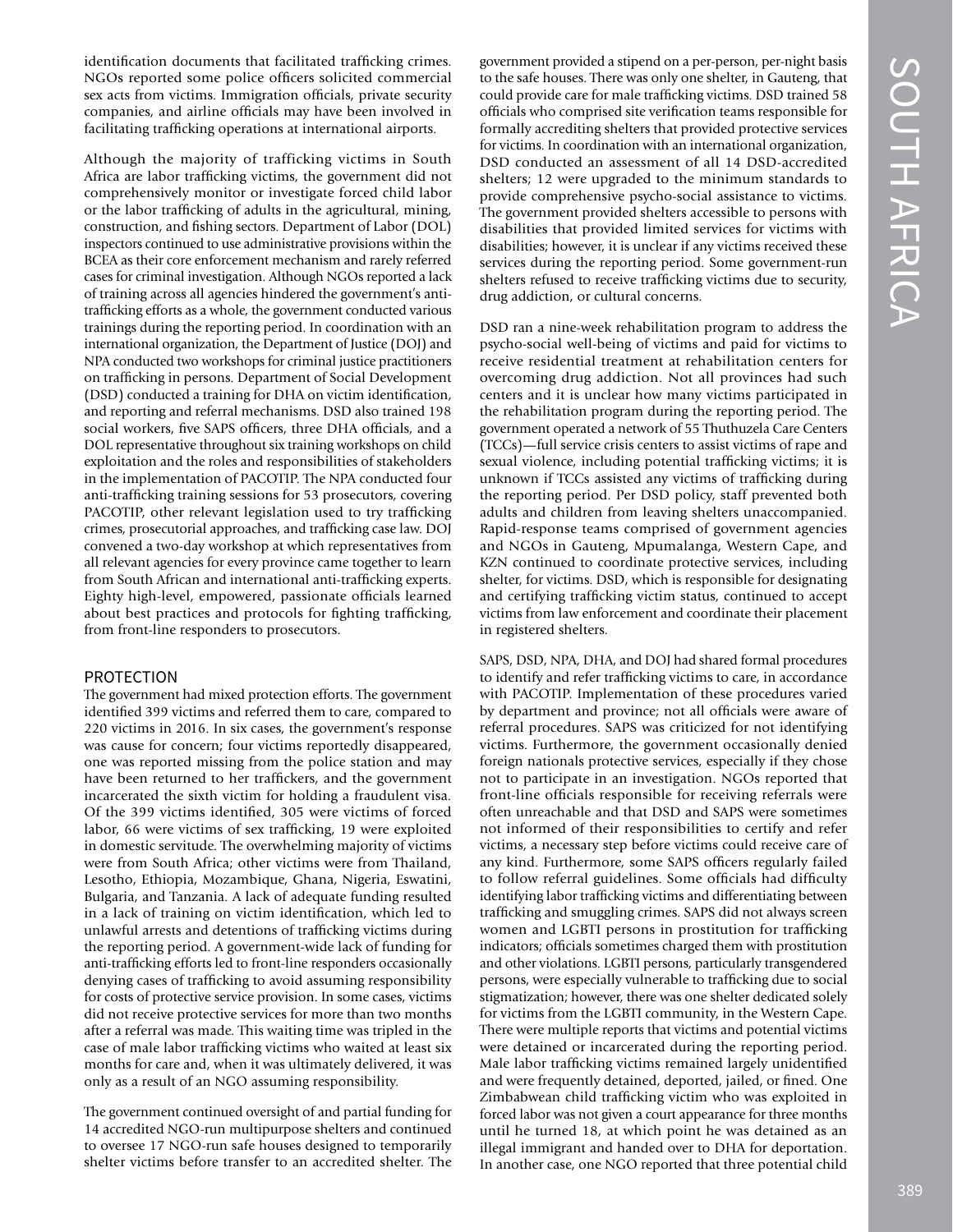identification documents that facilitated trafficking crimes. NGOs reported some police officers solicited commercial sex acts from victims. Immigration officials, private security companies, and airline officials may have been involved in facilitating trafficking operations at international airports.

Although the majority of trafficking victims in South Africa are labor trafficking victims, the government did not comprehensively monitor or investigate forced child labor or the labor trafficking of adults in the agricultural, mining, construction, and fishing sectors. Department of Labor (DOL) inspectors continued to use administrative provisions within the BCEA as their core enforcement mechanism and rarely referred cases for criminal investigation. Although NGOs reported a lack of training across all agencies hindered the government's anti-trafficking efforts as a whole, the government conducted various trainings during the reporting period. In coordination with an international organization, the Department of Justice (DOJ) and NPA conducted two workshops for criminal justice practitioners on trafficking in persons. Department of Social Development (DSD) conducted a training for DHA on victim identification, and reporting and referral mechanisms. DSD also trained 198 social workers, five SAPS officers, three DHA officials, and a DOL representative throughout six training workshops on child exploitation and the roles and responsibilities of stakeholders in the implementation of PACOTIP. The NPA conducted four anti-trafficking training sessions for 53 prosecutors, covering PACOTIP, other relevant legislation used to try trafficking crimes, prosecutorial approaches, and trafficking case law. DOJ convened a two-day workshop at which representatives from all relevant agencies for every province came together to learn from South African and international anti-trafficking experts. Eighty high-level, empowered, passionate officials learned about best practices and protocols for fighting trafficking, from front-line responders to prosecutors.

## PROTECTION

The government had mixed protection efforts. The government identified 399 victims and referred them to care, compared to 220 victims in 2016. In six cases, the government's response was cause for concern; four victims reportedly disappeared, one was reported missing from the police station and may have been returned to her traffickers, and the government incarcerated the sixth victim for holding a fraudulent visa. Of the 399 victims identified, 305 were victims of forced labor, 66 were victims of sex trafficking, 19 were exploited in domestic servitude. The overwhelming majority of victims were from South Africa; other victims were from Thailand, Lesotho, Ethiopia, Mozambique, Ghana, Nigeria, Eswatini, Bulgaria, and Tanzania. A lack of adequate funding resulted in a lack of training on victim identification, which led to unlawful arrests and detentions of trafficking victims during the reporting period. A government-wide lack of funding for anti-trafficking efforts led to front-line responders occasionally denying cases of trafficking to avoid assuming responsibility for costs of protective service provision. In some cases, victims did not receive protective services for more than two months after a referral was made. This waiting time was tripled in the case of male labor trafficking victims who waited at least six months for care and, when it was ultimately delivered, it was only as a result of an NGO assuming responsibility.

The government continued oversight of and partial funding for 14 accredited NGO-run multipurpose shelters and continued to oversee 17 NGO-run safe houses designed to temporarily shelter victims before transfer to an accredited shelter. The government provided a stipend on a per-person, per-night basis to the safe houses. There was only one shelter, in Gauteng, that could provide care for male trafficking victims. DSD trained 58 officials who comprised site verification teams responsible for formally accrediting shelters that provided protective services for victims. In coordination with an international organization, DSD conducted an assessment of all 14 DSD-accredited shelters; 12 were upgraded to the minimum standards to provide comprehensive psycho-social assistance to victims. The government provided shelters accessible to persons with disabilities that provided limited services for victims with disabilities; however, it is unclear if any victims received these services during the reporting period. Some government-run shelters refused to receive trafficking victims due to security, drug addiction, or cultural concerns.

DSD ran a nine-week rehabilitation program to address the psycho-social well-being of victims and paid for victims to receive residential treatment at rehabilitation centers for overcoming drug addiction. Not all provinces had such centers and it is unclear how many victims participated in the rehabilitation program during the reporting period. The government operated a network of 55 Thuthuzela Care Centers (TCCs)—full service crisis centers to assist victims of rape and sexual violence, including potential trafficking victims; it is unknown if TCCs assisted any victims of trafficking during the reporting period. Per DSD policy, staff prevented both adults and children from leaving shelters unaccompanied. Rapid-response teams comprised of government agencies and NGOs in Gauteng, Mpumalanga, Western Cape, and KZN continued to coordinate protective services, including shelter, for victims. DSD, which is responsible for designating and certifying trafficking victim status, continued to accept victims from law enforcement and coordinate their placement in registered shelters.

SAPS, DSD, NPA, DHA, and DOJ had shared formal procedures to identify and refer trafficking victims to care, in accordance with PACOTIP. Implementation of these procedures varied by department and province; not all officials were aware of referral procedures. SAPS was criticized for not identifying victims. Furthermore, the government occasionally denied foreign nationals protective services, especially if they chose not to participate in an investigation. NGOs reported that front-line officials responsible for receiving referrals were often unreachable and that DSD and SAPS were sometimes not informed of their responsibilities to certify and refer victims, a necessary step before victims could receive care of any kind. Furthermore, some SAPS officers regularly failed to follow referral guidelines. Some officials had difficulty identifying labor trafficking victims and differentiating between trafficking and smuggling crimes. SAPS did not always screen women and LGBTI persons in prostitution for trafficking indicators; officials sometimes charged them with prostitution and other violations. LGBTI persons, particularly transgendered persons, were especially vulnerable to trafficking due to social stigmatization; however, there was one shelter dedicated solely for victims from the LGBTI community, in the Western Cape. There were multiple reports that victims and potential victims were detained or incarcerated during the reporting period. Male labor trafficking victims remained largely unidentified and were frequently detained, deported, jailed, or fined. One Zimbabwean child trafficking victim who was exploited in forced labor was not given a court appearance for three months until he turned 18, at which point he was detained as an illegal immigrant and handed over to DHA for deportation. In another case, one NGO reported that three potential child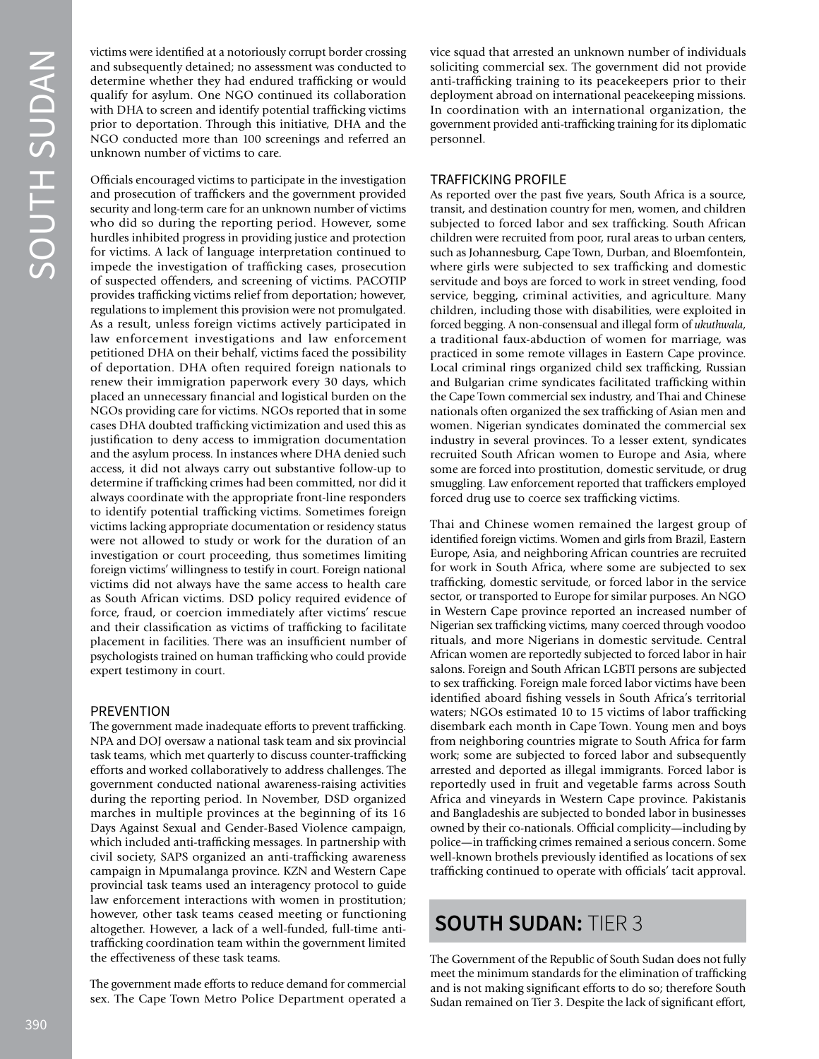victims were identified at a notoriously corrupt border crossing and subsequently detained; no assessment was conducted to determine whether they had endured trafficking or would qualify for asylum. One NGO continued its collaboration with DHA to screen and identify potential trafficking victims prior to deportation. Through this initiative, DHA and the NGO conducted more than 100 screenings and referred an unknown number of victims to care.

Officials encouraged victims to participate in the investigation and prosecution of traffickers and the government provided security and long-term care for an unknown number of victims who did so during the reporting period. However, some hurdles inhibited progress in providing justice and protection for victims. A lack of language interpretation continued to impede the investigation of trafficking cases, prosecution of suspected offenders, and screening of victims. PACOTIP provides trafficking victims relief from deportation; however, regulations to implement this provision were not promulgated. As a result, unless foreign victims actively participated in law enforcement investigations and law enforcement petitioned DHA on their behalf, victims faced the possibility of deportation. DHA often required foreign nationals to renew their immigration paperwork every 30 days, which placed an unnecessary financial and logistical burden on the NGOs providing care for victims. NGOs reported that in some cases DHA doubted trafficking victimization and used this as justification to deny access to immigration documentation and the asylum process. In instances where DHA denied such access, it did not always carry out substantive follow-up to determine if trafficking crimes had been committed, nor did it always coordinate with the appropriate front-line responders to identify potential trafficking victims. Sometimes foreign victims lacking appropriate documentation or residency status were not allowed to study or work for the duration of an investigation or court proceeding, thus sometimes limiting foreign victims' willingness to testify in court. Foreign national victims did not always have the same access to health care as South African victims. DSD policy required evidence of force, fraud, or coercion immediately after victims' rescue and their classification as victims of trafficking to facilitate placement in facilities. There was an insufficient number of psychologists trained on human trafficking who could provide expert testimony in court.

### PREVENTION

The government made inadequate efforts to prevent trafficking. NPA and DOJ oversaw a national task team and six provincial task teams, which met quarterly to discuss counter-trafficking efforts and worked collaboratively to address challenges. The government conducted national awareness-raising activities during the reporting period. In November, DSD organized marches in multiple provinces at the beginning of its 16 Days Against Sexual and Gender-Based Violence campaign, which included anti-trafficking messages. In partnership with civil society, SAPS organized an anti-trafficking awareness campaign in Mpumalanga province. KZN and Western Cape provincial task teams used an interagency protocol to guide law enforcement interactions with women in prostitution; however, other task teams ceased meeting or functioning altogether. However, a lack of a well-funded, full-time anti-trafficking coordination team within the government limited the effectiveness of these task teams.

The government made efforts to reduce demand for commercial sex. The Cape Town Metro Police Department operated a vice squad that arrested an unknown number of individuals soliciting commercial sex. The government did not provide anti-trafficking training to its peacekeepers prior to their deployment abroad on international peacekeeping missions. In coordination with an international organization, the government provided anti-trafficking training for its diplomatic personnel.

### TRAFFICKING PROFILE

As reported over the past five years, South Africa is a source, transit, and destination country for men, women, and children subjected to forced labor and sex trafficking. South African children were recruited from poor, rural areas to urban centers, such as Johannesburg, Cape Town, Durban, and Bloemfontein, where girls were subjected to sex trafficking and domestic servitude and boys are forced to work in street vending, food service, begging, criminal activities, and agriculture. Many children, including those with disabilities, were exploited in forced begging. A non-consensual and illegal form of *ukuthwala*, a traditional faux-abduction of women for marriage, was practiced in some remote villages in Eastern Cape province. Local criminal rings organized child sex trafficking, Russian and Bulgarian crime syndicates facilitated trafficking within the Cape Town commercial sex industry, and Thai and Chinese nationals often organized the sex trafficking of Asian men and women. Nigerian syndicates dominated the commercial sex industry in several provinces. To a lesser extent, syndicates recruited South African women to Europe and Asia, where some are forced into prostitution, domestic servitude, or drug smuggling. Law enforcement reported that traffickers employed forced drug use to coerce sex trafficking victims.

Thai and Chinese women remained the largest group of identified foreign victims. Women and girls from Brazil, Eastern Europe, Asia, and neighboring African countries are recruited for work in South Africa, where some are subjected to sex trafficking, domestic servitude, or forced labor in the service sector, or transported to Europe for similar purposes. An NGO in Western Cape province reported an increased number of Nigerian sex trafficking victims, many coerced through voodoo rituals, and more Nigerians in domestic servitude. Central African women are reportedly subjected to forced labor in hair salons. Foreign and South African LGBTI persons are subjected to sex trafficking. Foreign male forced labor victims have been identified aboard fishing vessels in South Africa's territorial waters; NGOs estimated 10 to 15 victims of labor trafficking disembark each month in Cape Town. Young men and boys from neighboring countries migrate to South Africa for farm work; some are subjected to forced labor and subsequently arrested and deported as illegal immigrants. Forced labor is reportedly used in fruit and vegetable farms across South Africa and vineyards in Western Cape province. Pakistanis and Bangladeshis are subjected to bonded labor in businesses owned by their co-nationals. Official complicity—including by police—in trafficking crimes remained a serious concern. Some well-known brothels previously identified as locations of sex trafficking continued to operate with officials' tacit approval.

## SOUTH SUDAN: TIER 3

The Government of the Republic of South Sudan does not fully meet the minimum standards for the elimination of trafficking and is not making significant efforts to do so; therefore South Sudan remained on Tier 3. Despite the lack of significant effort,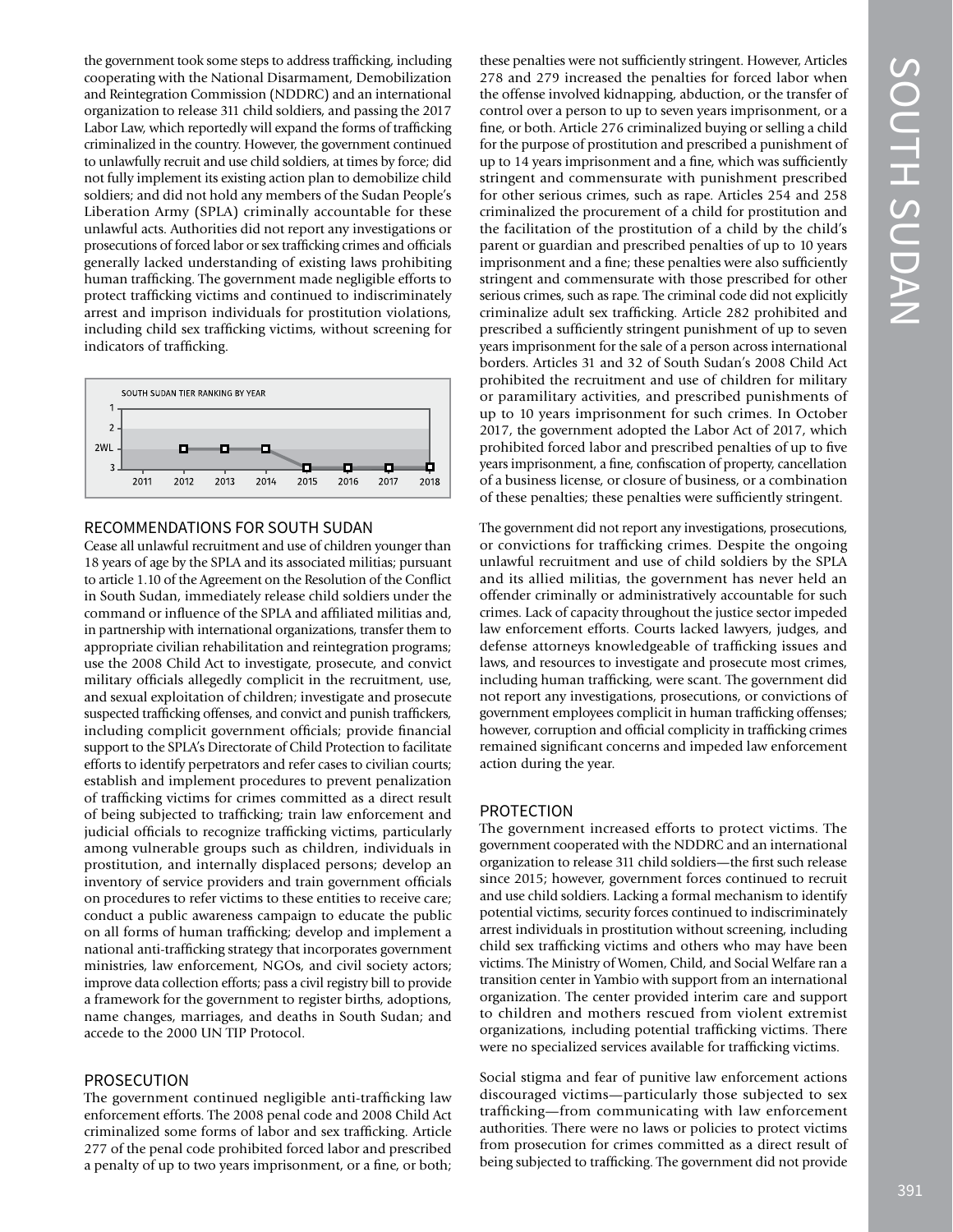the government took some steps to address trafficking, including cooperating with the National Disarmament, Demobilization and Reintegration Commission (NDDRC) and an international organization to release 311 child soldiers, and passing the 2017 Labor Law, which reportedly will expand the forms of trafficking criminalized in the country. However, the government continued to unlawfully recruit and use child soldiers, at times by force; did not fully implement its existing action plan to demobilize child soldiers; and did not hold any members of the Sudan People's Liberation Army (SPLA) criminally accountable for these unlawful acts. Authorities did not report any investigations or prosecutions of forced labor or sex trafficking crimes and officials generally lacked understanding of existing laws prohibiting human trafficking. The government made negligible efforts to protect trafficking victims and continued to indiscriminately arrest and imprison individuals for prostitution violations, including child sex trafficking victims, without screening for indicators of trafficking.

SOUTH SUDAN TIER RANKING BY YEAR

| Year | 2011 | 2012 | 2013 | 2014 | 2015 | 2016 | 2017 | 2018 |
|---|---|---|---|---|---|---|---|---|
| Tier | | 2WL | 2WL | 2WL | 3 | 3 | 3 | 3 |

## RECOMMENDATIONS FOR SOUTH SUDAN

Cease all unlawful recruitment and use of children younger than 18 years of age by the SPLA and its associated militias; pursuant to article 1.10 of the Agreement on the Resolution of the Conflict in South Sudan, immediately release child soldiers under the command or influence of the SPLA and affiliated militias and, in partnership with international organizations, transfer them to appropriate civilian rehabilitation and reintegration programs; use the 2008 Child Act to investigate, prosecute, and convict military officials allegedly complicit in the recruitment, use, and sexual exploitation of children; investigate and prosecute suspected trafficking offenses, and convict and punish traffickers, including complicit government officials; provide financial support to the SPLA's Directorate of Child Protection to facilitate efforts to identify perpetrators and refer cases to civilian courts; establish and implement procedures to prevent penalization of trafficking victims for crimes committed as a direct result of being subjected to trafficking; train law enforcement and judicial officials to recognize trafficking victims, particularly among vulnerable groups such as children, individuals in prostitution, and internally displaced persons; develop an inventory of service providers and train government officials on procedures to refer victims to these entities to receive care; conduct a public awareness campaign to educate the public on all forms of human trafficking; develop and implement a national anti-trafficking strategy that incorporates government ministries, law enforcement, NGOs, and civil society actors; improve data collection efforts; pass a civil registry bill to provide a framework for the government to register births, adoptions, name changes, marriages, and deaths in South Sudan; and accede to the 2000 UN TIP Protocol.

## PROSECUTION

The government continued negligible anti-trafficking law enforcement efforts. The 2008 penal code and 2008 Child Act criminalized some forms of labor and sex trafficking. Article 277 of the penal code prohibited forced labor and prescribed a penalty of up to two years imprisonment, or a fine, or both; these penalties were not sufficiently stringent. However, Articles 278 and 279 increased the penalties for forced labor when the offense involved kidnapping, abduction, or the transfer of control over a person to up to seven years imprisonment, or a fine, or both. Article 276 criminalized buying or selling a child for the purpose of prostitution and prescribed a punishment of up to 14 years imprisonment and a fine, which was sufficiently stringent and commensurate with punishment prescribed for other serious crimes, such as rape. Articles 254 and 258 criminalized the procurement of a child for prostitution and the facilitation of the prostitution of a child by the child's parent or guardian and prescribed penalties of up to 10 years imprisonment and a fine; these penalties were also sufficiently stringent and commensurate with those prescribed for other serious crimes, such as rape. The criminal code did not explicitly criminalize adult sex trafficking. Article 282 prohibited and prescribed a sufficiently stringent punishment of up to seven years imprisonment for the sale of a person across international borders. Articles 31 and 32 of South Sudan's 2008 Child Act prohibited the recruitment and use of children for military or paramilitary activities, and prescribed punishments of up to 10 years imprisonment for such crimes. In October 2017, the government adopted the Labor Act of 2017, which prohibited forced labor and prescribed penalties of up to five years imprisonment, a fine, confiscation of property, cancellation of a business license, or closure of business, or a combination of these penalties; these penalties were sufficiently stringent.

The government did not report any investigations, prosecutions, or convictions for trafficking crimes. Despite the ongoing unlawful recruitment and use of child soldiers by the SPLA and its allied militias, the government has never held an offender criminally or administratively accountable for such crimes. Lack of capacity throughout the justice sector impeded law enforcement efforts. Courts lacked lawyers, judges, and defense attorneys knowledgeable of trafficking issues and laws, and resources to investigate and prosecute most crimes, including human trafficking, were scant. The government did not report any investigations, prosecutions, or convictions of government employees complicit in human trafficking offenses; however, corruption and official complicity in trafficking crimes remained significant concerns and impeded law enforcement action during the year.

## PROTECTION

The government increased efforts to protect victims. The government cooperated with the NDDRC and an international organization to release 311 child soldiers—the first such release since 2015; however, government forces continued to recruit and use child soldiers. Lacking a formal mechanism to identify potential victims, security forces continued to indiscriminately arrest individuals in prostitution without screening, including child sex trafficking victims and others who may have been victims. The Ministry of Women, Child, and Social Welfare ran a transition center in Yambio with support from an international organization. The center provided interim care and support to children and mothers rescued from violent extremist organizations, including potential trafficking victims. There were no specialized services available for trafficking victims.

Social stigma and fear of punitive law enforcement actions discouraged victims—particularly those subjected to sex trafficking—from communicating with law enforcement authorities. There were no laws or policies to protect victims from prosecution for crimes committed as a direct result of being subjected to trafficking. The government did not provide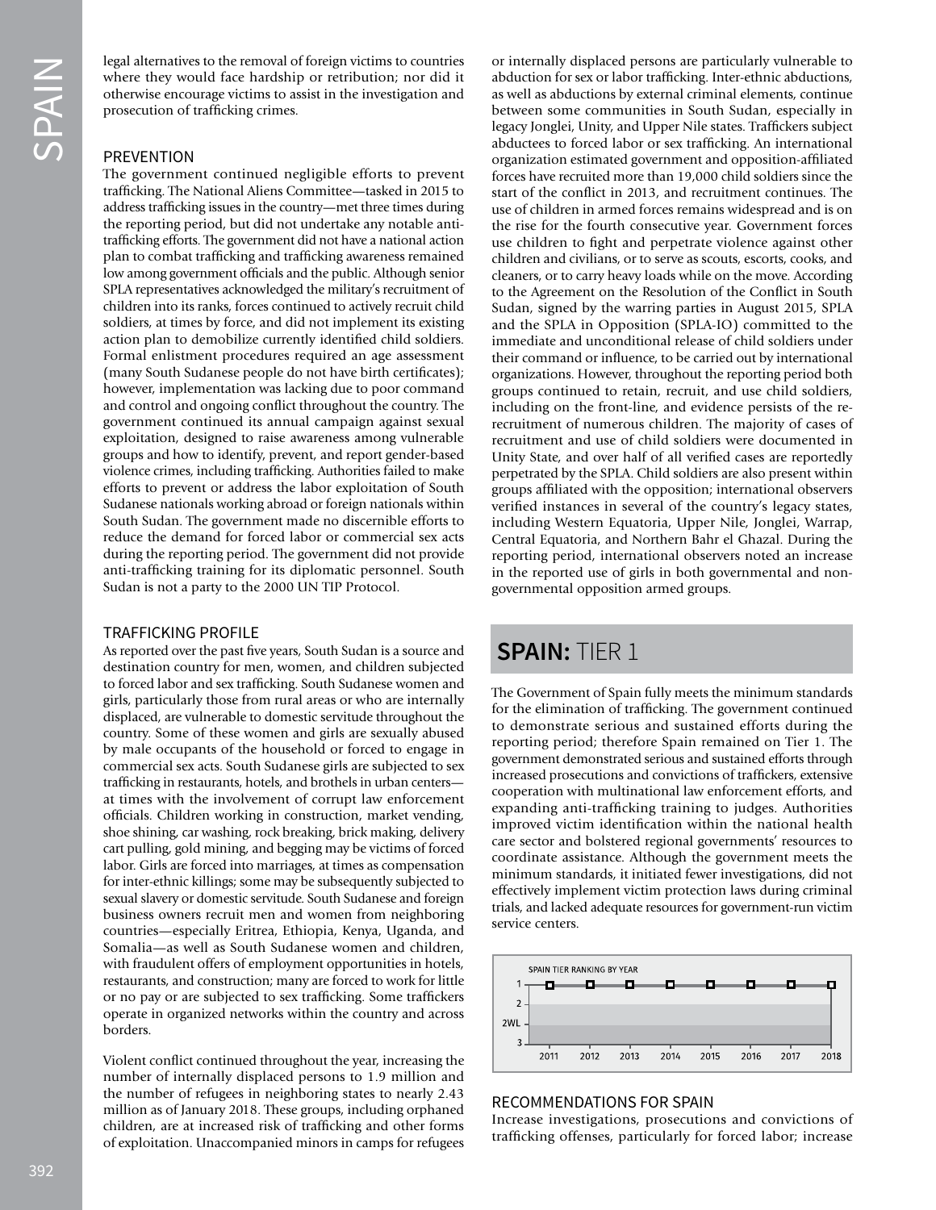legal alternatives to the removal of foreign victims to countries where they would face hardship or retribution; nor did it otherwise encourage victims to assist in the investigation and prosecution of trafficking crimes.

## PREVENTION

The government continued negligible efforts to prevent trafficking. The National Aliens Committee—tasked in 2015 to address trafficking issues in the country—met three times during the reporting period, but did not undertake any notable anti-trafficking efforts. The government did not have a national action plan to combat trafficking and trafficking awareness remained low among government officials and the public. Although senior SPLA representatives acknowledged the military's recruitment of children into its ranks, forces continued to actively recruit child soldiers, at times by force, and did not implement its existing action plan to demobilize currently identified child soldiers. Formal enlistment procedures required an age assessment (many South Sudanese people do not have birth certificates); however, implementation was lacking due to poor command and control and ongoing conflict throughout the country. The government continued its annual campaign against sexual exploitation, designed to raise awareness among vulnerable groups and how to identify, prevent, and report gender-based violence crimes, including trafficking. Authorities failed to make efforts to prevent or address the labor exploitation of South Sudanese nationals working abroad or foreign nationals within South Sudan. The government made no discernible efforts to reduce the demand for forced labor or commercial sex acts during the reporting period. The government did not provide anti-trafficking training for its diplomatic personnel. South Sudan is not a party to the 2000 UN TIP Protocol.

## TRAFFICKING PROFILE

As reported over the past five years, South Sudan is a source and destination country for men, women, and children subjected to forced labor and sex trafficking. South Sudanese women and girls, particularly those from rural areas or who are internally displaced, are vulnerable to domestic servitude throughout the country. Some of these women and girls are sexually abused by male occupants of the household or forced to engage in commercial sex acts. South Sudanese girls are subjected to sex trafficking in restaurants, hotels, and brothels in urban centers—at times with the involvement of corrupt law enforcement officials. Children working in construction, market vending, shoe shining, car washing, rock breaking, brick making, delivery cart pulling, gold mining, and begging may be victims of forced labor. Girls are forced into marriages, at times as compensation for inter-ethnic killings; some may be subsequently subjected to sexual slavery or domestic servitude. South Sudanese and foreign business owners recruit men and women from neighboring countries—especially Eritrea, Ethiopia, Kenya, Uganda, and Somalia—as well as South Sudanese women and children, with fraudulent offers of employment opportunities in hotels, restaurants, and construction; many are forced to work for little or no pay or are subjected to sex trafficking. Some traffickers operate in organized networks within the country and across borders.

Violent conflict continued throughout the year, increasing the number of internally displaced persons to 1.9 million and the number of refugees in neighboring states to nearly 2.43 million as of January 2018. These groups, including orphaned children, are at increased risk of trafficking and other forms of exploitation. Unaccompanied minors in camps for refugees or internally displaced persons are particularly vulnerable to abduction for sex or labor trafficking. Inter-ethnic abductions, as well as abductions by external criminal elements, continue between some communities in South Sudan, especially in legacy Jonglei, Unity, and Upper Nile states. Traffickers subject abductees to forced labor or sex trafficking. An international organization estimated government and opposition-affiliated forces have recruited more than 19,000 child soldiers since the start of the conflict in 2013, and recruitment continues. The use of children in armed forces remains widespread and is on the rise for the fourth consecutive year. Government forces use children to fight and perpetrate violence against other children and civilians, or to serve as scouts, escorts, cooks, and cleaners, or to carry heavy loads while on the move. According to the Agreement on the Resolution of the Conflict in South Sudan, signed by the warring parties in August 2015, SPLA and the SPLA in Opposition (SPLA-IO) committed to the immediate and unconditional release of child soldiers under their command or influence, to be carried out by international organizations. However, throughout the reporting period both groups continued to retain, recruit, and use child soldiers, including on the front-line, and evidence persists of the re-recruitment of numerous children. The majority of cases of recruitment and use of child soldiers were documented in Unity State, and over half of all verified cases are reportedly perpetrated by the SPLA. Child soldiers are also present within groups affiliated with the opposition; international observers verified instances in several of the country's legacy states, including Western Equatoria, Upper Nile, Jonglei, Warrap, Central Equatoria, and Northern Bahr el Ghazal. During the reporting period, international observers noted an increase in the reported use of girls in both governmental and non-governmental opposition armed groups.

# SPAIN: TIER 1

The Government of Spain fully meets the minimum standards for the elimination of trafficking. The government continued to demonstrate serious and sustained efforts during the reporting period; therefore Spain remained on Tier 1. The government demonstrated serious and sustained efforts through increased prosecutions and convictions of traffickers, extensive cooperation with multinational law enforcement efforts, and expanding anti-trafficking training to judges. Authorities improved victim identification within the national health care sector and bolstered regional governments' resources to coordinate assistance. Although the government meets the minimum standards, it initiated fewer investigations, did not effectively implement victim protection laws during criminal trials, and lacked adequate resources for government-run victim service centers.

SPAIN TIER RANKING BY YEAR

| Year | 2011 | 2012 | 2013 | 2014 | 2015 | 2016 | 2017 | 2018 |
|---|---|---|---|---|---|---|---|---|
| Tier | 1 | 1 | 1 | 1 | 1 | 1 | 1 | 1 |

## RECOMMENDATIONS FOR SPAIN

Increase investigations, prosecutions and convictions of trafficking offenses, particularly for forced labor; increase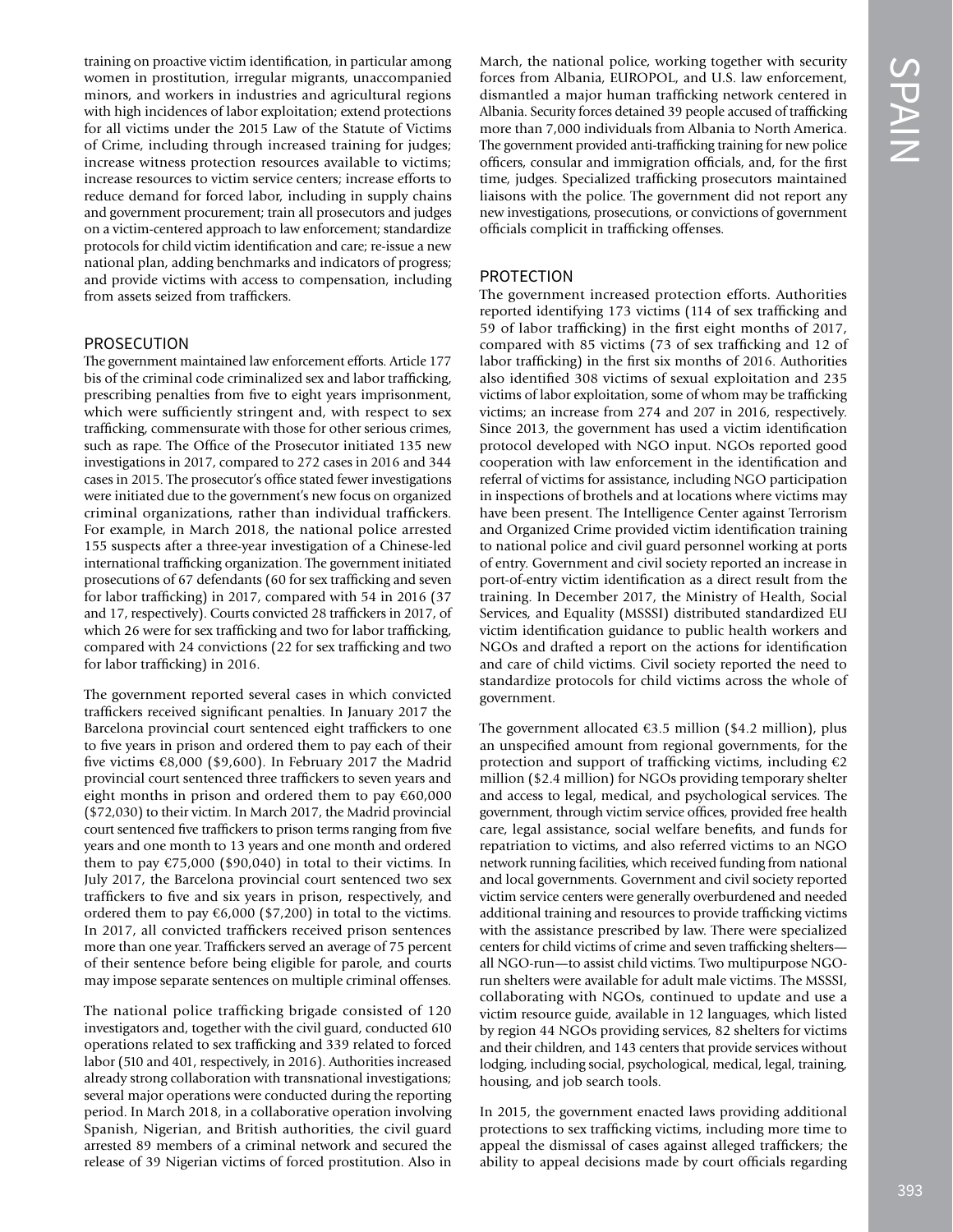training on proactive victim identification, in particular among women in prostitution, irregular migrants, unaccompanied minors, and workers in industries and agricultural regions with high incidences of labor exploitation; extend protections for all victims under the 2015 Law of the Statute of Victims of Crime, including through increased training for judges; increase witness protection resources available to victims; increase resources to victim service centers; increase efforts to reduce demand for forced labor, including in supply chains and government procurement; train all prosecutors and judges on a victim-centered approach to law enforcement; standardize protocols for child victim identification and care; re-issue a new national plan, adding benchmarks and indicators of progress; and provide victims with access to compensation, including from assets seized from traffickers.

## PROSECUTION

The government maintained law enforcement efforts. Article 177 bis of the criminal code criminalized sex and labor trafficking, prescribing penalties from five to eight years imprisonment, which were sufficiently stringent and, with respect to sex trafficking, commensurate with those for other serious crimes, such as rape. The Office of the Prosecutor initiated 135 new investigations in 2017, compared to 272 cases in 2016 and 344 cases in 2015. The prosecutor's office stated fewer investigations were initiated due to the government's new focus on organized criminal organizations, rather than individual traffickers. For example, in March 2018, the national police arrested 155 suspects after a three-year investigation of a Chinese-led international trafficking organization. The government initiated prosecutions of 67 defendants (60 for sex trafficking and seven for labor trafficking) in 2017, compared with 54 in 2016 (37 and 17, respectively). Courts convicted 28 traffickers in 2017, of which 26 were for sex trafficking and two for labor trafficking, compared with 24 convictions (22 for sex trafficking and two for labor trafficking) in 2016.

The government reported several cases in which convicted traffickers received significant penalties. In January 2017 the Barcelona provincial court sentenced eight traffickers to one to five years in prison and ordered them to pay each of their five victims €8,000 ($9,600). In February 2017 the Madrid provincial court sentenced three traffickers to seven years and eight months in prison and ordered them to pay €60,000 ($72,030) to their victim. In March 2017, the Madrid provincial court sentenced five traffickers to prison terms ranging from five years and one month to 13 years and one month and ordered them to pay €75,000 ($90,040) in total to their victims. In July 2017, the Barcelona provincial court sentenced two sex traffickers to five and six years in prison, respectively, and ordered them to pay €6,000 ($7,200) in total to the victims. In 2017, all convicted traffickers received prison sentences more than one year. Traffickers served an average of 75 percent of their sentence before being eligible for parole, and courts may impose separate sentences on multiple criminal offenses.

The national police trafficking brigade consisted of 120 investigators and, together with the civil guard, conducted 610 operations related to sex trafficking and 339 related to forced labor (510 and 401, respectively, in 2016). Authorities increased already strong collaboration with transnational investigations; several major operations were conducted during the reporting period. In March 2018, in a collaborative operation involving Spanish, Nigerian, and British authorities, the civil guard arrested 89 members of a criminal network and secured the release of 39 Nigerian victims of forced prostitution. Also in March, the national police, working together with security forces from Albania, EUROPOL, and U.S. law enforcement, dismantled a major human trafficking network centered in Albania. Security forces detained 39 people accused of trafficking more than 7,000 individuals from Albania to North America. The government provided anti-trafficking training for new police officers, consular and immigration officials, and, for the first time, judges. Specialized trafficking prosecutors maintained liaisons with the police. The government did not report any new investigations, prosecutions, or convictions of government officials complicit in trafficking offenses.

## PROTECTION

The government increased protection efforts. Authorities reported identifying 173 victims (114 of sex trafficking and 59 of labor trafficking) in the first eight months of 2017, compared with 85 victims (73 of sex trafficking and 12 of labor trafficking) in the first six months of 2016. Authorities also identified 308 victims of sexual exploitation and 235 victims of labor exploitation, some of whom may be trafficking victims; an increase from 274 and 207 in 2016, respectively. Since 2013, the government has used a victim identification protocol developed with NGO input. NGOs reported good cooperation with law enforcement in the identification and referral of victims for assistance, including NGO participation in inspections of brothels and at locations where victims may have been present. The Intelligence Center against Terrorism and Organized Crime provided victim identification training to national police and civil guard personnel working at ports of entry. Government and civil society reported an increase in port-of-entry victim identification as a direct result from the training. In December 2017, the Ministry of Health, Social Services, and Equality (MSSSI) distributed standardized EU victim identification guidance to public health workers and NGOs and drafted a report on the actions for identification and care of child victims. Civil society reported the need to standardize protocols for child victims across the whole of government.

The government allocated €3.5 million ($4.2 million), plus an unspecified amount from regional governments, for the protection and support of trafficking victims, including €2 million ($2.4 million) for NGOs providing temporary shelter and access to legal, medical, and psychological services. The government, through victim service offices, provided free health care, legal assistance, social welfare benefits, and funds for repatriation to victims, and also referred victims to an NGO network running facilities, which received funding from national and local governments. Government and civil society reported victim service centers were generally overburdened and needed additional training and resources to provide trafficking victims with the assistance prescribed by law. There were specialized centers for child victims of crime and seven trafficking shelters—all NGO-run—to assist child victims. Two multipurpose NGO-run shelters were available for adult male victims. The MSSSI, collaborating with NGOs, continued to update and use a victim resource guide, available in 12 languages, which listed by region 44 NGOs providing services, 82 shelters for victims and their children, and 143 centers that provide services without lodging, including social, psychological, medical, legal, training, housing, and job search tools.

In 2015, the government enacted laws providing additional protections to sex trafficking victims, including more time to appeal the dismissal of cases against alleged traffickers; the ability to appeal decisions made by court officials regarding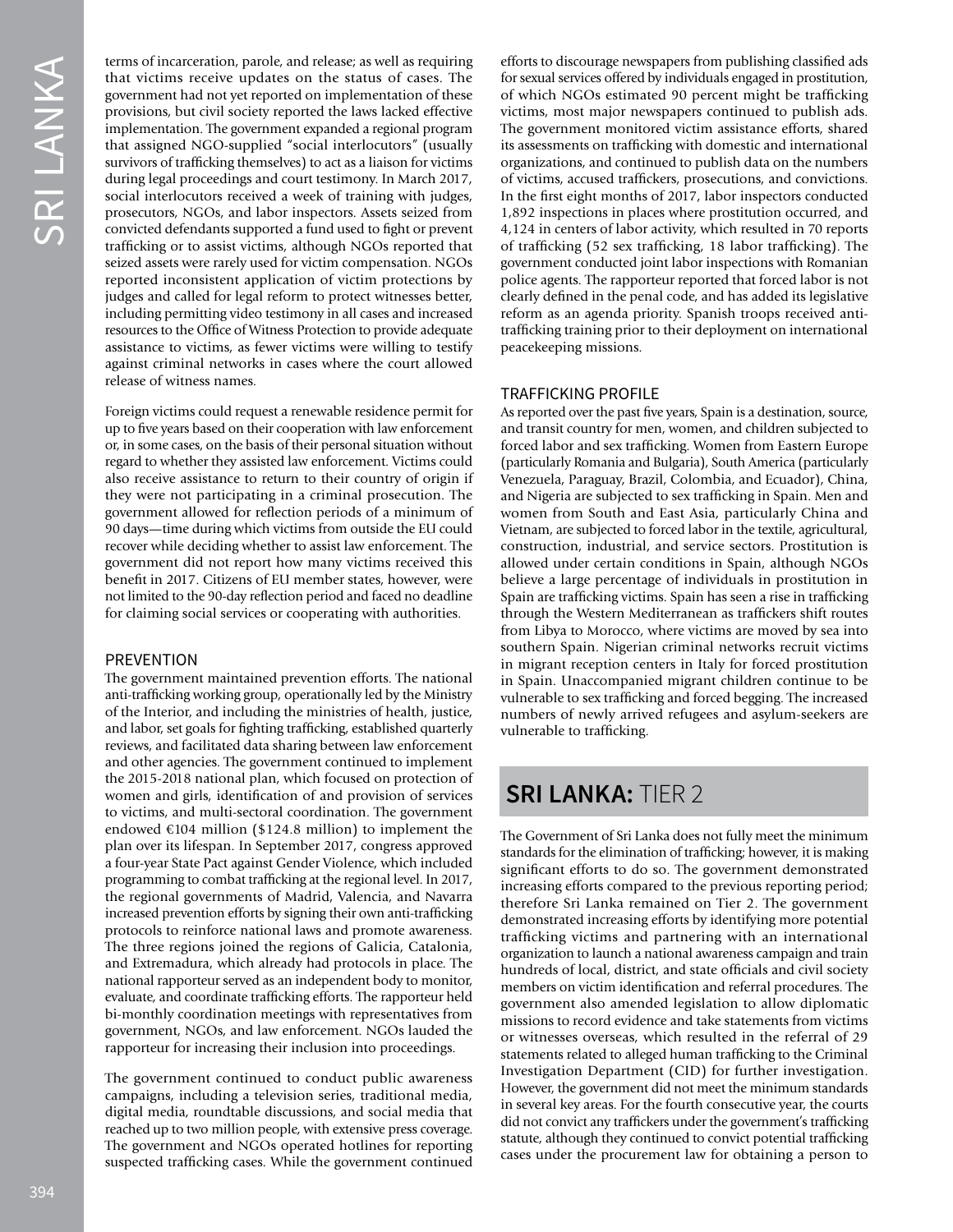terms of incarceration, parole, and release; as well as requiring that victims receive updates on the status of cases. The government had not yet reported on implementation of these provisions, but civil society reported the laws lacked effective implementation. The government expanded a regional program that assigned NGO-supplied "social interlocutors" (usually survivors of trafficking themselves) to act as a liaison for victims during legal proceedings and court testimony. In March 2017, social interlocutors received a week of training with judges, prosecutors, NGOs, and labor inspectors. Assets seized from convicted defendants supported a fund used to fight or prevent trafficking or to assist victims, although NGOs reported that seized assets were rarely used for victim compensation. NGOs reported inconsistent application of victim protections by judges and called for legal reform to protect witnesses better, including permitting video testimony in all cases and increased resources to the Office of Witness Protection to provide adequate assistance to victims, as fewer victims were willing to testify against criminal networks in cases where the court allowed release of witness names.

Foreign victims could request a renewable residence permit for up to five years based on their cooperation with law enforcement or, in some cases, on the basis of their personal situation without regard to whether they assisted law enforcement. Victims could also receive assistance to return to their country of origin if they were not participating in a criminal prosecution. The government allowed for reflection periods of a minimum of 90 days—time during which victims from outside the EU could recover while deciding whether to assist law enforcement. The government did not report how many victims received this benefit in 2017. Citizens of EU member states, however, were not limited to the 90-day reflection period and faced no deadline for claiming social services or cooperating with authorities.

### PREVENTION

The government maintained prevention efforts. The national anti-trafficking working group, operationally led by the Ministry of the Interior, and including the ministries of health, justice, and labor, set goals for fighting trafficking, established quarterly reviews, and facilitated data sharing between law enforcement and other agencies. The government continued to implement the 2015-2018 national plan, which focused on protection of women and girls, identification of and provision of services to victims, and multi-sectoral coordination. The government endowed €104 million ($124.8 million) to implement the plan over its lifespan. In September 2017, congress approved a four-year State Pact against Gender Violence, which included programming to combat trafficking at the regional level. In 2017, the regional governments of Madrid, Valencia, and Navarra increased prevention efforts by signing their own anti-trafficking protocols to reinforce national laws and promote awareness. The three regions joined the regions of Galicia, Catalonia, and Extremadura, which already had protocols in place. The national rapporteur served as an independent body to monitor, evaluate, and coordinate trafficking efforts. The rapporteur held bi-monthly coordination meetings with representatives from government, NGOs, and law enforcement. NGOs lauded the rapporteur for increasing their inclusion into proceedings.

The government continued to conduct public awareness campaigns, including a television series, traditional media, digital media, roundtable discussions, and social media that reached up to two million people, with extensive press coverage. The government and NGOs operated hotlines for reporting suspected trafficking cases. While the government continued efforts to discourage newspapers from publishing classified ads for sexual services offered by individuals engaged in prostitution, of which NGOs estimated 90 percent might be trafficking victims, most major newspapers continued to publish ads. The government monitored victim assistance efforts, shared its assessments on trafficking with domestic and international organizations, and continued to publish data on the numbers of victims, accused traffickers, prosecutions, and convictions. In the first eight months of 2017, labor inspectors conducted 1,892 inspections in places where prostitution occurred, and 4,124 in centers of labor activity, which resulted in 70 reports of trafficking (52 sex trafficking, 18 labor trafficking). The government conducted joint labor inspections with Romanian police agents. The rapporteur reported that forced labor is not clearly defined in the penal code, and has added its legislative reform as an agenda priority. Spanish troops received anti-trafficking training prior to their deployment on international peacekeeping missions.

### TRAFFICKING PROFILE

As reported over the past five years, Spain is a destination, source, and transit country for men, women, and children subjected to forced labor and sex trafficking. Women from Eastern Europe (particularly Romania and Bulgaria), South America (particularly Venezuela, Paraguay, Brazil, Colombia, and Ecuador), China, and Nigeria are subjected to sex trafficking in Spain. Men and women from South and East Asia, particularly China and Vietnam, are subjected to forced labor in the textile, agricultural, construction, industrial, and service sectors. Prostitution is allowed under certain conditions in Spain, although NGOs believe a large percentage of individuals in prostitution in Spain are trafficking victims. Spain has seen a rise in trafficking through the Western Mediterranean as traffickers shift routes from Libya to Morocco, where victims are moved by sea into southern Spain. Nigerian criminal networks recruit victims in migrant reception centers in Italy for forced prostitution in Spain. Unaccompanied migrant children continue to be vulnerable to sex trafficking and forced begging. The increased numbers of newly arrived refugees and asylum-seekers are vulnerable to trafficking.

## SRI LANKA: TIER 2

The Government of Sri Lanka does not fully meet the minimum standards for the elimination of trafficking; however, it is making significant efforts to do so. The government demonstrated increasing efforts compared to the previous reporting period; therefore Sri Lanka remained on Tier 2. The government demonstrated increasing efforts by identifying more potential trafficking victims and partnering with an international organization to launch a national awareness campaign and train hundreds of local, district, and state officials and civil society members on victim identification and referral procedures. The government also amended legislation to allow diplomatic missions to record evidence and take statements from victims or witnesses overseas, which resulted in the referral of 29 statements related to alleged human trafficking to the Criminal Investigation Department (CID) for further investigation. However, the government did not meet the minimum standards in several key areas. For the fourth consecutive year, the courts did not convict any traffickers under the government's trafficking statute, although they continued to convict potential trafficking cases under the procurement law for obtaining a person to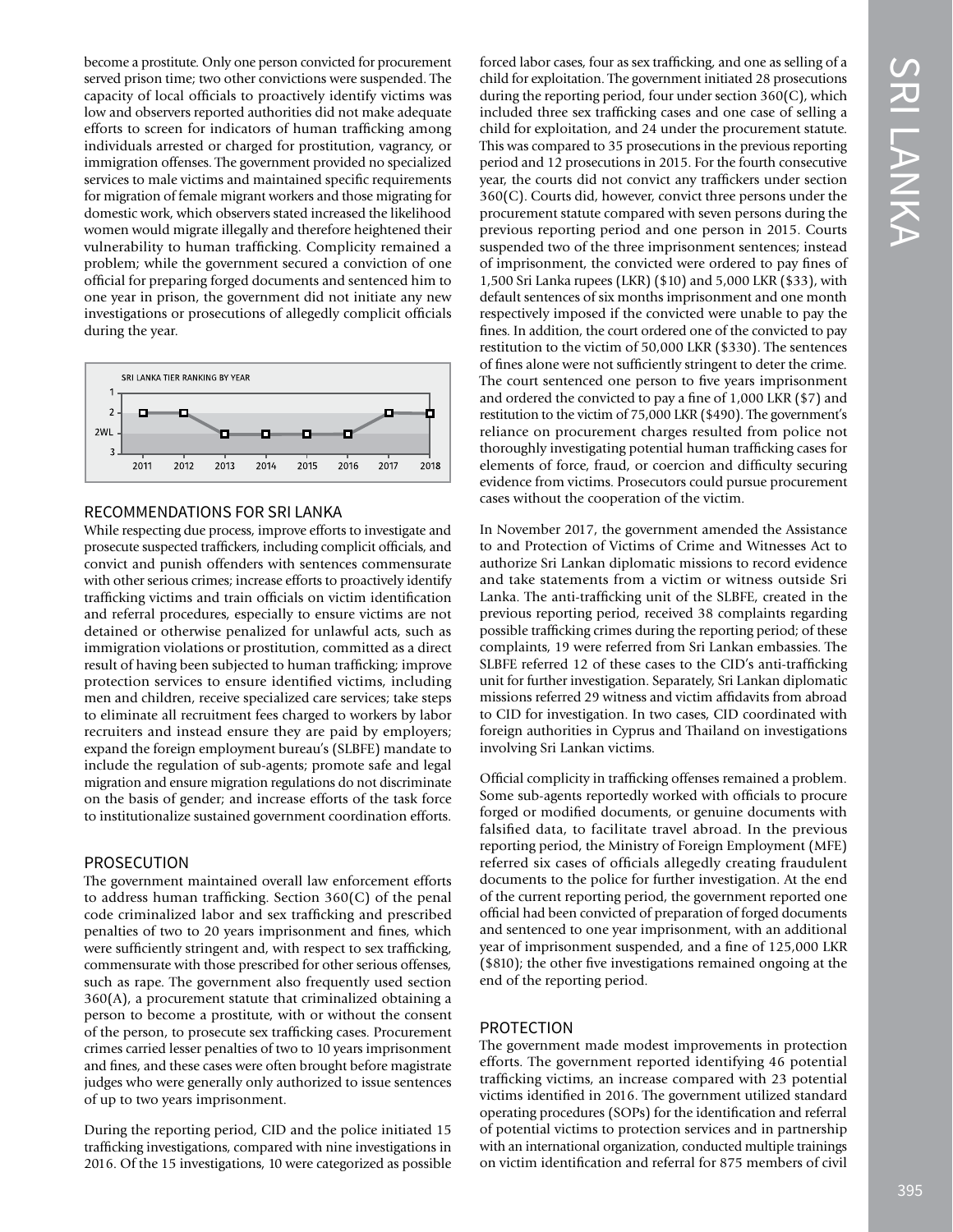become a prostitute. Only one person convicted for procurement served prison time; two other convictions were suspended. The capacity of local officials to proactively identify victims was low and observers reported authorities did not make adequate efforts to screen for indicators of human trafficking among individuals arrested or charged for prostitution, vagrancy, or immigration offenses. The government provided no specialized services to male victims and maintained specific requirements for migration of female migrant workers and those migrating for domestic work, which observers stated increased the likelihood women would migrate illegally and therefore heightened their vulnerability to human trafficking. Complicity remained a problem; while the government secured a conviction of one official for preparing forged documents and sentenced him to one year in prison, the government did not initiate any new investigations or prosecutions of allegedly complicit officials during the year.

SRI LANKA TIER RANKING BY YEAR

| Year | 2011 | 2012 | 2013 | 2014 | 2015 | 2016 | 2017 | 2018 |
|---|---|---|---|---|---|---|---|---|
| Tier | 2 | 2 | 2WL | 2WL | 2WL | 2WL | 2 | 2 |

## RECOMMENDATIONS FOR SRI LANKA

While respecting due process, improve efforts to investigate and prosecute suspected traffickers, including complicit officials, and convict and punish offenders with sentences commensurate with other serious crimes; increase efforts to proactively identify trafficking victims and train officials on victim identification and referral procedures, especially to ensure victims are not detained or otherwise penalized for unlawful acts, such as immigration violations or prostitution, committed as a direct result of having been subjected to human trafficking; improve protection services to ensure identified victims, including men and children, receive specialized care services; take steps to eliminate all recruitment fees charged to workers by labor recruiters and instead ensure they are paid by employers; expand the foreign employment bureau's (SLBFE) mandate to include the regulation of sub-agents; promote safe and legal migration and ensure migration regulations do not discriminate on the basis of gender; and increase efforts of the task force to institutionalize sustained government coordination efforts.

## PROSECUTION

The government maintained overall law enforcement efforts to address human trafficking. Section 360(C) of the penal code criminalized labor and sex trafficking and prescribed penalties of two to 20 years imprisonment and fines, which were sufficiently stringent and, with respect to sex trafficking, commensurate with those prescribed for other serious offenses, such as rape. The government also frequently used section 360(A), a procurement statute that criminalized obtaining a person to become a prostitute, with or without the consent of the person, to prosecute sex trafficking cases. Procurement crimes carried lesser penalties of two to 10 years imprisonment and fines, and these cases were often brought before magistrate judges who were generally only authorized to issue sentences of up to two years imprisonment.

During the reporting period, CID and the police initiated 15 trafficking investigations, compared with nine investigations in 2016. Of the 15 investigations, 10 were categorized as possible forced labor cases, four as sex trafficking, and one as selling of a child for exploitation. The government initiated 28 prosecutions during the reporting period, four under section 360(C), which included three sex trafficking cases and one case of selling a child for exploitation, and 24 under the procurement statute. This was compared to 35 prosecutions in the previous reporting period and 12 prosecutions in 2015. For the fourth consecutive year, the courts did not convict any traffickers under section 360(C). Courts did, however, convict three persons under the procurement statute compared with seven persons during the previous reporting period and one person in 2015. Courts suspended two of the three imprisonment sentences; instead of imprisonment, the convicted were ordered to pay fines of 1,500 Sri Lanka rupees (LKR) ($10) and 5,000 LKR ($33), with default sentences of six months imprisonment and one month respectively imposed if the convicted were unable to pay the fines. In addition, the court ordered one of the convicted to pay restitution to the victim of 50,000 LKR ($330). The sentences of fines alone were not sufficiently stringent to deter the crime. The court sentenced one person to five years imprisonment and ordered the convicted to pay a fine of 1,000 LKR ($7) and restitution to the victim of 75,000 LKR ($490). The government's reliance on procurement charges resulted from police not thoroughly investigating potential human trafficking cases for elements of force, fraud, or coercion and difficulty securing evidence from victims. Prosecutors could pursue procurement cases without the cooperation of the victim.

In November 2017, the government amended the Assistance to and Protection of Victims of Crime and Witnesses Act to authorize Sri Lankan diplomatic missions to record evidence and take statements from a victim or witness outside Sri Lanka. The anti-trafficking unit of the SLBFE, created in the previous reporting period, received 38 complaints regarding possible trafficking crimes during the reporting period; of these complaints, 19 were referred from Sri Lankan embassies. The SLBFE referred 12 of these cases to the CID's anti-trafficking unit for further investigation. Separately, Sri Lankan diplomatic missions referred 29 witness and victim affidavits from abroad to CID for investigation. In two cases, CID coordinated with foreign authorities in Cyprus and Thailand on investigations involving Sri Lankan victims.

Official complicity in trafficking offenses remained a problem. Some sub-agents reportedly worked with officials to procure forged or modified documents, or genuine documents with falsified data, to facilitate travel abroad. In the previous reporting period, the Ministry of Foreign Employment (MFE) referred six cases of officials allegedly creating fraudulent documents to the police for further investigation. At the end of the current reporting period, the government reported one official had been convicted of preparation of forged documents and sentenced to one year imprisonment, with an additional year of imprisonment suspended, and a fine of 125,000 LKR ($810); the other five investigations remained ongoing at the end of the reporting period.

## PROTECTION

The government made modest improvements in protection efforts. The government reported identifying 46 potential trafficking victims, an increase compared with 23 potential victims identified in 2016. The government utilized standard operating procedures (SOPs) for the identification and referral of potential victims to protection services and in partnership with an international organization, conducted multiple trainings on victim identification and referral for 875 members of civil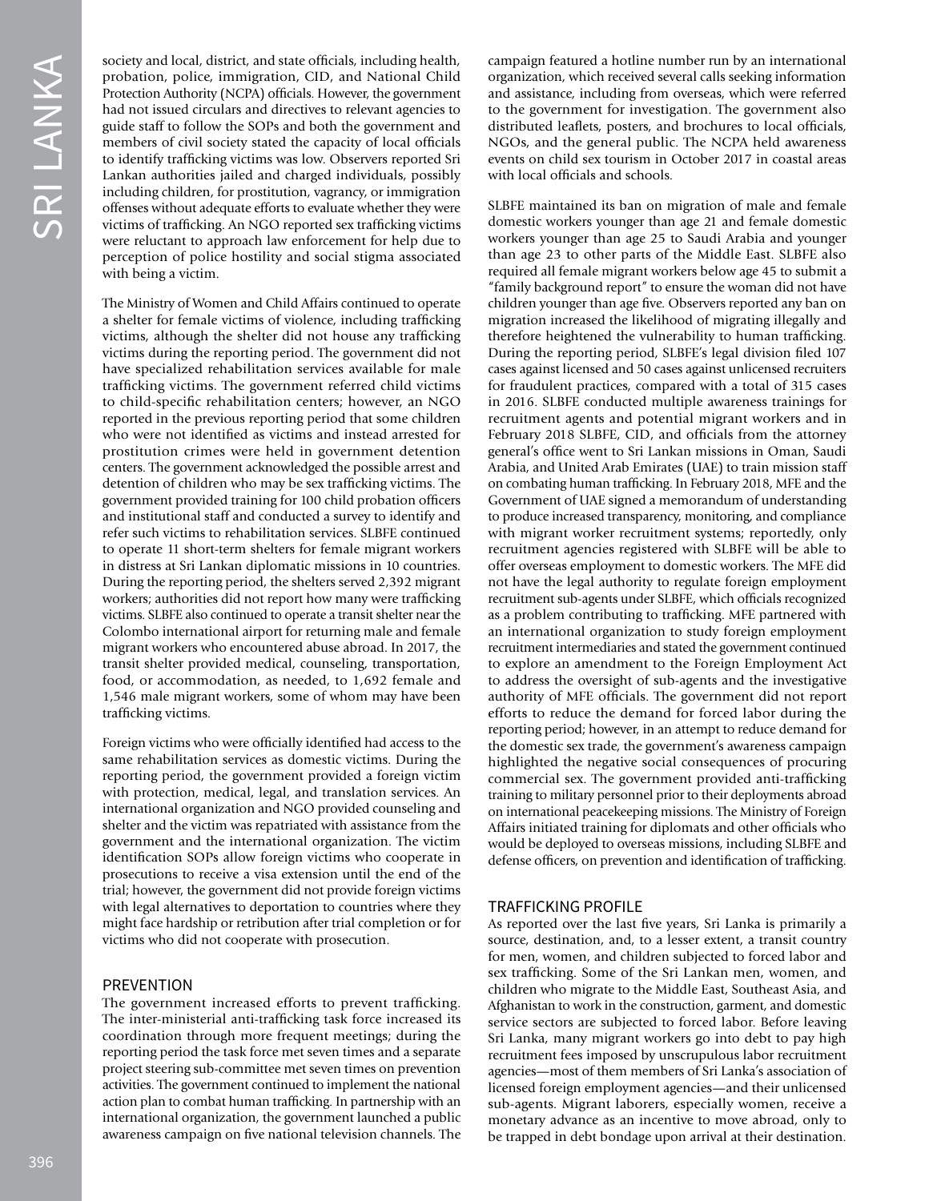society and local, district, and state officials, including health, probation, police, immigration, CID, and National Child Protection Authority (NCPA) officials. However, the government had not issued circulars and directives to relevant agencies to guide staff to follow the SOPs and both the government and members of civil society stated the capacity of local officials to identify trafficking victims was low. Observers reported Sri Lankan authorities jailed and charged individuals, possibly including children, for prostitution, vagrancy, or immigration offenses without adequate efforts to evaluate whether they were victims of trafficking. An NGO reported sex trafficking victims were reluctant to approach law enforcement for help due to perception of police hostility and social stigma associated with being a victim.

The Ministry of Women and Child Affairs continued to operate a shelter for female victims of violence, including trafficking victims, although the shelter did not house any trafficking victims during the reporting period. The government did not have specialized rehabilitation services available for male trafficking victims. The government referred child victims to child-specific rehabilitation centers; however, an NGO reported in the previous reporting period that some children who were not identified as victims and instead arrested for prostitution crimes were held in government detention centers. The government acknowledged the possible arrest and detention of children who may be sex trafficking victims. The government provided training for 100 child probation officers and institutional staff and conducted a survey to identify and refer such victims to rehabilitation services. SLBFE continued to operate 11 short-term shelters for female migrant workers in distress at Sri Lankan diplomatic missions in 10 countries. During the reporting period, the shelters served 2,392 migrant workers; authorities did not report how many were trafficking victims. SLBFE also continued to operate a transit shelter near the Colombo international airport for returning male and female migrant workers who encountered abuse abroad. In 2017, the transit shelter provided medical, counseling, transportation, food, or accommodation, as needed, to 1,692 female and 1,546 male migrant workers, some of whom may have been trafficking victims.

Foreign victims who were officially identified had access to the same rehabilitation services as domestic victims. During the reporting period, the government provided a foreign victim with protection, medical, legal, and translation services. An international organization and NGO provided counseling and shelter and the victim was repatriated with assistance from the government and the international organization. The victim identification SOPs allow foreign victims who cooperate in prosecutions to receive a visa extension until the end of the trial; however, the government did not provide foreign victims with legal alternatives to deportation to countries where they might face hardship or retribution after trial completion or for victims who did not cooperate with prosecution.

## PREVENTION

The government increased efforts to prevent trafficking. The inter-ministerial anti-trafficking task force increased its coordination through more frequent meetings; during the reporting period the task force met seven times and a separate project steering sub-committee met seven times on prevention activities. The government continued to implement the national action plan to combat human trafficking. In partnership with an international organization, the government launched a public awareness campaign on five national television channels. The campaign featured a hotline number run by an international organization, which received several calls seeking information and assistance, including from overseas, which were referred to the government for investigation. The government also distributed leaflets, posters, and brochures to local officials, NGOs, and the general public. The NCPA held awareness events on child sex tourism in October 2017 in coastal areas with local officials and schools.

SLBFE maintained its ban on migration of male and female domestic workers younger than age 21 and female domestic workers younger than age 25 to Saudi Arabia and younger than age 23 to other parts of the Middle East. SLBFE also required all female migrant workers below age 45 to submit a "family background report" to ensure the woman did not have children younger than age five. Observers reported any ban on migration increased the likelihood of migrating illegally and therefore heightened the vulnerability to human trafficking. During the reporting period, SLBFE's legal division filed 107 cases against licensed and 50 cases against unlicensed recruiters for fraudulent practices, compared with a total of 315 cases in 2016. SLBFE conducted multiple awareness trainings for recruitment agents and potential migrant workers and in February 2018 SLBFE, CID, and officials from the attorney general's office went to Sri Lankan missions in Oman, Saudi Arabia, and United Arab Emirates (UAE) to train mission staff on combating human trafficking. In February 2018, MFE and the Government of UAE signed a memorandum of understanding to produce increased transparency, monitoring, and compliance with migrant worker recruitment systems; reportedly, only recruitment agencies registered with SLBFE will be able to offer overseas employment to domestic workers. The MFE did not have the legal authority to regulate foreign employment recruitment sub-agents under SLBFE, which officials recognized as a problem contributing to trafficking. MFE partnered with an international organization to study foreign employment recruitment intermediaries and stated the government continued to explore an amendment to the Foreign Employment Act to address the oversight of sub-agents and the investigative authority of MFE officials. The government did not report efforts to reduce the demand for forced labor during the reporting period; however, in an attempt to reduce demand for the domestic sex trade, the government's awareness campaign highlighted the negative social consequences of procuring commercial sex. The government provided anti-trafficking training to military personnel prior to their deployments abroad on international peacekeeping missions. The Ministry of Foreign Affairs initiated training for diplomats and other officials who would be deployed to overseas missions, including SLBFE and defense officers, on prevention and identification of trafficking.

## TRAFFICKING PROFILE

As reported over the last five years, Sri Lanka is primarily a source, destination, and, to a lesser extent, a transit country for men, women, and children subjected to forced labor and sex trafficking. Some of the Sri Lankan men, women, and children who migrate to the Middle East, Southeast Asia, and Afghanistan to work in the construction, garment, and domestic service sectors are subjected to forced labor. Before leaving Sri Lanka, many migrant workers go into debt to pay high recruitment fees imposed by unscrupulous labor recruitment agencies—most of them members of Sri Lanka's association of licensed foreign employment agencies—and their unlicensed sub-agents. Migrant laborers, especially women, receive a monetary advance as an incentive to move abroad, only to be trapped in debt bondage upon arrival at their destination.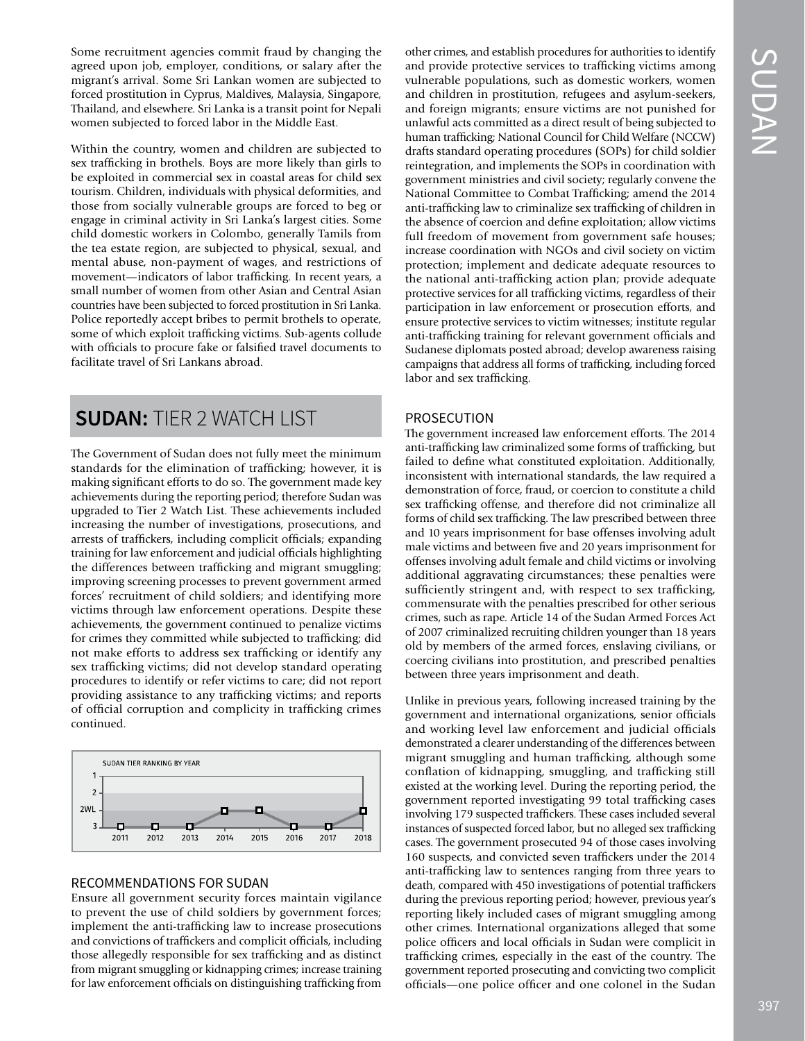Some recruitment agencies commit fraud by changing the agreed upon job, employer, conditions, or salary after the migrant's arrival. Some Sri Lankan women are subjected to forced prostitution in Cyprus, Maldives, Malaysia, Singapore, Thailand, and elsewhere. Sri Lanka is a transit point for Nepali women subjected to forced labor in the Middle East.

Within the country, women and children are subjected to sex trafficking in brothels. Boys are more likely than girls to be exploited in commercial sex in coastal areas for child sex tourism. Children, individuals with physical deformities, and those from socially vulnerable groups are forced to beg or engage in criminal activity in Sri Lanka's largest cities. Some child domestic workers in Colombo, generally Tamils from the tea estate region, are subjected to physical, sexual, and mental abuse, non-payment of wages, and restrictions of movement—indicators of labor trafficking. In recent years, a small number of women from other Asian and Central Asian countries have been subjected to forced prostitution in Sri Lanka. Police reportedly accept bribes to permit brothels to operate, some of which exploit trafficking victims. Sub-agents collude with officials to procure fake or falsified travel documents to facilitate travel of Sri Lankans abroad.

# SUDAN: TIER 2 WATCH LIST

The Government of Sudan does not fully meet the minimum standards for the elimination of trafficking; however, it is making significant efforts to do so. The government made key achievements during the reporting period; therefore Sudan was upgraded to Tier 2 Watch List. These achievements included increasing the number of investigations, prosecutions, and arrests of traffickers, including complicit officials; expanding training for law enforcement and judicial officials highlighting the differences between trafficking and migrant smuggling; improving screening processes to prevent government armed forces' recruitment of child soldiers; and identifying more victims through law enforcement operations. Despite these achievements, the government continued to penalize victims for crimes they committed while subjected to trafficking; did not make efforts to address sex trafficking or identify any sex trafficking victims; did not develop standard operating procedures to identify or refer victims to care; did not report providing assistance to any trafficking victims; and reports of official corruption and complicity in trafficking crimes continued.

SUDAN TIER RANKING BY YEAR

| Year | 2011 | 2012 | 2013 | 2014 | 2015 | 2016 | 2017 | 2018 |
|---|---|---|---|---|---|---|---|---|
| Tier | 3 | 3 | 3 | 2WL | 2WL | 3 | 3 | 2WL |

## RECOMMENDATIONS FOR SUDAN

Ensure all government security forces maintain vigilance to prevent the use of child soldiers by government forces; implement the anti-trafficking law to increase prosecutions and convictions of traffickers and complicit officials, including those allegedly responsible for sex trafficking and as distinct from migrant smuggling or kidnapping crimes; increase training for law enforcement officials on distinguishing trafficking from other crimes, and establish procedures for authorities to identify and provide protective services to trafficking victims among vulnerable populations, such as domestic workers, women and children in prostitution, refugees and asylum-seekers, and foreign migrants; ensure victims are not punished for unlawful acts committed as a direct result of being subjected to human trafficking; National Council for Child Welfare (NCCW) drafts standard operating procedures (SOPs) for child soldier reintegration, and implements the SOPs in coordination with government ministries and civil society; regularly convene the National Committee to Combat Trafficking; amend the 2014 anti-trafficking law to criminalize sex trafficking of children in the absence of coercion and define exploitation; allow victims full freedom of movement from government safe houses; increase coordination with NGOs and civil society on victim protection; implement and dedicate adequate resources to the national anti-trafficking action plan; provide adequate protective services for all trafficking victims, regardless of their participation in law enforcement or prosecution efforts, and ensure protective services to victim witnesses; institute regular anti-trafficking training for relevant government officials and Sudanese diplomats posted abroad; develop awareness raising campaigns that address all forms of trafficking, including forced labor and sex trafficking.

## PROSECUTION

The government increased law enforcement efforts. The 2014 anti-trafficking law criminalized some forms of trafficking, but failed to define what constituted exploitation. Additionally, inconsistent with international standards, the law required a demonstration of force, fraud, or coercion to constitute a child sex trafficking offense, and therefore did not criminalize all forms of child sex trafficking. The law prescribed between three and 10 years imprisonment for base offenses involving adult male victims and between five and 20 years imprisonment for offenses involving adult female and child victims or involving additional aggravating circumstances; these penalties were sufficiently stringent and, with respect to sex trafficking, commensurate with the penalties prescribed for other serious crimes, such as rape. Article 14 of the Sudan Armed Forces Act of 2007 criminalized recruiting children younger than 18 years old by members of the armed forces, enslaving civilians, or coercing civilians into prostitution, and prescribed penalties between three years imprisonment and death.

Unlike in previous years, following increased training by the government and international organizations, senior officials and working level law enforcement and judicial officials demonstrated a clearer understanding of the differences between migrant smuggling and human trafficking, although some conflation of kidnapping, smuggling, and trafficking still existed at the working level. During the reporting period, the government reported investigating 99 total trafficking cases involving 179 suspected traffickers. These cases included several instances of suspected forced labor, but no alleged sex trafficking cases. The government prosecuted 94 of those cases involving 160 suspects, and convicted seven traffickers under the 2014 anti-trafficking law to sentences ranging from three years to death, compared with 450 investigations of potential traffickers during the previous reporting period; however, previous year's reporting likely included cases of migrant smuggling among other crimes. International organizations alleged that some police officers and local officials in Sudan were complicit in trafficking crimes, especially in the east of the country. The government reported prosecuting and convicting two complicit officials—one police officer and one colonel in the Sudan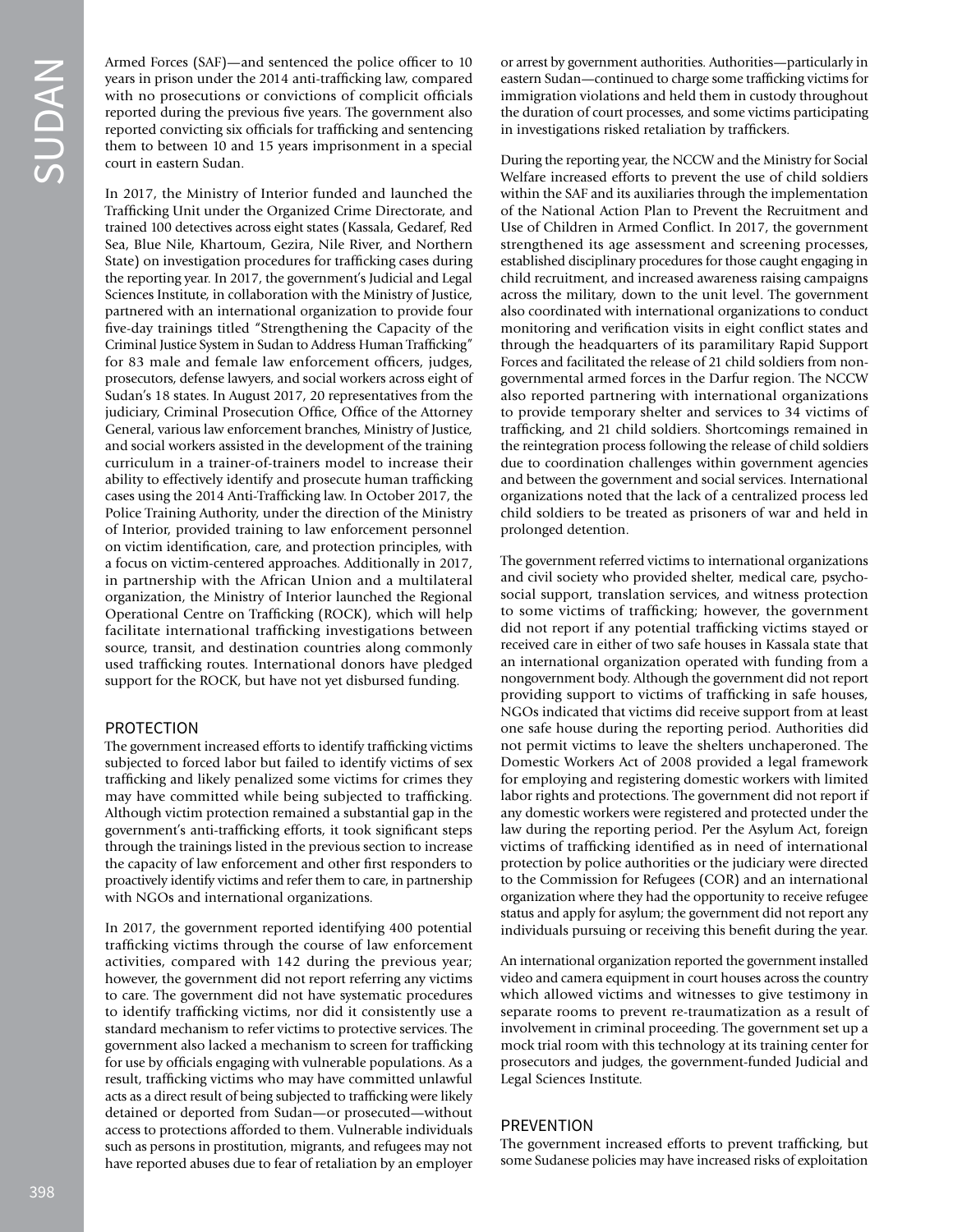Armed Forces (SAF)—and sentenced the police officer to 10 years in prison under the 2014 anti-trafficking law, compared with no prosecutions or convictions of complicit officials reported during the previous five years. The government also reported convicting six officials for trafficking and sentencing them to between 10 and 15 years imprisonment in a special court in eastern Sudan.

In 2017, the Ministry of Interior funded and launched the Trafficking Unit under the Organized Crime Directorate, and trained 100 detectives across eight states (Kassala, Gedaref, Red Sea, Blue Nile, Khartoum, Gezira, Nile River, and Northern State) on investigation procedures for trafficking cases during the reporting year. In 2017, the government's Judicial and Legal Sciences Institute, in collaboration with the Ministry of Justice, partnered with an international organization to provide four five-day trainings titled "Strengthening the Capacity of the Criminal Justice System in Sudan to Address Human Trafficking" for 83 male and female law enforcement officers, judges, prosecutors, defense lawyers, and social workers across eight of Sudan's 18 states. In August 2017, 20 representatives from the judiciary, Criminal Prosecution Office, Office of the Attorney General, various law enforcement branches, Ministry of Justice, and social workers assisted in the development of the training curriculum in a trainer-of-trainers model to increase their ability to effectively identify and prosecute human trafficking cases using the 2014 Anti-Trafficking law. In October 2017, the Police Training Authority, under the direction of the Ministry of Interior, provided training to law enforcement personnel on victim identification, care, and protection principles, with a focus on victim-centered approaches. Additionally in 2017, in partnership with the African Union and a multilateral organization, the Ministry of Interior launched the Regional Operational Centre on Trafficking (ROCK), which will help facilitate international trafficking investigations between source, transit, and destination countries along commonly used trafficking routes. International donors have pledged support for the ROCK, but have not yet disbursed funding.

## PROTECTION

The government increased efforts to identify trafficking victims subjected to forced labor but failed to identify victims of sex trafficking and likely penalized some victims for crimes they may have committed while being subjected to trafficking. Although victim protection remained a substantial gap in the government's anti-trafficking efforts, it took significant steps through the trainings listed in the previous section to increase the capacity of law enforcement and other first responders to proactively identify victims and refer them to care, in partnership with NGOs and international organizations.

In 2017, the government reported identifying 400 potential trafficking victims through the course of law enforcement activities, compared with 142 during the previous year; however, the government did not report referring any victims to care. The government did not have systematic procedures to identify trafficking victims, nor did it consistently use a standard mechanism to refer victims to protective services. The government also lacked a mechanism to screen for trafficking for use by officials engaging with vulnerable populations. As a result, trafficking victims who may have committed unlawful acts as a direct result of being subjected to trafficking were likely detained or deported from Sudan—or prosecuted—without access to protections afforded to them. Vulnerable individuals such as persons in prostitution, migrants, and refugees may not have reported abuses due to fear of retaliation by an employer or arrest by government authorities. Authorities—particularly in eastern Sudan—continued to charge some trafficking victims for immigration violations and held them in custody throughout the duration of court processes, and some victims participating in investigations risked retaliation by traffickers.

During the reporting year, the NCCW and the Ministry for Social Welfare increased efforts to prevent the use of child soldiers within the SAF and its auxiliaries through the implementation of the National Action Plan to Prevent the Recruitment and Use of Children in Armed Conflict. In 2017, the government strengthened its age assessment and screening processes, established disciplinary procedures for those caught engaging in child recruitment, and increased awareness raising campaigns across the military, down to the unit level. The government also coordinated with international organizations to conduct monitoring and verification visits in eight conflict states and through the headquarters of its paramilitary Rapid Support Forces and facilitated the release of 21 child soldiers from non-governmental armed forces in the Darfur region. The NCCW also reported partnering with international organizations to provide temporary shelter and services to 34 victims of trafficking, and 21 child soldiers. Shortcomings remained in the reintegration process following the release of child soldiers due to coordination challenges within government agencies and between the government and social services. International organizations noted that the lack of a centralized process led child soldiers to be treated as prisoners of war and held in prolonged detention.

The government referred victims to international organizations and civil society who provided shelter, medical care, psycho-social support, translation services, and witness protection to some victims of trafficking; however, the government did not report if any potential trafficking victims stayed or received care in either of two safe houses in Kassala state that an international organization operated with funding from a nongovernment body. Although the government did not report providing support to victims of trafficking in safe houses, NGOs indicated that victims did receive support from at least one safe house during the reporting period. Authorities did not permit victims to leave the shelters unchaperoned. The Domestic Workers Act of 2008 provided a legal framework for employing and registering domestic workers with limited labor rights and protections. The government did not report if any domestic workers were registered and protected under the law during the reporting period. Per the Asylum Act, foreign victims of trafficking identified as in need of international protection by police authorities or the judiciary were directed to the Commission for Refugees (COR) and an international organization where they had the opportunity to receive refugee status and apply for asylum; the government did not report any individuals pursuing or receiving this benefit during the year.

An international organization reported the government installed video and camera equipment in court houses across the country which allowed victims and witnesses to give testimony in separate rooms to prevent re-traumatization as a result of involvement in criminal proceeding. The government set up a mock trial room with this technology at its training center for prosecutors and judges, the government-funded Judicial and Legal Sciences Institute.

## PREVENTION

The government increased efforts to prevent trafficking, but some Sudanese policies may have increased risks of exploitation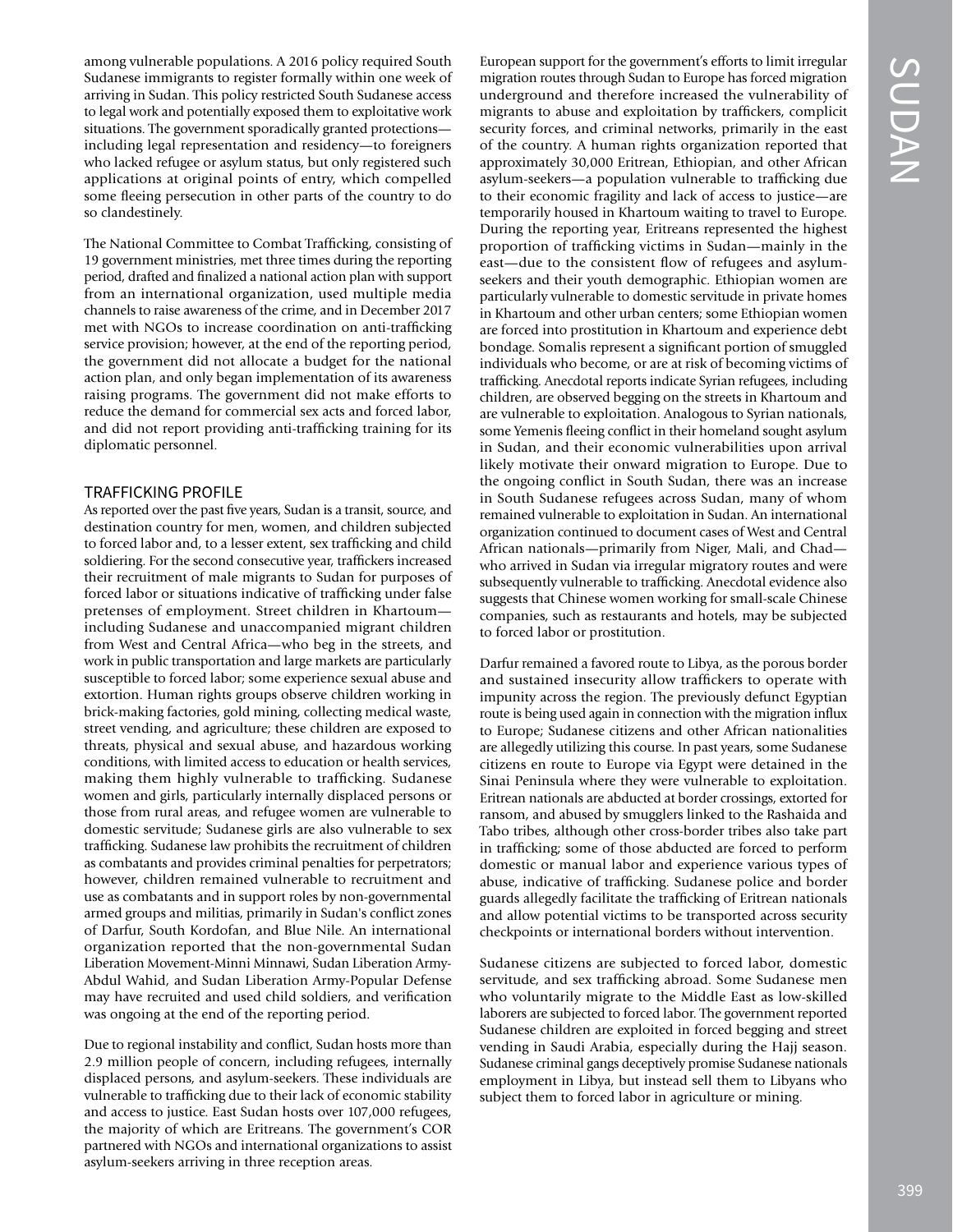among vulnerable populations. A 2016 policy required South Sudanese immigrants to register formally within one week of arriving in Sudan. This policy restricted South Sudanese access to legal work and potentially exposed them to exploitative work situations. The government sporadically granted protections—including legal representation and residency—to foreigners who lacked refugee or asylum status, but only registered such applications at original points of entry, which compelled some fleeing persecution in other parts of the country to do so clandestinely.

The National Committee to Combat Trafficking, consisting of 19 government ministries, met three times during the reporting period, drafted and finalized a national action plan with support from an international organization, used multiple media channels to raise awareness of the crime, and in December 2017 met with NGOs to increase coordination on anti-trafficking service provision; however, at the end of the reporting period, the government did not allocate a budget for the national action plan, and only began implementation of its awareness raising programs. The government did not make efforts to reduce the demand for commercial sex acts and forced labor, and did not report providing anti-trafficking training for its diplomatic personnel.

## TRAFFICKING PROFILE

As reported over the past five years, Sudan is a transit, source, and destination country for men, women, and children subjected to forced labor and, to a lesser extent, sex trafficking and child soldiering. For the second consecutive year, traffickers increased their recruitment of male migrants to Sudan for purposes of forced labor or situations indicative of trafficking under false pretenses of employment. Street children in Khartoum—including Sudanese and unaccompanied migrant children from West and Central Africa—who beg in the streets, and work in public transportation and large markets are particularly susceptible to forced labor; some experience sexual abuse and extortion. Human rights groups observe children working in brick-making factories, gold mining, collecting medical waste, street vending, and agriculture; these children are exposed to threats, physical and sexual abuse, and hazardous working conditions, with limited access to education or health services, making them highly vulnerable to trafficking. Sudanese women and girls, particularly internally displaced persons or those from rural areas, and refugee women are vulnerable to domestic servitude; Sudanese girls are also vulnerable to sex trafficking. Sudanese law prohibits the recruitment of children as combatants and provides criminal penalties for perpetrators; however, children remained vulnerable to recruitment and use as combatants and in support roles by non-governmental armed groups and militias, primarily in Sudan's conflict zones of Darfur, South Kordofan, and Blue Nile. An international organization reported that the non-governmental Sudan Liberation Movement-Minni Minnawi, Sudan Liberation Army-Abdul Wahid, and Sudan Liberation Army-Popular Defense may have recruited and used child soldiers, and verification was ongoing at the end of the reporting period.

Due to regional instability and conflict, Sudan hosts more than 2.9 million people of concern, including refugees, internally displaced persons, and asylum-seekers. These individuals are vulnerable to trafficking due to their lack of economic stability and access to justice. East Sudan hosts over 107,000 refugees, the majority of which are Eritreans. The government's COR partnered with NGOs and international organizations to assist asylum-seekers arriving in three reception areas.

European support for the government's efforts to limit irregular migration routes through Sudan to Europe has forced migration underground and therefore increased the vulnerability of migrants to abuse and exploitation by traffickers, complicit security forces, and criminal networks, primarily in the east of the country. A human rights organization reported that approximately 30,000 Eritrean, Ethiopian, and other African asylum-seekers—a population vulnerable to trafficking due to their economic fragility and lack of access to justice—are temporarily housed in Khartoum waiting to travel to Europe. During the reporting year, Eritreans represented the highest proportion of trafficking victims in Sudan—mainly in the east—due to the consistent flow of refugees and asylum-seekers and their youth demographic. Ethiopian women are particularly vulnerable to domestic servitude in private homes in Khartoum and other urban centers; some Ethiopian women are forced into prostitution in Khartoum and experience debt bondage. Somalis represent a significant portion of smuggled individuals who become, or are at risk of becoming victims of trafficking. Anecdotal reports indicate Syrian refugees, including children, are observed begging on the streets in Khartoum and are vulnerable to exploitation. Analogous to Syrian nationals, some Yemenis fleeing conflict in their homeland sought asylum in Sudan, and their economic vulnerabilities upon arrival likely motivate their onward migration to Europe. Due to the ongoing conflict in South Sudan, there was an increase in South Sudanese refugees across Sudan, many of whom remained vulnerable to exploitation in Sudan. An international organization continued to document cases of West and Central African nationals—primarily from Niger, Mali, and Chad—who arrived in Sudan via irregular migratory routes and were subsequently vulnerable to trafficking. Anecdotal evidence also suggests that Chinese women working for small-scale Chinese companies, such as restaurants and hotels, may be subjected to forced labor or prostitution.

Darfur remained a favored route to Libya, as the porous border and sustained insecurity allow traffickers to operate with impunity across the region. The previously defunct Egyptian route is being used again in connection with the migration influx to Europe; Sudanese citizens and other African nationalities are allegedly utilizing this course. In past years, some Sudanese citizens en route to Europe via Egypt were detained in the Sinai Peninsula where they were vulnerable to exploitation. Eritrean nationals are abducted at border crossings, extorted for ransom, and abused by smugglers linked to the Rashaida and Tabo tribes, although other cross-border tribes also take part in trafficking; some of those abducted are forced to perform domestic or manual labor and experience various types of abuse, indicative of trafficking. Sudanese police and border guards allegedly facilitate the trafficking of Eritrean nationals and allow potential victims to be transported across security checkpoints or international borders without intervention.

Sudanese citizens are subjected to forced labor, domestic servitude, and sex trafficking abroad. Some Sudanese men who voluntarily migrate to the Middle East as low-skilled laborers are subjected to forced labor. The government reported Sudanese children are exploited in forced begging and street vending in Saudi Arabia, especially during the Hajj season. Sudanese criminal gangs deceptively promise Sudanese nationals employment in Libya, but instead sell them to Libyans who subject them to forced labor in agriculture or mining.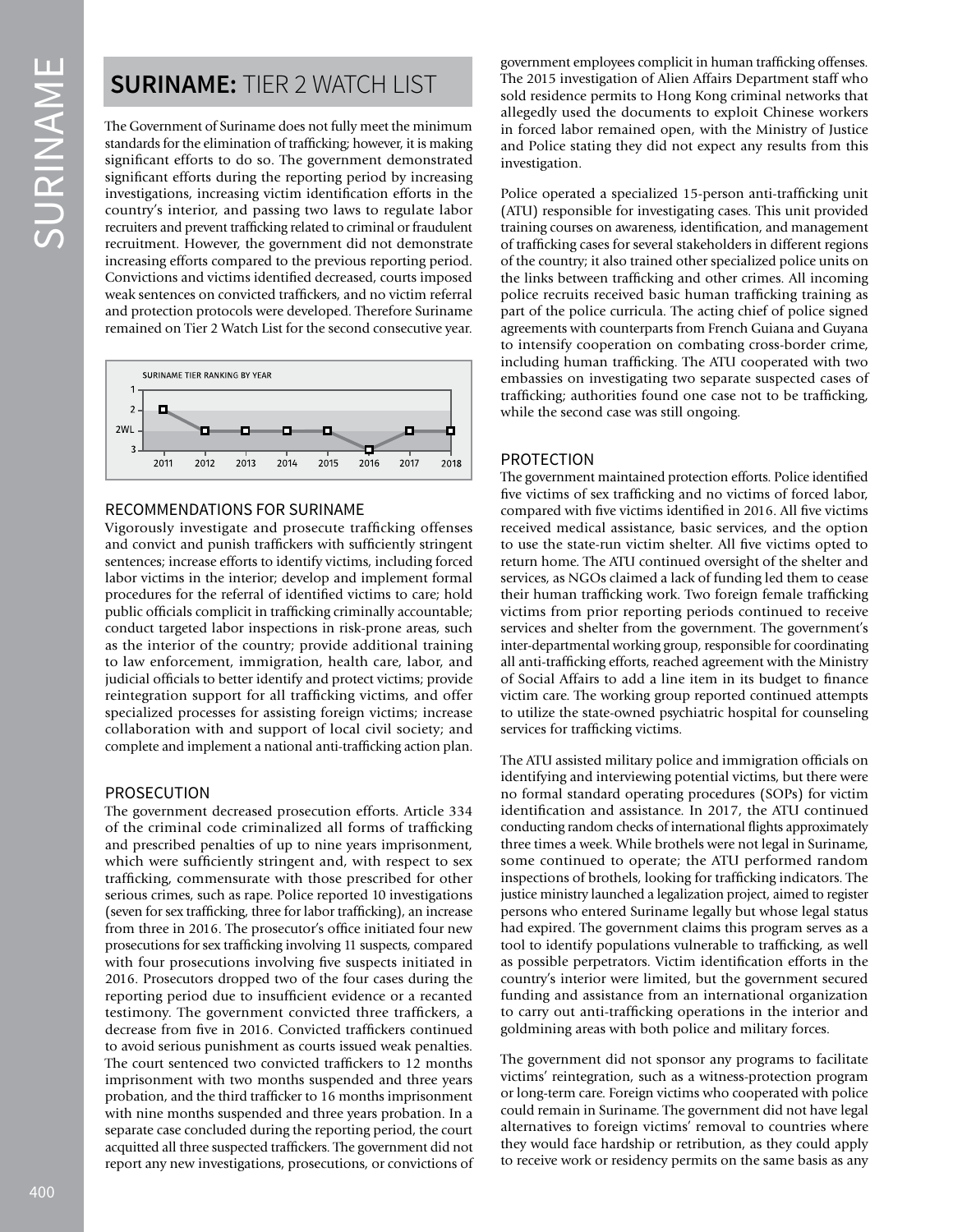# SURINAME: TIER 2 WATCH LIST

The Government of Suriname does not fully meet the minimum standards for the elimination of trafficking; however, it is making significant efforts to do so. The government demonstrated significant efforts during the reporting period by increasing investigations, increasing victim identification efforts in the country's interior, and passing two laws to regulate labor recruiters and prevent trafficking related to criminal or fraudulent recruitment. However, the government did not demonstrate increasing efforts compared to the previous reporting period. Convictions and victims identified decreased, courts imposed weak sentences on convicted traffickers, and no victim referral and protection protocols were developed. Therefore Suriname remained on Tier 2 Watch List for the second consecutive year.

SURINAME TIER RANKING BY YEAR

| Year | 2011 | 2012 | 2013 | 2014 | 2015 | 2016 | 2017 | 2018 |
|---|---|---|---|---|---|---|---|---|
| Tier | 2 | 2WL | 2WL | 2WL | 2WL | 3 | 2WL | 2WL |

## RECOMMENDATIONS FOR SURINAME

Vigorously investigate and prosecute trafficking offenses and convict and punish traffickers with sufficiently stringent sentences; increase efforts to identify victims, including forced labor victims in the interior; develop and implement formal procedures for the referral of identified victims to care; hold public officials complicit in trafficking criminally accountable; conduct targeted labor inspections in risk-prone areas, such as the interior of the country; provide additional training to law enforcement, immigration, health care, labor, and judicial officials to better identify and protect victims; provide reintegration support for all trafficking victims, and offer specialized processes for assisting foreign victims; increase collaboration with and support of local civil society; and complete and implement a national anti-trafficking action plan.

## PROSECUTION

The government decreased prosecution efforts. Article 334 of the criminal code criminalized all forms of trafficking and prescribed penalties of up to nine years imprisonment, which were sufficiently stringent and, with respect to sex trafficking, commensurate with those prescribed for other serious crimes, such as rape. Police reported 10 investigations (seven for sex trafficking, three for labor trafficking), an increase from three in 2016. The prosecutor's office initiated four new prosecutions for sex trafficking involving 11 suspects, compared with four prosecutions involving five suspects initiated in 2016. Prosecutors dropped two of the four cases during the reporting period due to insufficient evidence or a recanted testimony. The government convicted three traffickers, a decrease from five in 2016. Convicted traffickers continued to avoid serious punishment as courts issued weak penalties. The court sentenced two convicted traffickers to 12 months imprisonment with two months suspended and three years probation, and the third trafficker to 16 months imprisonment with nine months suspended and three years probation. In a separate case concluded during the reporting period, the court acquitted all three suspected traffickers. The government did not report any new investigations, prosecutions, or convictions of government employees complicit in human trafficking offenses. The 2015 investigation of Alien Affairs Department staff who sold residence permits to Hong Kong criminal networks that allegedly used the documents to exploit Chinese workers in forced labor remained open, with the Ministry of Justice and Police stating they did not expect any results from this investigation.

Police operated a specialized 15-person anti-trafficking unit (ATU) responsible for investigating cases. This unit provided training courses on awareness, identification, and management of trafficking cases for several stakeholders in different regions of the country; it also trained other specialized police units on the links between trafficking and other crimes. All incoming police recruits received basic human trafficking training as part of the police curricula. The acting chief of police signed agreements with counterparts from French Guiana and Guyana to intensify cooperation on combating cross-border crime, including human trafficking. The ATU cooperated with two embassies on investigating two separate suspected cases of trafficking; authorities found one case not to be trafficking, while the second case was still ongoing.

## PROTECTION

The government maintained protection efforts. Police identified five victims of sex trafficking and no victims of forced labor, compared with five victims identified in 2016. All five victims received medical assistance, basic services, and the option to use the state-run victim shelter. All five victims opted to return home. The ATU continued oversight of the shelter and services, as NGOs claimed a lack of funding led them to cease their human trafficking work. Two foreign female trafficking victims from prior reporting periods continued to receive services and shelter from the government. The government's inter-departmental working group, responsible for coordinating all anti-trafficking efforts, reached agreement with the Ministry of Social Affairs to add a line item in its budget to finance victim care. The working group reported continued attempts to utilize the state-owned psychiatric hospital for counseling services for trafficking victims.

The ATU assisted military police and immigration officials on identifying and interviewing potential victims, but there were no formal standard operating procedures (SOPs) for victim identification and assistance. In 2017, the ATU continued conducting random checks of international flights approximately three times a week. While brothels were not legal in Suriname, some continued to operate; the ATU performed random inspections of brothels, looking for trafficking indicators. The justice ministry launched a legalization project, aimed to register persons who entered Suriname legally but whose legal status had expired. The government claims this program serves as a tool to identify populations vulnerable to trafficking, as well as possible perpetrators. Victim identification efforts in the country's interior were limited, but the government secured funding and assistance from an international organization to carry out anti-trafficking operations in the interior and goldmining areas with both police and military forces.

The government did not sponsor any programs to facilitate victims' reintegration, such as a witness-protection program or long-term care. Foreign victims who cooperated with police could remain in Suriname. The government did not have legal alternatives to foreign victims' removal to countries where they would face hardship or retribution, as they could apply to receive work or residency permits on the same basis as any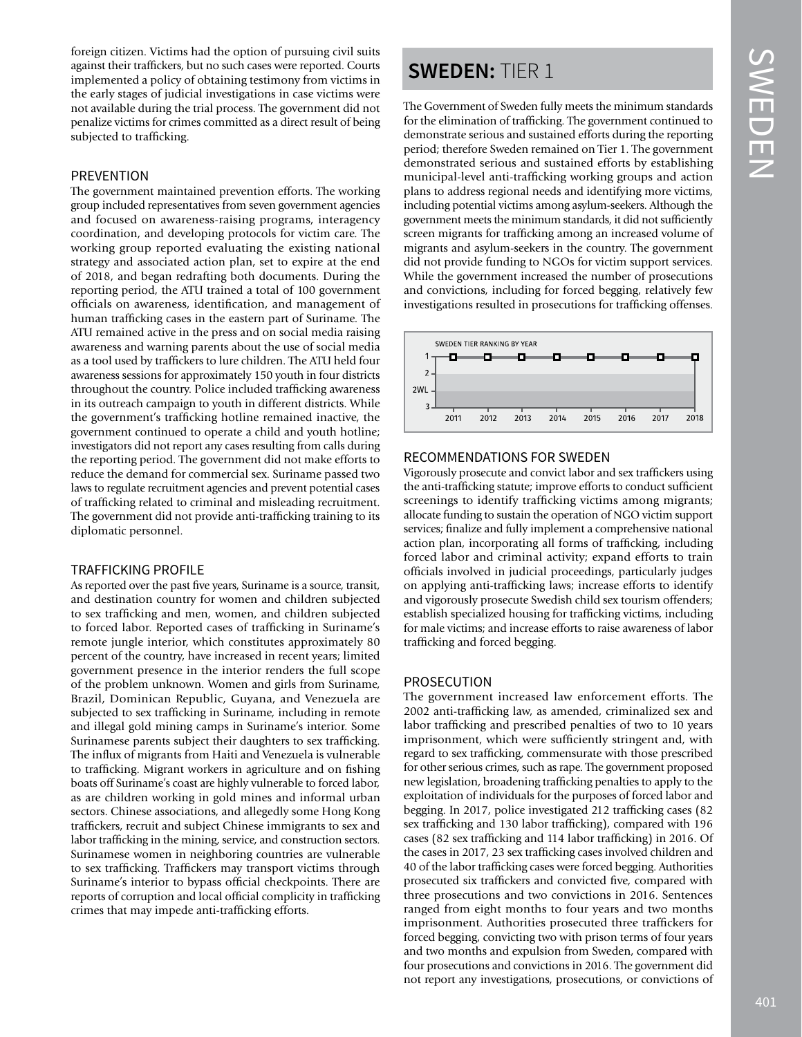foreign citizen. Victims had the option of pursuing civil suits against their traffickers, but no such cases were reported. Courts implemented a policy of obtaining testimony from victims in the early stages of judicial investigations in case victims were not available during the trial process. The government did not penalize victims for crimes committed as a direct result of being subjected to trafficking.

### PREVENTION

The government maintained prevention efforts. The working group included representatives from seven government agencies and focused on awareness-raising programs, interagency coordination, and developing protocols for victim care. The working group reported evaluating the existing national strategy and associated action plan, set to expire at the end of 2018, and began redrafting both documents. During the reporting period, the ATU trained a total of 100 government officials on awareness, identification, and management of human trafficking cases in the eastern part of Suriname. The ATU remained active in the press and on social media raising awareness and warning parents about the use of social media as a tool used by traffickers to lure children. The ATU held four awareness sessions for approximately 150 youth in four districts throughout the country. Police included trafficking awareness in its outreach campaign to youth in different districts. While the government's trafficking hotline remained inactive, the government continued to operate a child and youth hotline; investigators did not report any cases resulting from calls during the reporting period. The government did not make efforts to reduce the demand for commercial sex. Suriname passed two laws to regulate recruitment agencies and prevent potential cases of trafficking related to criminal and misleading recruitment. The government did not provide anti-trafficking training to its diplomatic personnel.

### TRAFFICKING PROFILE

As reported over the past five years, Suriname is a source, transit, and destination country for women and children subjected to sex trafficking and men, women, and children subjected to forced labor. Reported cases of trafficking in Suriname's remote jungle interior, which constitutes approximately 80 percent of the country, have increased in recent years; limited government presence in the interior renders the full scope of the problem unknown. Women and girls from Suriname, Brazil, Dominican Republic, Guyana, and Venezuela are subjected to sex trafficking in Suriname, including in remote and illegal gold mining camps in Suriname's interior. Some Surinamese parents subject their daughters to sex trafficking. The influx of migrants from Haiti and Venezuela is vulnerable to trafficking. Migrant workers in agriculture and on fishing boats off Suriname's coast are highly vulnerable to forced labor, as are children working in gold mines and informal urban sectors. Chinese associations, and allegedly some Hong Kong traffickers, recruit and subject Chinese immigrants to sex and labor trafficking in the mining, service, and construction sectors. Surinamese women in neighboring countries are vulnerable to sex trafficking. Traffickers may transport victims through Suriname's interior to bypass official checkpoints. There are reports of corruption and local official complicity in trafficking crimes that may impede anti-trafficking efforts.

## SWEDEN: TIER 1

The Government of Sweden fully meets the minimum standards for the elimination of trafficking. The government continued to demonstrate serious and sustained efforts during the reporting period; therefore Sweden remained on Tier 1. The government demonstrated serious and sustained efforts by establishing municipal-level anti-trafficking working groups and action plans to address regional needs and identifying more victims, including potential victims among asylum-seekers. Although the government meets the minimum standards, it did not sufficiently screen migrants for trafficking among an increased volume of migrants and asylum-seekers in the country. The government did not provide funding to NGOs for victim support services. While the government increased the number of prosecutions and convictions, including for forced begging, relatively few investigations resulted in prosecutions for trafficking offenses.

SWEDEN TIER RANKING BY YEAR

| Year | 2011 | 2012 | 2013 | 2014 | 2015 | 2016 | 2017 | 2018 |
|---|---|---|---|---|---|---|---|---|
| Tier | 1 | 1 | 1 | 1 | 1 | 1 | 1 | 1 |

### RECOMMENDATIONS FOR SWEDEN

Vigorously prosecute and convict labor and sex traffickers using the anti-trafficking statute; improve efforts to conduct sufficient screenings to identify trafficking victims among migrants; allocate funding to sustain the operation of NGO victim support services; finalize and fully implement a comprehensive national action plan, incorporating all forms of trafficking, including forced labor and criminal activity; expand efforts to train officials involved in judicial proceedings, particularly judges on applying anti-trafficking laws; increase efforts to identify and vigorously prosecute Swedish child sex tourism offenders; establish specialized housing for trafficking victims, including for male victims; and increase efforts to raise awareness of labor trafficking and forced begging.

### PROSECUTION

The government increased law enforcement efforts. The 2002 anti-trafficking law, as amended, criminalized sex and labor trafficking and prescribed penalties of two to 10 years imprisonment, which were sufficiently stringent and, with regard to sex trafficking, commensurate with those prescribed for other serious crimes, such as rape. The government proposed new legislation, broadening trafficking penalties to apply to the exploitation of individuals for the purposes of forced labor and begging. In 2017, police investigated 212 trafficking cases (82 sex trafficking and 130 labor trafficking), compared with 196 cases (82 sex trafficking and 114 labor trafficking) in 2016. Of the cases in 2017, 23 sex trafficking cases involved children and 40 of the labor trafficking cases were forced begging. Authorities prosecuted six traffickers and convicted five, compared with three prosecutions and two convictions in 2016. Sentences ranged from eight months to four years and two months imprisonment. Authorities prosecuted three traffickers for forced begging, convicting two with prison terms of four years and two months and expulsion from Sweden, compared with four prosecutions and convictions in 2016. The government did not report any investigations, prosecutions, or convictions of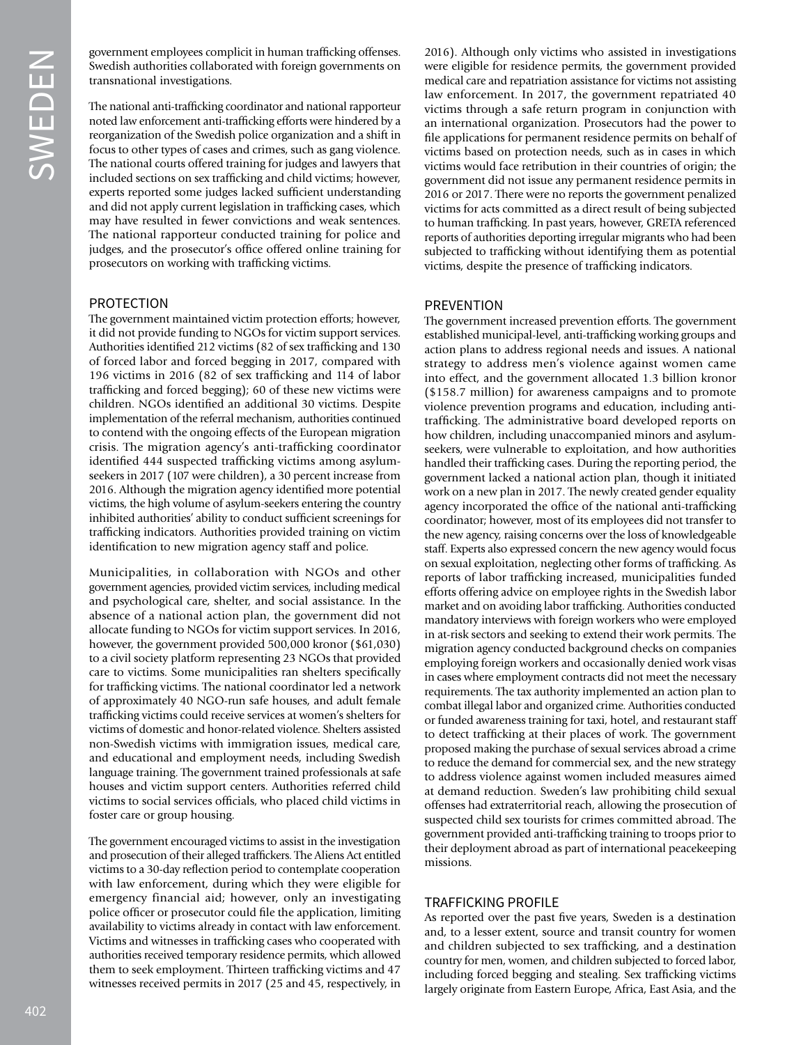government employees complicit in human trafficking offenses. Swedish authorities collaborated with foreign governments on transnational investigations.

The national anti-trafficking coordinator and national rapporteur noted law enforcement anti-trafficking efforts were hindered by a reorganization of the Swedish police organization and a shift in focus to other types of cases and crimes, such as gang violence. The national courts offered training for judges and lawyers that included sections on sex trafficking and child victims; however, experts reported some judges lacked sufficient understanding and did not apply current legislation in trafficking cases, which may have resulted in fewer convictions and weak sentences. The national rapporteur conducted training for police and judges, and the prosecutor's office offered online training for prosecutors on working with trafficking victims.

## PROTECTION

The government maintained victim protection efforts; however, it did not provide funding to NGOs for victim support services. Authorities identified 212 victims (82 of sex trafficking and 130 of forced labor and forced begging in 2017, compared with 196 victims in 2016 (82 of sex trafficking and 114 of labor trafficking and forced begging); 60 of these new victims were children. NGOs identified an additional 30 victims. Despite implementation of the referral mechanism, authorities continued to contend with the ongoing effects of the European migration crisis. The migration agency's anti-trafficking coordinator identified 444 suspected trafficking victims among asylum-seekers in 2017 (107 were children), a 30 percent increase from 2016. Although the migration agency identified more potential victims, the high volume of asylum-seekers entering the country inhibited authorities' ability to conduct sufficient screenings for trafficking indicators. Authorities provided training on victim identification to new migration agency staff and police.

Municipalities, in collaboration with NGOs and other government agencies, provided victim services, including medical and psychological care, shelter, and social assistance. In the absence of a national action plan, the government did not allocate funding to NGOs for victim support services. In 2016, however, the government provided 500,000 kronor ($61,030) to a civil society platform representing 23 NGOs that provided care to victims. Some municipalities ran shelters specifically for trafficking victims. The national coordinator led a network of approximately 40 NGO-run safe houses, and adult female trafficking victims could receive services at women's shelters for victims of domestic and honor-related violence. Shelters assisted non-Swedish victims with immigration issues, medical care, and educational and employment needs, including Swedish language training. The government trained professionals at safe houses and victim support centers. Authorities referred child victims to social services officials, who placed child victims in foster care or group housing.

The government encouraged victims to assist in the investigation and prosecution of their alleged traffickers. The Aliens Act entitled victims to a 30-day reflection period to contemplate cooperation with law enforcement, during which they were eligible for emergency financial aid; however, only an investigating police officer or prosecutor could file the application, limiting availability to victims already in contact with law enforcement. Victims and witnesses in trafficking cases who cooperated with authorities received temporary residence permits, which allowed them to seek employment. Thirteen trafficking victims and 47 witnesses received permits in 2017 (25 and 45, respectively, in 2016). Although only victims who assisted in investigations were eligible for residence permits, the government provided medical care and repatriation assistance for victims not assisting law enforcement. In 2017, the government repatriated 40 victims through a safe return program in conjunction with an international organization. Prosecutors had the power to file applications for permanent residence permits on behalf of victims based on protection needs, such as in cases in which victims would face retribution in their countries of origin; the government did not issue any permanent residence permits in 2016 or 2017. There were no reports the government penalized victims for acts committed as a direct result of being subjected to human trafficking. In past years, however, GRETA referenced reports of authorities deporting irregular migrants who had been subjected to trafficking without identifying them as potential victims, despite the presence of trafficking indicators.

## PREVENTION

The government increased prevention efforts. The government established municipal-level, anti-trafficking working groups and action plans to address regional needs and issues. A national strategy to address men's violence against women came into effect, and the government allocated 1.3 billion kronor ($158.7 million) for awareness campaigns and to promote violence prevention programs and education, including anti-trafficking. The administrative board developed reports on how children, including unaccompanied minors and asylum-seekers, were vulnerable to exploitation, and how authorities handled their trafficking cases. During the reporting period, the government lacked a national action plan, though it initiated work on a new plan in 2017. The newly created gender equality agency incorporated the office of the national anti-trafficking coordinator; however, most of its employees did not transfer to the new agency, raising concerns over the loss of knowledgeable staff. Experts also expressed concern the new agency would focus on sexual exploitation, neglecting other forms of trafficking. As reports of labor trafficking increased, municipalities funded efforts offering advice on employee rights in the Swedish labor market and on avoiding labor trafficking. Authorities conducted mandatory interviews with foreign workers who were employed in at-risk sectors and seeking to extend their work permits. The migration agency conducted background checks on companies employing foreign workers and occasionally denied work visas in cases where employment contracts did not meet the necessary requirements. The tax authority implemented an action plan to combat illegal labor and organized crime. Authorities conducted or funded awareness training for taxi, hotel, and restaurant staff to detect trafficking at their places of work. The government proposed making the purchase of sexual services abroad a crime to reduce the demand for commercial sex, and the new strategy to address violence against women included measures aimed at demand reduction. Sweden's law prohibiting child sexual offenses had extraterritorial reach, allowing the prosecution of suspected child sex tourists for crimes committed abroad. The government provided anti-trafficking training to troops prior to their deployment abroad as part of international peacekeeping missions.

## TRAFFICKING PROFILE

As reported over the past five years, Sweden is a destination and, to a lesser extent, source and transit country for women and children subjected to sex trafficking, and a destination country for men, women, and children subjected to forced labor, including forced begging and stealing. Sex trafficking victims largely originate from Eastern Europe, Africa, East Asia, and the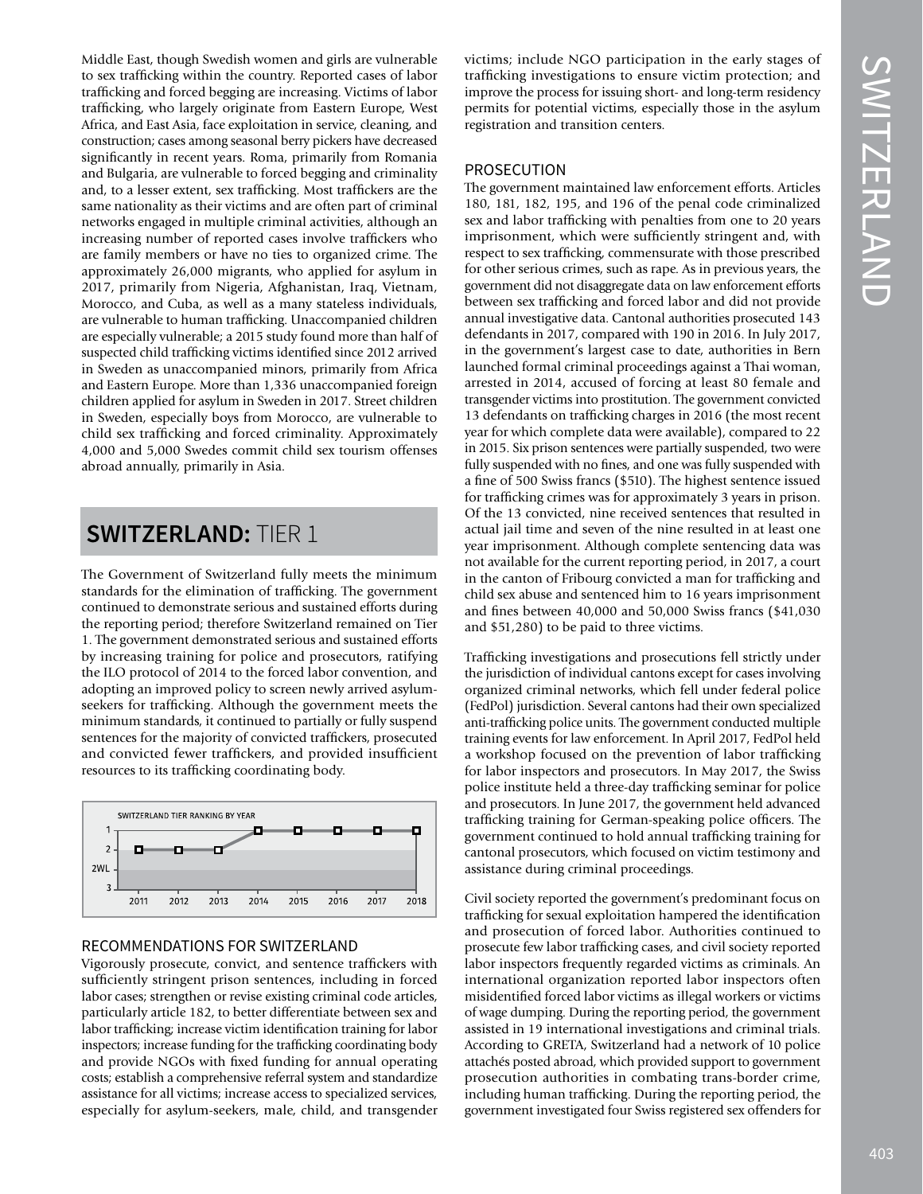Middle East, though Swedish women and girls are vulnerable to sex trafficking within the country. Reported cases of labor trafficking and forced begging are increasing. Victims of labor trafficking, who largely originate from Eastern Europe, West Africa, and East Asia, face exploitation in service, cleaning, and construction; cases among seasonal berry pickers have decreased significantly in recent years. Roma, primarily from Romania and Bulgaria, are vulnerable to forced begging and criminality and, to a lesser extent, sex trafficking. Most traffickers are the same nationality as their victims and are often part of criminal networks engaged in multiple criminal activities, although an increasing number of reported cases involve traffickers who are family members or have no ties to organized crime. The approximately 26,000 migrants, who applied for asylum in 2017, primarily from Nigeria, Afghanistan, Iraq, Vietnam, Morocco, and Cuba, as well as a many stateless individuals, are vulnerable to human trafficking. Unaccompanied children are especially vulnerable; a 2015 study found more than half of suspected child trafficking victims identified since 2012 arrived in Sweden as unaccompanied minors, primarily from Africa and Eastern Europe. More than 1,336 unaccompanied foreign children applied for asylum in Sweden in 2017. Street children in Sweden, especially boys from Morocco, are vulnerable to child sex trafficking and forced criminality. Approximately 4,000 and 5,000 Swedes commit child sex tourism offenses abroad annually, primarily in Asia.

## SWITZERLAND: TIER 1

The Government of Switzerland fully meets the minimum standards for the elimination of trafficking. The government continued to demonstrate serious and sustained efforts during the reporting period; therefore Switzerland remained on Tier 1. The government demonstrated serious and sustained efforts by increasing training for police and prosecutors, ratifying the ILO protocol of 2014 to the forced labor convention, and adopting an improved policy to screen newly arrived asylum-seekers for trafficking. Although the government meets the minimum standards, it continued to partially or fully suspend sentences for the majority of convicted traffickers, prosecuted and convicted fewer traffickers, and provided insufficient resources to its trafficking coordinating body.

SWITZERLAND TIER RANKING BY YEAR

| Year | 2011 | 2012 | 2013 | 2014 | 2015 | 2016 | 2017 | 2018 |
|---|---|---|---|---|---|---|---|---|
| Tier | 2 | 2 | 2 | 1 | 1 | 1 | 1 | 1 |

### RECOMMENDATIONS FOR SWITZERLAND

Vigorously prosecute, convict, and sentence traffickers with sufficiently stringent prison sentences, including in forced labor cases; strengthen or revise existing criminal code articles, particularly article 182, to better differentiate between sex and labor trafficking; increase victim identification training for labor inspectors; increase funding for the trafficking coordinating body and provide NGOs with fixed funding for annual operating costs; establish a comprehensive referral system and standardize assistance for all victims; increase access to specialized services, especially for asylum-seekers, male, child, and transgender victims; include NGO participation in the early stages of trafficking investigations to ensure victim protection; and improve the process for issuing short- and long-term residency permits for potential victims, especially those in the asylum registration and transition centers.

### PROSECUTION

The government maintained law enforcement efforts. Articles 180, 181, 182, 195, and 196 of the penal code criminalized sex and labor trafficking with penalties from one to 20 years imprisonment, which were sufficiently stringent and, with respect to sex trafficking, commensurate with those prescribed for other serious crimes, such as rape. As in previous years, the government did not disaggregate data on law enforcement efforts between sex trafficking and forced labor and did not provide annual investigative data. Cantonal authorities prosecuted 143 defendants in 2017, compared with 190 in 2016. In July 2017, in the government's largest case to date, authorities in Bern launched formal criminal proceedings against a Thai woman, arrested in 2014, accused of forcing at least 80 female and transgender victims into prostitution. The government convicted 13 defendants on trafficking charges in 2016 (the most recent year for which complete data were available), compared to 22 in 2015. Six prison sentences were partially suspended, two were fully suspended with no fines, and one was fully suspended with a fine of 500 Swiss francs ($510). The highest sentence issued for trafficking crimes was for approximately 3 years in prison. Of the 13 convicted, nine received sentences that resulted in actual jail time and seven of the nine resulted in at least one year imprisonment. Although complete sentencing data was not available for the current reporting period, in 2017, a court in the canton of Fribourg convicted a man for trafficking and child sex abuse and sentenced him to 16 years imprisonment and fines between 40,000 and 50,000 Swiss francs ($41,030 and $51,280) to be paid to three victims.

Trafficking investigations and prosecutions fell strictly under the jurisdiction of individual cantons except for cases involving organized criminal networks, which fell under federal police (FedPol) jurisdiction. Several cantons had their own specialized anti-trafficking police units. The government conducted multiple training events for law enforcement. In April 2017, FedPol held a workshop focused on the prevention of labor trafficking for labor inspectors and prosecutors. In May 2017, the Swiss police institute held a three-day trafficking seminar for police and prosecutors. In June 2017, the government held advanced trafficking training for German-speaking police officers. The government continued to hold annual trafficking training for cantonal prosecutors, which focused on victim testimony and assistance during criminal proceedings.

Civil society reported the government's predominant focus on trafficking for sexual exploitation hampered the identification and prosecution of forced labor. Authorities continued to prosecute few labor trafficking cases, and civil society reported labor inspectors frequently regarded victims as criminals. An international organization reported labor inspectors often misidentified forced labor victims as illegal workers or victims of wage dumping. During the reporting period, the government assisted in 19 international investigations and criminal trials. According to GRETA, Switzerland had a network of 10 police attachés posted abroad, which provided support to government prosecution authorities in combating trans-border crime, including human trafficking. During the reporting period, the government investigated four Swiss registered sex offenders for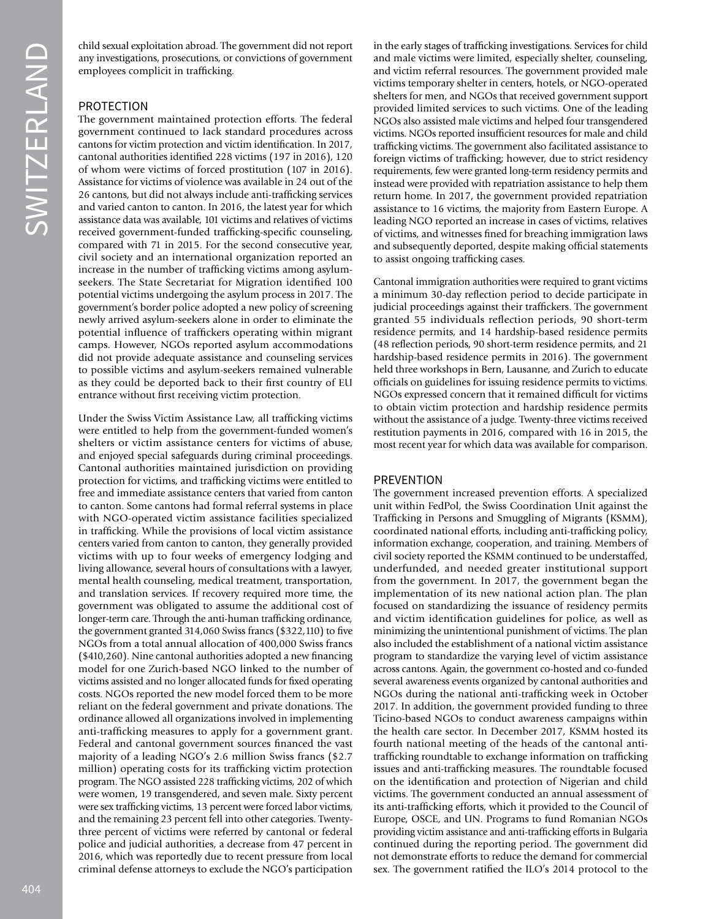child sexual exploitation abroad. The government did not report any investigations, prosecutions, or convictions of government employees complicit in trafficking.

## PROTECTION

The government maintained protection efforts. The federal government continued to lack standard procedures across cantons for victim protection and victim identification. In 2017, cantonal authorities identified 228 victims (197 in 2016), 120 of whom were victims of forced prostitution (107 in 2016). Assistance for victims of violence was available in 24 out of the 26 cantons, but did not always include anti-trafficking services and varied canton to canton. In 2016, the latest year for which assistance data was available, 101 victims and relatives of victims received government-funded trafficking-specific counseling, compared with 71 in 2015. For the second consecutive year, civil society and an international organization reported an increase in the number of trafficking victims among asylum-seekers. The State Secretariat for Migration identified 100 potential victims undergoing the asylum process in 2017. The government's border police adopted a new policy of screening newly arrived asylum-seekers alone in order to eliminate the potential influence of traffickers operating within migrant camps. However, NGOs reported asylum accommodations did not provide adequate assistance and counseling services to possible victims and asylum-seekers remained vulnerable as they could be deported back to their first country of EU entrance without first receiving victim protection.

Under the Swiss Victim Assistance Law, all trafficking victims were entitled to help from the government-funded women's shelters or victim assistance centers for victims of abuse, and enjoyed special safeguards during criminal proceedings. Cantonal authorities maintained jurisdiction on providing protection for victims, and trafficking victims were entitled to free and immediate assistance centers that varied from canton to canton. Some cantons had formal referral systems in place with NGO-operated victim assistance facilities specialized in trafficking. While the provisions of local victim assistance centers varied from canton to canton, they generally provided victims with up to four weeks of emergency lodging and living allowance, several hours of consultations with a lawyer, mental health counseling, medical treatment, transportation, and translation services. If recovery required more time, the government was obligated to assume the additional cost of longer-term care. Through the anti-human trafficking ordinance, the government granted 314,060 Swiss francs ($322,110) to five NGOs from a total annual allocation of 400,000 Swiss francs ($410,260). Nine cantonal authorities adopted a new financing model for one Zurich-based NGO linked to the number of victims assisted and no longer allocated funds for fixed operating costs. NGOs reported the new model forced them to be more reliant on the federal government and private donations. The ordinance allowed all organizations involved in implementing anti-trafficking measures to apply for a government grant. Federal and cantonal government sources financed the vast majority of a leading NGO's 2.6 million Swiss francs ($2.7 million) operating costs for its trafficking victim protection program. The NGO assisted 228 trafficking victims, 202 of which were women, 19 transgendered, and seven male. Sixty percent were sex trafficking victims, 13 percent were forced labor victims, and the remaining 23 percent fell into other categories. Twenty-three percent of victims were referred by cantonal or federal police and judicial authorities, a decrease from 47 percent in 2016, which was reportedly due to recent pressure from local criminal defense attorneys to exclude the NGO's participation in the early stages of trafficking investigations. Services for child and male victims were limited, especially shelter, counseling, and victim referral resources. The government provided male victims temporary shelter in centers, hotels, or NGO-operated shelters for men, and NGOs that received government support provided limited services to such victims. One of the leading NGOs also assisted male victims and helped four transgendered victims. NGOs reported insufficient resources for male and child trafficking victims. The government also facilitated assistance to foreign victims of trafficking; however, due to strict residency requirements, few were granted long-term residency permits and instead were provided with repatriation assistance to help them return home. In 2017, the government provided repatriation assistance to 16 victims, the majority from Eastern Europe. A leading NGO reported an increase in cases of victims, relatives of victims, and witnesses fined for breaching immigration laws and subsequently deported, despite making official statements to assist ongoing trafficking cases.

Cantonal immigration authorities were required to grant victims a minimum 30-day reflection period to decide participate in judicial proceedings against their traffickers. The government granted 55 individuals reflection periods, 90 short-term residence permits, and 14 hardship-based residence permits (48 reflection periods, 90 short-term residence permits, and 21 hardship-based residence permits in 2016). The government held three workshops in Bern, Lausanne, and Zurich to educate officials on guidelines for issuing residence permits to victims. NGOs expressed concern that it remained difficult for victims to obtain victim protection and hardship residence permits without the assistance of a judge. Twenty-three victims received restitution payments in 2016, compared with 16 in 2015, the most recent year for which data was available for comparison.

## PREVENTION

The government increased prevention efforts. A specialized unit within FedPol, the Swiss Coordination Unit against the Trafficking in Persons and Smuggling of Migrants (KSMM), coordinated national efforts, including anti-trafficking policy, information exchange, cooperation, and training. Members of civil society reported the KSMM continued to be understaffed, underfunded, and needed greater institutional support from the government. In 2017, the government began the implementation of its new national action plan. The plan focused on standardizing the issuance of residency permits and victim identification guidelines for police, as well as minimizing the unintentional punishment of victims. The plan also included the establishment of a national victim assistance program to standardize the varying level of victim assistance across cantons. Again, the government co-hosted and co-funded several awareness events organized by cantonal authorities and NGOs during the national anti-trafficking week in October 2017. In addition, the government provided funding to three Ticino-based NGOs to conduct awareness campaigns within the health care sector. In December 2017, KSMM hosted its fourth national meeting of the heads of the cantonal anti-trafficking roundtable to exchange information on trafficking issues and anti-trafficking measures. The roundtable focused on the identification and protection of Nigerian and child victims. The government conducted an annual assessment of its anti-trafficking efforts, which it provided to the Council of Europe, OSCE, and UN. Programs to fund Romanian NGOs providing victim assistance and anti-trafficking efforts in Bulgaria continued during the reporting period. The government did not demonstrate efforts to reduce the demand for commercial sex. The government ratified the ILO's 2014 protocol to the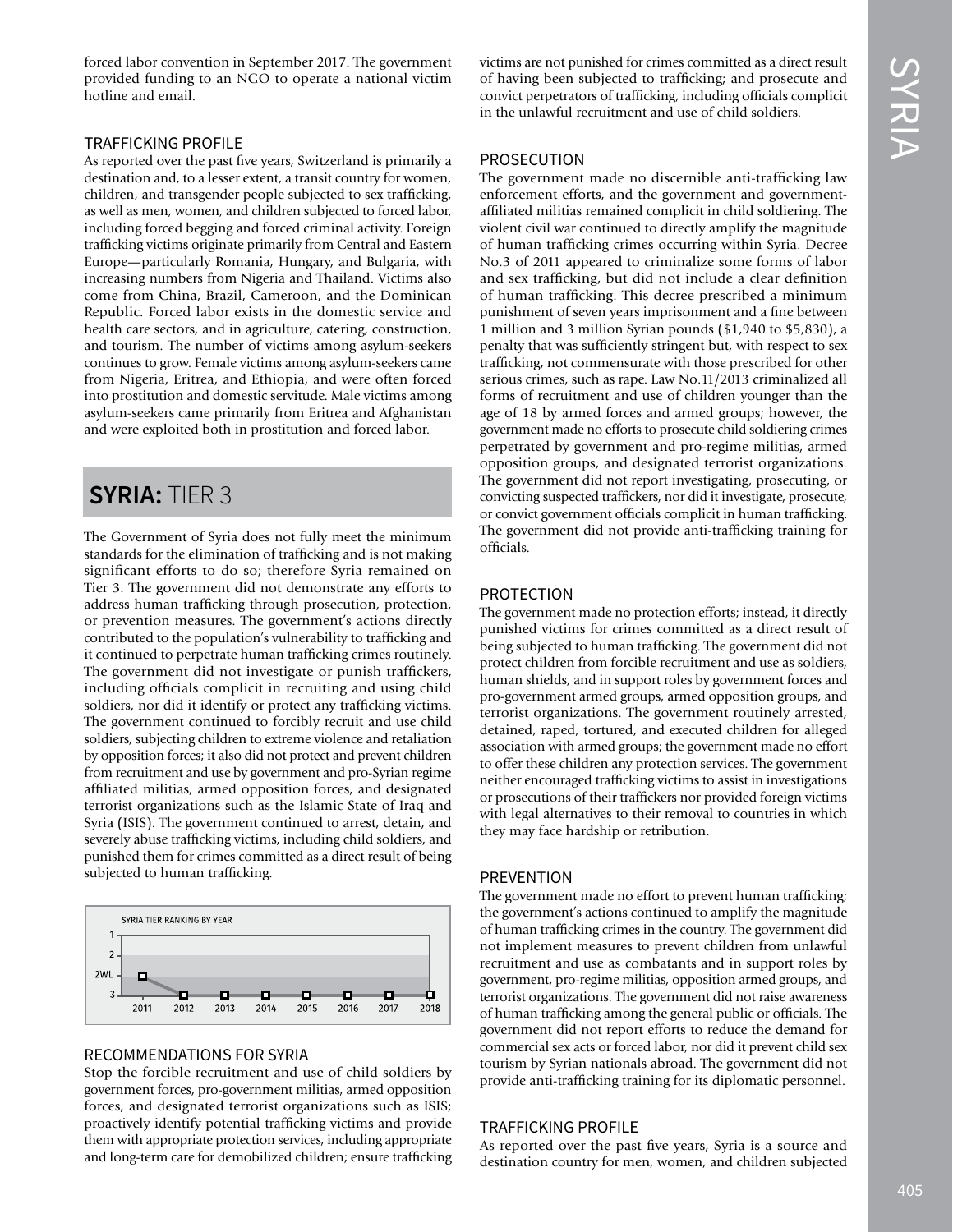forced labor convention in September 2017. The government provided funding to an NGO to operate a national victim hotline and email.

### TRAFFICKING PROFILE

As reported over the past five years, Switzerland is primarily a destination and, to a lesser extent, a transit country for women, children, and transgender people subjected to sex trafficking, as well as men, women, and children subjected to forced labor, including forced begging and forced criminal activity. Foreign trafficking victims originate primarily from Central and Eastern Europe—particularly Romania, Hungary, and Bulgaria, with increasing numbers from Nigeria and Thailand. Victims also come from China, Brazil, Cameroon, and the Dominican Republic. Forced labor exists in the domestic service and health care sectors, and in agriculture, catering, construction, and tourism. The number of victims among asylum-seekers continues to grow. Female victims among asylum-seekers came from Nigeria, Eritrea, and Ethiopia, and were often forced into prostitution and domestic servitude. Male victims among asylum-seekers came primarily from Eritrea and Afghanistan and were exploited both in prostitution and forced labor.

## SYRIA: TIER 3

The Government of Syria does not fully meet the minimum standards for the elimination of trafficking and is not making significant efforts to do so; therefore Syria remained on Tier 3. The government did not demonstrate any efforts to address human trafficking through prosecution, protection, or prevention measures. The government's actions directly contributed to the population's vulnerability to trafficking and it continued to perpetrate human trafficking crimes routinely. The government did not investigate or punish traffickers, including officials complicit in recruiting and using child soldiers, nor did it identify or protect any trafficking victims. The government continued to forcibly recruit and use child soldiers, subjecting children to extreme violence and retaliation by opposition forces; it also did not protect and prevent children from recruitment and use by government and pro-Syrian regime affiliated militias, armed opposition forces, and designated terrorist organizations such as the Islamic State of Iraq and Syria (ISIS). The government continued to arrest, detain, and severely abuse trafficking victims, including child soldiers, and punished them for crimes committed as a direct result of being subjected to human trafficking.

SYRIA TIER RANKING BY YEAR

1
2
2WL
3

2011 2012 2013 2014 2015 2016 2017 2018

### RECOMMENDATIONS FOR SYRIA

Stop the forcible recruitment and use of child soldiers by government forces, pro-government militias, armed opposition forces, and designated terrorist organizations such as ISIS; proactively identify potential trafficking victims and provide them with appropriate protection services, including appropriate and long-term care for demobilized children; ensure trafficking victims are not punished for crimes committed as a direct result of having been subjected to trafficking; and prosecute and convict perpetrators of trafficking, including officials complicit in the unlawful recruitment and use of child soldiers.

### PROSECUTION

The government made no discernible anti-trafficking law enforcement efforts, and the government and government-affiliated militias remained complicit in child soldiering. The violent civil war continued to directly amplify the magnitude of human trafficking crimes occurring within Syria. Decree No.3 of 2011 appeared to criminalize some forms of labor and sex trafficking, but did not include a clear definition of human trafficking. This decree prescribed a minimum punishment of seven years imprisonment and a fine between 1 million and 3 million Syrian pounds ($1,940 to $5,830), a penalty that was sufficiently stringent but, with respect to sex trafficking, not commensurate with those prescribed for other serious crimes, such as rape. Law No.11/2013 criminalized all forms of recruitment and use of children younger than the age of 18 by armed forces and armed groups; however, the government made no efforts to prosecute child soldiering crimes perpetrated by government and pro-regime militias, armed opposition groups, and designated terrorist organizations. The government did not report investigating, prosecuting, or convicting suspected traffickers, nor did it investigate, prosecute, or convict government officials complicit in human trafficking. The government did not provide anti-trafficking training for officials.

### PROTECTION

The government made no protection efforts; instead, it directly punished victims for crimes committed as a direct result of being subjected to human trafficking. The government did not protect children from forcible recruitment and use as soldiers, human shields, and in support roles by government forces and pro-government armed groups, armed opposition groups, and terrorist organizations. The government routinely arrested, detained, raped, tortured, and executed children for alleged association with armed groups; the government made no effort to offer these children any protection services. The government neither encouraged trafficking victims to assist in investigations or prosecutions of their traffickers nor provided foreign victims with legal alternatives to their removal to countries in which they may face hardship or retribution.

### PREVENTION

The government made no effort to prevent human trafficking; the government's actions continued to amplify the magnitude of human trafficking crimes in the country. The government did not implement measures to prevent children from unlawful recruitment and use as combatants and in support roles by government, pro-regime militias, opposition armed groups, and terrorist organizations. The government did not raise awareness of human trafficking among the general public or officials. The government did not report efforts to reduce the demand for commercial sex acts or forced labor, nor did it prevent child sex tourism by Syrian nationals abroad. The government did not provide anti-trafficking training for its diplomatic personnel.

### TRAFFICKING PROFILE

As reported over the past five years, Syria is a source and destination country for men, women, and children subjected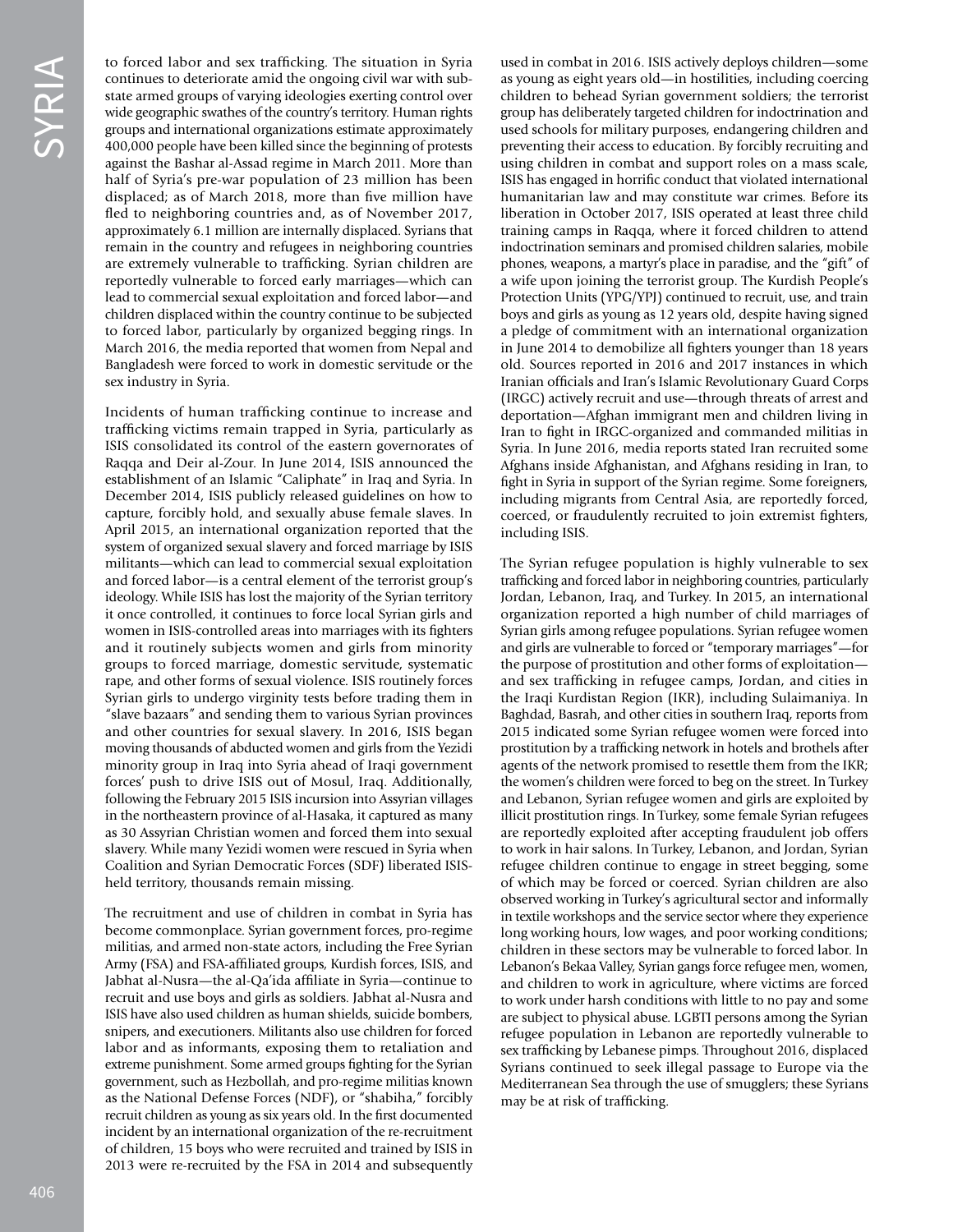to forced labor and sex trafficking. The situation in Syria continues to deteriorate amid the ongoing civil war with sub-state armed groups of varying ideologies exerting control over wide geographic swathes of the country's territory. Human rights groups and international organizations estimate approximately 400,000 people have been killed since the beginning of protests against the Bashar al-Assad regime in March 2011. More than half of Syria's pre-war population of 23 million has been displaced; as of March 2018, more than five million have fled to neighboring countries and, as of November 2017, approximately 6.1 million are internally displaced. Syrians that remain in the country and refugees in neighboring countries are extremely vulnerable to trafficking. Syrian children are reportedly vulnerable to forced early marriages—which can lead to commercial sexual exploitation and forced labor—and children displaced within the country continue to be subjected to forced labor, particularly by organized begging rings. In March 2016, the media reported that women from Nepal and Bangladesh were forced to work in domestic servitude or the sex industry in Syria.

Incidents of human trafficking continue to increase and trafficking victims remain trapped in Syria, particularly as ISIS consolidated its control of the eastern governorates of Raqqa and Deir al-Zour. In June 2014, ISIS announced the establishment of an Islamic "Caliphate" in Iraq and Syria. In December 2014, ISIS publicly released guidelines on how to capture, forcibly hold, and sexually abuse female slaves. In April 2015, an international organization reported that the system of organized sexual slavery and forced marriage by ISIS militants—which can lead to commercial sexual exploitation and forced labor—is a central element of the terrorist group's ideology. While ISIS has lost the majority of the Syrian territory it once controlled, it continues to force local Syrian girls and women in ISIS-controlled areas into marriages with its fighters and it routinely subjects women and girls from minority groups to forced marriage, domestic servitude, systematic rape, and other forms of sexual violence. ISIS routinely forces Syrian girls to undergo virginity tests before trading them in "slave bazaars" and sending them to various Syrian provinces and other countries for sexual slavery. In 2016, ISIS began moving thousands of abducted women and girls from the Yezidi minority group in Iraq into Syria ahead of Iraqi government forces' push to drive ISIS out of Mosul, Iraq. Additionally, following the February 2015 ISIS incursion into Assyrian villages in the northeastern province of al-Hasaka, it captured as many as 30 Assyrian Christian women and forced them into sexual slavery. While many Yezidi women were rescued in Syria when Coalition and Syrian Democratic Forces (SDF) liberated ISIS-held territory, thousands remain missing.

The recruitment and use of children in combat in Syria has become commonplace. Syrian government forces, pro-regime militias, and armed non-state actors, including the Free Syrian Army (FSA) and FSA-affiliated groups, Kurdish forces, ISIS, and Jabhat al-Nusra—the al-Qa'ida affiliate in Syria—continue to recruit and use boys and girls as soldiers. Jabhat al-Nusra and ISIS have also used children as human shields, suicide bombers, snipers, and executioners. Militants also use children for forced labor and as informants, exposing them to retaliation and extreme punishment. Some armed groups fighting for the Syrian government, such as Hezbollah, and pro-regime militias known as the National Defense Forces (NDF), or "shabiha," forcibly recruit children as young as six years old. In the first documented incident by an international organization of the re-recruitment of children, 15 boys who were recruited and trained by ISIS in 2013 were re-recruited by the FSA in 2014 and subsequently used in combat in 2016. ISIS actively deploys children—some as young as eight years old—in hostilities, including coercing children to behead Syrian government soldiers; the terrorist group has deliberately targeted children for indoctrination and used schools for military purposes, endangering children and preventing their access to education. By forcibly recruiting and using children in combat and support roles on a mass scale, ISIS has engaged in horrific conduct that violated international humanitarian law and may constitute war crimes. Before its liberation in October 2017, ISIS operated at least three child training camps in Raqqa, where it forced children to attend indoctrination seminars and promised children salaries, mobile phones, weapons, a martyr's place in paradise, and the "gift" of a wife upon joining the terrorist group. The Kurdish People's Protection Units (YPG/YPJ) continued to recruit, use, and train boys and girls as young as 12 years old, despite having signed a pledge of commitment with an international organization in June 2014 to demobilize all fighters younger than 18 years old. Sources reported in 2016 and 2017 instances in which Iranian officials and Iran's Islamic Revolutionary Guard Corps (IRGC) actively recruit and use—through threats of arrest and deportation—Afghan immigrant men and children living in Iran to fight in IRGC-organized and commanded militias in Syria. In June 2016, media reports stated Iran recruited some Afghans inside Afghanistan, and Afghans residing in Iran, to fight in Syria in support of the Syrian regime. Some foreigners, including migrants from Central Asia, are reportedly forced, coerced, or fraudulently recruited to join extremist fighters, including ISIS.

The Syrian refugee population is highly vulnerable to sex trafficking and forced labor in neighboring countries, particularly Jordan, Lebanon, Iraq, and Turkey. In 2015, an international organization reported a high number of child marriages of Syrian girls among refugee populations. Syrian refugee women and girls are vulnerable to forced or "temporary marriages"—for the purpose of prostitution and other forms of exploitation—and sex trafficking in refugee camps, Jordan, and cities in the Iraqi Kurdistan Region (IKR), including Sulaimaniya. In Baghdad, Basrah, and other cities in southern Iraq, reports from 2015 indicated some Syrian refugee women were forced into prostitution by a trafficking network in hotels and brothels after agents of the network promised to resettle them from the IKR; the women's children were forced to beg on the street. In Turkey and Lebanon, Syrian refugee women and girls are exploited by illicit prostitution rings. In Turkey, some female Syrian refugees are reportedly exploited after accepting fraudulent job offers to work in hair salons. In Turkey, Lebanon, and Jordan, Syrian refugee children continue to engage in street begging, some of which may be forced or coerced. Syrian children are also observed working in Turkey's agricultural sector and informally in textile workshops and the service sector where they experience long working hours, low wages, and poor working conditions; children in these sectors may be vulnerable to forced labor. In Lebanon's Bekaa Valley, Syrian gangs force refugee men, women, and children to work in agriculture, where victims are forced to work under harsh conditions with little to no pay and some are subject to physical abuse. LGBTI persons among the Syrian refugee population in Lebanon are reportedly vulnerable to sex trafficking by Lebanese pimps. Throughout 2016, displaced Syrians continued to seek illegal passage to Europe via the Mediterranean Sea through the use of smugglers; these Syrians may be at risk of trafficking.